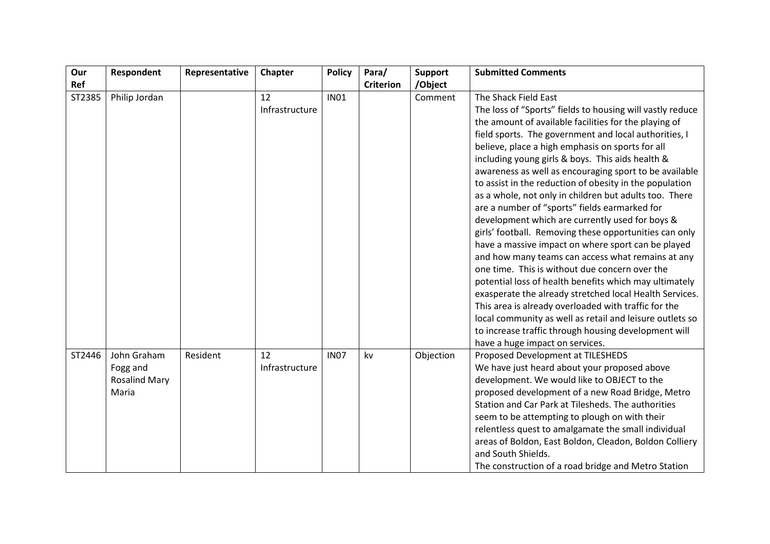| Our Ref | Respondent | Representative | Chapter | Policy | Para/ Criterion | Support /Object | Submitted Comments |
|---|---|---|---|---|---|---|---|
| ST2385 | Philip Jordan | | 12 Infrastructure | IN01 | | Comment | The Shack Field East<br>The loss of "Sports" fields to housing will vastly reduce the amount of available facilities for the playing of field sports. The government and local authorities, I believe, place a high emphasis on sports for all including young girls & boys. This aids health & awareness as well as encouraging sport to be available to assist in the reduction of obesity in the population as a whole, not only in children but adults too. There are a number of "sports" fields earmarked for development which are currently used for boys & girls' football. Removing these opportunities can only have a massive impact on where sport can be played and how many teams can access what remains at any one time. This is without due concern over the potential loss of health benefits which may ultimately exasperate the already stretched local Health Services. This area is already overloaded with traffic for the local community as well as retail and leisure outlets so to increase traffic through housing development will have a huge impact on services. |
| ST2446 | John Graham Fogg and Rosalind Mary Maria | Resident | 12 Infrastructure | IN07 | kv | Objection | Proposed Development at TILESHEDS<br>We have just heard about your proposed above development. We would like to OBJECT to the proposed development of a new Road Bridge, Metro Station and Car Park at Tilesheds. The authorities seem to be attempting to plough on with their relentless quest to amalgamate the small individual areas of Boldon, East Boldon, Cleadon, Boldon Colliery and South Shields.<br>The construction of a road bridge and Metro Station |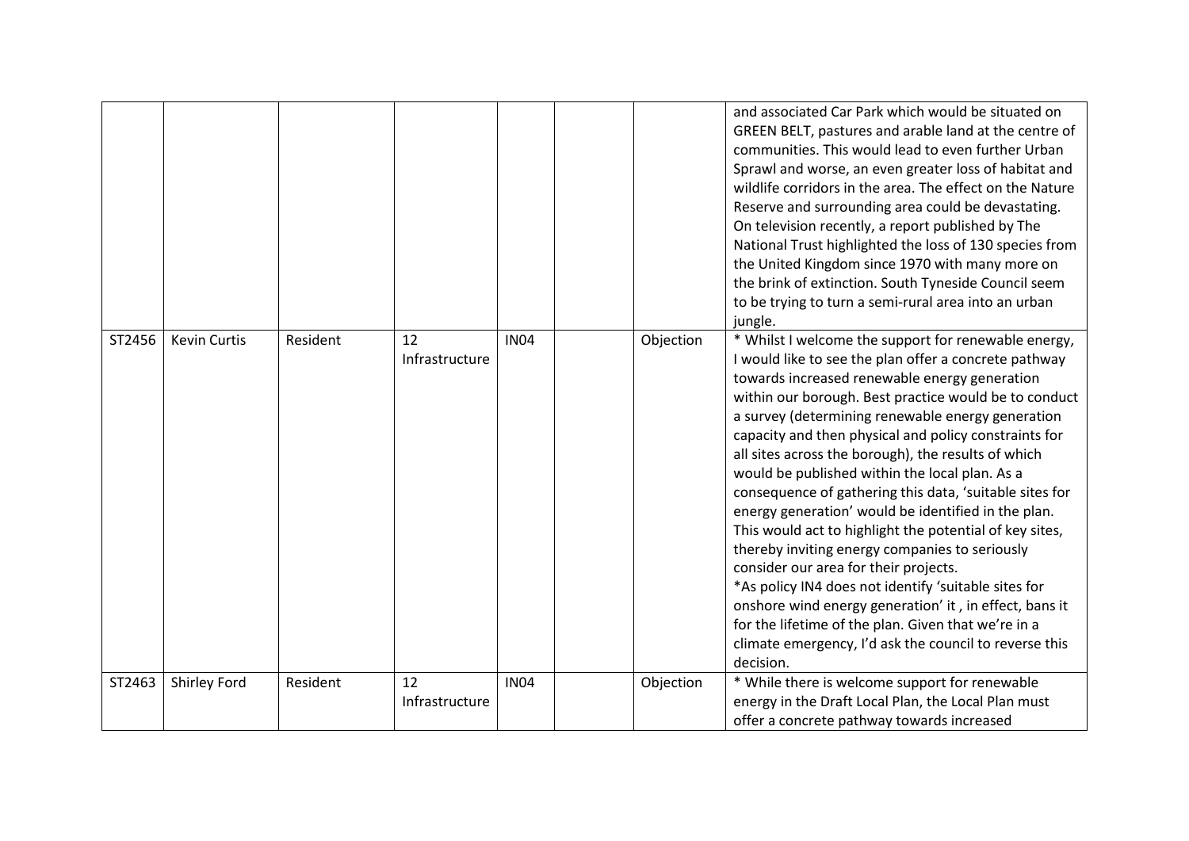| | | | | | | | |
|---|---|---|---|---|---|---|---|
| | | | | | | | and associated Car Park which would be situated on GREEN BELT, pastures and arable land at the centre of communities. This would lead to even further Urban Sprawl and worse, an even greater loss of habitat and wildlife corridors in the area. The effect on the Nature Reserve and surrounding area could be devastating. On television recently, a report published by The National Trust highlighted the loss of 130 species from the United Kingdom since 1970 with many more on the brink of extinction. South Tyneside Council seem to be trying to turn a semi-rural area into an urban jungle. |
| ST2456 | Kevin Curtis | Resident | 12 Infrastructure | IN04 | | Objection | * Whilst I welcome the support for renewable energy, I would like to see the plan offer a concrete pathway towards increased renewable energy generation within our borough. Best practice would be to conduct a survey (determining renewable energy generation capacity and then physical and policy constraints for all sites across the borough), the results of which would be published within the local plan. As a consequence of gathering this data, 'suitable sites for energy generation' would be identified in the plan. This would act to highlight the potential of key sites, thereby inviting energy companies to seriously consider our area for their projects.<br>*As policy IN4 does not identify 'suitable sites for onshore wind energy generation' it , in effect, bans it for the lifetime of the plan. Given that we're in a climate emergency, I'd ask the council to reverse this decision. |
| ST2463 | Shirley Ford | Resident | 12 Infrastructure | IN04 | | Objection | * While there is welcome support for renewable energy in the Draft Local Plan, the Local Plan must offer a concrete pathway towards increased |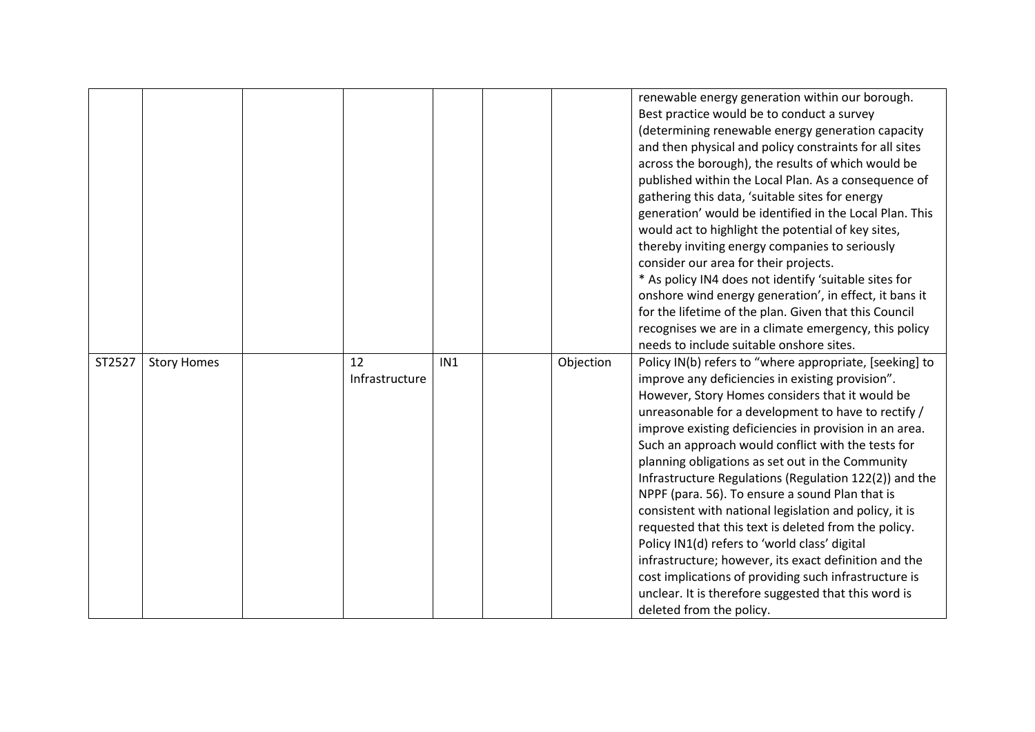| | | | | | | | |
|---|---|---|---|---|---|---|---|
| | | | | | | | renewable energy generation within our borough. Best practice would be to conduct a survey (determining renewable energy generation capacity and then physical and policy constraints for all sites across the borough), the results of which would be published within the Local Plan. As a consequence of gathering this data, 'suitable sites for energy generation' would be identified in the Local Plan. This would act to highlight the potential of key sites, thereby inviting energy companies to seriously consider our area for their projects.<br>* As policy IN4 does not identify 'suitable sites for onshore wind energy generation', in effect, it bans it for the lifetime of the plan. Given that this Council recognises we are in a climate emergency, this policy needs to include suitable onshore sites. |
| ST2527 | Story Homes | | 12 Infrastructure | IN1 | | Objection | Policy IN(b) refers to "where appropriate, [seeking] to improve any deficiencies in existing provision". However, Story Homes considers that it would be unreasonable for a development to have to rectify / improve existing deficiencies in provision in an area. Such an approach would conflict with the tests for planning obligations as set out in the Community Infrastructure Regulations (Regulation 122(2)) and the NPPF (para. 56). To ensure a sound Plan that is consistent with national legislation and policy, it is requested that this text is deleted from the policy.<br>Policy IN1(d) refers to 'world class' digital infrastructure; however, its exact definition and the cost implications of providing such infrastructure is unclear. It is therefore suggested that this word is deleted from the policy. |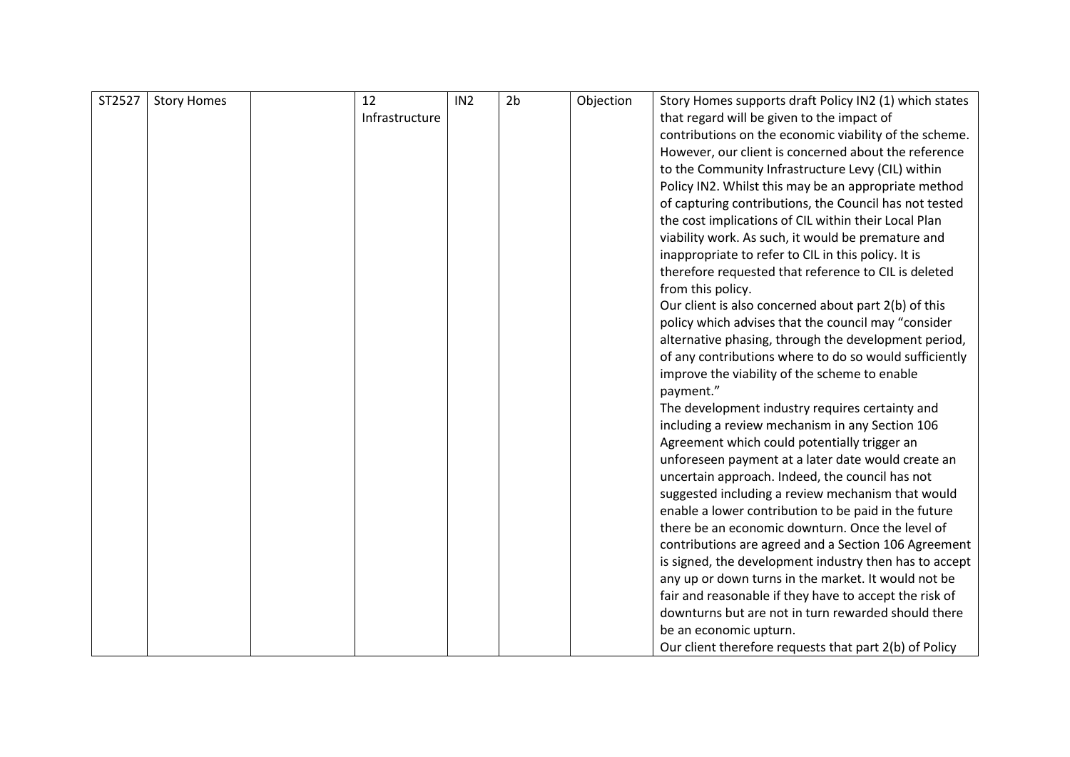| ST2527 | Story Homes | | 12 Infrastructure | IN2 | 2b | Objection | Story Homes supports draft Policy IN2 (1) which states that regard will be given to the impact of contributions on the economic viability of the scheme. However, our client is concerned about the reference to the Community Infrastructure Levy (CIL) within Policy IN2. Whilst this may be an appropriate method of capturing contributions, the Council has not tested the cost implications of CIL within their Local Plan viability work. As such, it would be premature and inappropriate to refer to CIL in this policy. It is therefore requested that reference to CIL is deleted from this policy.<br>Our client is also concerned about part 2(b) of this policy which advises that the council may "consider alternative phasing, through the development period, of any contributions where to do so would sufficiently improve the viability of the scheme to enable payment."<br>The development industry requires certainty and including a review mechanism in any Section 106 Agreement which could potentially trigger an unforeseen payment at a later date would create an uncertain approach. Indeed, the council has not suggested including a review mechanism that would enable a lower contribution to be paid in the future there be an economic downturn. Once the level of contributions are agreed and a Section 106 Agreement is signed, the development industry then has to accept any up or down turns in the market. It would not be fair and reasonable if they have to accept the risk of downturns but are not in turn rewarded should there be an economic upturn.<br>Our client therefore requests that part 2(b) of Policy |
|---|---|---|---|---|---|---|---|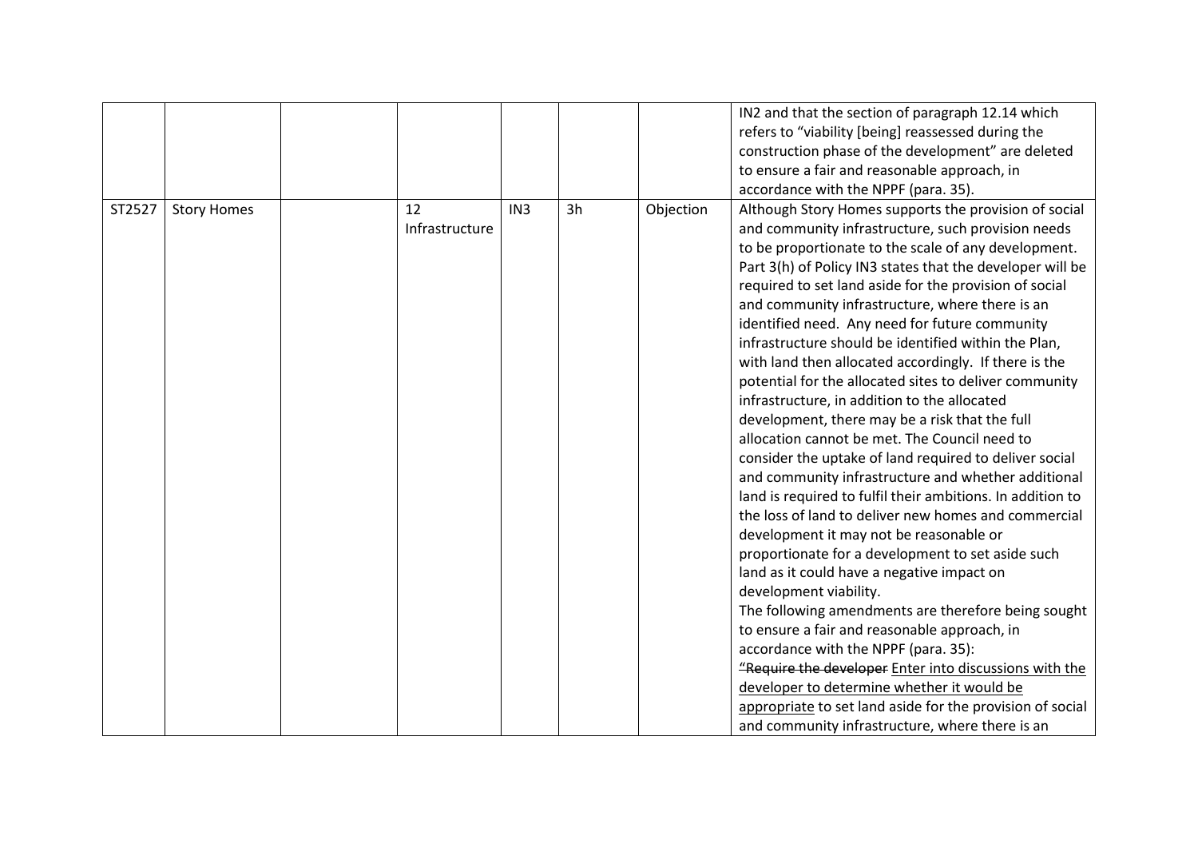| | | | | | | | |
|---|---|---|---|---|---|---|---|
| | | | | | | | IN2 and that the section of paragraph 12.14 which refers to "viability [being] reassessed during the construction phase of the development" are deleted to ensure a fair and reasonable approach, in accordance with the NPPF (para. 35). |
| ST2527 | Story Homes | | 12 Infrastructure | IN3 | 3h | Objection | Although Story Homes supports the provision of social and community infrastructure, such provision needs to be proportionate to the scale of any development. Part 3(h) of Policy IN3 states that the developer will be required to set land aside for the provision of social and community infrastructure, where there is an identified need. Any need for future community infrastructure should be identified within the Plan, with land then allocated accordingly. If there is the potential for the allocated sites to deliver community infrastructure, in addition to the allocated development, there may be a risk that the full allocation cannot be met. The Council need to consider the uptake of land required to deliver social and community infrastructure and whether additional land is required to fulfil their ambitions. In addition to the loss of land to deliver new homes and commercial development it may not be reasonable or proportionate for a development to set aside such land as it could have a negative impact on development viability.<br>The following amendments are therefore being sought to ensure a fair and reasonable approach, in accordance with the NPPF (para. 35):<br>"~~Require the developer~~ <u>Enter into discussions with the developer to determine whether it would be appropriate</u> to set land aside for the provision of social and community infrastructure, where there is an |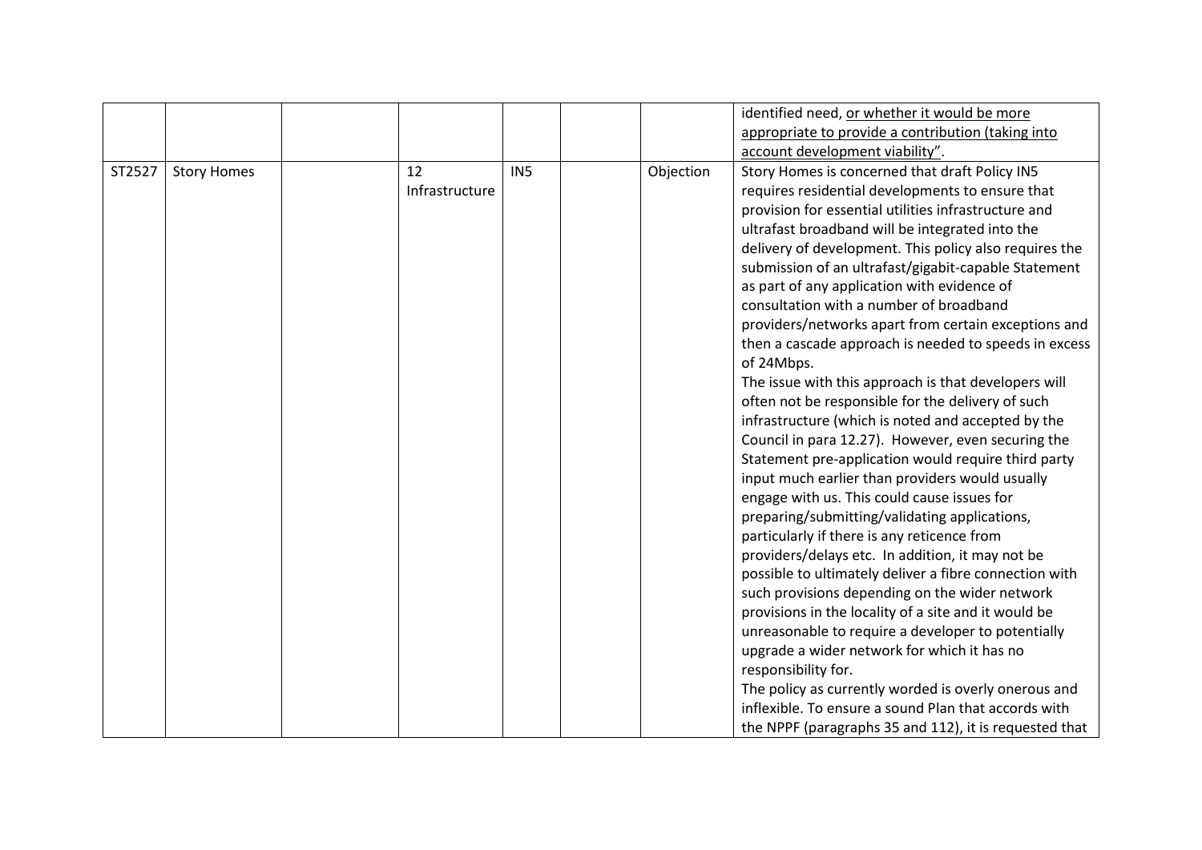| | | | | | | | |
|---|---|---|---|---|---|---|---|
| | | | | | | | identified need, <u>or whether it would be more appropriate to provide a contribution (taking into account development viability</u>". |
| ST2527 | Story Homes | | 12 Infrastructure | IN5 | | Objection | Story Homes is concerned that draft Policy IN5 requires residential developments to ensure that provision for essential utilities infrastructure and ultrafast broadband will be integrated into the delivery of development. This policy also requires the submission of an ultrafast/gigabit-capable Statement as part of any application with evidence of consultation with a number of broadband providers/networks apart from certain exceptions and then a cascade approach is needed to speeds in excess of 24Mbps.<br>The issue with this approach is that developers will often not be responsible for the delivery of such infrastructure (which is noted and accepted by the Council in para 12.27). However, even securing the Statement pre-application would require third party input much earlier than providers would usually engage with us. This could cause issues for preparing/submitting/validating applications, particularly if there is any reticence from providers/delays etc. In addition, it may not be possible to ultimately deliver a fibre connection with such provisions depending on the wider network provisions in the locality of a site and it would be unreasonable to require a developer to potentially upgrade a wider network for which it has no responsibility for.<br>The policy as currently worded is overly onerous and inflexible. To ensure a sound Plan that accords with the NPPF (paragraphs 35 and 112), it is requested that |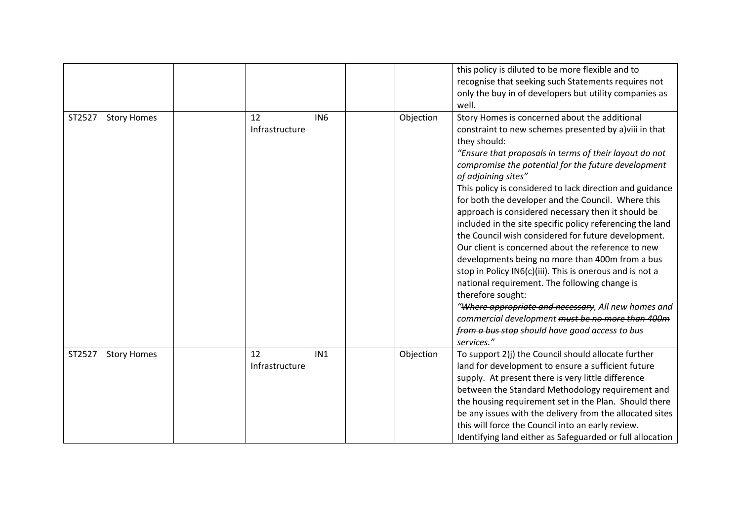|  |  |  |  |  |  |  |  |
|---|---|---|---|---|---|---|---|
|  |  |  |  |  |  |  | this policy is diluted to be more flexible and to recognise that seeking such Statements requires not only the buy in of developers but utility companies as well. |
| ST2527 | Story Homes |  | 12 Infrastructure | IN6 |  | Objection | Story Homes is concerned about the additional constraint to new schemes presented by a)viii in that they should:<br>*"Ensure that proposals in terms of their layout do not compromise the potential for the future development of adjoining sites"*<br>This policy is considered to lack direction and guidance for both the developer and the Council. Where this approach is considered necessary then it should be included in the site specific policy referencing the land the Council wish considered for future development.<br>Our client is concerned about the reference to new developments being no more than 400m from a bus stop in Policy IN6(c)(iii). This is onerous and is not a national requirement. The following change is therefore sought:<br>*"~~Where appropriate and necessary~~, All new homes and commercial development ~~must be no more than 400m from a bus stop~~ should have good access to bus services."* |
| ST2527 | Story Homes |  | 12 Infrastructure | IN1 |  | Objection | To support 2)j) the Council should allocate further land for development to ensure a sufficient future supply. At present there is very little difference between the Standard Methodology requirement and the housing requirement set in the Plan. Should there be any issues with the delivery from the allocated sites this will force the Council into an early review. Identifying land either as Safeguarded or full allocation |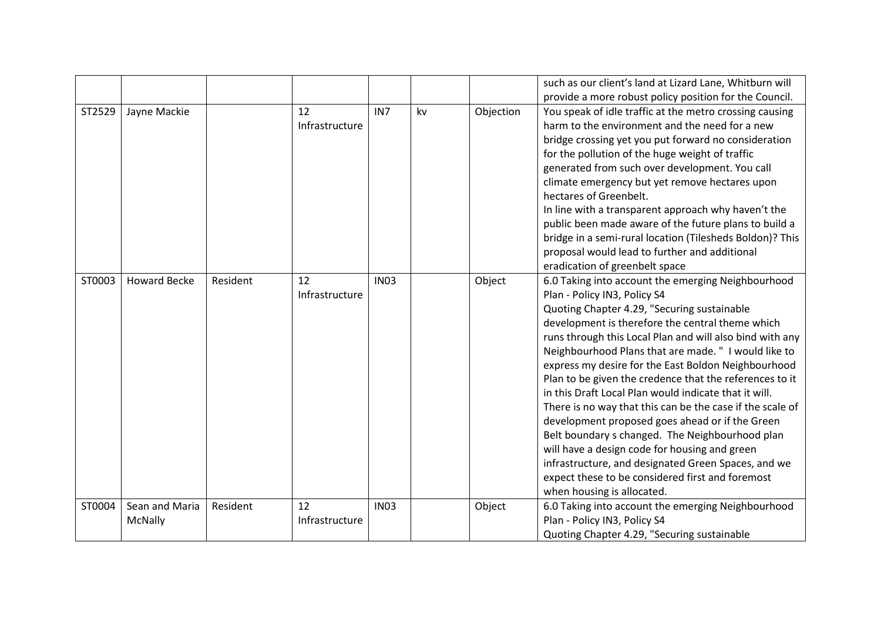|  |  |  |  |  |  |  |  |
|---|---|---|---|---|---|---|---|
|  |  |  |  |  |  |  | such as our client's land at Lizard Lane, Whitburn will provide a more robust policy position for the Council. |
| ST2529 | Jayne Mackie |  | 12 Infrastructure | IN7 | kv | Objection | You speak of idle traffic at the metro crossing causing harm to the environment and the need for a new bridge crossing yet you put forward no consideration for the pollution of the huge weight of traffic generated from such over development. You call climate emergency but yet remove hectares upon hectares of Greenbelt.<br>In line with a transparent approach why haven't the public been made aware of the future plans to build a bridge in a semi-rural location (Tilesheds Boldon)? This proposal would lead to further and additional eradication of greenbelt space |
| ST0003 | Howard Becke | Resident | 12 Infrastructure | IN03 |  | Object | 6.0 Taking into account the emerging Neighbourhood Plan - Policy IN3, Policy S4<br>Quoting Chapter 4.29, "Securing sustainable development is therefore the central theme which runs through this Local Plan and will also bind with any Neighbourhood Plans that are made. " I would like to express my desire for the East Boldon Neighbourhood Plan to be given the credence that the references to it in this Draft Local Plan would indicate that it will. There is no way that this can be the case if the scale of development proposed goes ahead or if the Green Belt boundary s changed. The Neighbourhood plan will have a design code for housing and green infrastructure, and designated Green Spaces, and we expect these to be considered first and foremost when housing is allocated. |
| ST0004 | Sean and Maria McNally | Resident | 12 Infrastructure | IN03 |  | Object | 6.0 Taking into account the emerging Neighbourhood Plan - Policy IN3, Policy S4<br>Quoting Chapter 4.29, "Securing sustainable |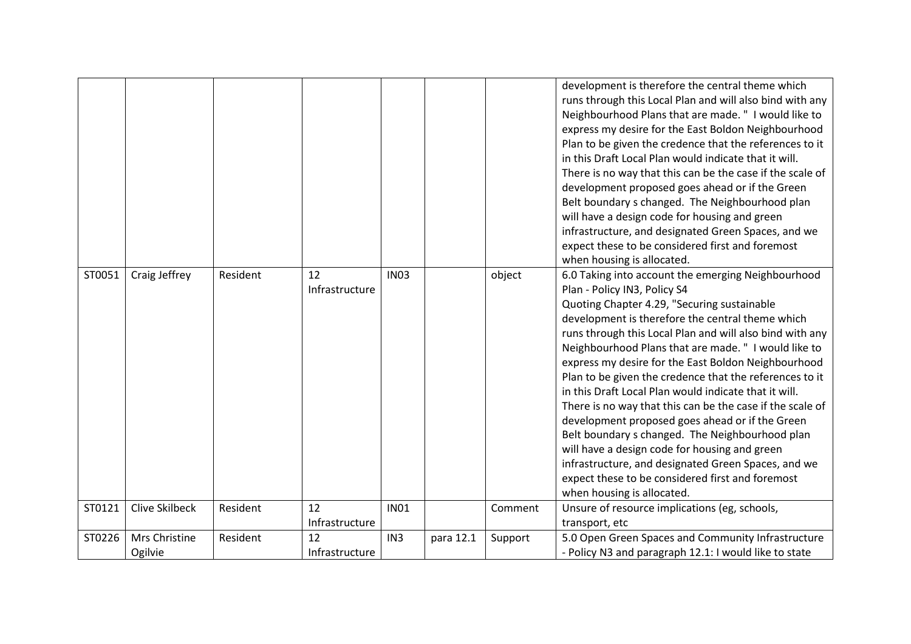| | | | | | | | |
|---|---|---|---|---|---|---|---|
| | | | | | | | development is therefore the central theme which runs through this Local Plan and will also bind with any Neighbourhood Plans that are made. " I would like to express my desire for the East Boldon Neighbourhood Plan to be given the credence that the references to it in this Draft Local Plan would indicate that it will. There is no way that this can be the case if the scale of development proposed goes ahead or if the Green Belt boundary s changed. The Neighbourhood plan will have a design code for housing and green infrastructure, and designated Green Spaces, and we expect these to be considered first and foremost when housing is allocated. |
| ST0051 | Craig Jeffrey | Resident | 12 Infrastructure | IN03 | | object | 6.0 Taking into account the emerging Neighbourhood Plan - Policy IN3, Policy S4<br>Quoting Chapter 4.29, "Securing sustainable development is therefore the central theme which runs through this Local Plan and will also bind with any Neighbourhood Plans that are made. " I would like to express my desire for the East Boldon Neighbourhood Plan to be given the credence that the references to it in this Draft Local Plan would indicate that it will. There is no way that this can be the case if the scale of development proposed goes ahead or if the Green Belt boundary s changed. The Neighbourhood plan will have a design code for housing and green infrastructure, and designated Green Spaces, and we expect these to be considered first and foremost when housing is allocated. |
| ST0121 | Clive Skilbeck | Resident | 12 Infrastructure | IN01 | | Comment | Unsure of resource implications (eg, schools, transport, etc |
| ST0226 | Mrs Christine Ogilvie | Resident | 12 Infrastructure | IN3 | para 12.1 | Support | 5.0 Open Green Spaces and Community Infrastructure - Policy N3 and paragraph 12.1: I would like to state |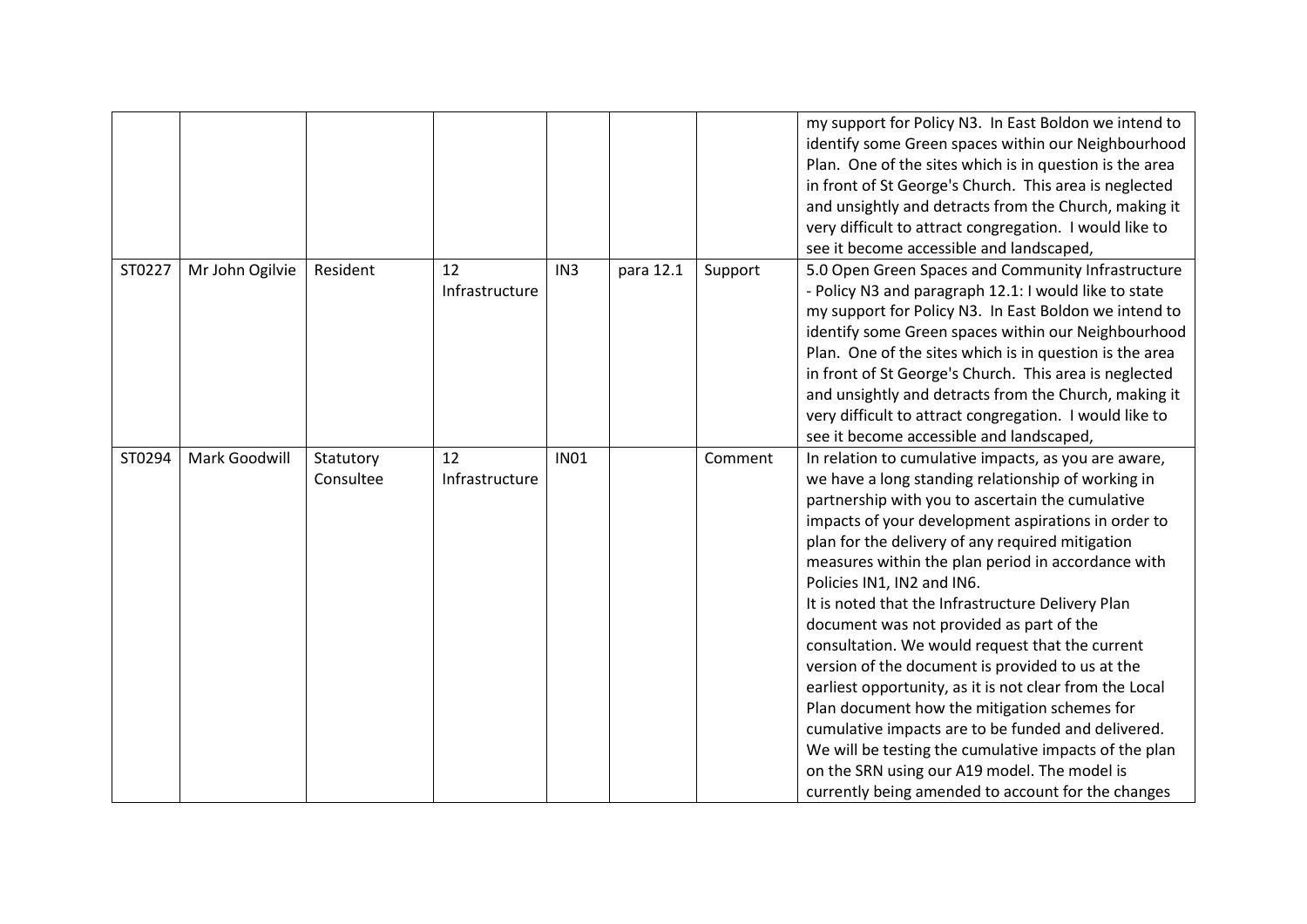|  |  |  |  |  |  |  |  |
|---|---|---|---|---|---|---|---|
|  |  |  |  |  |  |  | my support for Policy N3. In East Boldon we intend to identify some Green spaces within our Neighbourhood Plan. One of the sites which is in question is the area in front of St George's Church. This area is neglected and unsightly and detracts from the Church, making it very difficult to attract congregation. I would like to see it become accessible and landscaped, |
| ST0227 | Mr John Ogilvie | Resident | 12 Infrastructure | IN3 | para 12.1 | Support | 5.0 Open Green Spaces and Community Infrastructure - Policy N3 and paragraph 12.1: I would like to state my support for Policy N3. In East Boldon we intend to identify some Green spaces within our Neighbourhood Plan. One of the sites which is in question is the area in front of St George's Church. This area is neglected and unsightly and detracts from the Church, making it very difficult to attract congregation. I would like to see it become accessible and landscaped, |
| ST0294 | Mark Goodwill | Statutory Consultee | 12 Infrastructure | IN01 |  | Comment | In relation to cumulative impacts, as you are aware, we have a long standing relationship of working in partnership with you to ascertain the cumulative impacts of your development aspirations in order to plan for the delivery of any required mitigation measures within the plan period in accordance with Policies IN1, IN2 and IN6.<br>It is noted that the Infrastructure Delivery Plan document was not provided as part of the consultation. We would request that the current version of the document is provided to us at the earliest opportunity, as it is not clear from the Local Plan document how the mitigation schemes for cumulative impacts are to be funded and delivered. We will be testing the cumulative impacts of the plan on the SRN using our A19 model. The model is currently being amended to account for the changes |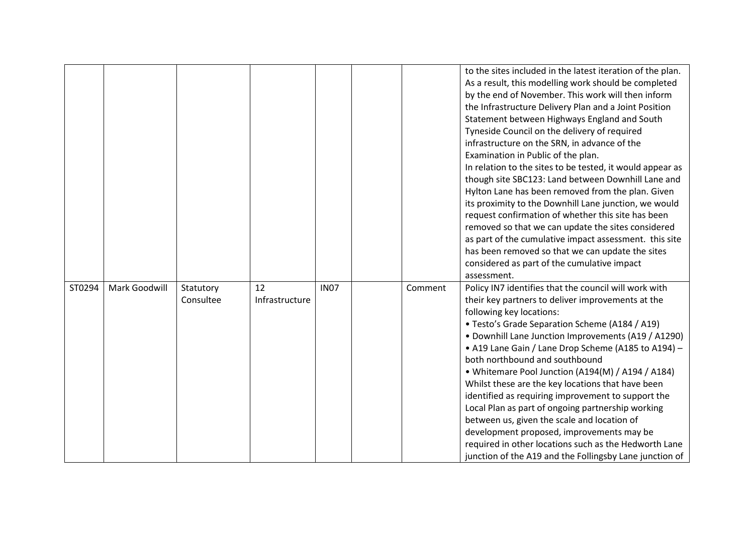| | | | | | | | |
|---|---|---|---|---|---|---|---|
| | | | | | | | to the sites included in the latest iteration of the plan. As a result, this modelling work should be completed by the end of November. This work will then inform the Infrastructure Delivery Plan and a Joint Position Statement between Highways England and South Tyneside Council on the delivery of required infrastructure on the SRN, in advance of the Examination in Public of the plan.<br>In relation to the sites to be tested, it would appear as though site SBC123: Land between Downhill Lane and Hylton Lane has been removed from the plan. Given its proximity to the Downhill Lane junction, we would request confirmation of whether this site has been removed so that we can update the sites considered as part of the cumulative impact assessment. this site has been removed so that we can update the sites considered as part of the cumulative impact assessment. |
| ST0294 | Mark Goodwill | Statutory Consultee | 12 Infrastructure | IN07 | | Comment | Policy IN7 identifies that the council will work with their key partners to deliver improvements at the following key locations:<br>• Testo's Grade Separation Scheme (A184 / A19)<br>• Downhill Lane Junction Improvements (A19 / A1290)<br>• A19 Lane Gain / Lane Drop Scheme (A185 to A194) – both northbound and southbound<br>• Whitemare Pool Junction (A194(M) / A194 / A184)<br>Whilst these are the key locations that have been identified as requiring improvement to support the Local Plan as part of ongoing partnership working between us, given the scale and location of development proposed, improvements may be required in other locations such as the Hedworth Lane junction of the A19 and the Follingsby Lane junction of |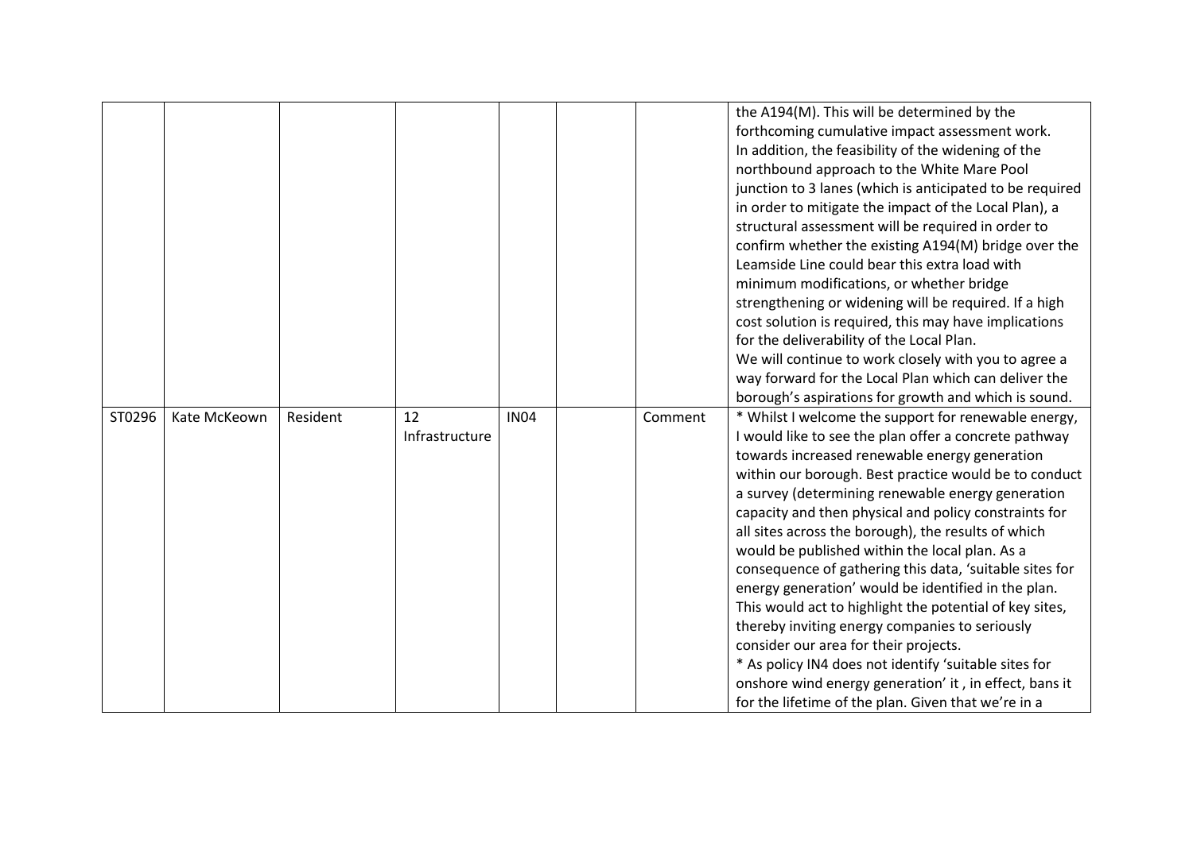|  |  |  |  |  |  |  |  |
|---|---|---|---|---|---|---|---|
|  |  |  |  |  |  |  | the A194(M). This will be determined by the forthcoming cumulative impact assessment work.<br>In addition, the feasibility of the widening of the northbound approach to the White Mare Pool junction to 3 lanes (which is anticipated to be required in order to mitigate the impact of the Local Plan), a structural assessment will be required in order to confirm whether the existing A194(M) bridge over the Leamside Line could bear this extra load with minimum modifications, or whether bridge strengthening or widening will be required. If a high cost solution is required, this may have implications for the deliverability of the Local Plan.<br>We will continue to work closely with you to agree a way forward for the Local Plan which can deliver the borough's aspirations for growth and which is sound. |
| ST0296 | Kate McKeown | Resident | 12 Infrastructure | IN04 |  | Comment | * Whilst I welcome the support for renewable energy, I would like to see the plan offer a concrete pathway towards increased renewable energy generation within our borough. Best practice would be to conduct a survey (determining renewable energy generation capacity and then physical and policy constraints for all sites across the borough), the results of which would be published within the local plan. As a consequence of gathering this data, 'suitable sites for energy generation' would be identified in the plan. This would act to highlight the potential of key sites, thereby inviting energy companies to seriously consider our area for their projects.<br>* As policy IN4 does not identify 'suitable sites for onshore wind energy generation' it , in effect, bans it for the lifetime of the plan. Given that we're in a |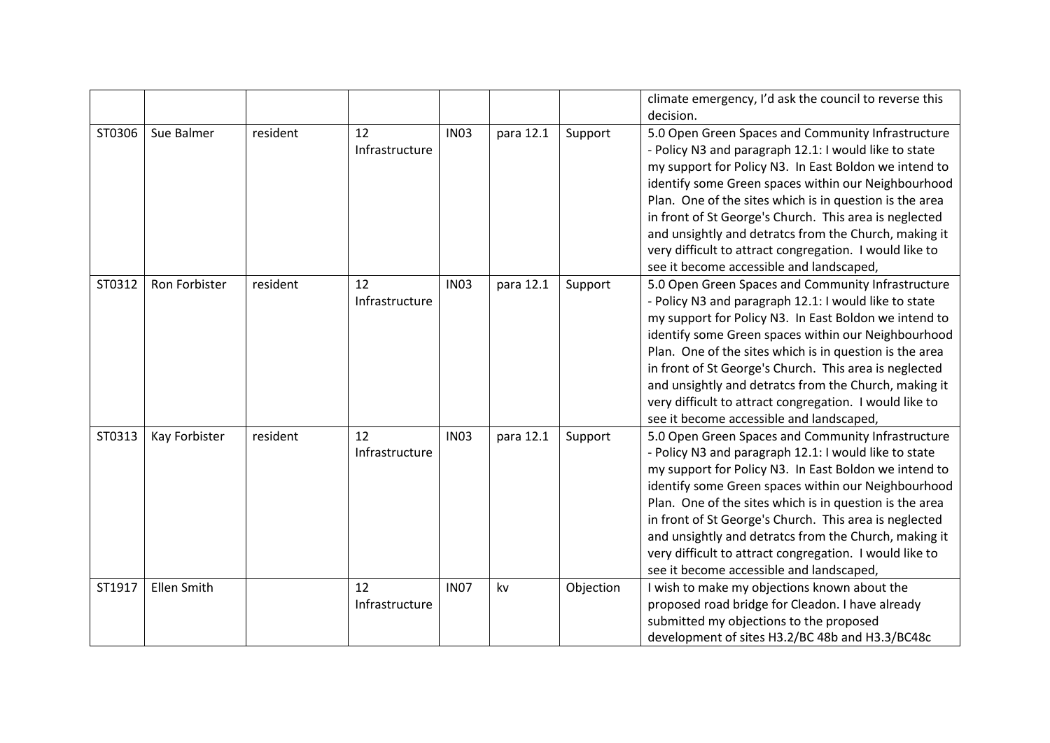| | | | | | | | |
|---|---|---|---|---|---|---|---|
| | | | | | | | climate emergency, I'd ask the council to reverse this decision. |
| ST0306 | Sue Balmer | resident | 12 Infrastructure | IN03 | para 12.1 | Support | 5.0 Open Green Spaces and Community Infrastructure - Policy N3 and paragraph 12.1: I would like to state my support for Policy N3. In East Boldon we intend to identify some Green spaces within our Neighbourhood Plan. One of the sites which is in question is the area in front of St George's Church. This area is neglected and unsightly and detratcs from the Church, making it very difficult to attract congregation. I would like to see it become accessible and landscaped, |
| ST0312 | Ron Forbister | resident | 12 Infrastructure | IN03 | para 12.1 | Support | 5.0 Open Green Spaces and Community Infrastructure - Policy N3 and paragraph 12.1: I would like to state my support for Policy N3. In East Boldon we intend to identify some Green spaces within our Neighbourhood Plan. One of the sites which is in question is the area in front of St George's Church. This area is neglected and unsightly and detratcs from the Church, making it very difficult to attract congregation. I would like to see it become accessible and landscaped, |
| ST0313 | Kay Forbister | resident | 12 Infrastructure | IN03 | para 12.1 | Support | 5.0 Open Green Spaces and Community Infrastructure - Policy N3 and paragraph 12.1: I would like to state my support for Policy N3. In East Boldon we intend to identify some Green spaces within our Neighbourhood Plan. One of the sites which is in question is the area in front of St George's Church. This area is neglected and unsightly and detratcs from the Church, making it very difficult to attract congregation. I would like to see it become accessible and landscaped, |
| ST1917 | Ellen Smith | | 12 Infrastructure | IN07 | kv | Objection | I wish to make my objections known about the proposed road bridge for Cleadon. I have already submitted my objections to the proposed development of sites H3.2/BC 48b and H3.3/BC48c |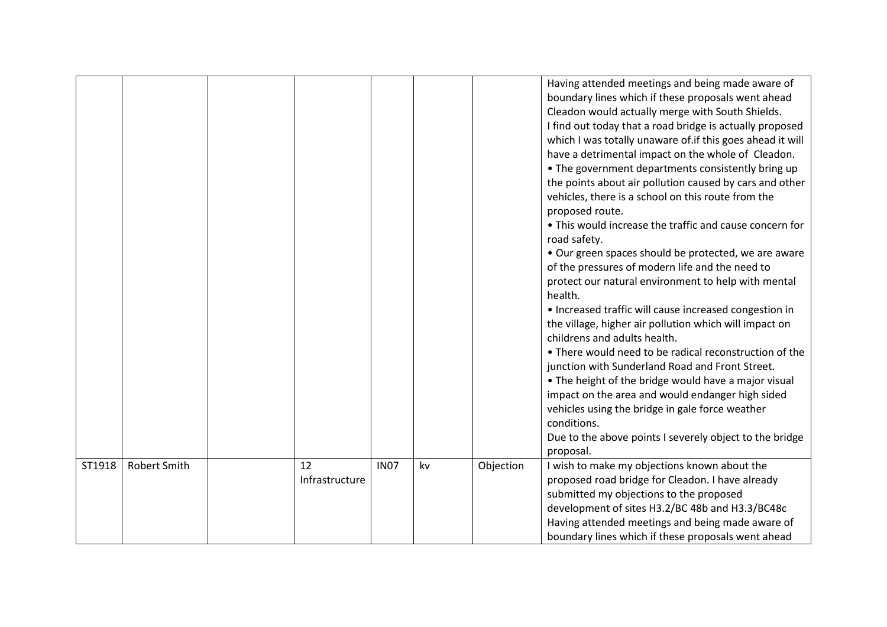| | | | | | | | |
|---|---|---|---|---|---|---|---|
| | | | | | | | Having attended meetings and being made aware of boundary lines which if these proposals went ahead Cleadon would actually merge with South Shields.<br>I find out today that a road bridge is actually proposed which I was totally unaware of.if this goes ahead it will have a detrimental impact on the whole of Cleadon.<br>• The government departments consistently bring up the points about air pollution caused by cars and other vehicles, there is a school on this route from the proposed route.<br>• This would increase the traffic and cause concern for road safety.<br>• Our green spaces should be protected, we are aware of the pressures of modern life and the need to protect our natural environment to help with mental health.<br>• Increased traffic will cause increased congestion in the village, higher air pollution which will impact on childrens and adults health.<br>• There would need to be radical reconstruction of the junction with Sunderland Road and Front Street.<br>• The height of the bridge would have a major visual impact on the area and would endanger high sided vehicles using the bridge in gale force weather conditions.<br>Due to the above points I severely object to the bridge proposal. |
| ST1918 | Robert Smith | | 12 Infrastructure | IN07 | kv | Objection | I wish to make my objections known about the proposed road bridge for Cleadon. I have already submitted my objections to the proposed development of sites H3.2/BC 48b and H3.3/BC48c<br>Having attended meetings and being made aware of boundary lines which if these proposals went ahead |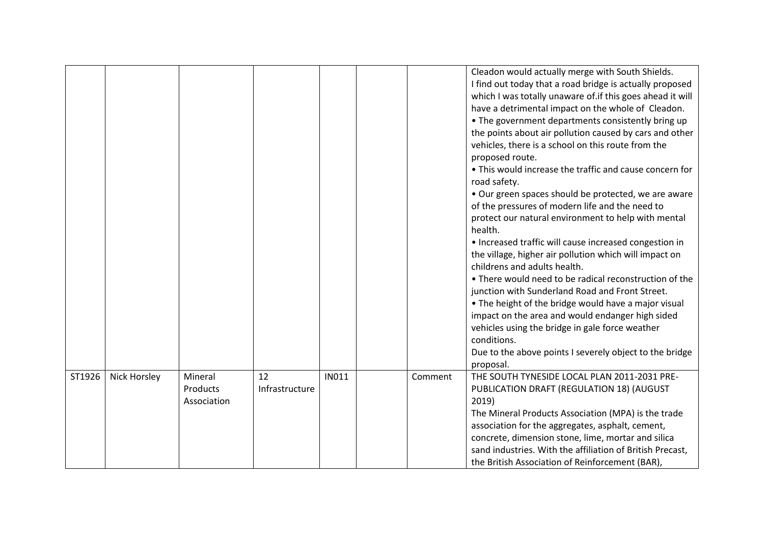| | | | | | | | |
|---|---|---|---|---|---|---|---|
| | | | | | | | Cleadon would actually merge with South Shields.<br>I find out today that a road bridge is actually proposed which I was totally unaware of.if this goes ahead it will have a detrimental impact on the whole of Cleadon.<br>• The government departments consistently bring up the points about air pollution caused by cars and other vehicles, there is a school on this route from the proposed route.<br>• This would increase the traffic and cause concern for road safety.<br>• Our green spaces should be protected, we are aware of the pressures of modern life and the need to protect our natural environment to help with mental health.<br>• Increased traffic will cause increased congestion in the village, higher air pollution which will impact on childrens and adults health.<br>• There would need to be radical reconstruction of the junction with Sunderland Road and Front Street.<br>• The height of the bridge would have a major visual impact on the area and would endanger high sided vehicles using the bridge in gale force weather conditions.<br>Due to the above points I severely object to the bridge proposal. |
| ST1926 | Nick Horsley | Mineral Products Association | 12 Infrastructure | IN011 | | Comment | THE SOUTH TYNESIDE LOCAL PLAN 2011-2031 PRE-PUBLICATION DRAFT (REGULATION 18) (AUGUST 2019)<br>The Mineral Products Association (MPA) is the trade association for the aggregates, asphalt, cement, concrete, dimension stone, lime, mortar and silica sand industries. With the affiliation of British Precast, the British Association of Reinforcement (BAR), |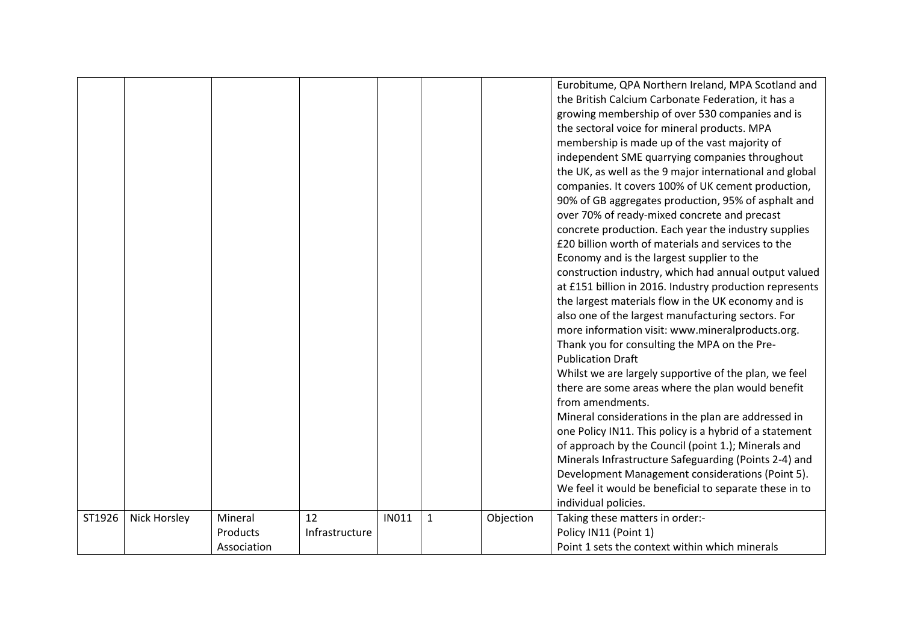| | | | | | | | |
|---|---|---|---|---|---|---|---|
| | | | | | | | Eurobitume, QPA Northern Ireland, MPA Scotland and the British Calcium Carbonate Federation, it has a growing membership of over 530 companies and is the sectoral voice for mineral products. MPA membership is made up of the vast majority of independent SME quarrying companies throughout the UK, as well as the 9 major international and global companies. It covers 100% of UK cement production, 90% of GB aggregates production, 95% of asphalt and over 70% of ready-mixed concrete and precast concrete production. Each year the industry supplies £20 billion worth of materials and services to the Economy and is the largest supplier to the construction industry, which had annual output valued at £151 billion in 2016. Industry production represents the largest materials flow in the UK economy and is also one of the largest manufacturing sectors. For more information visit: www.mineralproducts.org. Thank you for consulting the MPA on the Pre-Publication Draft Whilst we are largely supportive of the plan, we feel there are some areas where the plan would benefit from amendments. Mineral considerations in the plan are addressed in one Policy IN11. This policy is a hybrid of a statement of approach by the Council (point 1.); Minerals and Minerals Infrastructure Safeguarding (Points 2-4) and Development Management considerations (Point 5). We feel it would be beneficial to separate these in to individual policies. |
| ST1926 | Nick Horsley | Mineral Products Association | 12 Infrastructure | IN011 | 1 | Objection | Taking these matters in order:- Policy IN11 (Point 1) Point 1 sets the context within which minerals |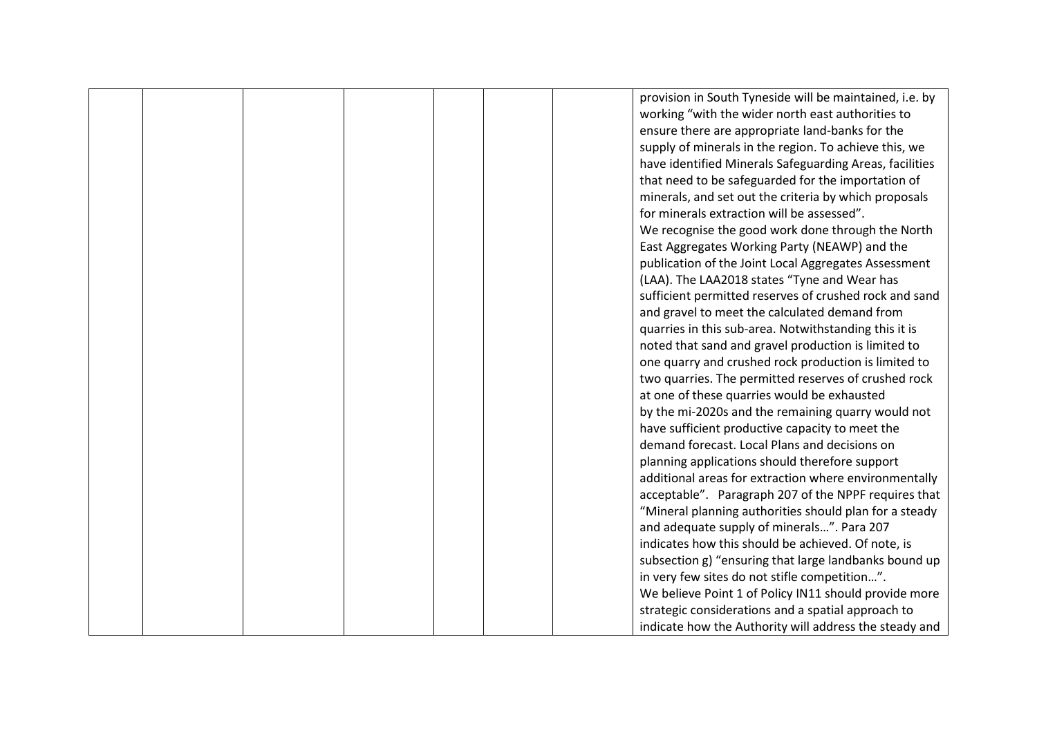|  |  |  |  |  |  |  |  |
|---|---|---|---|---|---|---|---|
|  |  |  |  |  |  |  | provision in South Tyneside will be maintained, i.e. by working "with the wider north east authorities to ensure there are appropriate land-banks for the supply of minerals in the region. To achieve this, we have identified Minerals Safeguarding Areas, facilities that need to be safeguarded for the importation of minerals, and set out the criteria by which proposals for minerals extraction will be assessed".<br>We recognise the good work done through the North East Aggregates Working Party (NEAWP) and the publication of the Joint Local Aggregates Assessment (LAA). The LAA2018 states "Tyne and Wear has sufficient permitted reserves of crushed rock and sand and gravel to meet the calculated demand from quarries in this sub-area. Notwithstanding this it is noted that sand and gravel production is limited to one quarry and crushed rock production is limited to two quarries. The permitted reserves of crushed rock at one of these quarries would be exhausted by the mi-2020s and the remaining quarry would not have sufficient productive capacity to meet the demand forecast. Local Plans and decisions on planning applications should therefore support additional areas for extraction where environmentally acceptable". Paragraph 207 of the NPPF requires that "Mineral planning authorities should plan for a steady and adequate supply of minerals…". Para 207 indicates how this should be achieved. Of note, is subsection g) "ensuring that large landbanks bound up in very few sites do not stifle competition…".<br>We believe Point 1 of Policy IN11 should provide more strategic considerations and a spatial approach to indicate how the Authority will address the steady and |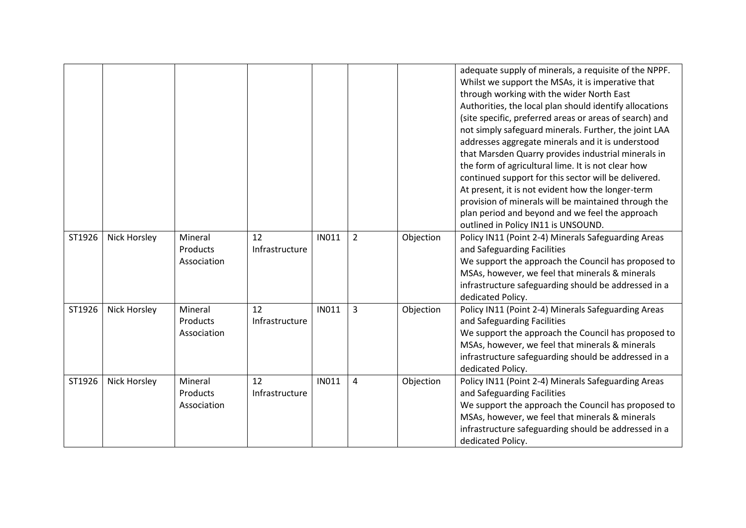| | | | | | | | |
|---|---|---|---|---|---|---|---|
| | | | | | | | adequate supply of minerals, a requisite of the NPPF. Whilst we support the MSAs, it is imperative that through working with the wider North East Authorities, the local plan should identify allocations (site specific, preferred areas or areas of search) and not simply safeguard minerals. Further, the joint LAA addresses aggregate minerals and it is understood that Marsden Quarry provides industrial minerals in the form of agricultural lime. It is not clear how continued support for this sector will be delivered. At present, it is not evident how the longer-term provision of minerals will be maintained through the plan period and beyond and we feel the approach outlined in Policy IN11 is UNSOUND. |
| ST1926 | Nick Horsley | Mineral Products Association | 12 Infrastructure | IN011 | 2 | Objection | Policy IN11 (Point 2-4) Minerals Safeguarding Areas and Safeguarding Facilities<br>We support the approach the Council has proposed to MSAs, however, we feel that minerals & minerals infrastructure safeguarding should be addressed in a dedicated Policy. |
| ST1926 | Nick Horsley | Mineral Products Association | 12 Infrastructure | IN011 | 3 | Objection | Policy IN11 (Point 2-4) Minerals Safeguarding Areas and Safeguarding Facilities<br>We support the approach the Council has proposed to MSAs, however, we feel that minerals & minerals infrastructure safeguarding should be addressed in a dedicated Policy. |
| ST1926 | Nick Horsley | Mineral Products Association | 12 Infrastructure | IN011 | 4 | Objection | Policy IN11 (Point 2-4) Minerals Safeguarding Areas and Safeguarding Facilities<br>We support the approach the Council has proposed to MSAs, however, we feel that minerals & minerals infrastructure safeguarding should be addressed in a dedicated Policy. |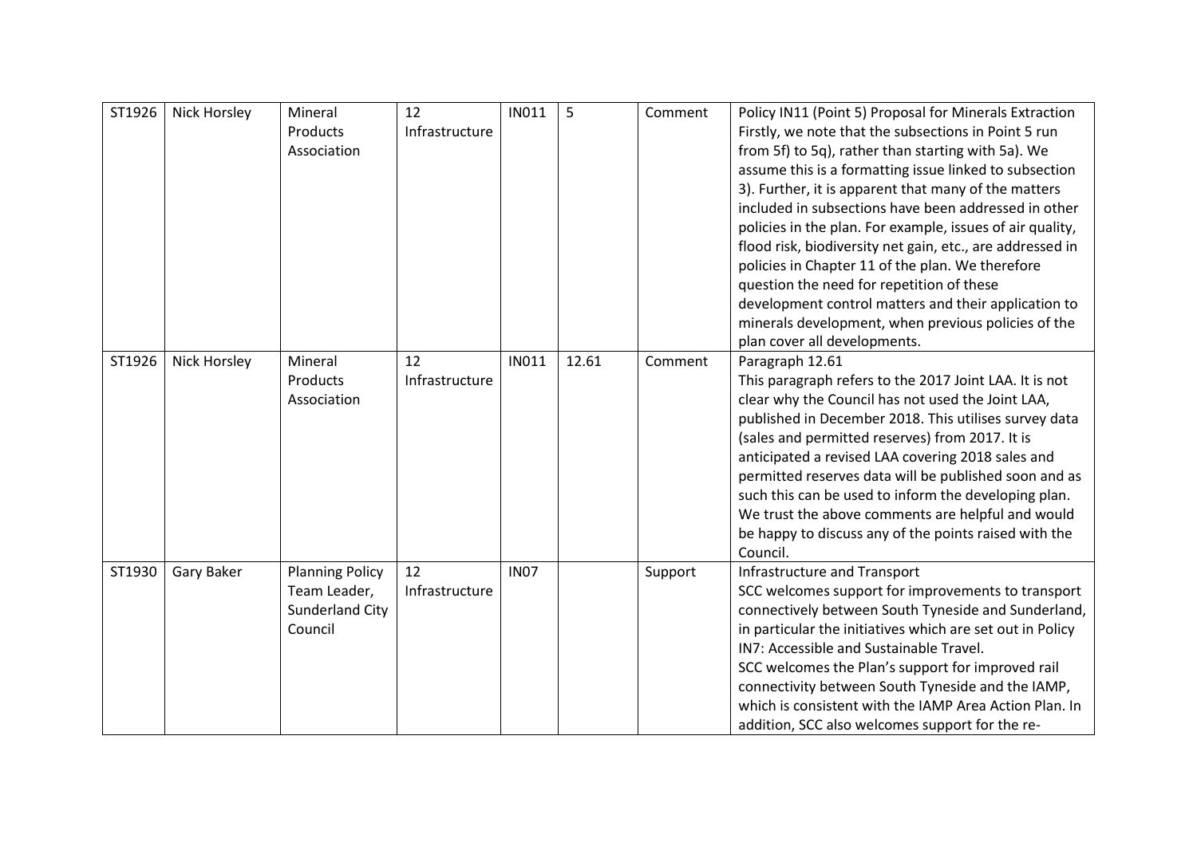| ST1926 | Nick Horsley | Mineral Products Association | 12 Infrastructure | IN011 | 5 | Comment | Policy IN11 (Point 5) Proposal for Minerals Extraction<br>Firstly, we note that the subsections in Point 5 run from 5f) to 5q), rather than starting with 5a). We assume this is a formatting issue linked to subsection 3). Further, it is apparent that many of the matters included in subsections have been addressed in other policies in the plan. For example, issues of air quality, flood risk, biodiversity net gain, etc., are addressed in policies in Chapter 11 of the plan. We therefore question the need for repetition of these development control matters and their application to minerals development, when previous policies of the plan cover all developments. |
|---|---|---|---|---|---|---|---|
| ST1926 | Nick Horsley | Mineral Products Association | 12 Infrastructure | IN011 | 12.61 | Comment | Paragraph 12.61<br>This paragraph refers to the 2017 Joint LAA. It is not clear why the Council has not used the Joint LAA, published in December 2018. This utilises survey data (sales and permitted reserves) from 2017. It is anticipated a revised LAA covering 2018 sales and permitted reserves data will be published soon and as such this can be used to inform the developing plan.<br>We trust the above comments are helpful and would be happy to discuss any of the points raised with the Council. |
| ST1930 | Gary Baker | Planning Policy Team Leader, Sunderland City Council | 12 Infrastructure | IN07 | | Support | Infrastructure and Transport<br>SCC welcomes support for improvements to transport connectively between South Tyneside and Sunderland, in particular the initiatives which are set out in Policy IN7: Accessible and Sustainable Travel.<br>SCC welcomes the Plan's support for improved rail connectivity between South Tyneside and the IAMP, which is consistent with the IAMP Area Action Plan. In addition, SCC also welcomes support for the re- |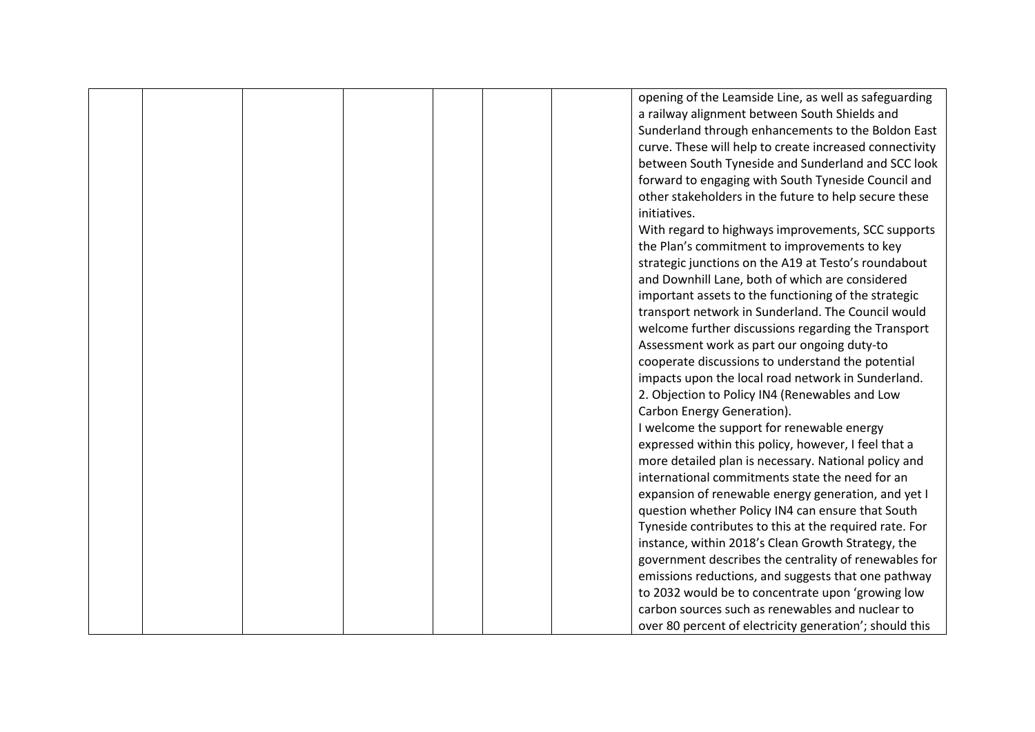| | | | | | | | |
|---|---|---|---|---|---|---|---|
| | | | | | | | opening of the Leamside Line, as well as safeguarding a railway alignment between South Shields and Sunderland through enhancements to the Boldon East curve. These will help to create increased connectivity between South Tyneside and Sunderland and SCC look forward to engaging with South Tyneside Council and other stakeholders in the future to help secure these initiatives.<br>With regard to highways improvements, SCC supports the Plan's commitment to improvements to key strategic junctions on the A19 at Testo's roundabout and Downhill Lane, both of which are considered important assets to the functioning of the strategic transport network in Sunderland. The Council would welcome further discussions regarding the Transport Assessment work as part our ongoing duty-to cooperate discussions to understand the potential impacts upon the local road network in Sunderland.<br>2. Objection to Policy IN4 (Renewables and Low Carbon Energy Generation).<br>I welcome the support for renewable energy expressed within this policy, however, I feel that a more detailed plan is necessary. National policy and international commitments state the need for an expansion of renewable energy generation, and yet I question whether Policy IN4 can ensure that South Tyneside contributes to this at the required rate. For instance, within 2018's Clean Growth Strategy, the government describes the centrality of renewables for emissions reductions, and suggests that one pathway to 2032 would be to concentrate upon 'growing low carbon sources such as renewables and nuclear to over 80 percent of electricity generation'; should this |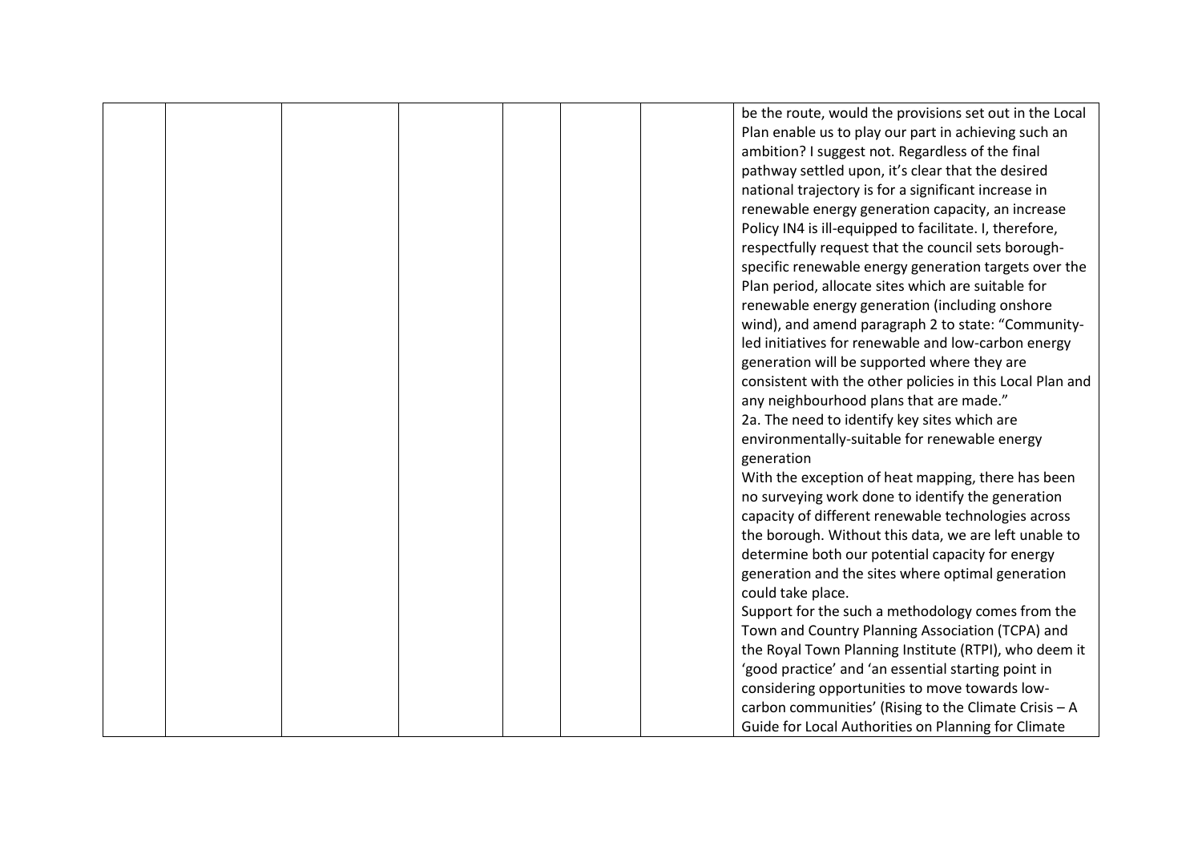| | | | | | | | |
|---|---|---|---|---|---|---|---|
| | | | | | | | be the route, would the provisions set out in the Local Plan enable us to play our part in achieving such an ambition? I suggest not. Regardless of the final pathway settled upon, it's clear that the desired national trajectory is for a significant increase in renewable energy generation capacity, an increase Policy IN4 is ill-equipped to facilitate. I, therefore, respectfully request that the council sets borough-specific renewable energy generation targets over the Plan period, allocate sites which are suitable for renewable energy generation (including onshore wind), and amend paragraph 2 to state: "Community-led initiatives for renewable and low-carbon energy generation will be supported where they are consistent with the other policies in this Local Plan and any neighbourhood plans that are made."<br>2a. The need to identify key sites which are environmentally-suitable for renewable energy generation<br>With the exception of heat mapping, there has been no surveying work done to identify the generation capacity of different renewable technologies across the borough. Without this data, we are left unable to determine both our potential capacity for energy generation and the sites where optimal generation could take place.<br>Support for the such a methodology comes from the Town and Country Planning Association (TCPA) and the Royal Town Planning Institute (RTPI), who deem it 'good practice' and 'an essential starting point in considering opportunities to move towards low-carbon communities' (Rising to the Climate Crisis – A Guide for Local Authorities on Planning for Climate |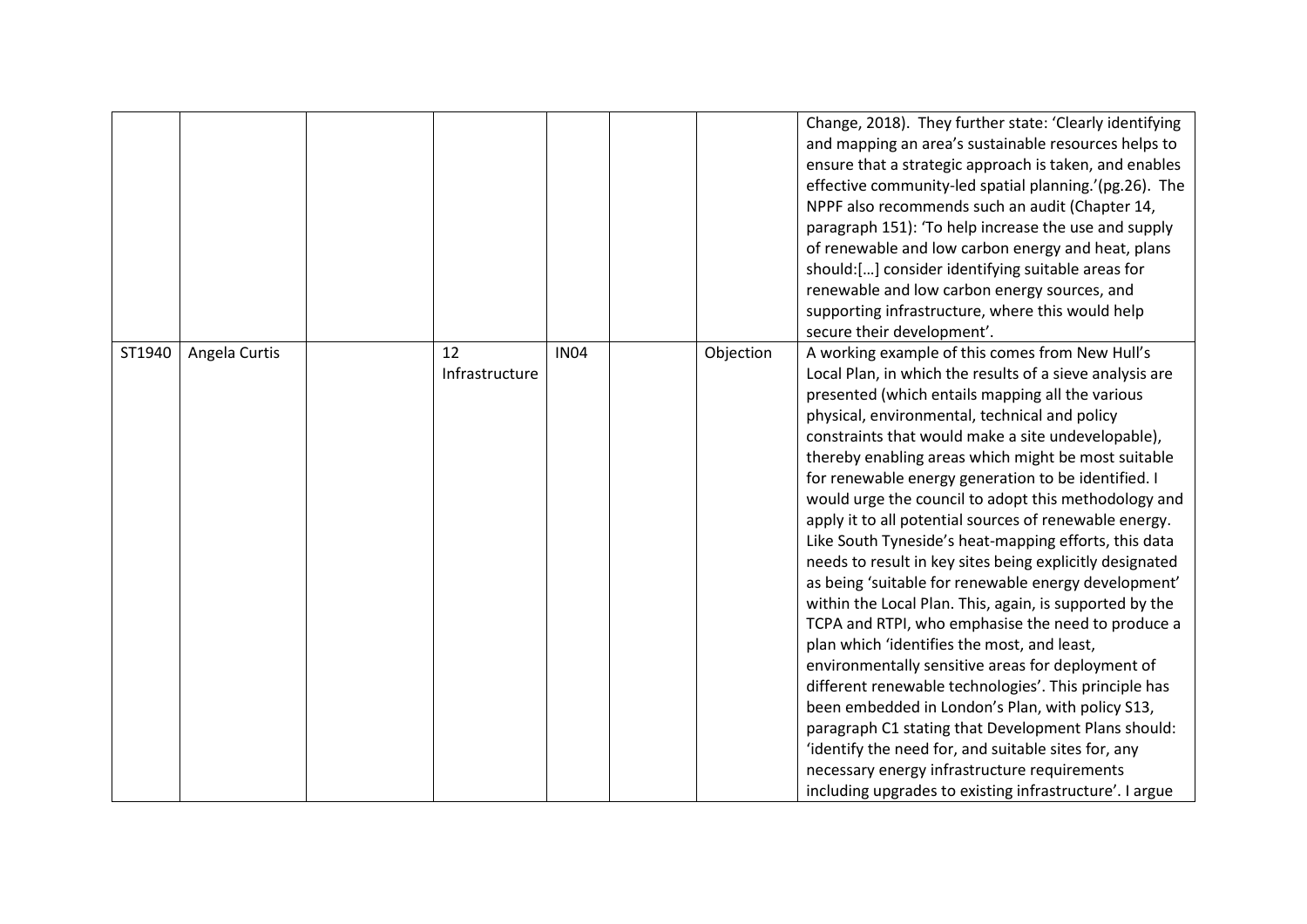| | | | | | | | |
|---|---|---|---|---|---|---|---|
| | | | | | | | Change, 2018). They further state: 'Clearly identifying and mapping an area's sustainable resources helps to ensure that a strategic approach is taken, and enables effective community-led spatial planning.'(pg.26). The NPPF also recommends such an audit (Chapter 14, paragraph 151): 'To help increase the use and supply of renewable and low carbon energy and heat, plans should:[…] consider identifying suitable areas for renewable and low carbon energy sources, and supporting infrastructure, where this would help secure their development'. |
| ST1940 | Angela Curtis | | 12 Infrastructure | IN04 | | Objection | A working example of this comes from New Hull's Local Plan, in which the results of a sieve analysis are presented (which entails mapping all the various physical, environmental, technical and policy constraints that would make a site undevelopable), thereby enabling areas which might be most suitable for renewable energy generation to be identified. I would urge the council to adopt this methodology and apply it to all potential sources of renewable energy. Like South Tyneside's heat-mapping efforts, this data needs to result in key sites being explicitly designated as being 'suitable for renewable energy development' within the Local Plan. This, again, is supported by the TCPA and RTPI, who emphasise the need to produce a plan which 'identifies the most, and least, environmentally sensitive areas for deployment of different renewable technologies'. This principle has been embedded in London's Plan, with policy S13, paragraph C1 stating that Development Plans should: 'identify the need for, and suitable sites for, any necessary energy infrastructure requirements including upgrades to existing infrastructure'. I argue |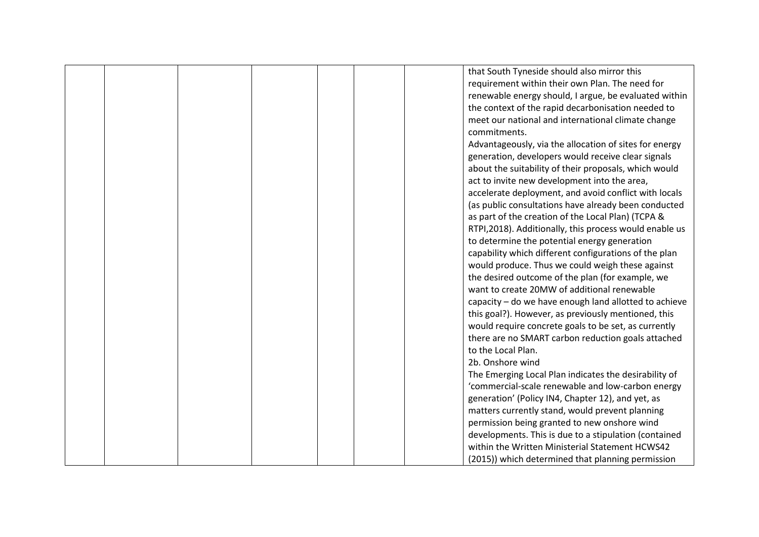|  |  |  |  |  |  |  | that South Tyneside should also mirror this requirement within their own Plan. The need for renewable energy should, I argue, be evaluated within the context of the rapid decarbonisation needed to meet our national and international climate change commitments.<br>Advantageously, via the allocation of sites for energy generation, developers would receive clear signals about the suitability of their proposals, which would act to invite new development into the area, accelerate deployment, and avoid conflict with locals (as public consultations have already been conducted as part of the creation of the Local Plan) (TCPA & RTPI,2018). Additionally, this process would enable us to determine the potential energy generation capability which different configurations of the plan would produce. Thus we could weigh these against the desired outcome of the plan (for example, we want to create 20MW of additional renewable capacity – do we have enough land allotted to achieve this goal?). However, as previously mentioned, this would require concrete goals to be set, as currently there are no SMART carbon reduction goals attached to the Local Plan.<br>2b. Onshore wind<br>The Emerging Local Plan indicates the desirability of 'commercial-scale renewable and low-carbon energy generation' (Policy IN4, Chapter 12), and yet, as matters currently stand, would prevent planning permission being granted to new onshore wind developments. This is due to a stipulation (contained within the Written Ministerial Statement HCWS42 (2015)) which determined that planning permission |
|---|---|---|---|---|---|---|---|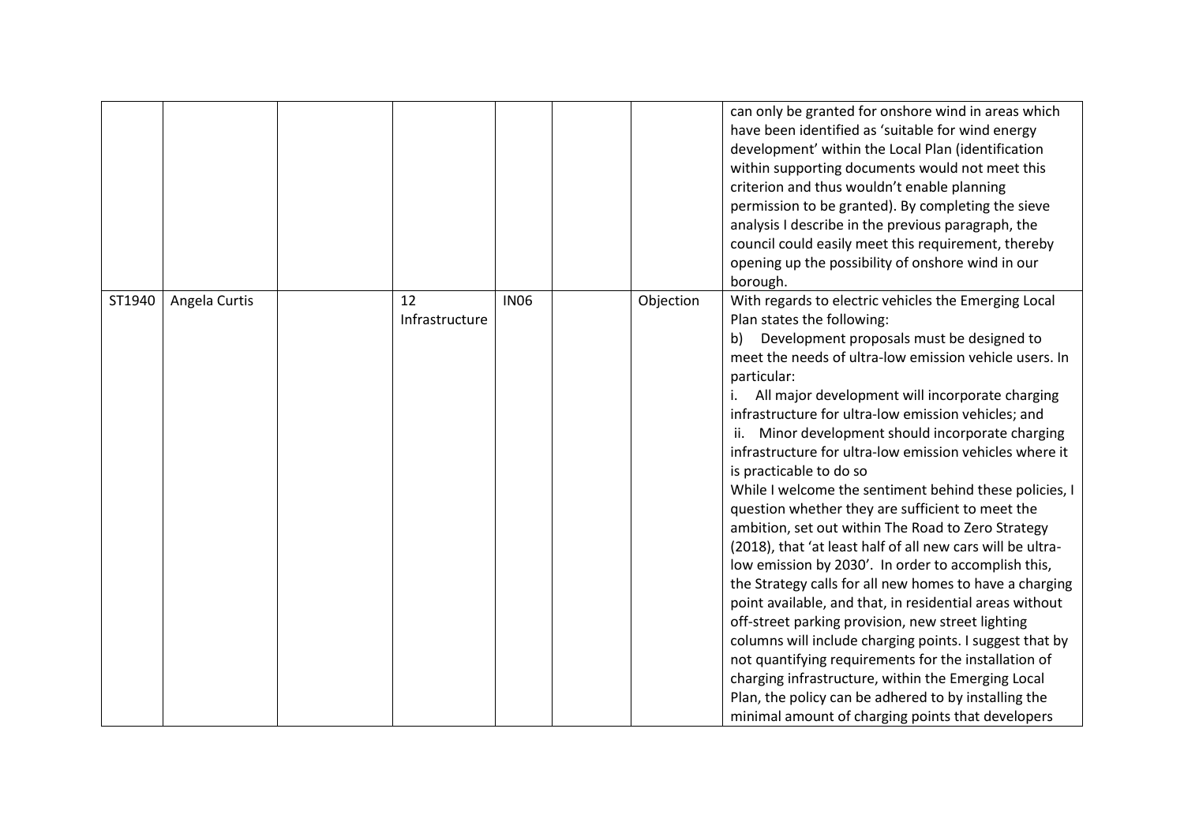| | | | | | | | |
|---|---|---|---|---|---|---|---|
| | | | | | | | can only be granted for onshore wind in areas which have been identified as 'suitable for wind energy development' within the Local Plan (identification within supporting documents would not meet this criterion and thus wouldn't enable planning permission to be granted). By completing the sieve analysis I describe in the previous paragraph, the council could easily meet this requirement, thereby opening up the possibility of onshore wind in our borough. |
| ST1940 | Angela Curtis | | 12 Infrastructure | IN06 | | Objection | With regards to electric vehicles the Emerging Local Plan states the following:<br>b) Development proposals must be designed to meet the needs of ultra-low emission vehicle users. In particular:<br>i. All major development will incorporate charging infrastructure for ultra-low emission vehicles; and<br>ii. Minor development should incorporate charging infrastructure for ultra-low emission vehicles where it is practicable to do so<br>While I welcome the sentiment behind these policies, I question whether they are sufficient to meet the ambition, set out within The Road to Zero Strategy (2018), that 'at least half of all new cars will be ultra-low emission by 2030'. In order to accomplish this, the Strategy calls for all new homes to have a charging point available, and that, in residential areas without off-street parking provision, new street lighting columns will include charging points. I suggest that by not quantifying requirements for the installation of charging infrastructure, within the Emerging Local Plan, the policy can be adhered to by installing the minimal amount of charging points that developers |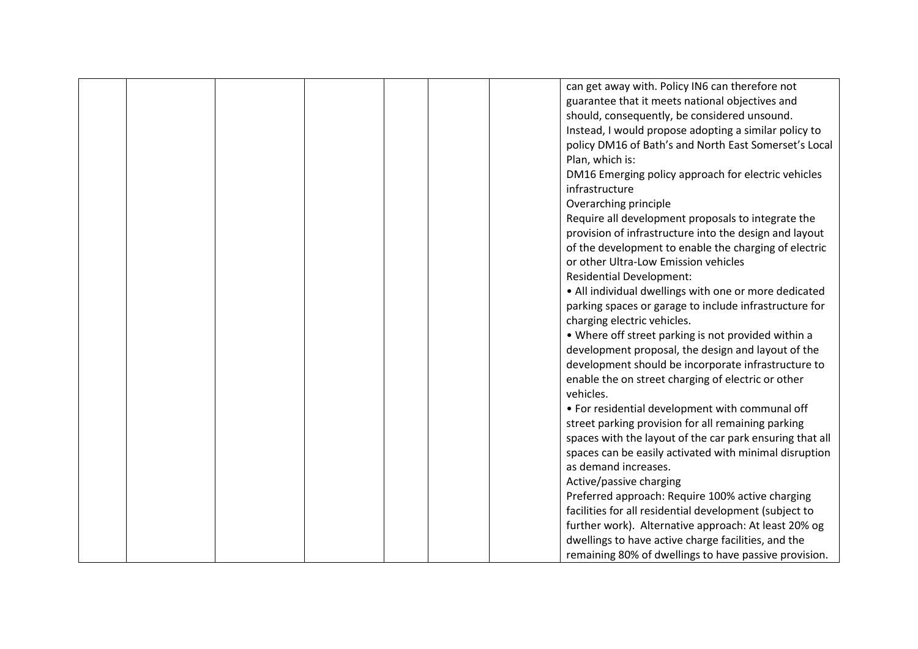| | | | | | | | |
|---|---|---|---|---|---|---|---|
| | | | | | | | can get away with. Policy IN6 can therefore not guarantee that it meets national objectives and should, consequently, be considered unsound. Instead, I would propose adopting a similar policy to policy DM16 of Bath's and North East Somerset's Local Plan, which is:<br>DM16 Emerging policy approach for electric vehicles infrastructure<br>Overarching principle<br>Require all development proposals to integrate the provision of infrastructure into the design and layout of the development to enable the charging of electric or other Ultra-Low Emission vehicles<br>Residential Development:<br>• All individual dwellings with one or more dedicated parking spaces or garage to include infrastructure for charging electric vehicles.<br>• Where off street parking is not provided within a development proposal, the design and layout of the development should be incorporate infrastructure to enable the on street charging of electric or other vehicles.<br>• For residential development with communal off street parking provision for all remaining parking spaces with the layout of the car park ensuring that all spaces can be easily activated with minimal disruption as demand increases.<br>Active/passive charging<br>Preferred approach: Require 100% active charging facilities for all residential development (subject to further work). Alternative approach: At least 20% og dwellings to have active charge facilities, and the remaining 80% of dwellings to have passive provision. |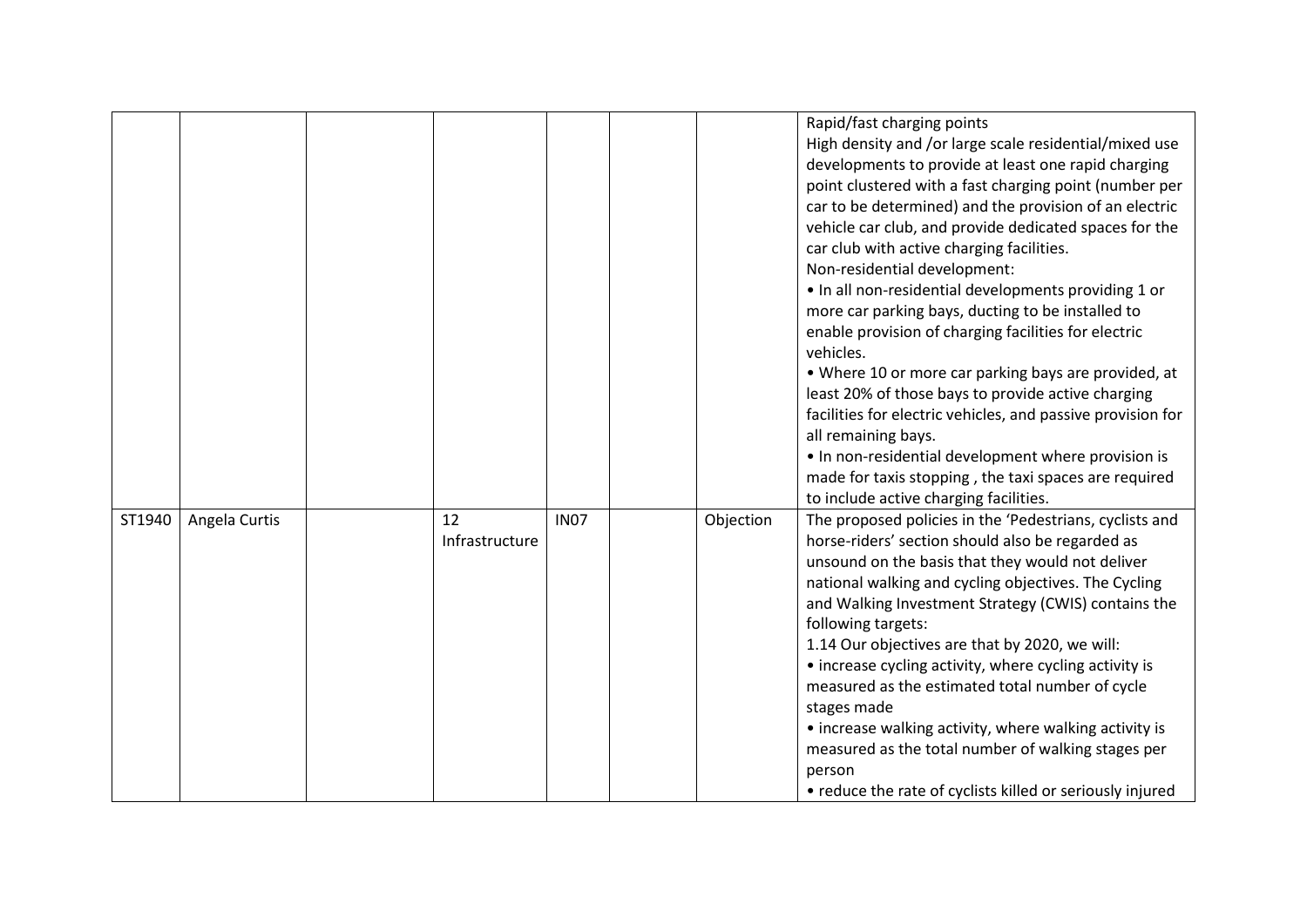| | | | | | | | |
|---|---|---|---|---|---|---|---|
| | | | | | | | Rapid/fast charging points<br>High density and /or large scale residential/mixed use developments to provide at least one rapid charging point clustered with a fast charging point (number per car to be determined) and the provision of an electric vehicle car club, and provide dedicated spaces for the car club with active charging facilities.<br>Non-residential development:<br>• In all non-residential developments providing 1 or more car parking bays, ducting to be installed to enable provision of charging facilities for electric vehicles.<br>• Where 10 or more car parking bays are provided, at least 20% of those bays to provide active charging facilities for electric vehicles, and passive provision for all remaining bays.<br>• In non-residential development where provision is made for taxis stopping , the taxi spaces are required to include active charging facilities. |
| ST1940 | Angela Curtis | | 12 Infrastructure | IN07 | | Objection | The proposed policies in the 'Pedestrians, cyclists and horse-riders' section should also be regarded as unsound on the basis that they would not deliver national walking and cycling objectives. The Cycling and Walking Investment Strategy (CWIS) contains the following targets:<br>1.14 Our objectives are that by 2020, we will:<br>• increase cycling activity, where cycling activity is measured as the estimated total number of cycle stages made<br>• increase walking activity, where walking activity is measured as the total number of walking stages per person<br>• reduce the rate of cyclists killed or seriously injured |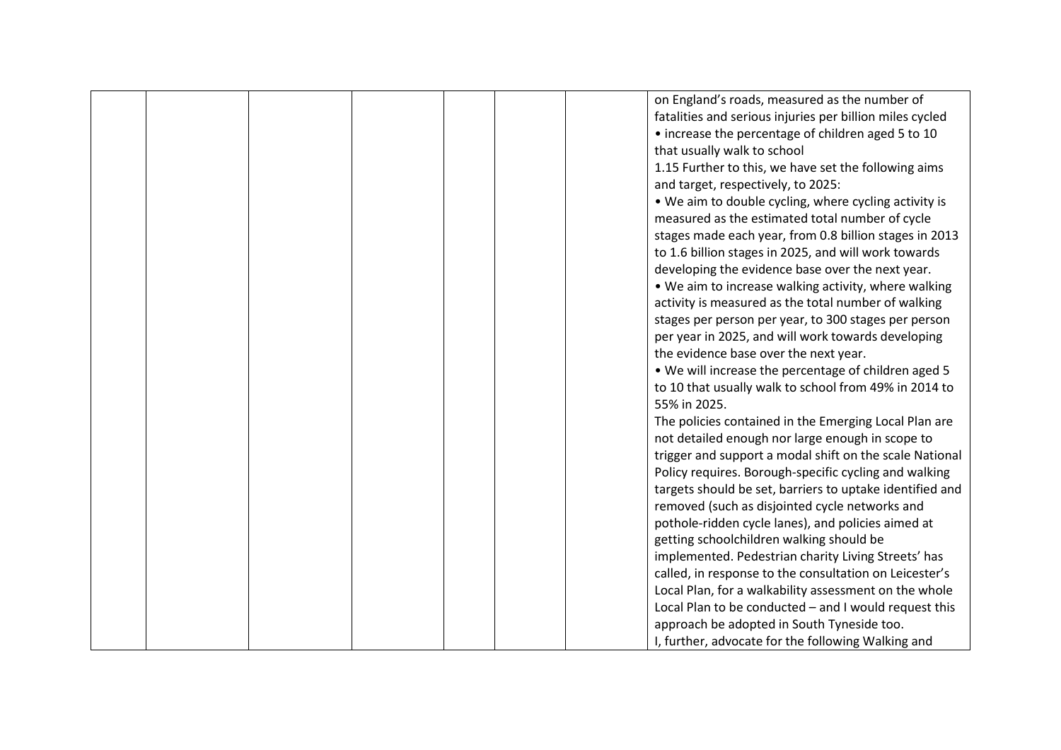| | | | | | | | |
|---|---|---|---|---|---|---|---|
| | | | | | | | on England's roads, measured as the number of fatalities and serious injuries per billion miles cycled<br>• increase the percentage of children aged 5 to 10 that usually walk to school<br>1.15 Further to this, we have set the following aims and target, respectively, to 2025:<br>• We aim to double cycling, where cycling activity is measured as the estimated total number of cycle stages made each year, from 0.8 billion stages in 2013 to 1.6 billion stages in 2025, and will work towards developing the evidence base over the next year.<br>• We aim to increase walking activity, where walking activity is measured as the total number of walking stages per person per year, to 300 stages per person per year in 2025, and will work towards developing the evidence base over the next year.<br>• We will increase the percentage of children aged 5 to 10 that usually walk to school from 49% in 2014 to 55% in 2025.<br>The policies contained in the Emerging Local Plan are not detailed enough nor large enough in scope to trigger and support a modal shift on the scale National Policy requires. Borough-specific cycling and walking targets should be set, barriers to uptake identified and removed (such as disjointed cycle networks and pothole-ridden cycle lanes), and policies aimed at getting schoolchildren walking should be implemented. Pedestrian charity Living Streets' has called, in response to the consultation on Leicester's Local Plan, for a walkability assessment on the whole Local Plan to be conducted – and I would request this approach be adopted in South Tyneside too.<br>I, further, advocate for the following Walking and |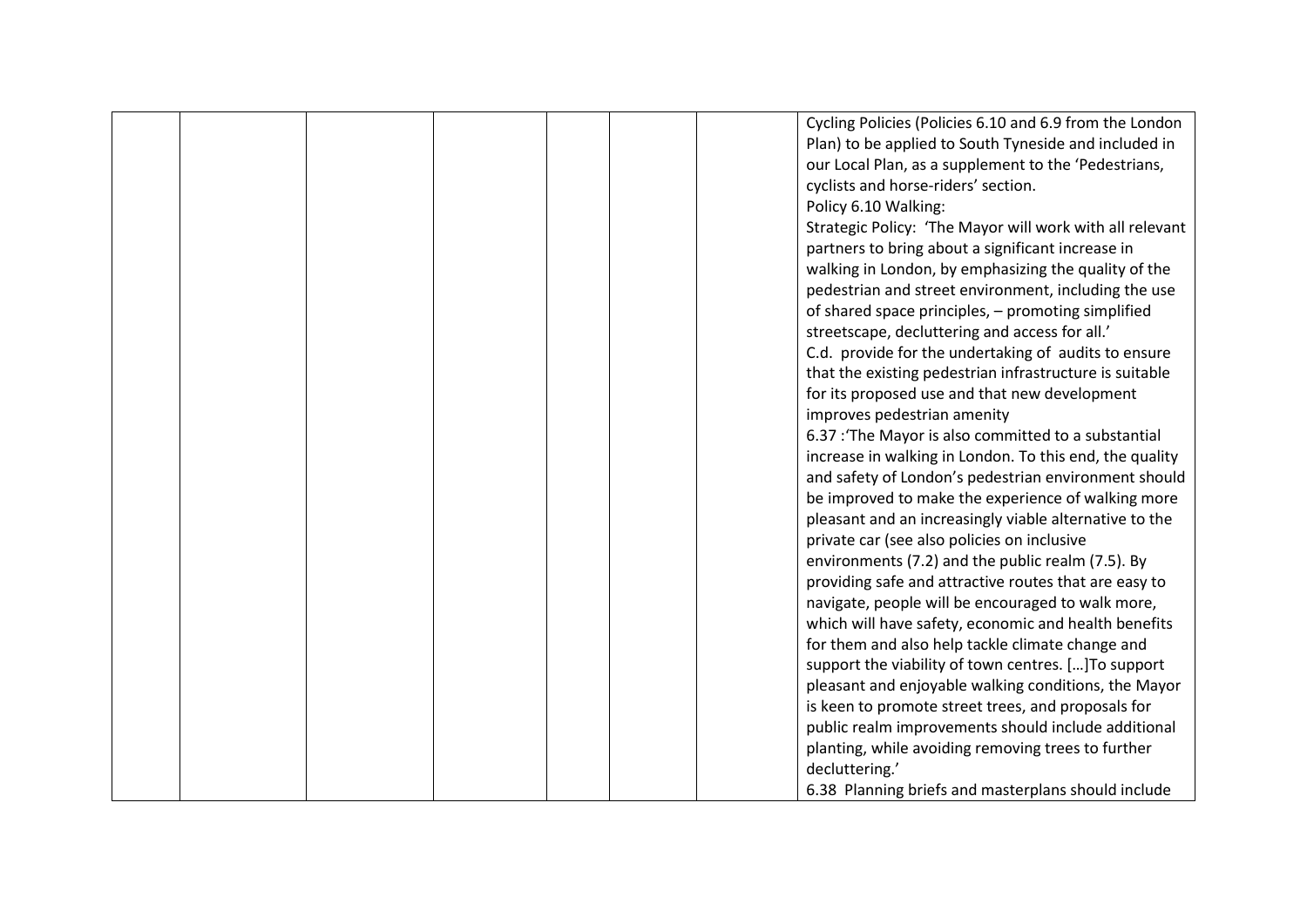|  |  |  |  |  |  |  |  |
|---|---|---|---|---|---|---|---|
|  |  |  |  |  |  |  | Cycling Policies (Policies 6.10 and 6.9 from the London Plan) to be applied to South Tyneside and included in our Local Plan, as a supplement to the 'Pedestrians, cyclists and horse-riders' section.<br>Policy 6.10 Walking:<br>Strategic Policy: 'The Mayor will work with all relevant partners to bring about a significant increase in walking in London, by emphasizing the quality of the pedestrian and street environment, including the use of shared space principles, – promoting simplified streetscape, decluttering and access for all.'<br>C.d. provide for the undertaking of audits to ensure that the existing pedestrian infrastructure is suitable for its proposed use and that new development improves pedestrian amenity<br>6.37 :'The Mayor is also committed to a substantial increase in walking in London. To this end, the quality and safety of London's pedestrian environment should be improved to make the experience of walking more pleasant and an increasingly viable alternative to the private car (see also policies on inclusive environments (7.2) and the public realm (7.5). By providing safe and attractive routes that are easy to navigate, people will be encouraged to walk more, which will have safety, economic and health benefits for them and also help tackle climate change and support the viability of town centres. […]To support pleasant and enjoyable walking conditions, the Mayor is keen to promote street trees, and proposals for public realm improvements should include additional planting, while avoiding removing trees to further decluttering.'<br>6.38 Planning briefs and masterplans should include |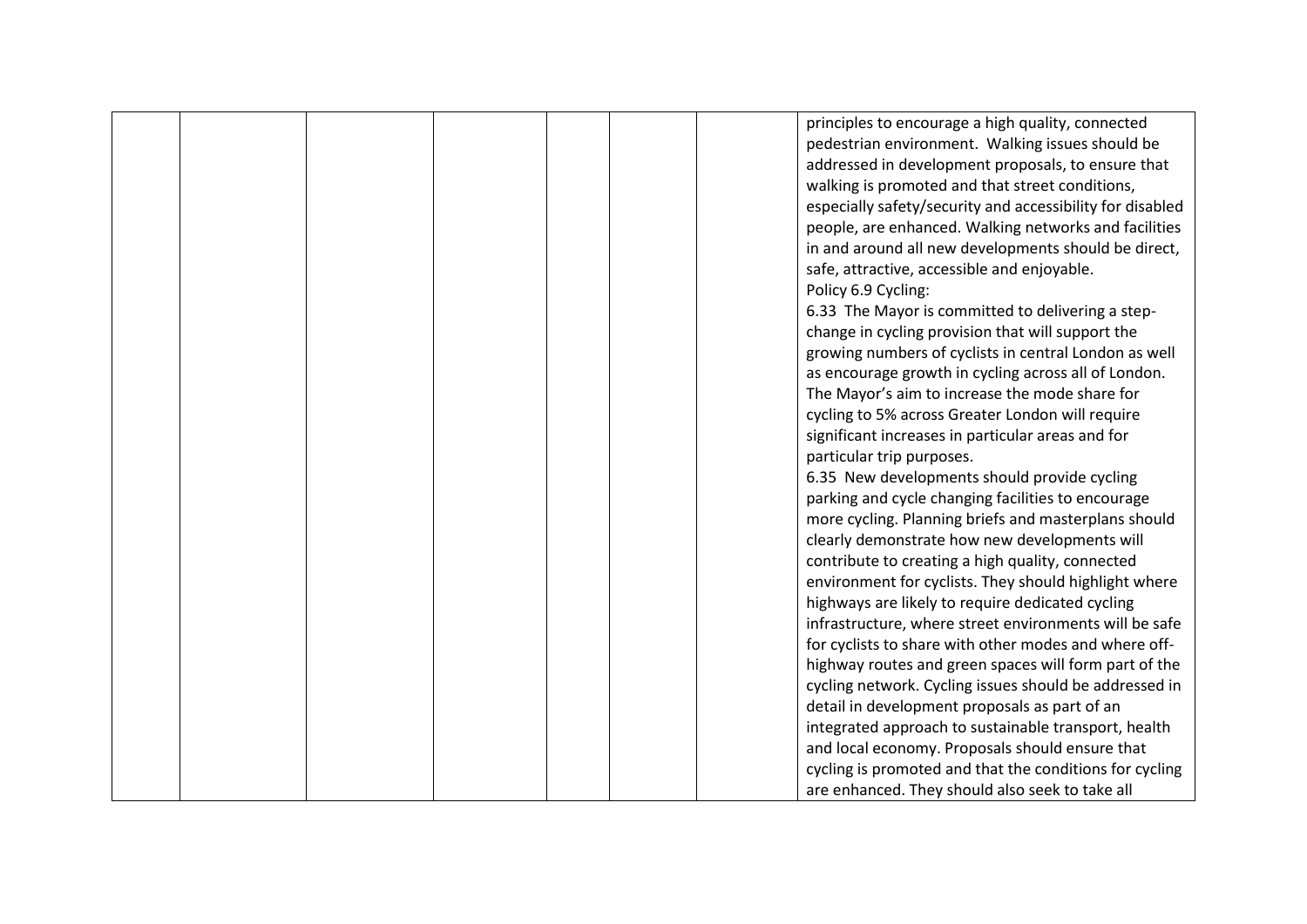|  |  |  |  |  |  |  |  |
|---|---|---|---|---|---|---|---|
|  |  |  |  |  |  |  | principles to encourage a high quality, connected pedestrian environment. Walking issues should be addressed in development proposals, to ensure that walking is promoted and that street conditions, especially safety/security and accessibility for disabled people, are enhanced. Walking networks and facilities in and around all new developments should be direct, safe, attractive, accessible and enjoyable.<br>Policy 6.9 Cycling:<br>6.33 The Mayor is committed to delivering a step-change in cycling provision that will support the growing numbers of cyclists in central London as well as encourage growth in cycling across all of London. The Mayor's aim to increase the mode share for cycling to 5% across Greater London will require significant increases in particular areas and for particular trip purposes.<br>6.35 New developments should provide cycling parking and cycle changing facilities to encourage more cycling. Planning briefs and masterplans should clearly demonstrate how new developments will contribute to creating a high quality, connected environment for cyclists. They should highlight where highways are likely to require dedicated cycling infrastructure, where street environments will be safe for cyclists to share with other modes and where off-highway routes and green spaces will form part of the cycling network. Cycling issues should be addressed in detail in development proposals as part of an integrated approach to sustainable transport, health and local economy. Proposals should ensure that cycling is promoted and that the conditions for cycling are enhanced. They should also seek to take all |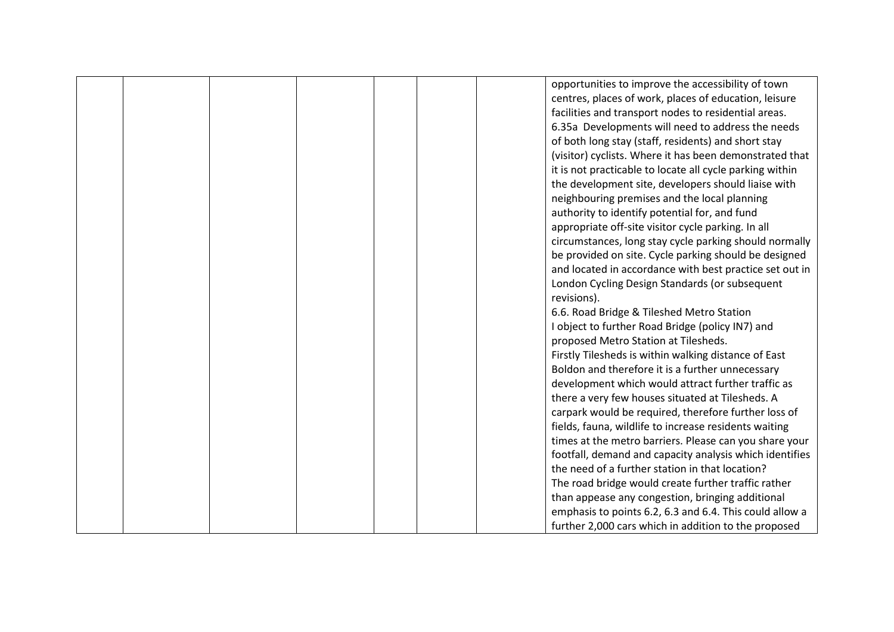| | | | | | | | |
|---|---|---|---|---|---|---|---|
| | | | | | | | opportunities to improve the accessibility of town centres, places of work, places of education, leisure facilities and transport nodes to residential areas.<br>6.35a Developments will need to address the needs of both long stay (staff, residents) and short stay (visitor) cyclists. Where it has been demonstrated that it is not practicable to locate all cycle parking within the development site, developers should liaise with neighbouring premises and the local planning authority to identify potential for, and fund appropriate off-site visitor cycle parking. In all circumstances, long stay cycle parking should normally be provided on site. Cycle parking should be designed and located in accordance with best practice set out in London Cycling Design Standards (or subsequent revisions).<br>6.6. Road Bridge & Tileshed Metro Station<br>I object to further Road Bridge (policy IN7) and proposed Metro Station at Tilesheds.<br>Firstly Tilesheds is within walking distance of East Boldon and therefore it is a further unnecessary development which would attract further traffic as there a very few houses situated at Tilesheds. A carpark would be required, therefore further loss of fields, fauna, wildlife to increase residents waiting times at the metro barriers. Please can you share your footfall, demand and capacity analysis which identifies the need of a further station in that location?<br>The road bridge would create further traffic rather than appease any congestion, bringing additional emphasis to points 6.2, 6.3 and 6.4. This could allow a further 2,000 cars which in addition to the proposed |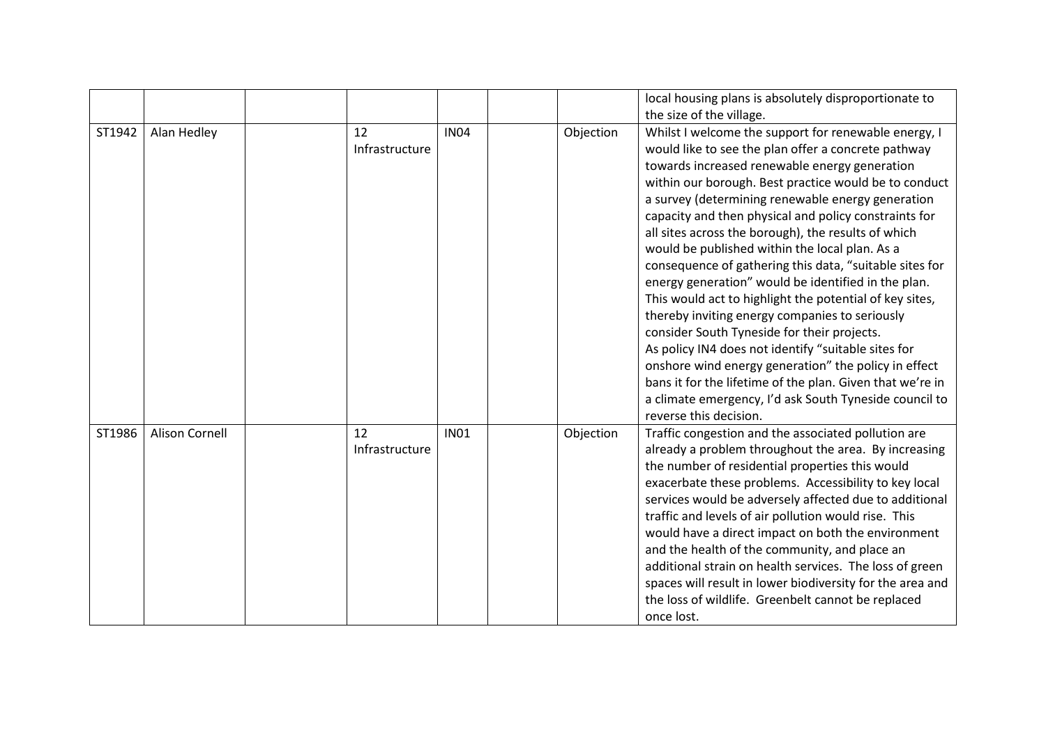|  |  |  |  |  |  |  |  |
|---|---|---|---|---|---|---|---|
|  |  |  |  |  |  |  | local housing plans is absolutely disproportionate to the size of the village. |
| ST1942 | Alan Hedley |  | 12 Infrastructure | IN04 |  | Objection | Whilst I welcome the support for renewable energy, I would like to see the plan offer a concrete pathway towards increased renewable energy generation within our borough. Best practice would be to conduct a survey (determining renewable energy generation capacity and then physical and policy constraints for all sites across the borough), the results of which would be published within the local plan. As a consequence of gathering this data, "suitable sites for energy generation" would be identified in the plan. This would act to highlight the potential of key sites, thereby inviting energy companies to seriously consider South Tyneside for their projects.<br>As policy IN4 does not identify "suitable sites for onshore wind energy generation" the policy in effect bans it for the lifetime of the plan. Given that we're in a climate emergency, I'd ask South Tyneside council to reverse this decision. |
| ST1986 | Alison Cornell |  | 12 Infrastructure | IN01 |  | Objection | Traffic congestion and the associated pollution are already a problem throughout the area. By increasing the number of residential properties this would exacerbate these problems. Accessibility to key local services would be adversely affected due to additional traffic and levels of air pollution would rise. This would have a direct impact on both the environment and the health of the community, and place an additional strain on health services. The loss of green spaces will result in lower biodiversity for the area and the loss of wildlife. Greenbelt cannot be replaced once lost. |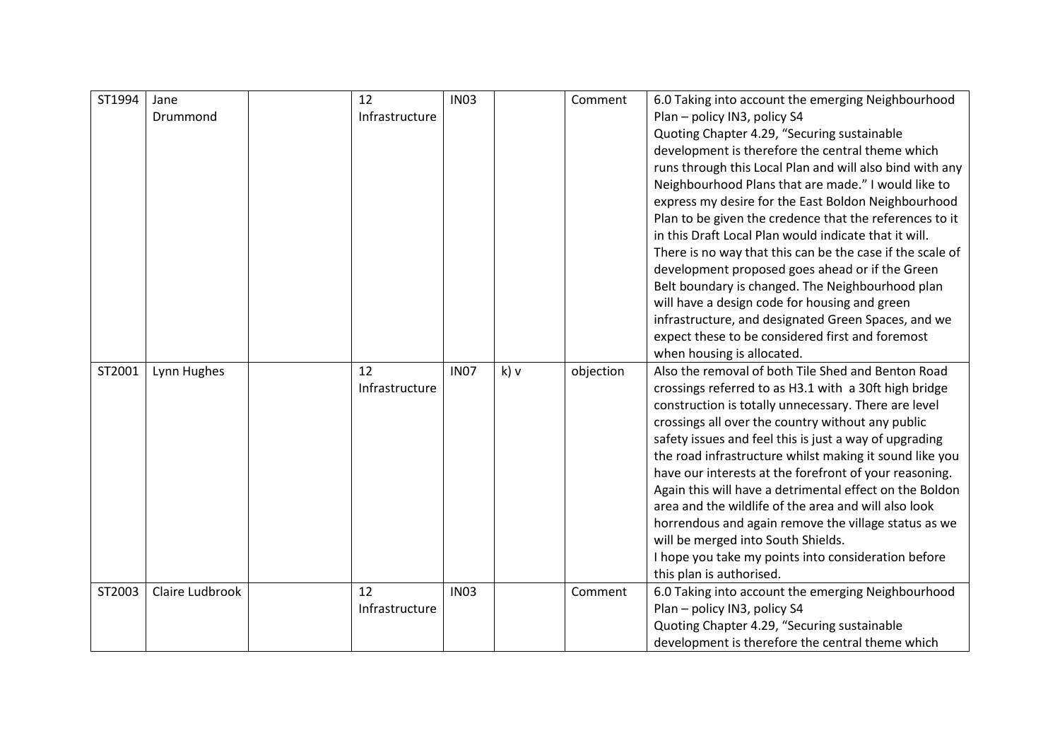| ST1994 | Jane Drummond | | 12 Infrastructure | IN03 | | Comment | 6.0 Taking into account the emerging Neighbourhood Plan – policy IN3, policy S4<br>Quoting Chapter 4.29, "Securing sustainable development is therefore the central theme which runs through this Local Plan and will also bind with any Neighbourhood Plans that are made." I would like to express my desire for the East Boldon Neighbourhood Plan to be given the credence that the references to it in this Draft Local Plan would indicate that it will. There is no way that this can be the case if the scale of development proposed goes ahead or if the Green Belt boundary is changed. The Neighbourhood plan will have a design code for housing and green infrastructure, and designated Green Spaces, and we expect these to be considered first and foremost when housing is allocated. |
|---|---|---|---|---|---|---|---|
| ST2001 | Lynn Hughes | | 12 Infrastructure | IN07 | k) v | objection | Also the removal of both Tile Shed and Benton Road crossings referred to as H3.1 with a 30ft high bridge construction is totally unnecessary. There are level crossings all over the country without any public safety issues and feel this is just a way of upgrading the road infrastructure whilst making it sound like you have our interests at the forefront of your reasoning. Again this will have a detrimental effect on the Boldon area and the wildlife of the area and will also look horrendous and again remove the village status as we will be merged into South Shields.<br>I hope you take my points into consideration before this plan is authorised. |
| ST2003 | Claire Ludbrook | | 12 Infrastructure | IN03 | | Comment | 6.0 Taking into account the emerging Neighbourhood Plan – policy IN3, policy S4<br>Quoting Chapter 4.29, "Securing sustainable development is therefore the central theme which |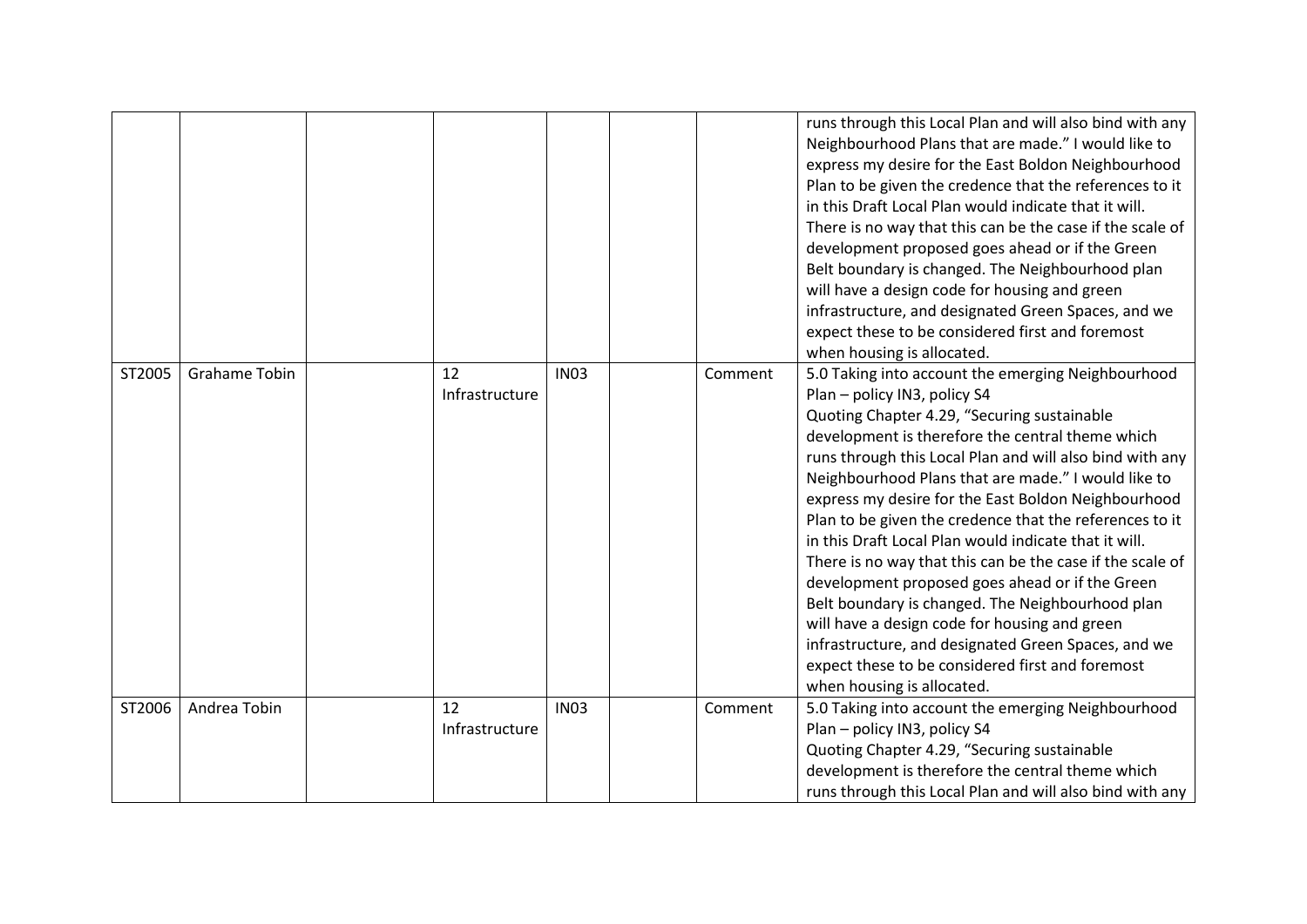|  |  |  |  |  |  |  |  |
|---|---|---|---|---|---|---|---|
|  |  |  |  |  |  |  | runs through this Local Plan and will also bind with any Neighbourhood Plans that are made." I would like to express my desire for the East Boldon Neighbourhood Plan to be given the credence that the references to it in this Draft Local Plan would indicate that it will. There is no way that this can be the case if the scale of development proposed goes ahead or if the Green Belt boundary is changed. The Neighbourhood plan will have a design code for housing and green infrastructure, and designated Green Spaces, and we expect these to be considered first and foremost when housing is allocated. |
| ST2005 | Grahame Tobin |  | 12 Infrastructure | IN03 |  | Comment | 5.0 Taking into account the emerging Neighbourhood Plan – policy IN3, policy S4<br>Quoting Chapter 4.29, "Securing sustainable development is therefore the central theme which runs through this Local Plan and will also bind with any Neighbourhood Plans that are made." I would like to express my desire for the East Boldon Neighbourhood Plan to be given the credence that the references to it in this Draft Local Plan would indicate that it will. There is no way that this can be the case if the scale of development proposed goes ahead or if the Green Belt boundary is changed. The Neighbourhood plan will have a design code for housing and green infrastructure, and designated Green Spaces, and we expect these to be considered first and foremost when housing is allocated. |
| ST2006 | Andrea Tobin |  | 12 Infrastructure | IN03 |  | Comment | 5.0 Taking into account the emerging Neighbourhood Plan – policy IN3, policy S4<br>Quoting Chapter 4.29, "Securing sustainable development is therefore the central theme which runs through this Local Plan and will also bind with any |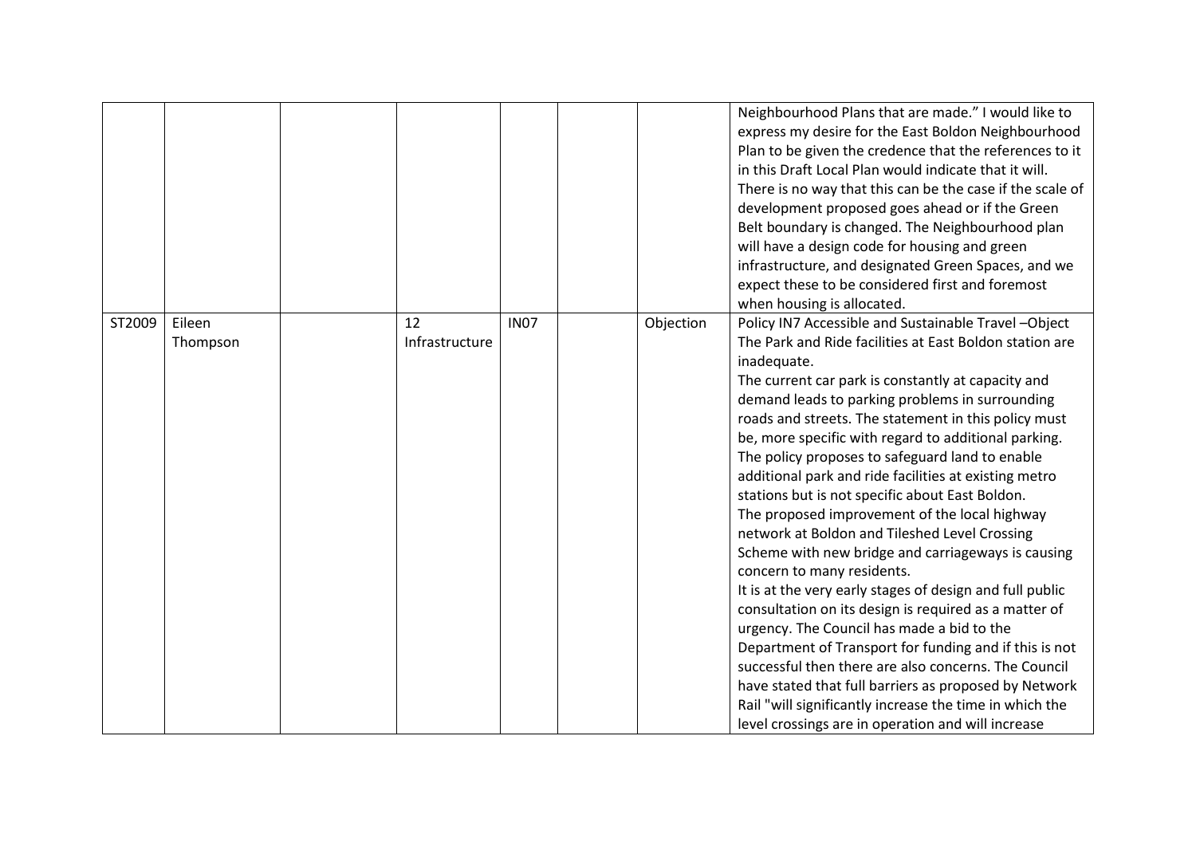| | | | | | | | |
|---|---|---|---|---|---|---|---|
| | | | | | | | Neighbourhood Plans that are made." I would like to express my desire for the East Boldon Neighbourhood Plan to be given the credence that the references to it in this Draft Local Plan would indicate that it will. There is no way that this can be the case if the scale of development proposed goes ahead or if the Green Belt boundary is changed. The Neighbourhood plan will have a design code for housing and green infrastructure, and designated Green Spaces, and we expect these to be considered first and foremost when housing is allocated. |
| ST2009 | Eileen Thompson | | 12 Infrastructure | IN07 | | Objection | Policy IN7 Accessible and Sustainable Travel –Object<br>The Park and Ride facilities at East Boldon station are inadequate.<br>The current car park is constantly at capacity and demand leads to parking problems in surrounding roads and streets. The statement in this policy must be, more specific with regard to additional parking.<br>The policy proposes to safeguard land to enable additional park and ride facilities at existing metro stations but is not specific about East Boldon.<br>The proposed improvement of the local highway network at Boldon and Tileshed Level Crossing Scheme with new bridge and carriageways is causing concern to many residents.<br>It is at the very early stages of design and full public consultation on its design is required as a matter of urgency. The Council has made a bid to the Department of Transport for funding and if this is not successful then there are also concerns. The Council have stated that full barriers as proposed by Network Rail "will significantly increase the time in which the level crossings are in operation and will increase |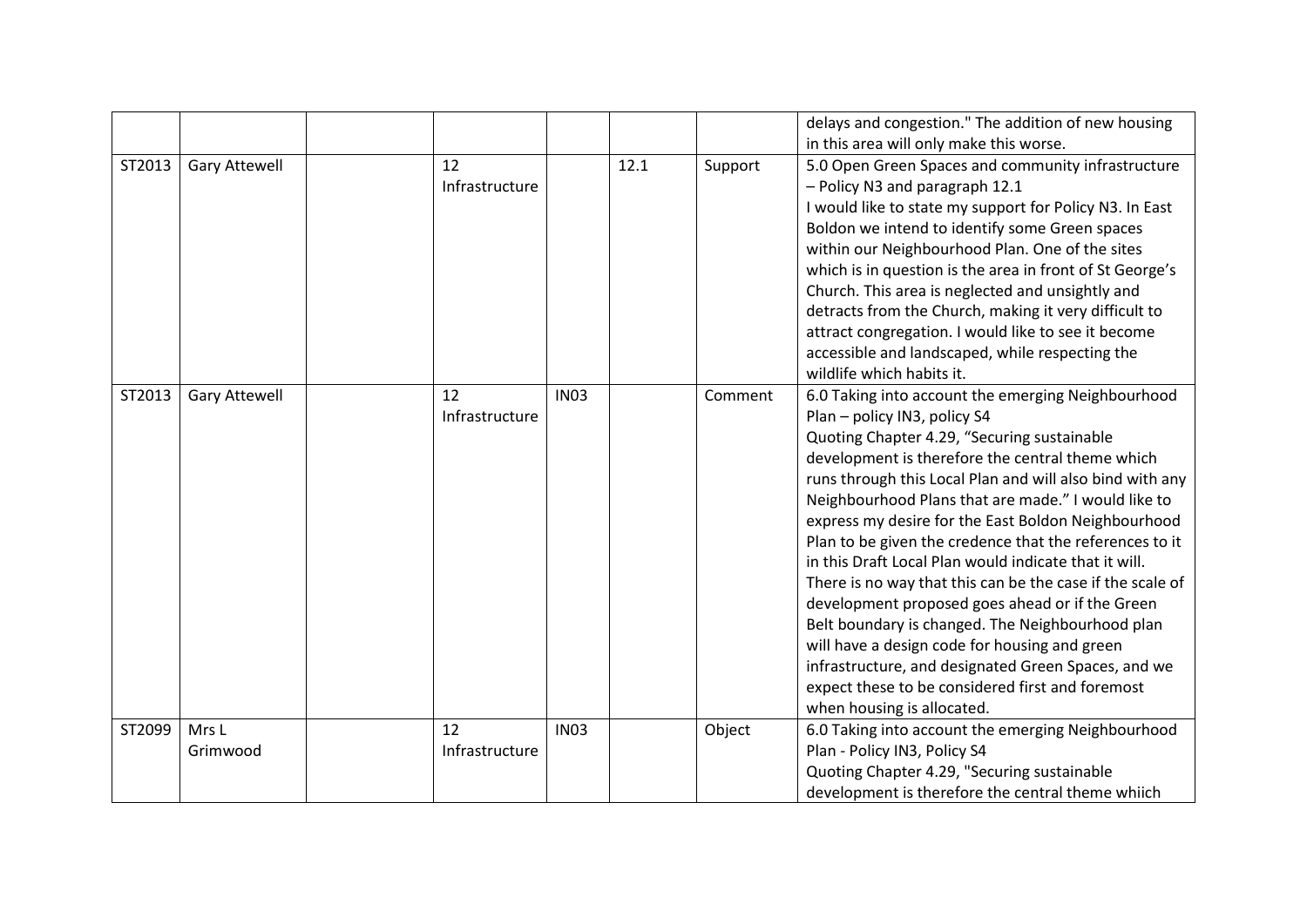| | | | | | | | |
|---|---|---|---|---|---|---|---|
| | | | | | | | delays and congestion." The addition of new housing in this area will only make this worse. |
| ST2013 | Gary Attewell | | 12 Infrastructure | | 12.1 | Support | 5.0 Open Green Spaces and community infrastructure – Policy N3 and paragraph 12.1<br>I would like to state my support for Policy N3. In East Boldon we intend to identify some Green spaces within our Neighbourhood Plan. One of the sites which is in question is the area in front of St George's Church. This area is neglected and unsightly and detracts from the Church, making it very difficult to attract congregation. I would like to see it become accessible and landscaped, while respecting the wildlife which habits it. |
| ST2013 | Gary Attewell | | 12 Infrastructure | IN03 | | Comment | 6.0 Taking into account the emerging Neighbourhood Plan – policy IN3, policy S4<br>Quoting Chapter 4.29, "Securing sustainable development is therefore the central theme which runs through this Local Plan and will also bind with any Neighbourhood Plans that are made." I would like to express my desire for the East Boldon Neighbourhood Plan to be given the credence that the references to it in this Draft Local Plan would indicate that it will. There is no way that this can be the case if the scale of development proposed goes ahead or if the Green Belt boundary is changed. The Neighbourhood plan will have a design code for housing and green infrastructure, and designated Green Spaces, and we expect these to be considered first and foremost when housing is allocated. |
| ST2099 | Mrs L Grimwood | | 12 Infrastructure | IN03 | | Object | 6.0 Taking into account the emerging Neighbourhood Plan - Policy IN3, Policy S4<br>Quoting Chapter 4.29, "Securing sustainable development is therefore the central theme whiich |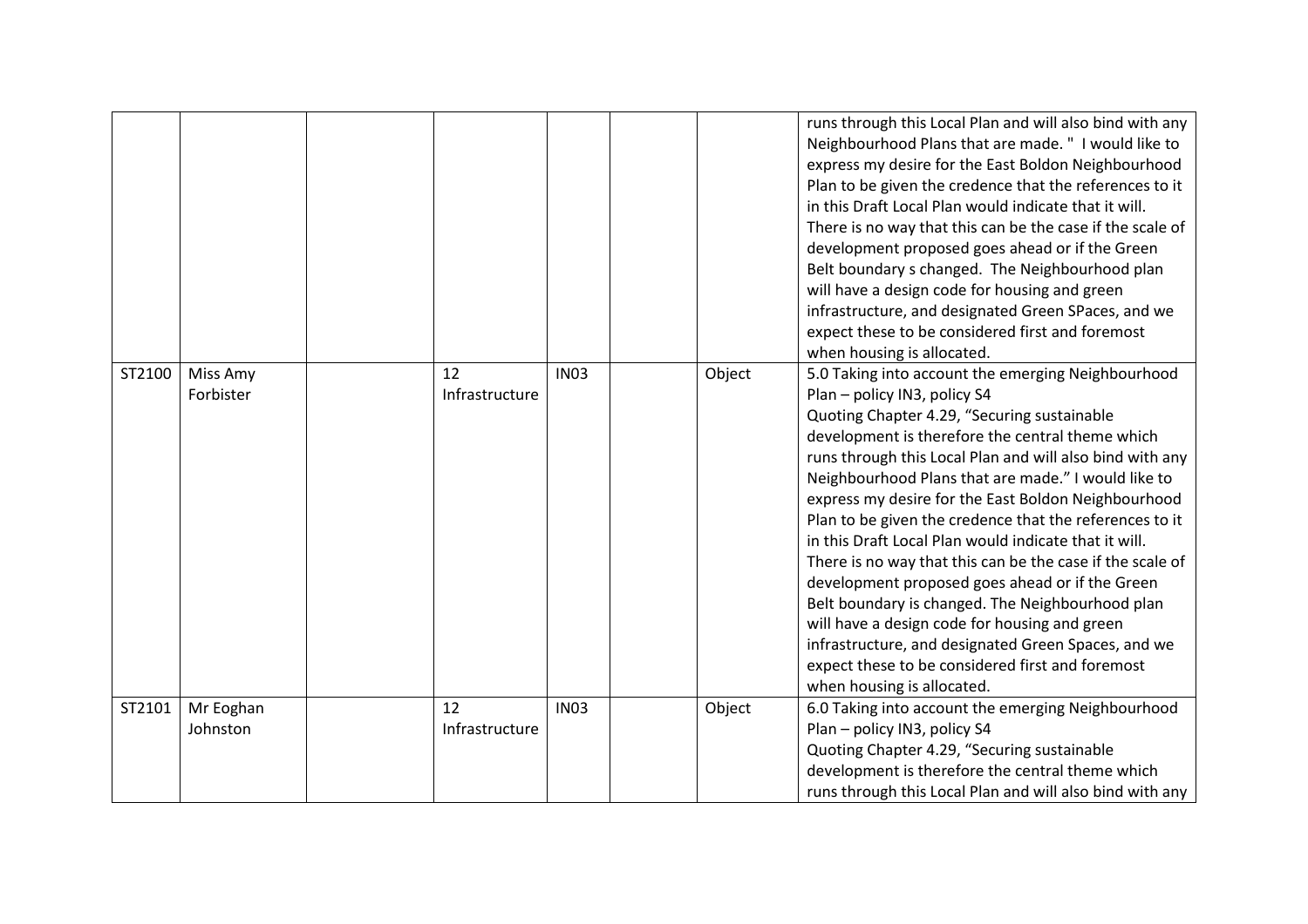| | | | | | | | |
|---|---|---|---|---|---|---|---|
| | | | | | | | runs through this Local Plan and will also bind with any Neighbourhood Plans that are made. " I would like to express my desire for the East Boldon Neighbourhood Plan to be given the credence that the references to it in this Draft Local Plan would indicate that it will. There is no way that this can be the case if the scale of development proposed goes ahead or if the Green Belt boundary s changed. The Neighbourhood plan will have a design code for housing and green infrastructure, and designated Green SPaces, and we expect these to be considered first and foremost when housing is allocated. |
| ST2100 | Miss Amy Forbister | | 12 Infrastructure | IN03 | | Object | 5.0 Taking into account the emerging Neighbourhood Plan – policy IN3, policy S4 Quoting Chapter 4.29, "Securing sustainable development is therefore the central theme which runs through this Local Plan and will also bind with any Neighbourhood Plans that are made." I would like to express my desire for the East Boldon Neighbourhood Plan to be given the credence that the references to it in this Draft Local Plan would indicate that it will. There is no way that this can be the case if the scale of development proposed goes ahead or if the Green Belt boundary is changed. The Neighbourhood plan will have a design code for housing and green infrastructure, and designated Green Spaces, and we expect these to be considered first and foremost when housing is allocated. |
| ST2101 | Mr Eoghan Johnston | | 12 Infrastructure | IN03 | | Object | 6.0 Taking into account the emerging Neighbourhood Plan – policy IN3, policy S4 Quoting Chapter 4.29, "Securing sustainable development is therefore the central theme which runs through this Local Plan and will also bind with any |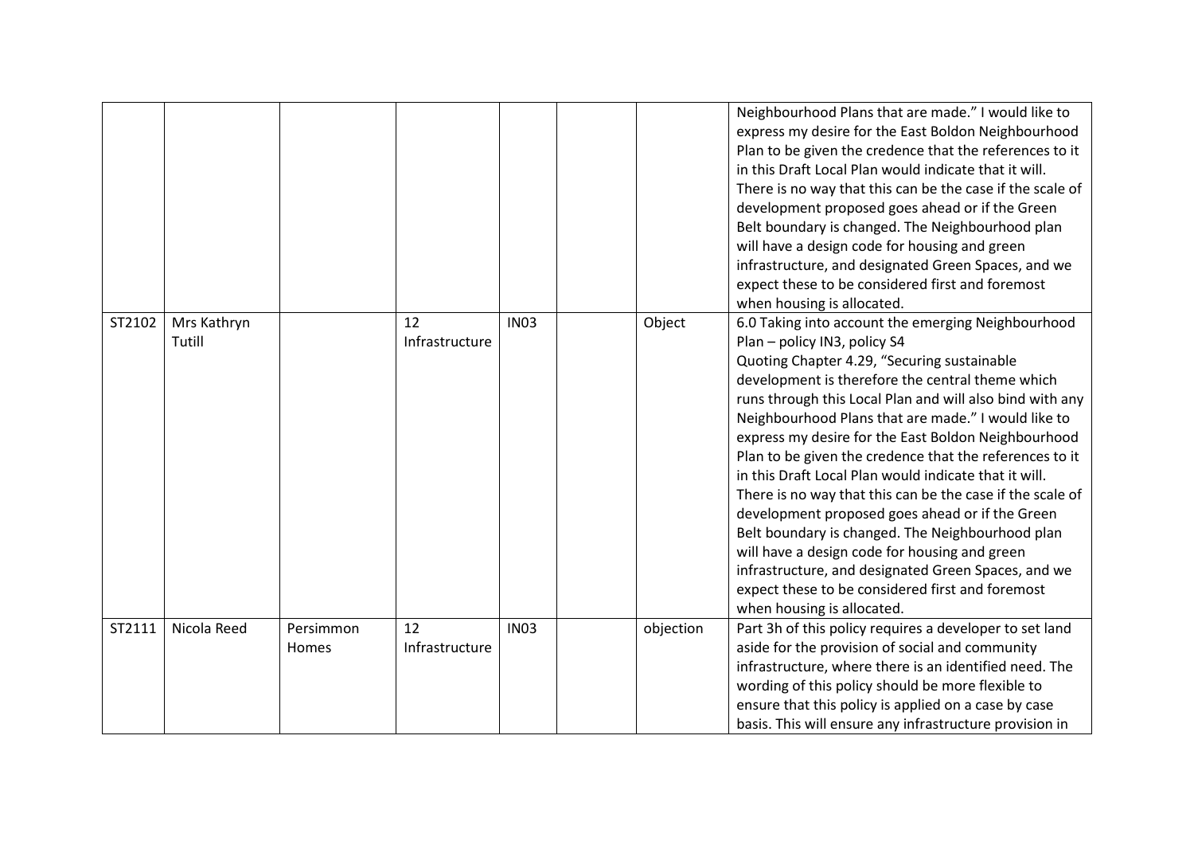| | | | | | | | |
|---|---|---|---|---|---|---|---|
| | | | | | | | Neighbourhood Plans that are made." I would like to express my desire for the East Boldon Neighbourhood Plan to be given the credence that the references to it in this Draft Local Plan would indicate that it will. There is no way that this can be the case if the scale of development proposed goes ahead or if the Green Belt boundary is changed. The Neighbourhood plan will have a design code for housing and green infrastructure, and designated Green Spaces, and we expect these to be considered first and foremost when housing is allocated. |
| ST2102 | Mrs Kathryn Tutill | | 12 Infrastructure | IN03 | | Object | 6.0 Taking into account the emerging Neighbourhood Plan – policy IN3, policy S4<br>Quoting Chapter 4.29, "Securing sustainable development is therefore the central theme which runs through this Local Plan and will also bind with any Neighbourhood Plans that are made." I would like to express my desire for the East Boldon Neighbourhood Plan to be given the credence that the references to it in this Draft Local Plan would indicate that it will. There is no way that this can be the case if the scale of development proposed goes ahead or if the Green Belt boundary is changed. The Neighbourhood plan will have a design code for housing and green infrastructure, and designated Green Spaces, and we expect these to be considered first and foremost when housing is allocated. |
| ST2111 | Nicola Reed | Persimmon Homes | 12 Infrastructure | IN03 | | objection | Part 3h of this policy requires a developer to set land aside for the provision of social and community infrastructure, where there is an identified need. The wording of this policy should be more flexible to ensure that this policy is applied on a case by case basis. This will ensure any infrastructure provision in |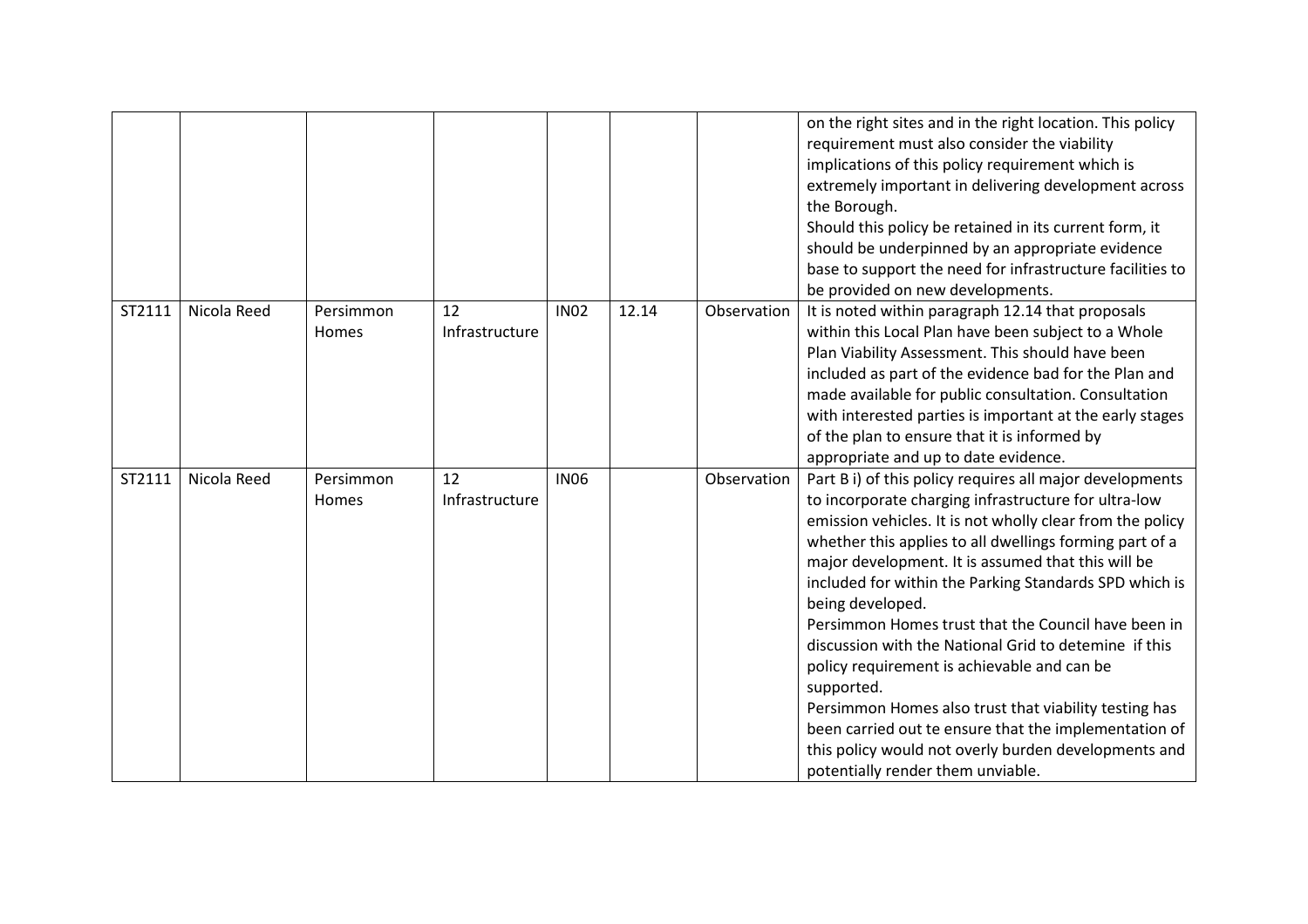| | | | | | | | |
|---|---|---|---|---|---|---|---|
| | | | | | | | on the right sites and in the right location. This policy requirement must also consider the viability implications of this policy requirement which is extremely important in delivering development across the Borough.<br>Should this policy be retained in its current form, it should be underpinned by an appropriate evidence base to support the need for infrastructure facilities to be provided on new developments. |
| ST2111 | Nicola Reed | Persimmon Homes | 12 Infrastructure | IN02 | 12.14 | Observation | It is noted within paragraph 12.14 that proposals within this Local Plan have been subject to a Whole Plan Viability Assessment. This should have been included as part of the evidence bad for the Plan and made available for public consultation. Consultation with interested parties is important at the early stages of the plan to ensure that it is informed by appropriate and up to date evidence. |
| ST2111 | Nicola Reed | Persimmon Homes | 12 Infrastructure | IN06 | | Observation | Part B i) of this policy requires all major developments to incorporate charging infrastructure for ultra-low emission vehicles. It is not wholly clear from the policy whether this applies to all dwellings forming part of a major development. It is assumed that this will be included for within the Parking Standards SPD which is being developed.<br>Persimmon Homes trust that the Council have been in discussion with the National Grid to detemine if this policy requirement is achievable and can be supported.<br>Persimmon Homes also trust that viability testing has been carried out te ensure that the implementation of this policy would not overly burden developments and potentially render them unviable. |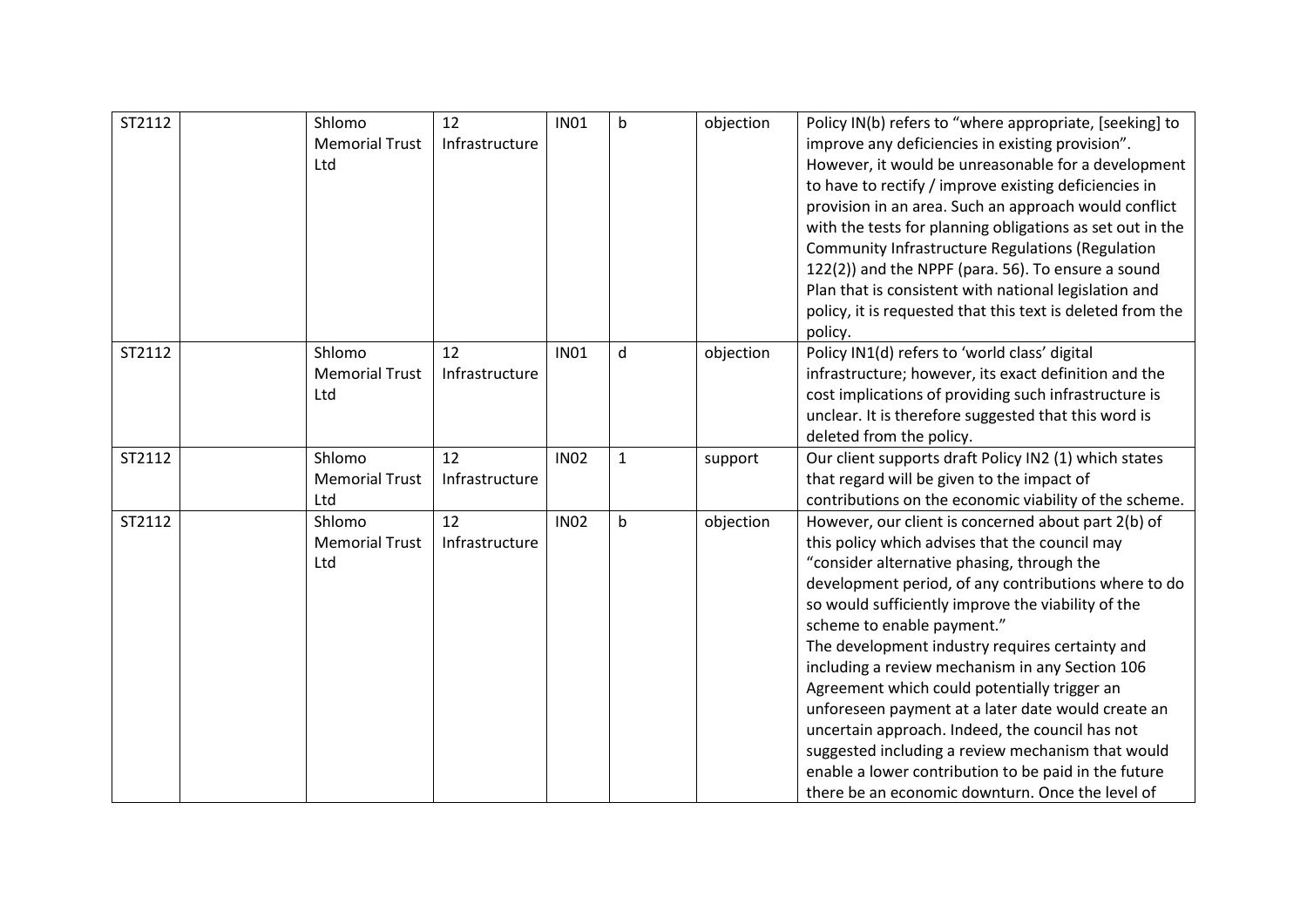| ST2112 | | Shlomo Memorial Trust Ltd | 12 Infrastructure | IN01 | b | objection | Policy IN(b) refers to "where appropriate, [seeking] to improve any deficiencies in existing provision". However, it would be unreasonable for a development to have to rectify / improve existing deficiencies in provision in an area. Such an approach would conflict with the tests for planning obligations as set out in the Community Infrastructure Regulations (Regulation 122(2)) and the NPPF (para. 56). To ensure a sound Plan that is consistent with national legislation and policy, it is requested that this text is deleted from the policy. |
|---|---|---|---|---|---|---|---|
| ST2112 | | Shlomo Memorial Trust Ltd | 12 Infrastructure | IN01 | d | objection | Policy IN1(d) refers to 'world class' digital infrastructure; however, its exact definition and the cost implications of providing such infrastructure is unclear. It is therefore suggested that this word is deleted from the policy. |
| ST2112 | | Shlomo Memorial Trust Ltd | 12 Infrastructure | IN02 | 1 | support | Our client supports draft Policy IN2 (1) which states that regard will be given to the impact of contributions on the economic viability of the scheme. |
| ST2112 | | Shlomo Memorial Trust Ltd | 12 Infrastructure | IN02 | b | objection | However, our client is concerned about part 2(b) of this policy which advises that the council may "consider alternative phasing, through the development period, of any contributions where to do so would sufficiently improve the viability of the scheme to enable payment." The development industry requires certainty and including a review mechanism in any Section 106 Agreement which could potentially trigger an unforeseen payment at a later date would create an uncertain approach. Indeed, the council has not suggested including a review mechanism that would enable a lower contribution to be paid in the future there be an economic downturn. Once the level of |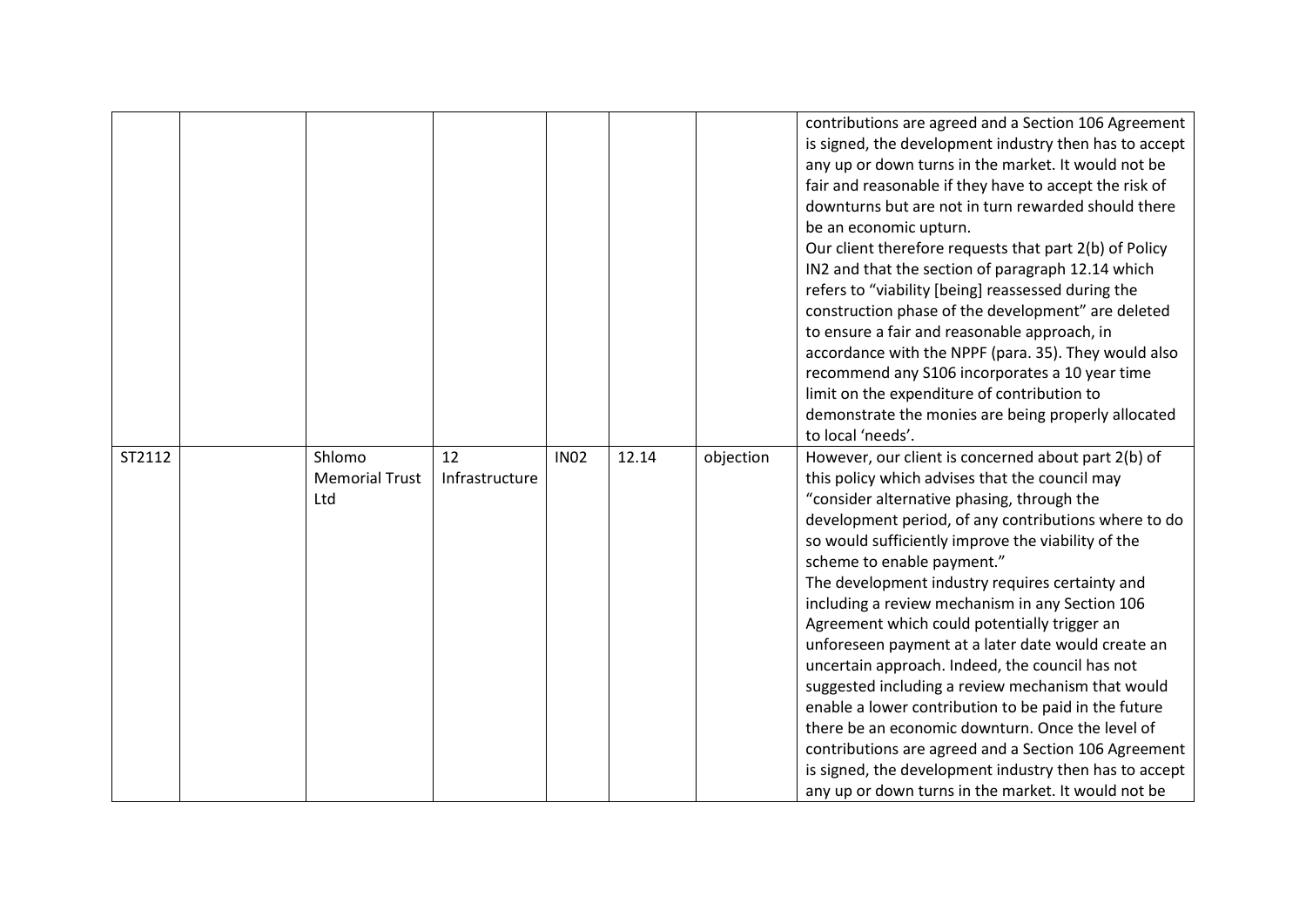| | | | | | | | |
|---|---|---|---|---|---|---|---|
| | | | | | | | contributions are agreed and a Section 106 Agreement is signed, the development industry then has to accept any up or down turns in the market. It would not be fair and reasonable if they have to accept the risk of downturns but are not in turn rewarded should there be an economic upturn.<br>Our client therefore requests that part 2(b) of Policy IN2 and that the section of paragraph 12.14 which refers to "viability [being] reassessed during the construction phase of the development" are deleted to ensure a fair and reasonable approach, in accordance with the NPPF (para. 35). They would also recommend any S106 incorporates a 10 year time limit on the expenditure of contribution to demonstrate the monies are being properly allocated to local 'needs'. |
| ST2112 | | Shlomo Memorial Trust Ltd | 12 Infrastructure | IN02 | 12.14 | objection | However, our client is concerned about part 2(b) of this policy which advises that the council may "consider alternative phasing, through the development period, of any contributions where to do so would sufficiently improve the viability of the scheme to enable payment."<br>The development industry requires certainty and including a review mechanism in any Section 106 Agreement which could potentially trigger an unforeseen payment at a later date would create an uncertain approach. Indeed, the council has not suggested including a review mechanism that would enable a lower contribution to be paid in the future there be an economic downturn. Once the level of contributions are agreed and a Section 106 Agreement is signed, the development industry then has to accept any up or down turns in the market. It would not be |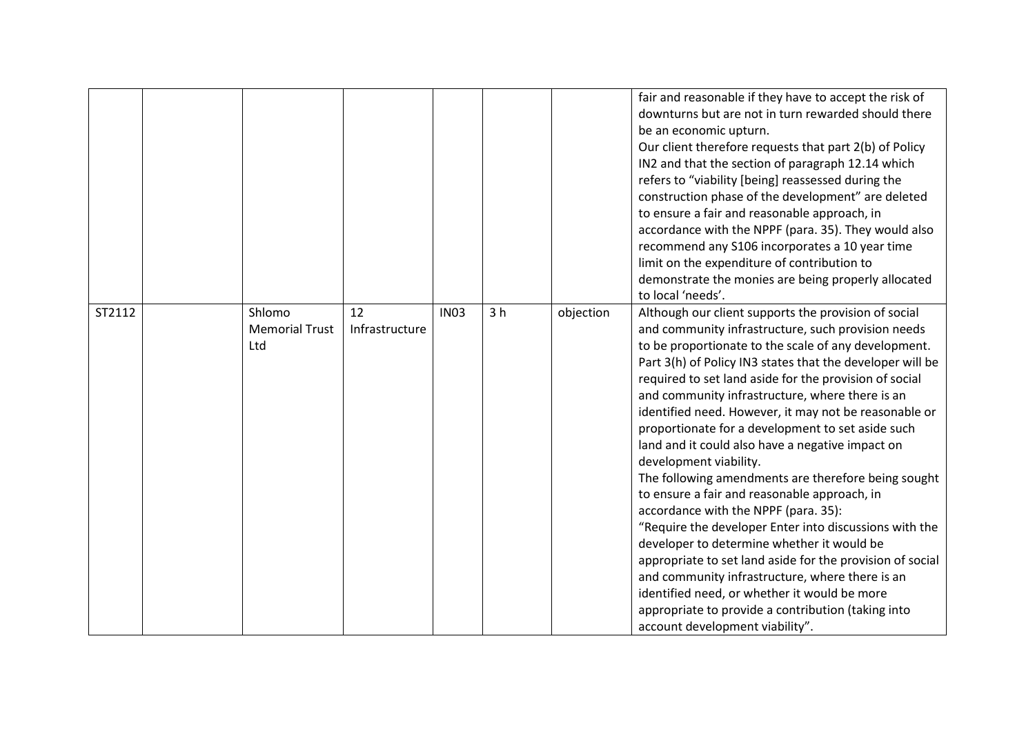|  |  |  |  |  |  |  | fair and reasonable if they have to accept the risk of downturns but are not in turn rewarded should there be an economic upturn.<br>Our client therefore requests that part 2(b) of Policy IN2 and that the section of paragraph 12.14 which refers to "viability [being] reassessed during the construction phase of the development" are deleted to ensure a fair and reasonable approach, in accordance with the NPPF (para. 35). They would also recommend any S106 incorporates a 10 year time limit on the expenditure of contribution to demonstrate the monies are being properly allocated to local 'needs'. |
|---|---|---|---|---|---|---|---|
| ST2112 |  | Shlomo Memorial Trust Ltd | 12 Infrastructure | IN03 | 3 h | objection | Although our client supports the provision of social and community infrastructure, such provision needs to be proportionate to the scale of any development. Part 3(h) of Policy IN3 states that the developer will be required to set land aside for the provision of social and community infrastructure, where there is an identified need. However, it may not be reasonable or proportionate for a development to set aside such land and it could also have a negative impact on development viability.<br>The following amendments are therefore being sought to ensure a fair and reasonable approach, in accordance with the NPPF (para. 35):<br>"Require the developer Enter into discussions with the developer to determine whether it would be appropriate to set land aside for the provision of social and community infrastructure, where there is an identified need, or whether it would be more appropriate to provide a contribution (taking into account development viability". |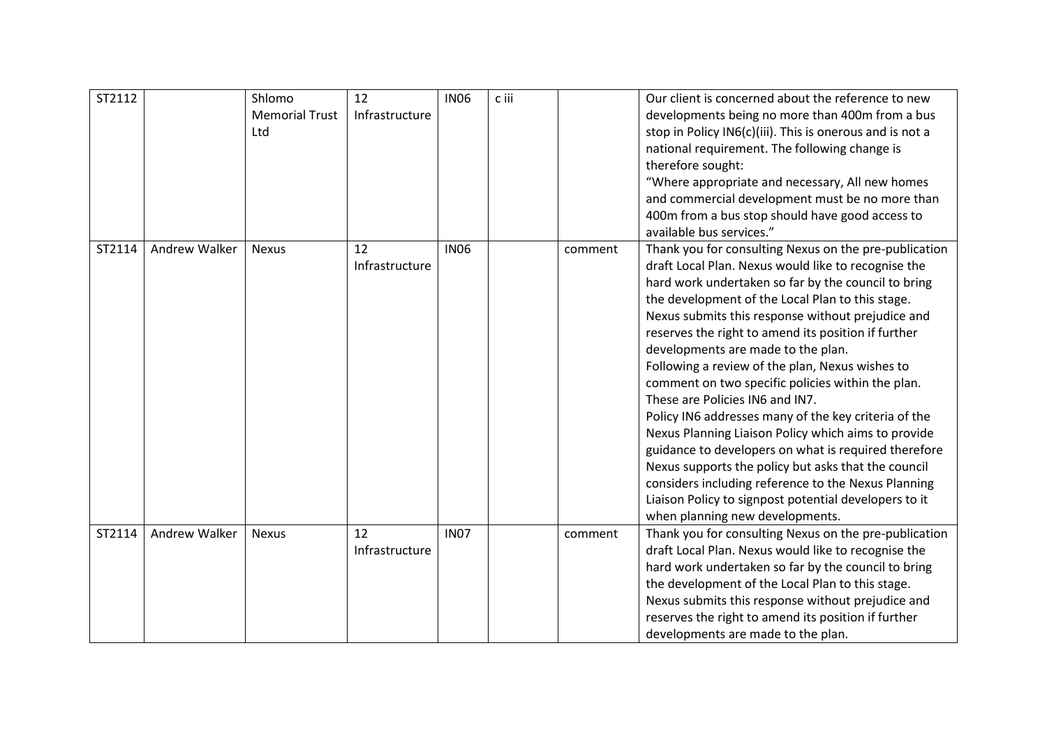| ST2112 | | Shlomo Memorial Trust Ltd | 12 Infrastructure | IN06 | c iii | | Our client is concerned about the reference to new developments being no more than 400m from a bus stop in Policy IN6(c)(iii). This is onerous and is not a national requirement. The following change is therefore sought:<br>"Where appropriate and necessary, All new homes and commercial development must be no more than 400m from a bus stop should have good access to available bus services." |
|---|---|---|---|---|---|---|---|
| ST2114 | Andrew Walker | Nexus | 12 Infrastructure | IN06 | | comment | Thank you for consulting Nexus on the pre-publication draft Local Plan. Nexus would like to recognise the hard work undertaken so far by the council to bring the development of the Local Plan to this stage. Nexus submits this response without prejudice and reserves the right to amend its position if further developments are made to the plan.<br>Following a review of the plan, Nexus wishes to comment on two specific policies within the plan. These are Policies IN6 and IN7.<br>Policy IN6 addresses many of the key criteria of the Nexus Planning Liaison Policy which aims to provide guidance to developers on what is required therefore Nexus supports the policy but asks that the council considers including reference to the Nexus Planning Liaison Policy to signpost potential developers to it when planning new developments. |
| ST2114 | Andrew Walker | Nexus | 12 Infrastructure | IN07 | | comment | Thank you for consulting Nexus on the pre-publication draft Local Plan. Nexus would like to recognise the hard work undertaken so far by the council to bring the development of the Local Plan to this stage. Nexus submits this response without prejudice and reserves the right to amend its position if further developments are made to the plan. |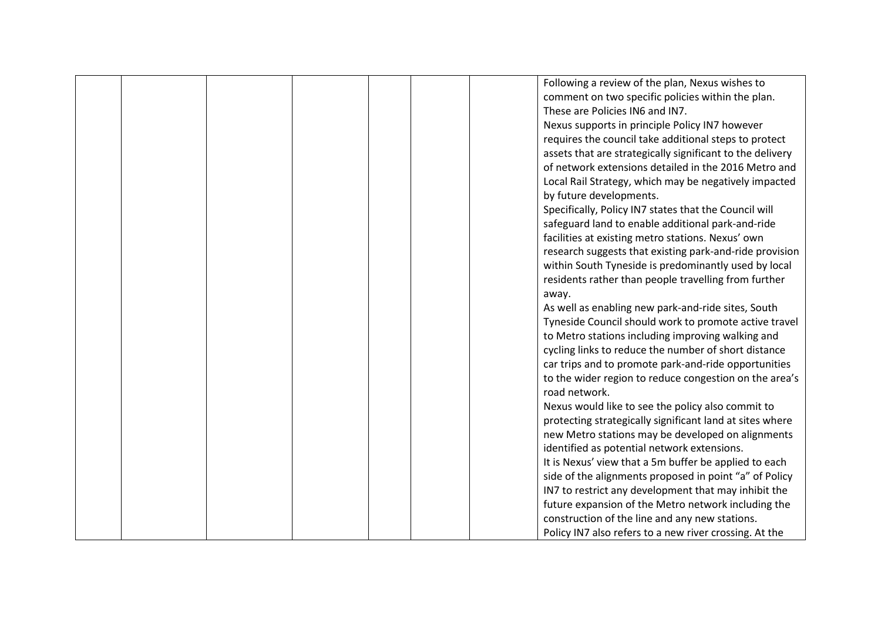| | | | | | | | |
|---|---|---|---|---|---|---|---|
| | | | | | | | Following a review of the plan, Nexus wishes to comment on two specific policies within the plan. These are Policies IN6 and IN7.<br>Nexus supports in principle Policy IN7 however requires the council take additional steps to protect assets that are strategically significant to the delivery of network extensions detailed in the 2016 Metro and Local Rail Strategy, which may be negatively impacted by future developments.<br>Specifically, Policy IN7 states that the Council will safeguard land to enable additional park-and-ride facilities at existing metro stations. Nexus' own research suggests that existing park-and-ride provision within South Tyneside is predominantly used by local residents rather than people travelling from further away.<br>As well as enabling new park-and-ride sites, South Tyneside Council should work to promote active travel to Metro stations including improving walking and cycling links to reduce the number of short distance car trips and to promote park-and-ride opportunities to the wider region to reduce congestion on the area's road network.<br>Nexus would like to see the policy also commit to protecting strategically significant land at sites where new Metro stations may be developed on alignments identified as potential network extensions.<br>It is Nexus' view that a 5m buffer be applied to each side of the alignments proposed in point "a" of Policy IN7 to restrict any development that may inhibit the future expansion of the Metro network including the construction of the line and any new stations.<br>Policy IN7 also refers to a new river crossing. At the |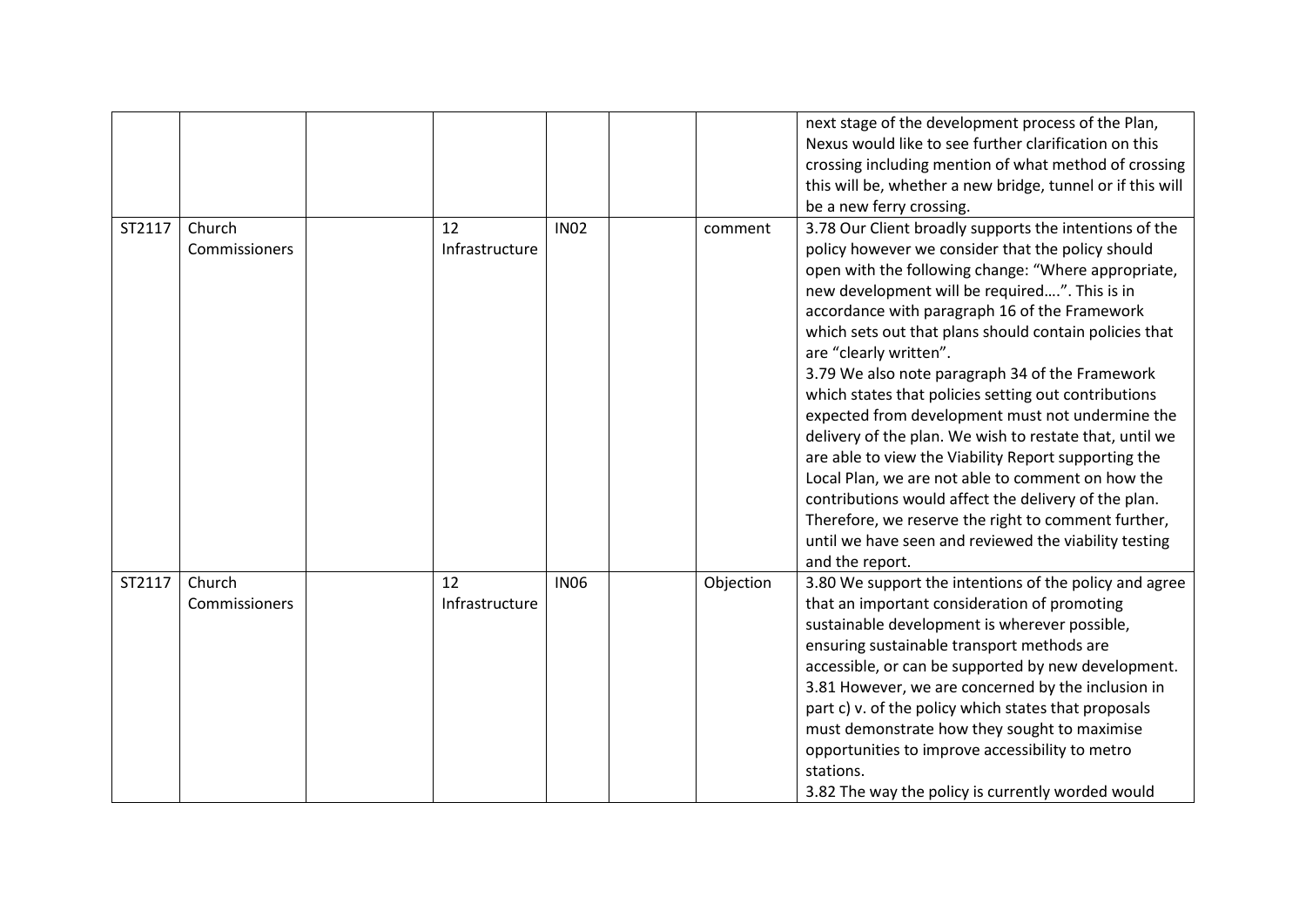| | | | | | | | |
|---|---|---|---|---|---|---|---|
| | | | | | | | next stage of the development process of the Plan, Nexus would like to see further clarification on this crossing including mention of what method of crossing this will be, whether a new bridge, tunnel or if this will be a new ferry crossing. |
| ST2117 | Church Commissioners | | 12 Infrastructure | IN02 | | comment | 3.78 Our Client broadly supports the intentions of the policy however we consider that the policy should open with the following change: "Where appropriate, new development will be required….". This is in accordance with paragraph 16 of the Framework which sets out that plans should contain policies that are "clearly written".<br>3.79 We also note paragraph 34 of the Framework which states that policies setting out contributions expected from development must not undermine the delivery of the plan. We wish to restate that, until we are able to view the Viability Report supporting the Local Plan, we are not able to comment on how the contributions would affect the delivery of the plan. Therefore, we reserve the right to comment further, until we have seen and reviewed the viability testing and the report. |
| ST2117 | Church Commissioners | | 12 Infrastructure | IN06 | | Objection | 3.80 We support the intentions of the policy and agree that an important consideration of promoting sustainable development is wherever possible, ensuring sustainable transport methods are accessible, or can be supported by new development.<br>3.81 However, we are concerned by the inclusion in part c) v. of the policy which states that proposals must demonstrate how they sought to maximise opportunities to improve accessibility to metro stations.<br>3.82 The way the policy is currently worded would |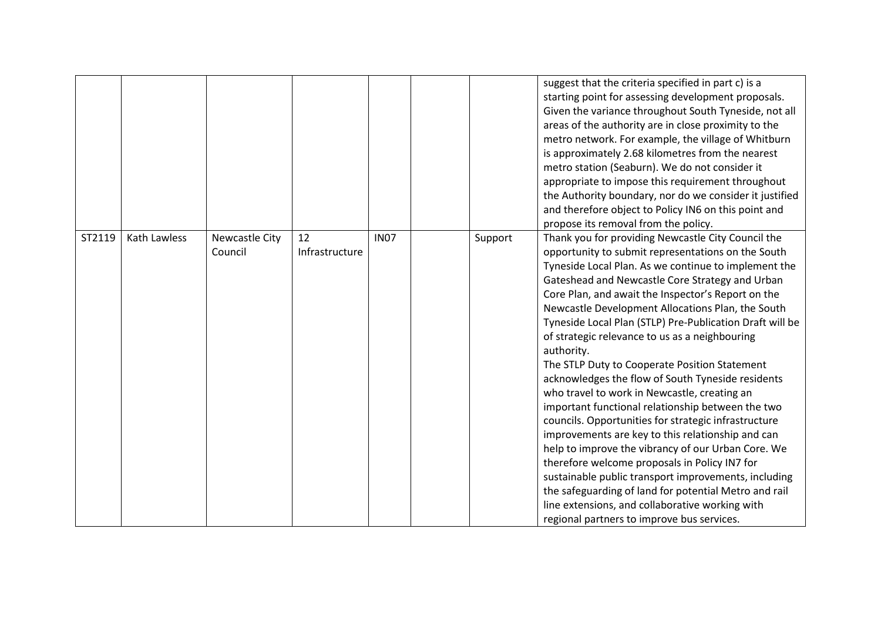| | | | | | | | |
|---|---|---|---|---|---|---|---|
| | | | | | | | suggest that the criteria specified in part c) is a starting point for assessing development proposals. Given the variance throughout South Tyneside, not all areas of the authority are in close proximity to the metro network. For example, the village of Whitburn is approximately 2.68 kilometres from the nearest metro station (Seaburn). We do not consider it appropriate to impose this requirement throughout the Authority boundary, nor do we consider it justified and therefore object to Policy IN6 on this point and propose its removal from the policy. |
| ST2119 | Kath Lawless | Newcastle City Council | 12 Infrastructure | IN07 | | Support | Thank you for providing Newcastle City Council the opportunity to submit representations on the South Tyneside Local Plan. As we continue to implement the Gateshead and Newcastle Core Strategy and Urban Core Plan, and await the Inspector's Report on the Newcastle Development Allocations Plan, the South Tyneside Local Plan (STLP) Pre-Publication Draft will be of strategic relevance to us as a neighbouring authority.<br>The STLP Duty to Cooperate Position Statement acknowledges the flow of South Tyneside residents who travel to work in Newcastle, creating an important functional relationship between the two councils. Opportunities for strategic infrastructure improvements are key to this relationship and can help to improve the vibrancy of our Urban Core. We therefore welcome proposals in Policy IN7 for sustainable public transport improvements, including the safeguarding of land for potential Metro and rail line extensions, and collaborative working with regional partners to improve bus services. |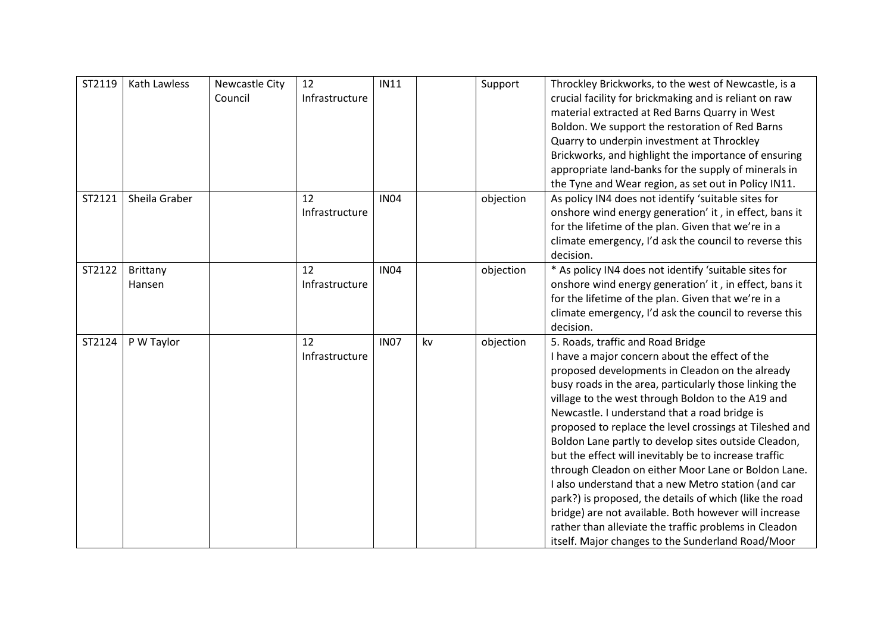| | | | | | | | |
|---|---|---|---|---|---|---|---|
| ST2119 | Kath Lawless | Newcastle City Council | 12 Infrastructure | IN11 | | Support | Throckley Brickworks, to the west of Newcastle, is a crucial facility for brickmaking and is reliant on raw material extracted at Red Barns Quarry in West Boldon. We support the restoration of Red Barns Quarry to underpin investment at Throckley Brickworks, and highlight the importance of ensuring appropriate land-banks for the supply of minerals in the Tyne and Wear region, as set out in Policy IN11. |
| ST2121 | Sheila Graber | | 12 Infrastructure | IN04 | | objection | As policy IN4 does not identify 'suitable sites for onshore wind energy generation' it , in effect, bans it for the lifetime of the plan. Given that we're in a climate emergency, I'd ask the council to reverse this decision. |
| ST2122 | Brittany Hansen | | 12 Infrastructure | IN04 | | objection | * As policy IN4 does not identify 'suitable sites for onshore wind energy generation' it , in effect, bans it for the lifetime of the plan. Given that we're in a climate emergency, I'd ask the council to reverse this decision. |
| ST2124 | P W Taylor | | 12 Infrastructure | IN07 | kv | objection | 5. Roads, traffic and Road Bridge<br>I have a major concern about the effect of the proposed developments in Cleadon on the already busy roads in the area, particularly those linking the village to the west through Boldon to the A19 and Newcastle. I understand that a road bridge is proposed to replace the level crossings at Tileshed and Boldon Lane partly to develop sites outside Cleadon, but the effect will inevitably be to increase traffic through Cleadon on either Moor Lane or Boldon Lane. I also understand that a new Metro station (and car park?) is proposed, the details of which (like the road bridge) are not available. Both however will increase rather than alleviate the traffic problems in Cleadon itself. Major changes to the Sunderland Road/Moor |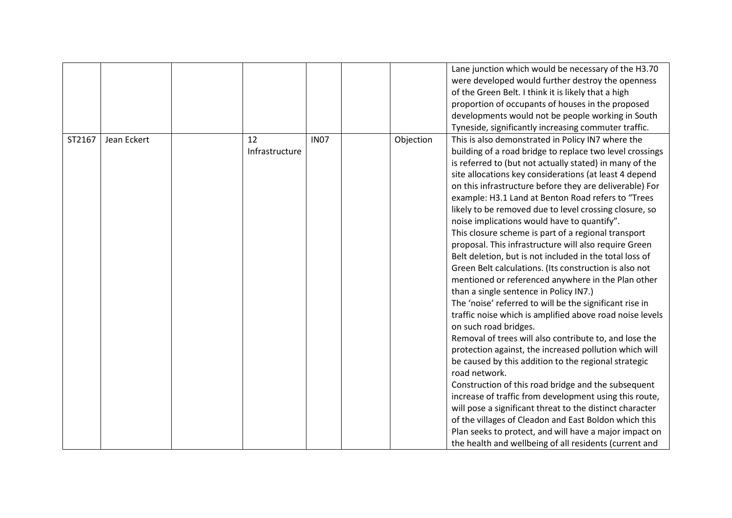| | | | | | | | |
|---|---|---|---|---|---|---|---|
| | | | | | | | Lane junction which would be necessary of the H3.70 were developed would further destroy the openness of the Green Belt. I think it is likely that a high proportion of occupants of houses in the proposed developments would not be people working in South Tyneside, significantly increasing commuter traffic. |
| ST2167 | Jean Eckert | | 12 Infrastructure | IN07 | | Objection | This is also demonstrated in Policy IN7 where the building of a road bridge to replace two level crossings is referred to (but not actually stated) in many of the site allocations key considerations (at least 4 depend on this infrastructure before they are deliverable) For example: H3.1 Land at Benton Road refers to "Trees likely to be removed due to level crossing closure, so noise implications would have to quantify".<br>This closure scheme is part of a regional transport proposal. This infrastructure will also require Green Belt deletion, but is not included in the total loss of Green Belt calculations. (Its construction is also not mentioned or referenced anywhere in the Plan other than a single sentence in Policy IN7.)<br>The 'noise' referred to will be the significant rise in traffic noise which is amplified above road noise levels on such road bridges.<br>Removal of trees will also contribute to, and lose the protection against, the increased pollution which will be caused by this addition to the regional strategic road network.<br>Construction of this road bridge and the subsequent increase of traffic from development using this route, will pose a significant threat to the distinct character of the villages of Cleadon and East Boldon which this Plan seeks to protect, and will have a major impact on the health and wellbeing of all residents (current and |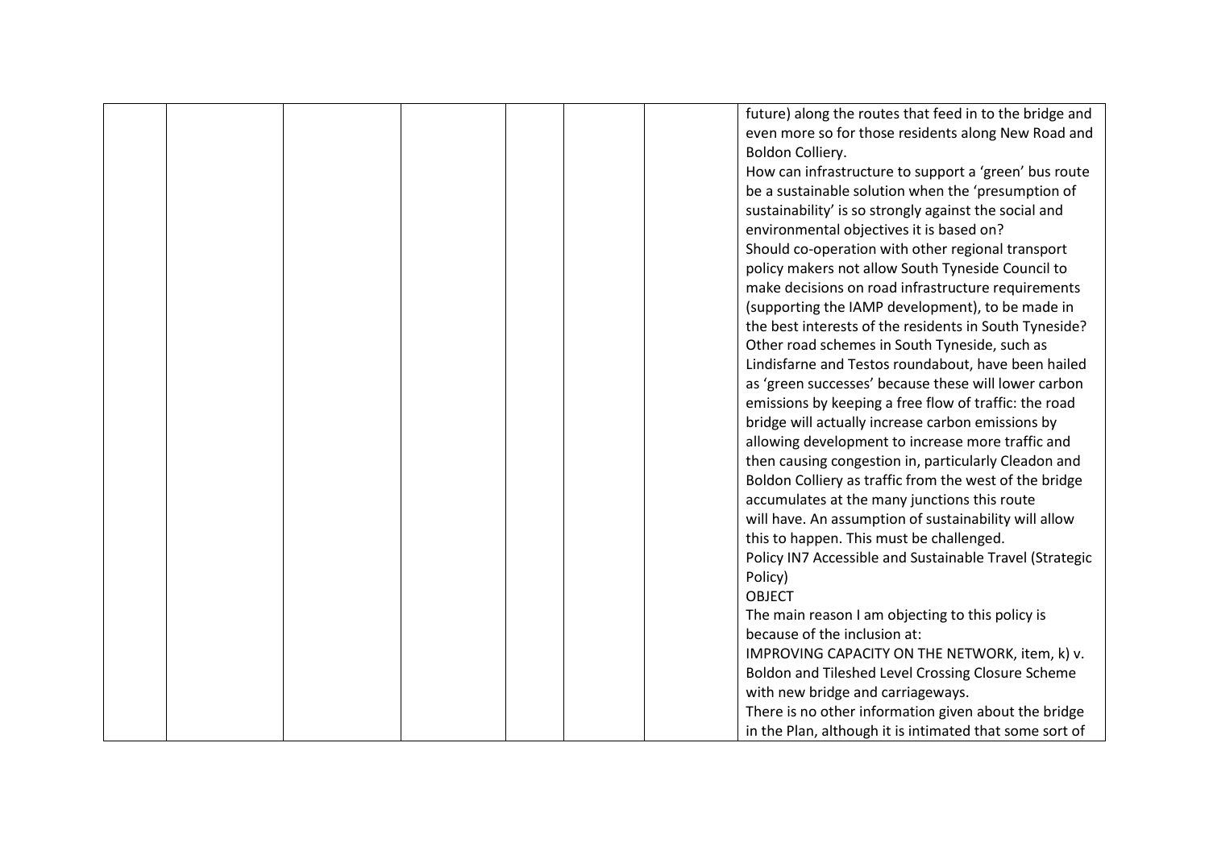| | | | | | | | |
|---|---|---|---|---|---|---|---|
| | | | | | | | future) along the routes that feed in to the bridge and even more so for those residents along New Road and Boldon Colliery.<br>How can infrastructure to support a 'green' bus route be a sustainable solution when the 'presumption of sustainability' is so strongly against the social and environmental objectives it is based on?<br>Should co-operation with other regional transport policy makers not allow South Tyneside Council to make decisions on road infrastructure requirements (supporting the IAMP development), to be made in the best interests of the residents in South Tyneside?<br>Other road schemes in South Tyneside, such as Lindisfarne and Testos roundabout, have been hailed as 'green successes' because these will lower carbon emissions by keeping a free flow of traffic: the road bridge will actually increase carbon emissions by allowing development to increase more traffic and then causing congestion in, particularly Cleadon and Boldon Colliery as traffic from the west of the bridge accumulates at the many junctions this route will have. An assumption of sustainability will allow this to happen. This must be challenged.<br>Policy IN7 Accessible and Sustainable Travel (Strategic Policy)<br>OBJECT<br>The main reason I am objecting to this policy is because of the inclusion at:<br>IMPROVING CAPACITY ON THE NETWORK, item, k) v. Boldon and Tileshed Level Crossing Closure Scheme with new bridge and carriageways.<br>There is no other information given about the bridge in the Plan, although it is intimated that some sort of |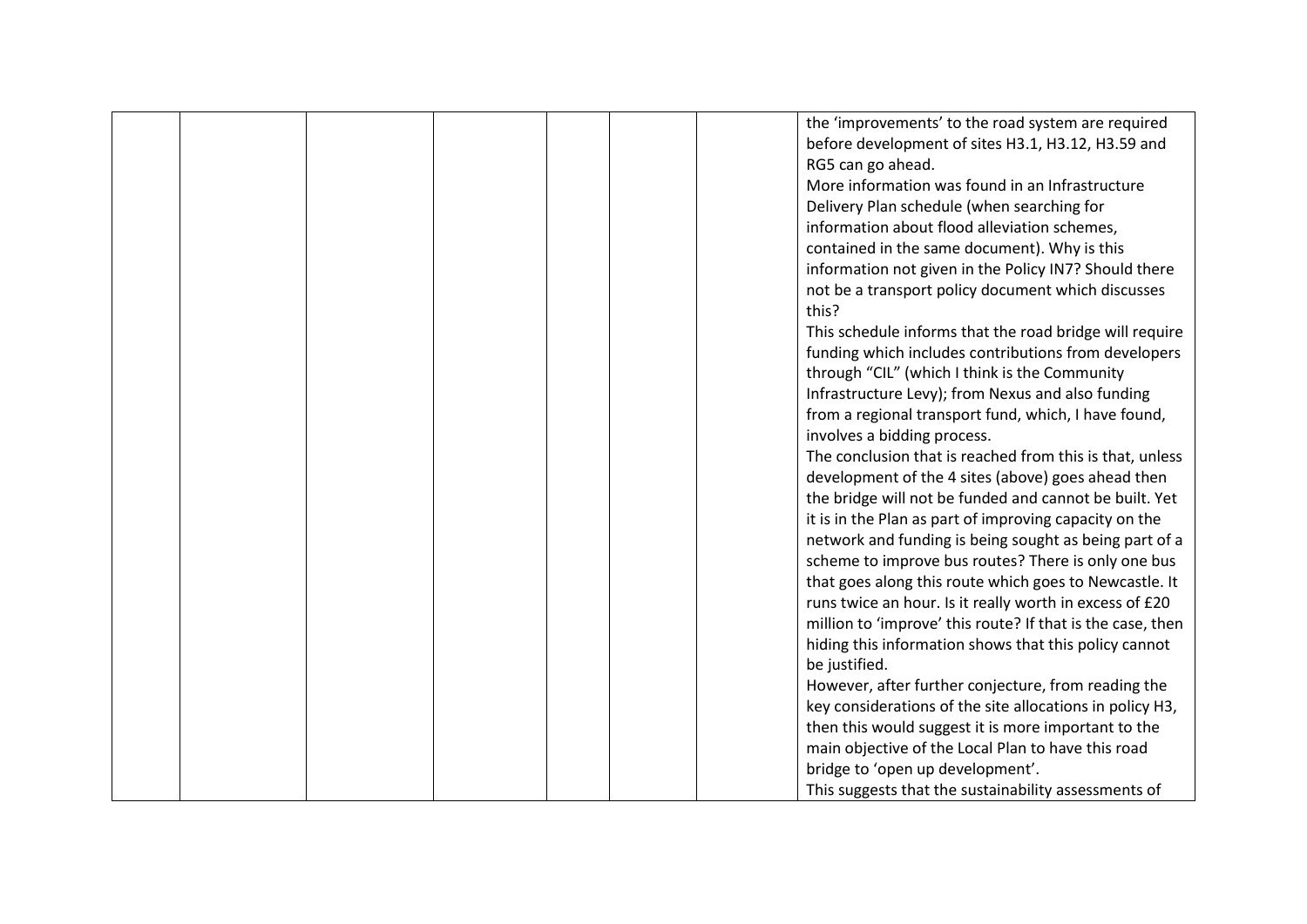| | | | | | | | |
|---|---|---|---|---|---|---|---|
| | | | | | | | the 'improvements' to the road system are required before development of sites H3.1, H3.12, H3.59 and RG5 can go ahead.<br>More information was found in an Infrastructure Delivery Plan schedule (when searching for information about flood alleviation schemes, contained in the same document). Why is this information not given in the Policy IN7? Should there not be a transport policy document which discusses this?<br>This schedule informs that the road bridge will require funding which includes contributions from developers through "CIL" (which I think is the Community Infrastructure Levy); from Nexus and also funding from a regional transport fund, which, I have found, involves a bidding process.<br>The conclusion that is reached from this is that, unless development of the 4 sites (above) goes ahead then the bridge will not be funded and cannot be built. Yet it is in the Plan as part of improving capacity on the network and funding is being sought as being part of a scheme to improve bus routes? There is only one bus that goes along this route which goes to Newcastle. It runs twice an hour. Is it really worth in excess of £20 million to 'improve' this route? If that is the case, then hiding this information shows that this policy cannot be justified.<br>However, after further conjecture, from reading the key considerations of the site allocations in policy H3, then this would suggest it is more important to the main objective of the Local Plan to have this road bridge to 'open up development'.<br>This suggests that the sustainability assessments of |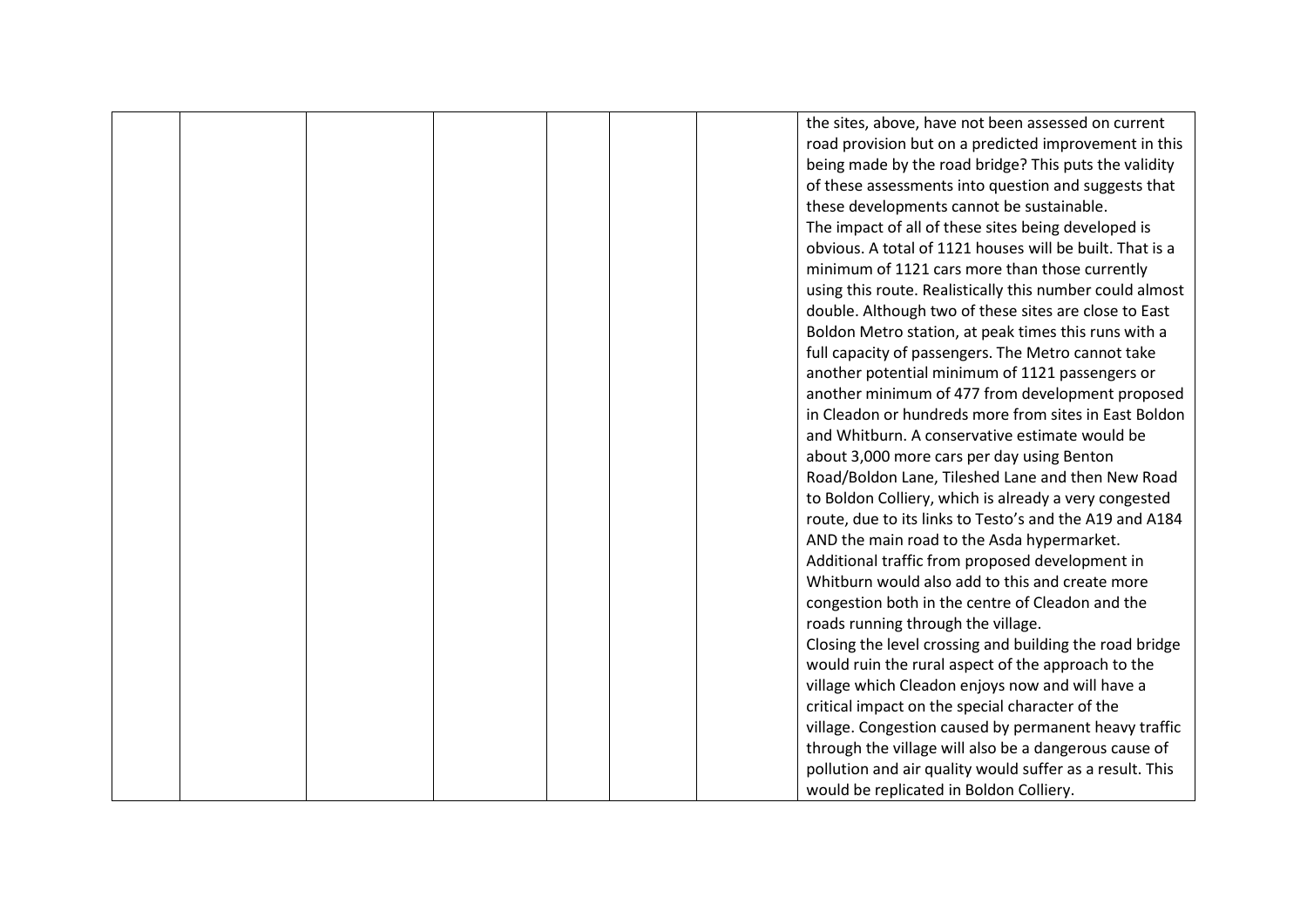|  |  |  |  |  |  |  |  |
|---|---|---|---|---|---|---|---|
|  |  |  |  |  |  |  | the sites, above, have not been assessed on current road provision but on a predicted improvement in this being made by the road bridge? This puts the validity of these assessments into question and suggests that these developments cannot be sustainable.<br>The impact of all of these sites being developed is obvious. A total of 1121 houses will be built. That is a minimum of 1121 cars more than those currently using this route. Realistically this number could almost double. Although two of these sites are close to East Boldon Metro station, at peak times this runs with a full capacity of passengers. The Metro cannot take another potential minimum of 1121 passengers or another minimum of 477 from development proposed in Cleadon or hundreds more from sites in East Boldon and Whitburn. A conservative estimate would be about 3,000 more cars per day using Benton Road/Boldon Lane, Tileshed Lane and then New Road to Boldon Colliery, which is already a very congested route, due to its links to Testo's and the A19 and A184 AND the main road to the Asda hypermarket.<br>Additional traffic from proposed development in Whitburn would also add to this and create more congestion both in the centre of Cleadon and the roads running through the village.<br>Closing the level crossing and building the road bridge would ruin the rural aspect of the approach to the village which Cleadon enjoys now and will have a critical impact on the special character of the village. Congestion caused by permanent heavy traffic through the village will also be a dangerous cause of pollution and air quality would suffer as a result. This would be replicated in Boldon Colliery. |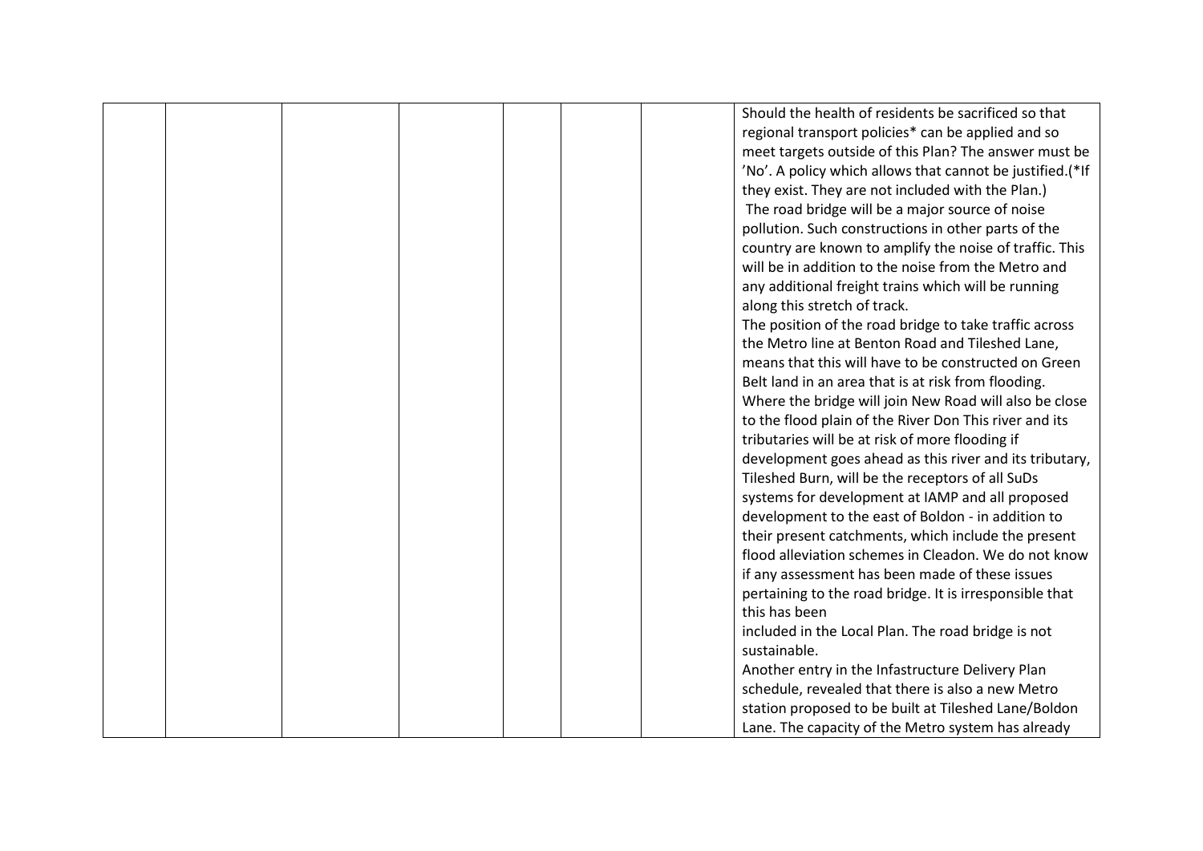| | | | | | | | |
|---|---|---|---|---|---|---|---|
| | | | | | | | Should the health of residents be sacrificed so that regional transport policies* can be applied and so meet targets outside of this Plan? The answer must be 'No'. A policy which allows that cannot be justified.(*If they exist. They are not included with the Plan.)<br>The road bridge will be a major source of noise pollution. Such constructions in other parts of the country are known to amplify the noise of traffic. This will be in addition to the noise from the Metro and any additional freight trains which will be running along this stretch of track.<br>The position of the road bridge to take traffic across the Metro line at Benton Road and Tileshed Lane, means that this will have to be constructed on Green Belt land in an area that is at risk from flooding. Where the bridge will join New Road will also be close to the flood plain of the River Don This river and its tributaries will be at risk of more flooding if development goes ahead as this river and its tributary, Tileshed Burn, will be the receptors of all SuDs systems for development at IAMP and all proposed development to the east of Boldon - in addition to their present catchments, which include the present flood alleviation schemes in Cleadon. We do not know if any assessment has been made of these issues pertaining to the road bridge. It is irresponsible that this has been<br>included in the Local Plan. The road bridge is not sustainable.<br>Another entry in the Infastructure Delivery Plan schedule, revealed that there is also a new Metro station proposed to be built at Tileshed Lane/Boldon Lane. The capacity of the Metro system has already |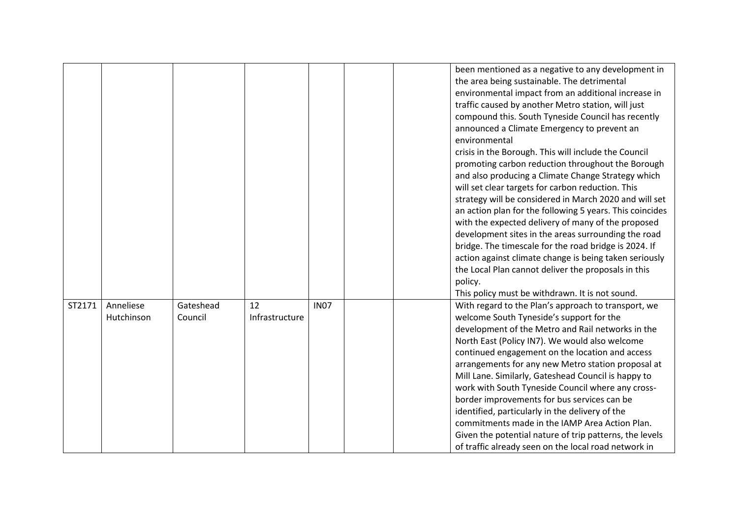|  |  |  |  |  |  |  |  |
|---|---|---|---|---|---|---|---|
|  |  |  |  |  |  |  | been mentioned as a negative to any development in the area being sustainable. The detrimental environmental impact from an additional increase in traffic caused by another Metro station, will just compound this. South Tyneside Council has recently announced a Climate Emergency to prevent an environmental crisis in the Borough. This will include the Council promoting carbon reduction throughout the Borough and also producing a Climate Change Strategy which will set clear targets for carbon reduction. This strategy will be considered in March 2020 and will set an action plan for the following 5 years. This coincides with the expected delivery of many of the proposed development sites in the areas surrounding the road bridge. The timescale for the road bridge is 2024. If action against climate change is being taken seriously the Local Plan cannot deliver the proposals in this policy.<br>This policy must be withdrawn. It is not sound. |
| ST2171 | Anneliese Hutchinson | Gateshead Council | 12 Infrastructure | IN07 |  |  | With regard to the Plan's approach to transport, we welcome South Tyneside's support for the development of the Metro and Rail networks in the North East (Policy IN7). We would also welcome continued engagement on the location and access arrangements for any new Metro station proposal at Mill Lane. Similarly, Gateshead Council is happy to work with South Tyneside Council where any cross-border improvements for bus services can be identified, particularly in the delivery of the commitments made in the IAMP Area Action Plan. Given the potential nature of trip patterns, the levels of traffic already seen on the local road network in |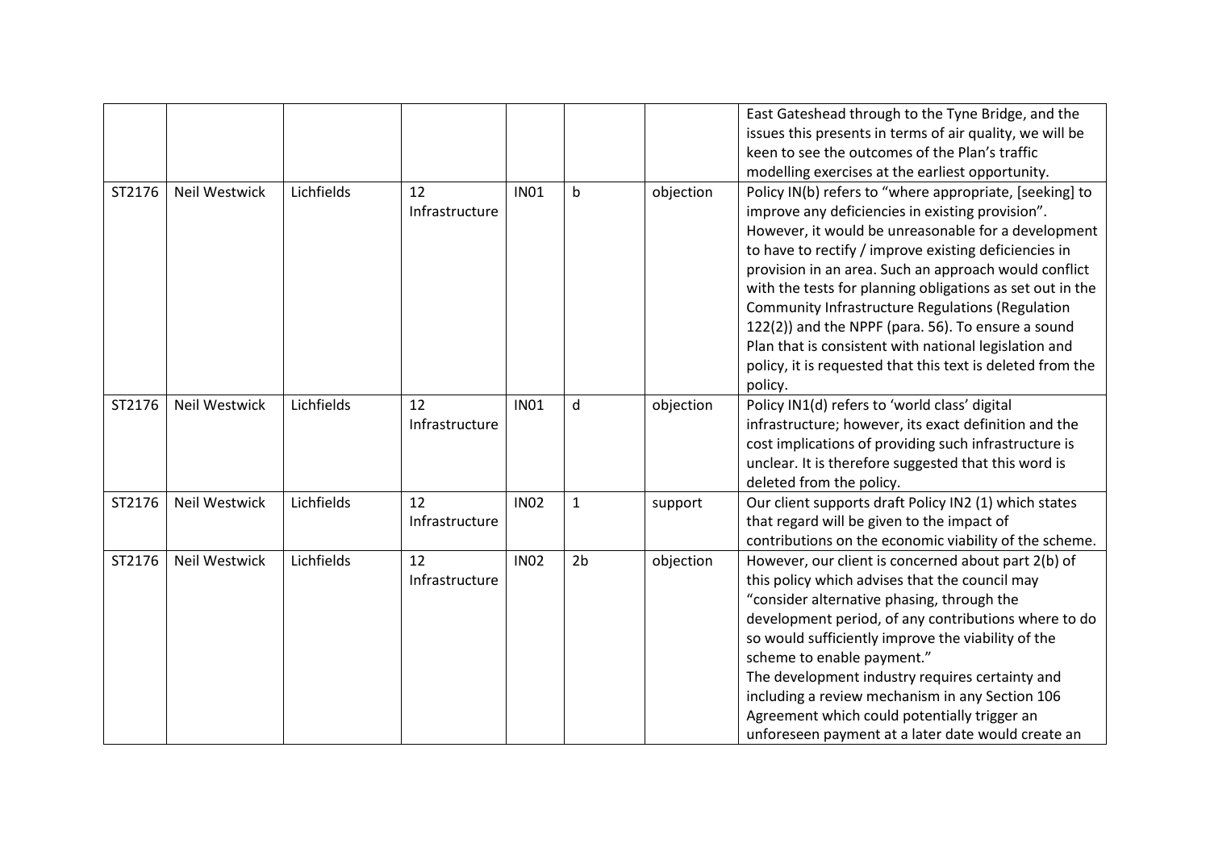| | | | | | | | |
|---|---|---|---|---|---|---|---|
| | | | | | | | East Gateshead through to the Tyne Bridge, and the issues this presents in terms of air quality, we will be keen to see the outcomes of the Plan's traffic modelling exercises at the earliest opportunity. |
| ST2176 | Neil Westwick | Lichfields | 12 Infrastructure | IN01 | b | objection | Policy IN(b) refers to "where appropriate, [seeking] to improve any deficiencies in existing provision". However, it would be unreasonable for a development to have to rectify / improve existing deficiencies in provision in an area. Such an approach would conflict with the tests for planning obligations as set out in the Community Infrastructure Regulations (Regulation 122(2)) and the NPPF (para. 56). To ensure a sound Plan that is consistent with national legislation and policy, it is requested that this text is deleted from the policy. |
| ST2176 | Neil Westwick | Lichfields | 12 Infrastructure | IN01 | d | objection | Policy IN1(d) refers to 'world class' digital infrastructure; however, its exact definition and the cost implications of providing such infrastructure is unclear. It is therefore suggested that this word is deleted from the policy. |
| ST2176 | Neil Westwick | Lichfields | 12 Infrastructure | IN02 | 1 | support | Our client supports draft Policy IN2 (1) which states that regard will be given to the impact of contributions on the economic viability of the scheme. |
| ST2176 | Neil Westwick | Lichfields | 12 Infrastructure | IN02 | 2b | objection | However, our client is concerned about part 2(b) of this policy which advises that the council may "consider alternative phasing, through the development period, of any contributions where to do so would sufficiently improve the viability of the scheme to enable payment."<br>The development industry requires certainty and including a review mechanism in any Section 106 Agreement which could potentially trigger an unforeseen payment at a later date would create an |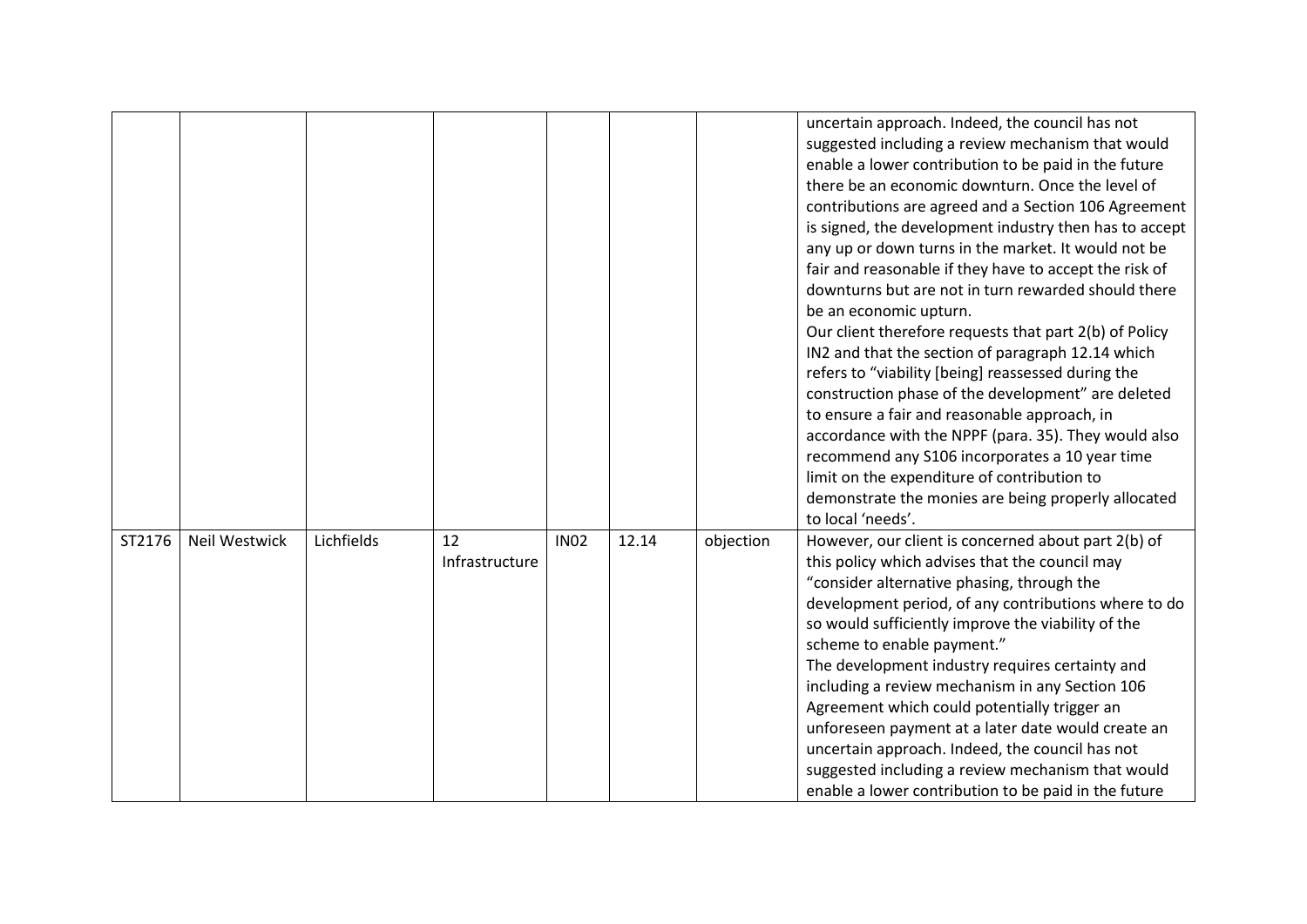| | | | | | | | |
|---|---|---|---|---|---|---|---|
| | | | | | | | uncertain approach. Indeed, the council has not suggested including a review mechanism that would enable a lower contribution to be paid in the future there be an economic downturn. Once the level of contributions are agreed and a Section 106 Agreement is signed, the development industry then has to accept any up or down turns in the market. It would not be fair and reasonable if they have to accept the risk of downturns but are not in turn rewarded should there be an economic upturn.<br>Our client therefore requests that part 2(b) of Policy IN2 and that the section of paragraph 12.14 which refers to "viability [being] reassessed during the construction phase of the development" are deleted to ensure a fair and reasonable approach, in accordance with the NPPF (para. 35). They would also recommend any S106 incorporates a 10 year time limit on the expenditure of contribution to demonstrate the monies are being properly allocated to local 'needs'. |
| ST2176 | Neil Westwick | Lichfields | 12 Infrastructure | IN02 | 12.14 | objection | However, our client is concerned about part 2(b) of this policy which advises that the council may "consider alternative phasing, through the development period, of any contributions where to do so would sufficiently improve the viability of the scheme to enable payment."<br>The development industry requires certainty and including a review mechanism in any Section 106 Agreement which could potentially trigger an unforeseen payment at a later date would create an uncertain approach. Indeed, the council has not suggested including a review mechanism that would enable a lower contribution to be paid in the future |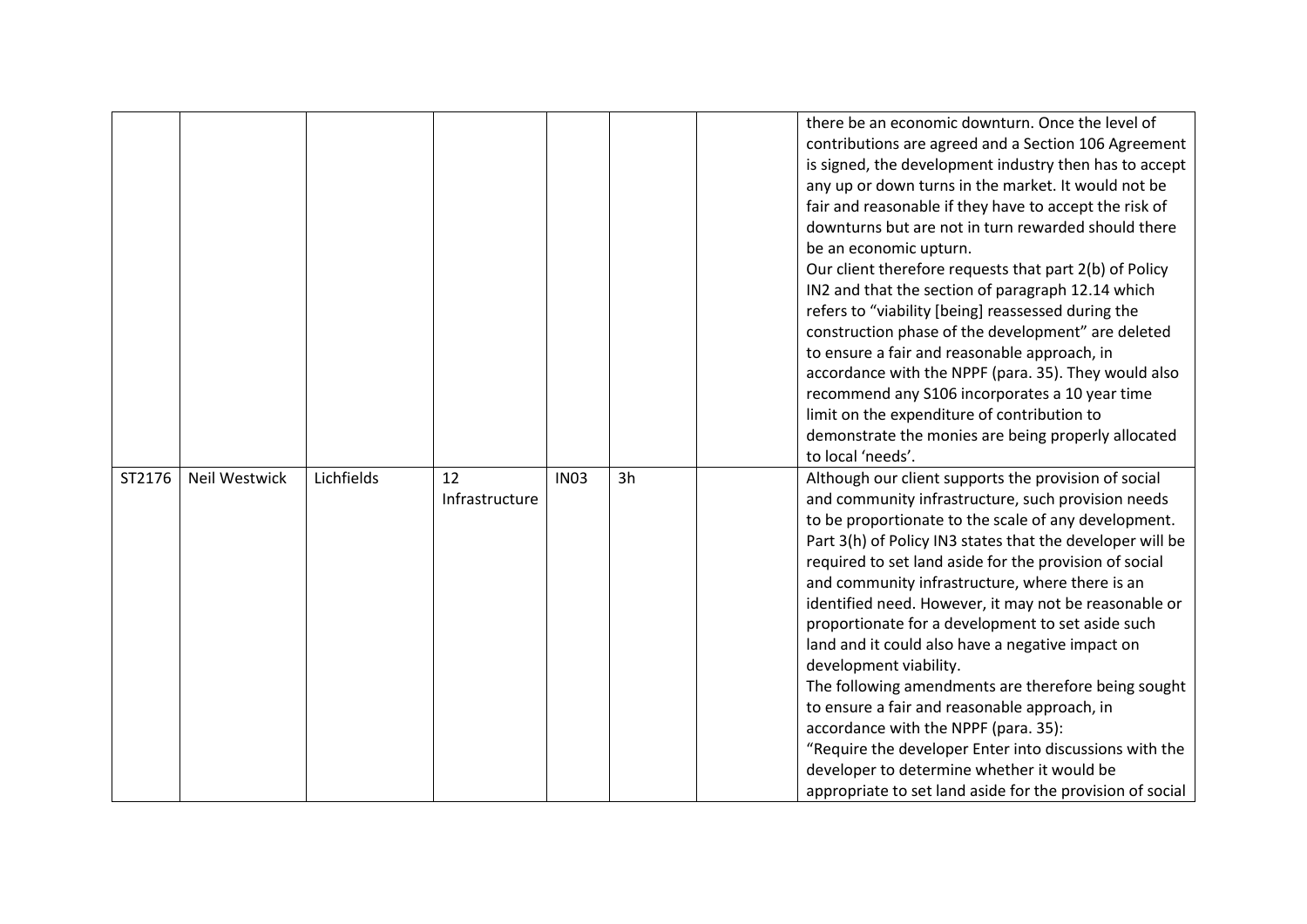|  |  |  |  |  |  |  |  |
|---|---|---|---|---|---|---|---|
|  |  |  |  |  |  |  | there be an economic downturn. Once the level of contributions are agreed and a Section 106 Agreement is signed, the development industry then has to accept any up or down turns in the market. It would not be fair and reasonable if they have to accept the risk of downturns but are not in turn rewarded should there be an economic upturn.<br>Our client therefore requests that part 2(b) of Policy IN2 and that the section of paragraph 12.14 which refers to "viability [being] reassessed during the construction phase of the development" are deleted to ensure a fair and reasonable approach, in accordance with the NPPF (para. 35). They would also recommend any S106 incorporates a 10 year time limit on the expenditure of contribution to demonstrate the monies are being properly allocated to local 'needs'. |
| ST2176 | Neil Westwick | Lichfields | 12 Infrastructure | IN03 | 3h |  | Although our client supports the provision of social and community infrastructure, such provision needs to be proportionate to the scale of any development. Part 3(h) of Policy IN3 states that the developer will be required to set land aside for the provision of social and community infrastructure, where there is an identified need. However, it may not be reasonable or proportionate for a development to set aside such land and it could also have a negative impact on development viability.<br>The following amendments are therefore being sought to ensure a fair and reasonable approach, in accordance with the NPPF (para. 35):<br>"Require the developer Enter into discussions with the developer to determine whether it would be appropriate to set land aside for the provision of social |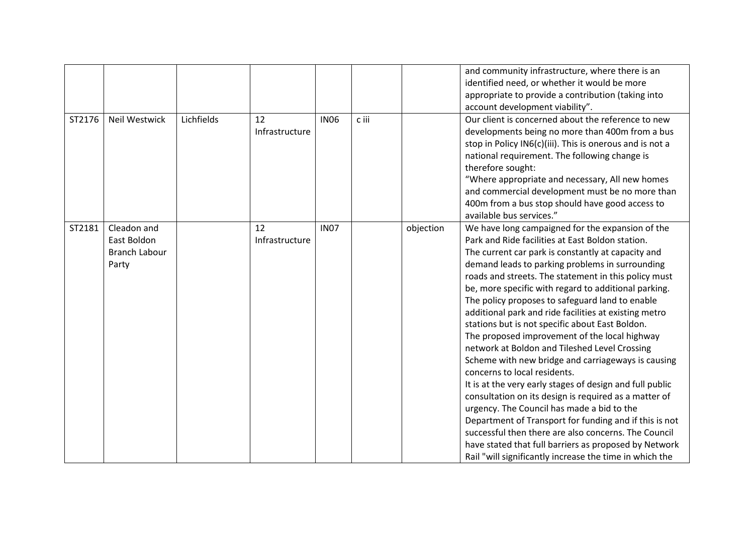| | | | | | | | |
|---|---|---|---|---|---|---|---|
| | | | | | | | and community infrastructure, where there is an identified need, or whether it would be more appropriate to provide a contribution (taking into account development viability". |
| ST2176 | Neil Westwick | Lichfields | 12 Infrastructure | IN06 | c iii | | Our client is concerned about the reference to new developments being no more than 400m from a bus stop in Policy IN6(c)(iii). This is onerous and is not a national requirement. The following change is therefore sought:<br>"Where appropriate and necessary, All new homes and commercial development must be no more than 400m from a bus stop should have good access to available bus services." |
| ST2181 | Cleadon and East Boldon Branch Labour Party | | 12 Infrastructure | IN07 | | objection | We have long campaigned for the expansion of the Park and Ride facilities at East Boldon station.<br>The current car park is constantly at capacity and demand leads to parking problems in surrounding roads and streets. The statement in this policy must be, more specific with regard to additional parking. The policy proposes to safeguard land to enable additional park and ride facilities at existing metro stations but is not specific about East Boldon.<br>The proposed improvement of the local highway network at Boldon and Tileshed Level Crossing Scheme with new bridge and carriageways is causing concerns to local residents.<br>It is at the very early stages of design and full public consultation on its design is required as a matter of urgency. The Council has made a bid to the Department of Transport for funding and if this is not successful then there are also concerns. The Council have stated that full barriers as proposed by Network Rail "will significantly increase the time in which the |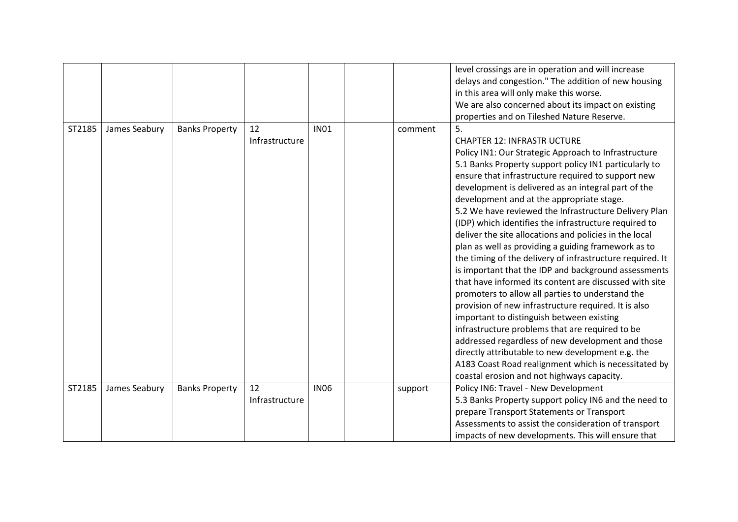| | | | | | | | |
|---|---|---|---|---|---|---|---|
| | | | | | | | level crossings are in operation and will increase delays and congestion." The addition of new housing in this area will only make this worse.<br>We are also concerned about its impact on existing properties and on Tileshed Nature Reserve. |
| ST2185 | James Seabury | Banks Property | 12 Infrastructure | IN01 | | comment | 5.<br>CHAPTER 12: INFRASTR UCTURE<br>Policy IN1: Our Strategic Approach to Infrastructure<br>5.1 Banks Property support policy IN1 particularly to ensure that infrastructure required to support new development is delivered as an integral part of the development and at the appropriate stage.<br>5.2 We have reviewed the Infrastructure Delivery Plan (IDP) which identifies the infrastructure required to deliver the site allocations and policies in the local plan as well as providing a guiding framework as to the timing of the delivery of infrastructure required. It is important that the IDP and background assessments that have informed its content are discussed with site promoters to allow all parties to understand the provision of new infrastructure required. It is also important to distinguish between existing infrastructure problems that are required to be addressed regardless of new development and those directly attributable to new development e.g. the A183 Coast Road realignment which is necessitated by coastal erosion and not highways capacity. |
| ST2185 | James Seabury | Banks Property | 12 Infrastructure | IN06 | | support | Policy IN6: Travel - New Development<br>5.3 Banks Property support policy IN6 and the need to prepare Transport Statements or Transport Assessments to assist the consideration of transport impacts of new developments. This will ensure that |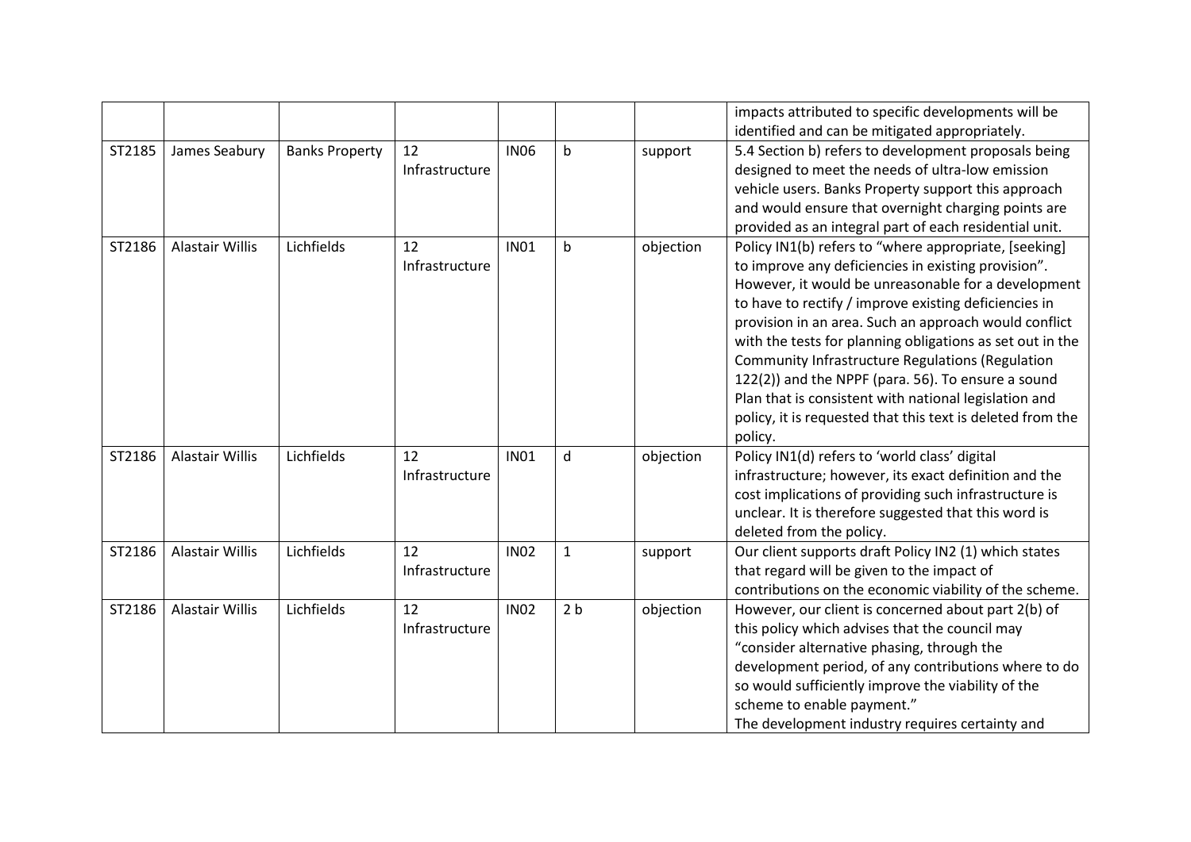| | | | | | | | |
|---|---|---|---|---|---|---|---|
| | | | | | | | impacts attributed to specific developments will be identified and can be mitigated appropriately. |
| ST2185 | James Seabury | Banks Property | 12 Infrastructure | IN06 | b | support | 5.4 Section b) refers to development proposals being designed to meet the needs of ultra-low emission vehicle users. Banks Property support this approach and would ensure that overnight charging points are provided as an integral part of each residential unit. |
| ST2186 | Alastair Willis | Lichfields | 12 Infrastructure | IN01 | b | objection | Policy IN1(b) refers to "where appropriate, [seeking] to improve any deficiencies in existing provision". However, it would be unreasonable for a development to have to rectify / improve existing deficiencies in provision in an area. Such an approach would conflict with the tests for planning obligations as set out in the Community Infrastructure Regulations (Regulation 122(2)) and the NPPF (para. 56). To ensure a sound Plan that is consistent with national legislation and policy, it is requested that this text is deleted from the policy. |
| ST2186 | Alastair Willis | Lichfields | 12 Infrastructure | IN01 | d | objection | Policy IN1(d) refers to 'world class' digital infrastructure; however, its exact definition and the cost implications of providing such infrastructure is unclear. It is therefore suggested that this word is deleted from the policy. |
| ST2186 | Alastair Willis | Lichfields | 12 Infrastructure | IN02 | 1 | support | Our client supports draft Policy IN2 (1) which states that regard will be given to the impact of contributions on the economic viability of the scheme. |
| ST2186 | Alastair Willis | Lichfields | 12 Infrastructure | IN02 | 2 b | objection | However, our client is concerned about part 2(b) of this policy which advises that the council may "consider alternative phasing, through the development period, of any contributions where to do so would sufficiently improve the viability of the scheme to enable payment."<br>The development industry requires certainty and |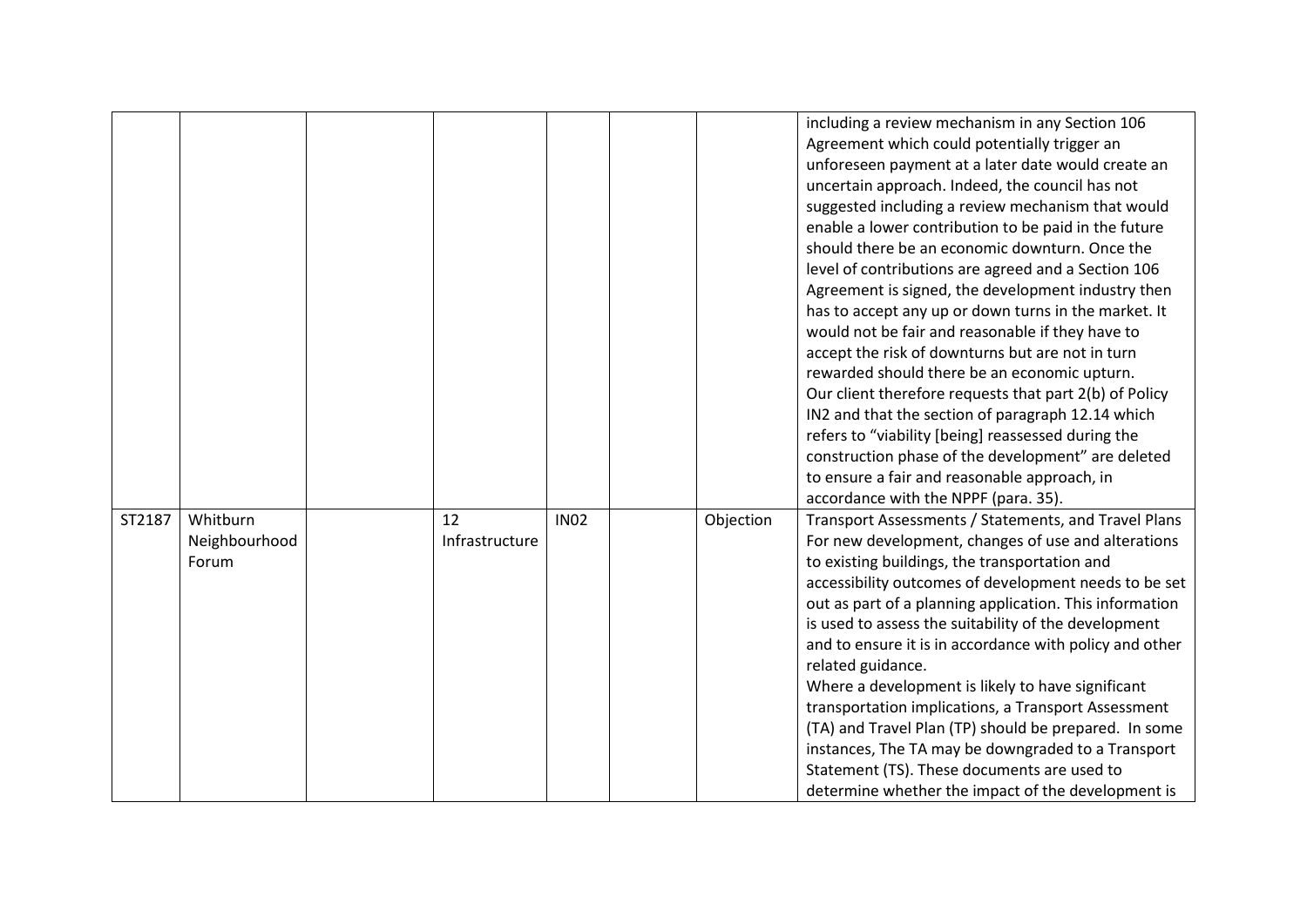| | | | | | | | |
|---|---|---|---|---|---|---|---|
| | | | | | | | including a review mechanism in any Section 106 Agreement which could potentially trigger an unforeseen payment at a later date would create an uncertain approach. Indeed, the council has not suggested including a review mechanism that would enable a lower contribution to be paid in the future should there be an economic downturn. Once the level of contributions are agreed and a Section 106 Agreement is signed, the development industry then has to accept any up or down turns in the market. It would not be fair and reasonable if they have to accept the risk of downturns but are not in turn rewarded should there be an economic upturn.<br>Our client therefore requests that part 2(b) of Policy IN2 and that the section of paragraph 12.14 which refers to "viability [being] reassessed during the construction phase of the development" are deleted to ensure a fair and reasonable approach, in accordance with the NPPF (para. 35). |
| ST2187 | Whitburn Neighbourhood Forum | | 12 Infrastructure | IN02 | | Objection | Transport Assessments / Statements, and Travel Plans<br>For new development, changes of use and alterations to existing buildings, the transportation and accessibility outcomes of development needs to be set out as part of a planning application. This information is used to assess the suitability of the development and to ensure it is in accordance with policy and other related guidance.<br>Where a development is likely to have significant transportation implications, a Transport Assessment (TA) and Travel Plan (TP) should be prepared. In some instances, The TA may be downgraded to a Transport Statement (TS). These documents are used to determine whether the impact of the development is |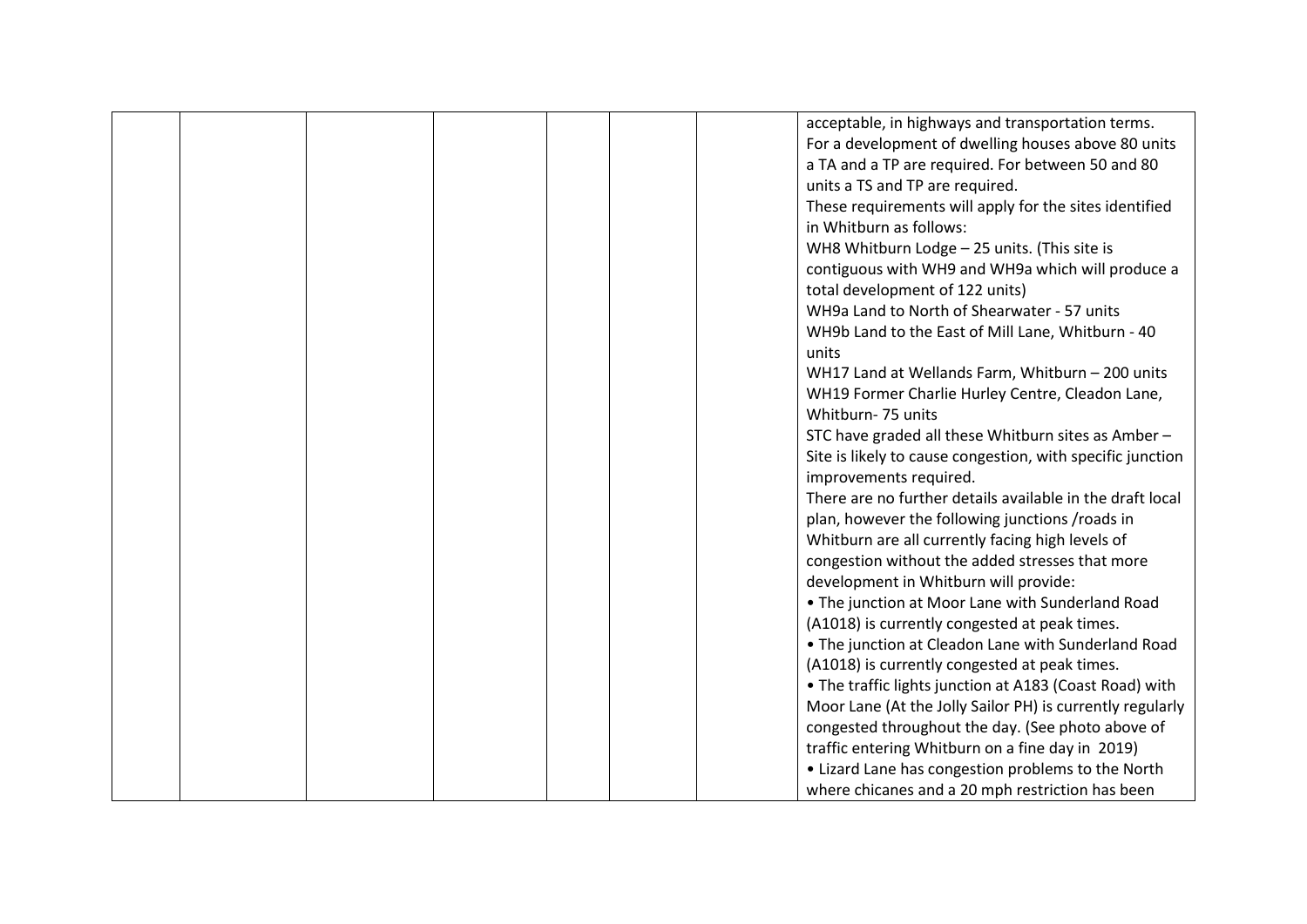| | | | | | | | |
|---|---|---|---|---|---|---|---|
| | | | | | | | acceptable, in highways and transportation terms.<br>For a development of dwelling houses above 80 units a TA and a TP are required. For between 50 and 80 units a TS and TP are required.<br>These requirements will apply for the sites identified in Whitburn as follows:<br>WH8 Whitburn Lodge – 25 units. (This site is contiguous with WH9 and WH9a which will produce a total development of 122 units)<br>WH9a Land to North of Shearwater - 57 units<br>WH9b Land to the East of Mill Lane, Whitburn - 40 units<br>WH17 Land at Wellands Farm, Whitburn – 200 units<br>WH19 Former Charlie Hurley Centre, Cleadon Lane, Whitburn- 75 units<br>STC have graded all these Whitburn sites as Amber – Site is likely to cause congestion, with specific junction improvements required.<br>There are no further details available in the draft local plan, however the following junctions /roads in Whitburn are all currently facing high levels of congestion without the added stresses that more development in Whitburn will provide:<br>• The junction at Moor Lane with Sunderland Road (A1018) is currently congested at peak times.<br>• The junction at Cleadon Lane with Sunderland Road (A1018) is currently congested at peak times.<br>• The traffic lights junction at A183 (Coast Road) with Moor Lane (At the Jolly Sailor PH) is currently regularly congested throughout the day. (See photo above of traffic entering Whitburn on a fine day in 2019)<br>• Lizard Lane has congestion problems to the North where chicanes and a 20 mph restriction has been |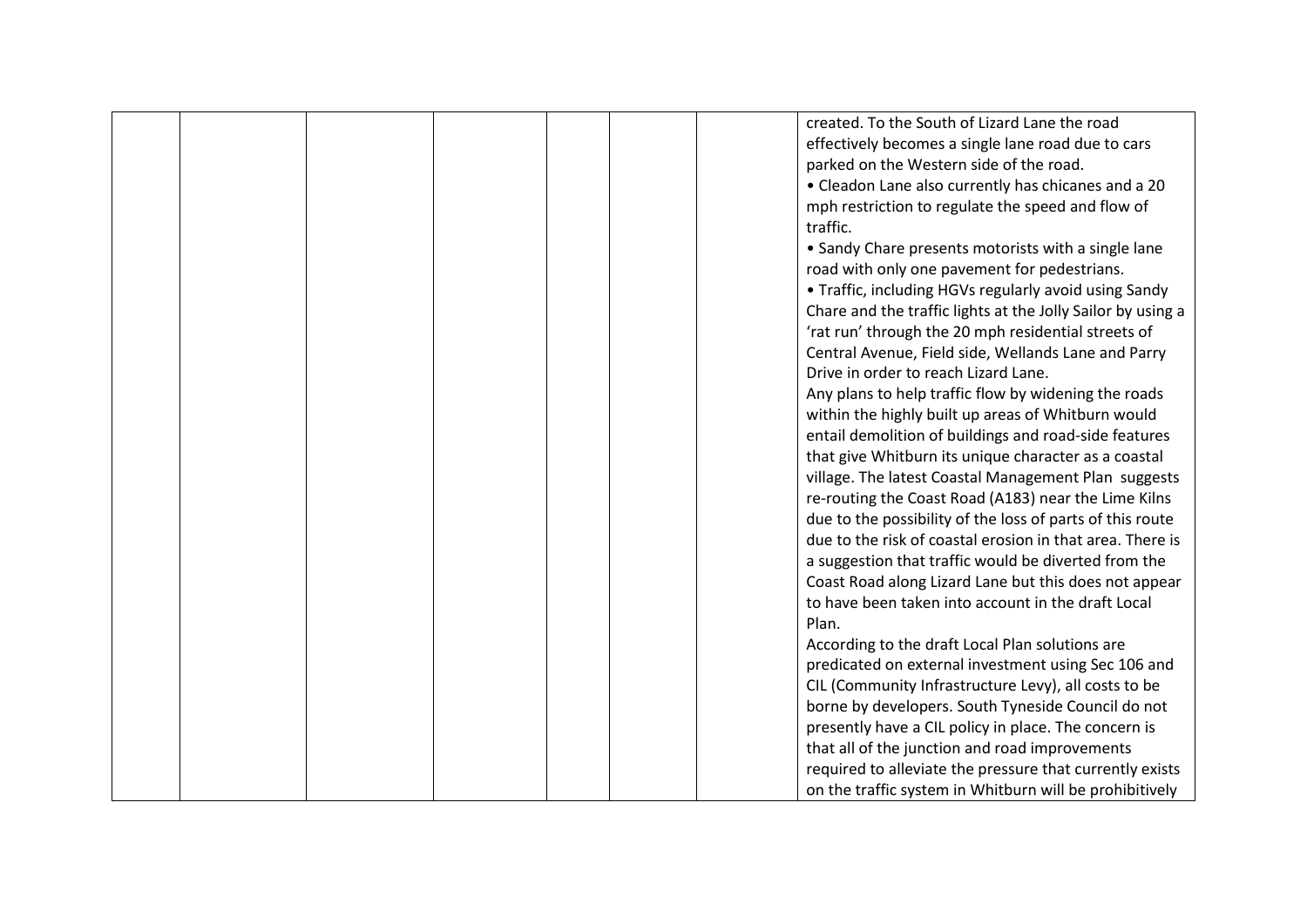|  |  |  |  |  |  |  | created. To the South of Lizard Lane the road effectively becomes a single lane road due to cars parked on the Western side of the road.<br>• Cleadon Lane also currently has chicanes and a 20 mph restriction to regulate the speed and flow of traffic.<br>• Sandy Chare presents motorists with a single lane road with only one pavement for pedestrians.<br>• Traffic, including HGVs regularly avoid using Sandy Chare and the traffic lights at the Jolly Sailor by using a 'rat run' through the 20 mph residential streets of Central Avenue, Field side, Wellands Lane and Parry Drive in order to reach Lizard Lane.<br>Any plans to help traffic flow by widening the roads within the highly built up areas of Whitburn would entail demolition of buildings and road-side features that give Whitburn its unique character as a coastal village. The latest Coastal Management Plan suggests re-routing the Coast Road (A183) near the Lime Kilns due to the possibility of the loss of parts of this route due to the risk of coastal erosion in that area. There is a suggestion that traffic would be diverted from the Coast Road along Lizard Lane but this does not appear to have been taken into account in the draft Local Plan.<br>According to the draft Local Plan solutions are predicated on external investment using Sec 106 and CIL (Community Infrastructure Levy), all costs to be borne by developers. South Tyneside Council do not presently have a CIL policy in place. The concern is that all of the junction and road improvements required to alleviate the pressure that currently exists on the traffic system in Whitburn will be prohibitively |
|---|---|---|---|---|---|---|---|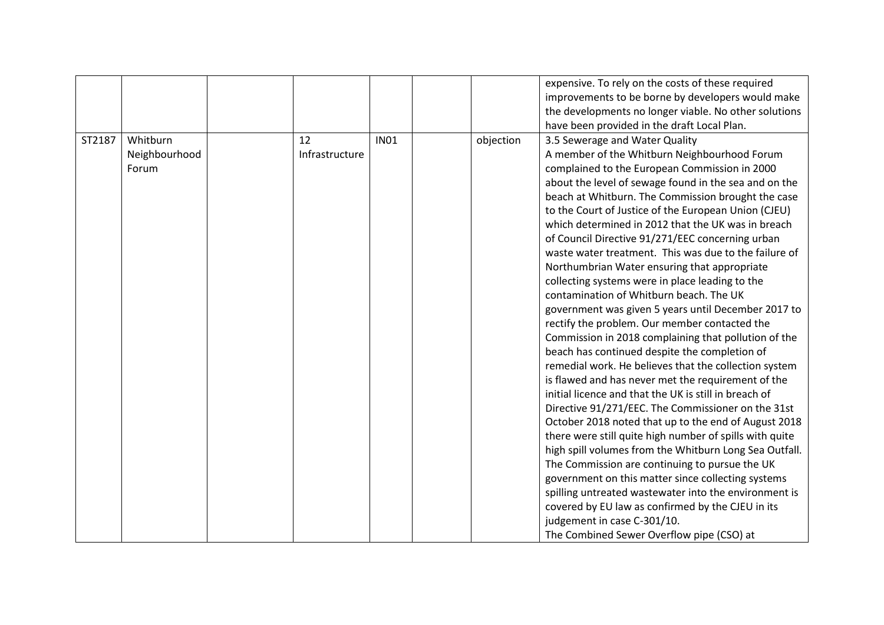| | | | | | | | |
|---|---|---|---|---|---|---|---|
| | | | | | | | expensive. To rely on the costs of these required improvements to be borne by developers would make the developments no longer viable. No other solutions have been provided in the draft Local Plan. |
| ST2187 | Whitburn Neighbourhood Forum | | 12 Infrastructure | IN01 | | objection | 3.5 Sewerage and Water Quality<br>A member of the Whitburn Neighbourhood Forum complained to the European Commission in 2000 about the level of sewage found in the sea and on the beach at Whitburn. The Commission brought the case to the Court of Justice of the European Union (CJEU) which determined in 2012 that the UK was in breach of Council Directive 91/271/EEC concerning urban waste water treatment. This was due to the failure of Northumbrian Water ensuring that appropriate collecting systems were in place leading to the contamination of Whitburn beach. The UK government was given 5 years until December 2017 to rectify the problem. Our member contacted the Commission in 2018 complaining that pollution of the beach has continued despite the completion of remedial work. He believes that the collection system is flawed and has never met the requirement of the initial licence and that the UK is still in breach of Directive 91/271/EEC. The Commissioner on the 31st October 2018 noted that up to the end of August 2018 there were still quite high number of spills with quite high spill volumes from the Whitburn Long Sea Outfall. The Commission are continuing to pursue the UK government on this matter since collecting systems spilling untreated wastewater into the environment is covered by EU law as confirmed by the CJEU in its judgement in case C-301/10.<br>The Combined Sewer Overflow pipe (CSO) at |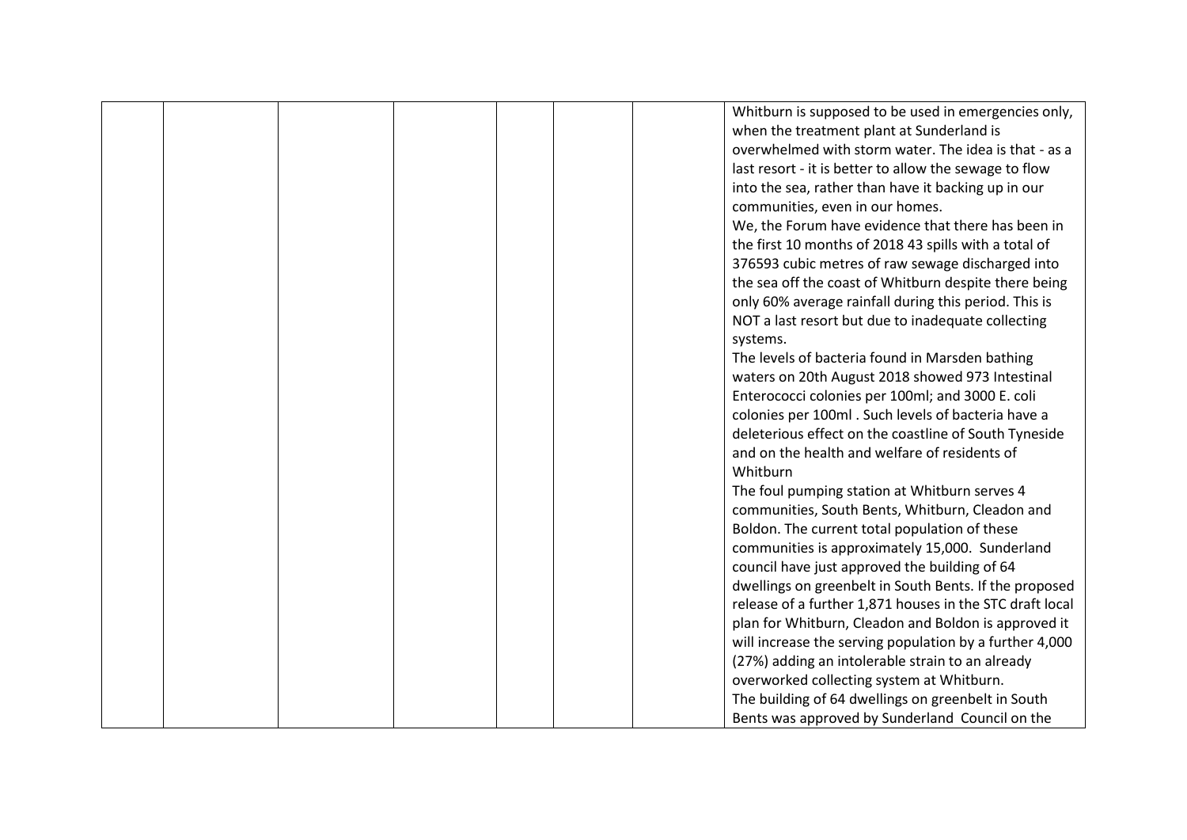| | | | | | | | |
|---|---|---|---|---|---|---|---|
| | | | | | | | Whitburn is supposed to be used in emergencies only, when the treatment plant at Sunderland is overwhelmed with storm water. The idea is that - as a last resort - it is better to allow the sewage to flow into the sea, rather than have it backing up in our communities, even in our homes.<br>We, the Forum have evidence that there has been in the first 10 months of 2018 43 spills with a total of 376593 cubic metres of raw sewage discharged into the sea off the coast of Whitburn despite there being only 60% average rainfall during this period. This is NOT a last resort but due to inadequate collecting systems.<br>The levels of bacteria found in Marsden bathing waters on 20th August 2018 showed 973 Intestinal Enterococci colonies per 100ml; and 3000 E. coli colonies per 100ml . Such levels of bacteria have a deleterious effect on the coastline of South Tyneside and on the health and welfare of residents of Whitburn<br>The foul pumping station at Whitburn serves 4 communities, South Bents, Whitburn, Cleadon and Boldon. The current total population of these communities is approximately 15,000. Sunderland council have just approved the building of 64 dwellings on greenbelt in South Bents. If the proposed release of a further 1,871 houses in the STC draft local plan for Whitburn, Cleadon and Boldon is approved it will increase the serving population by a further 4,000 (27%) adding an intolerable strain to an already overworked collecting system at Whitburn.<br>The building of 64 dwellings on greenbelt in South Bents was approved by Sunderland Council on the |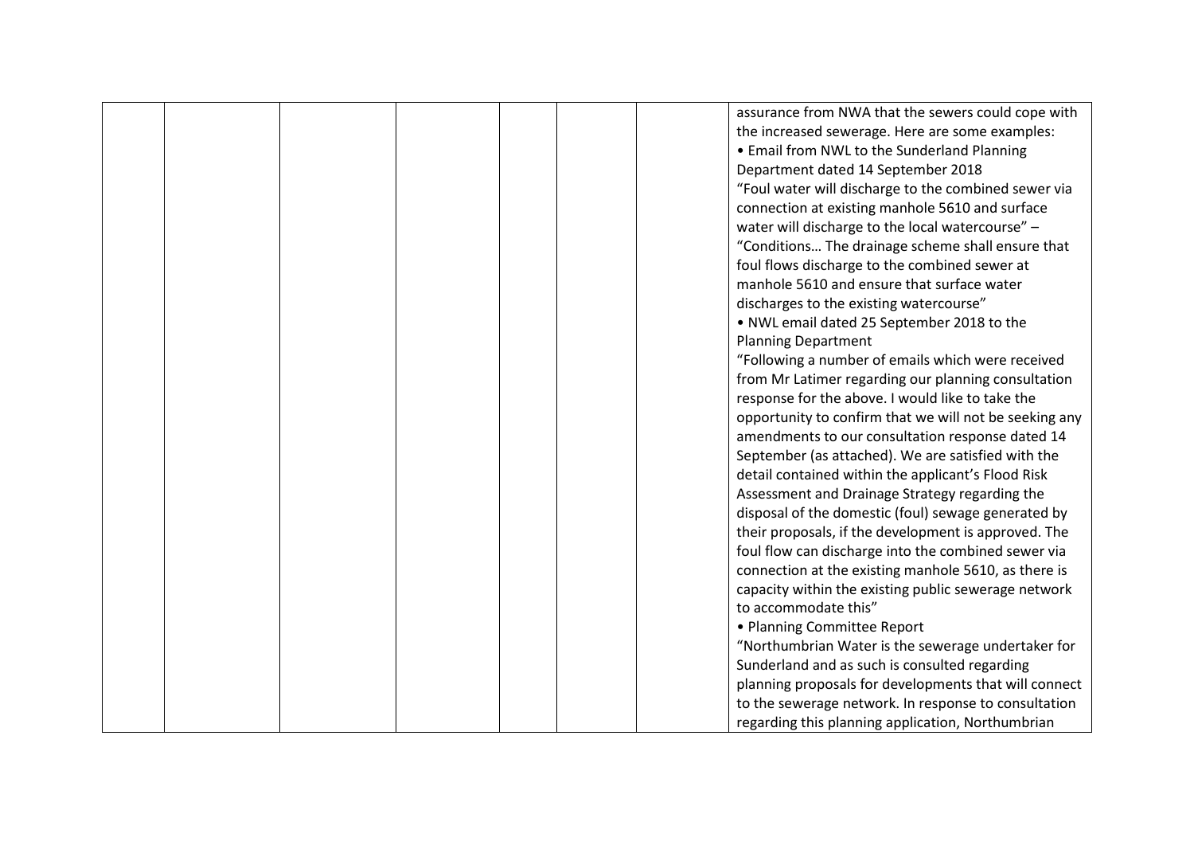|  |  |  |  |  |  |  | assurance from NWA that the sewers could cope with the increased sewerage. Here are some examples:<br>• Email from NWL to the Sunderland Planning Department dated 14 September 2018<br>"Foul water will discharge to the combined sewer via connection at existing manhole 5610 and surface water will discharge to the local watercourse" –<br>"Conditions… The drainage scheme shall ensure that foul flows discharge to the combined sewer at manhole 5610 and ensure that surface water discharges to the existing watercourse"<br>• NWL email dated 25 September 2018 to the Planning Department<br>"Following a number of emails which were received from Mr Latimer regarding our planning consultation response for the above. I would like to take the opportunity to confirm that we will not be seeking any amendments to our consultation response dated 14 September (as attached). We are satisfied with the detail contained within the applicant's Flood Risk Assessment and Drainage Strategy regarding the disposal of the domestic (foul) sewage generated by their proposals, if the development is approved. The foul flow can discharge into the combined sewer via connection at the existing manhole 5610, as there is capacity within the existing public sewerage network to accommodate this"<br>• Planning Committee Report<br>"Northumbrian Water is the sewerage undertaker for Sunderland and as such is consulted regarding planning proposals for developments that will connect to the sewerage network. In response to consultation regarding this planning application, Northumbrian |
|---|---|---|---|---|---|---|---|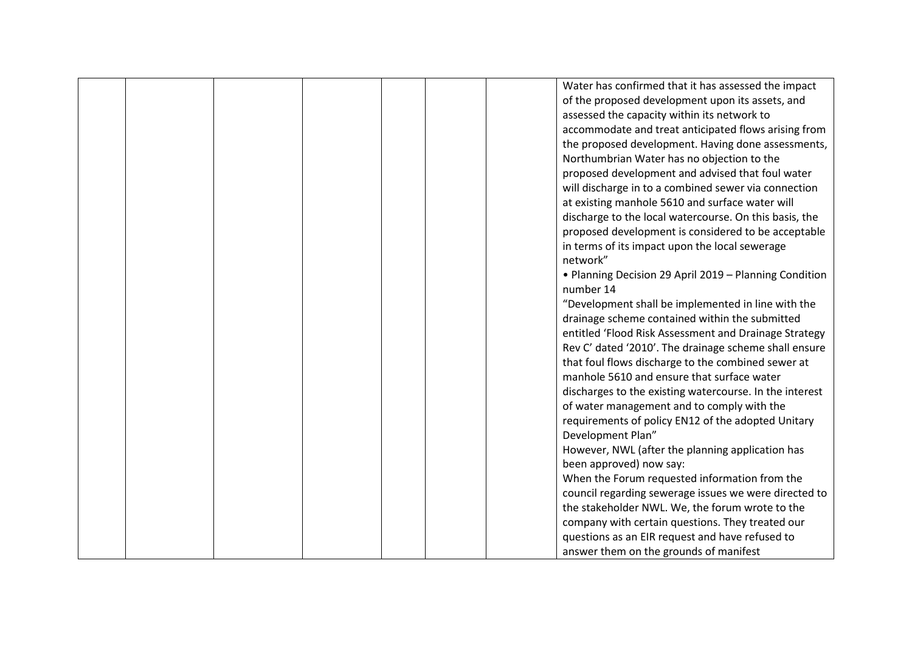|  |  |  |  |  |  |  |  |
|---|---|---|---|---|---|---|---|
|  |  |  |  |  |  |  | Water has confirmed that it has assessed the impact of the proposed development upon its assets, and assessed the capacity within its network to accommodate and treat anticipated flows arising from the proposed development. Having done assessments, Northumbrian Water has no objection to the proposed development and advised that foul water will discharge in to a combined sewer via connection at existing manhole 5610 and surface water will discharge to the local watercourse. On this basis, the proposed development is considered to be acceptable in terms of its impact upon the local sewerage network"<br>• Planning Decision 29 April 2019 – Planning Condition number 14<br>"Development shall be implemented in line with the drainage scheme contained within the submitted entitled 'Flood Risk Assessment and Drainage Strategy Rev C' dated '2010'. The drainage scheme shall ensure that foul flows discharge to the combined sewer at manhole 5610 and ensure that surface water discharges to the existing watercourse. In the interest of water management and to comply with the requirements of policy EN12 of the adopted Unitary Development Plan"<br>However, NWL (after the planning application has been approved) now say:<br>When the Forum requested information from the council regarding sewerage issues we were directed to the stakeholder NWL. We, the forum wrote to the company with certain questions. They treated our questions as an EIR request and have refused to answer them on the grounds of manifest |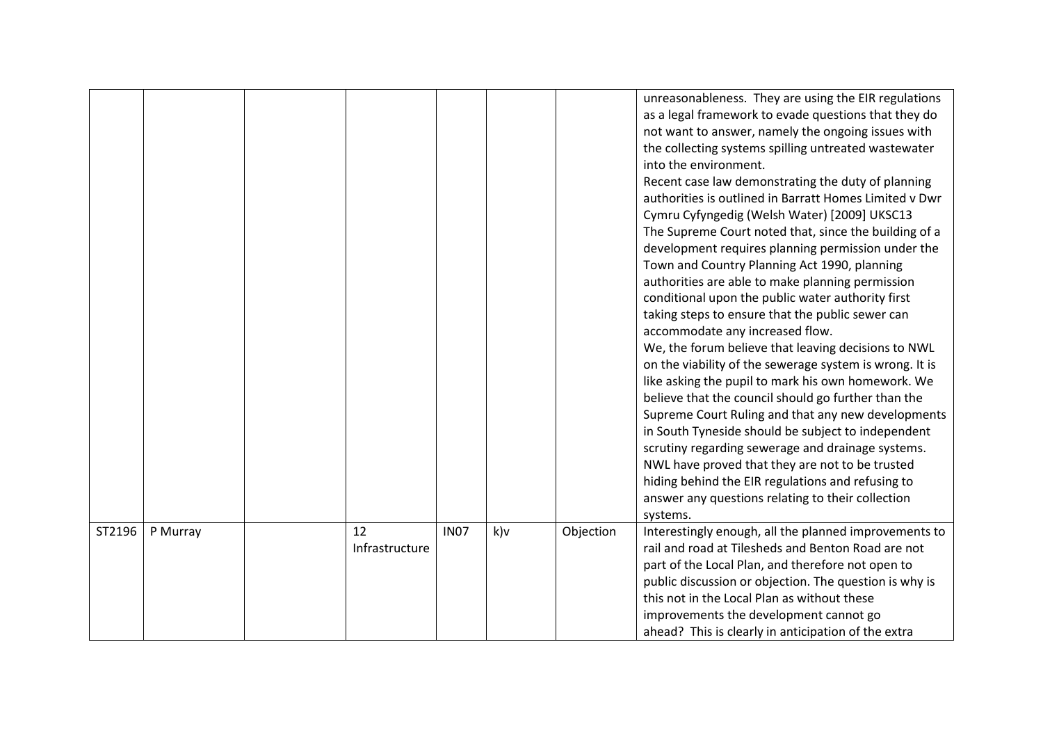| | | | | | | | |
|---|---|---|---|---|---|---|---|
| | | | | | | | unreasonableness. They are using the EIR regulations as a legal framework to evade questions that they do not want to answer, namely the ongoing issues with the collecting systems spilling untreated wastewater into the environment.<br>Recent case law demonstrating the duty of planning authorities is outlined in Barratt Homes Limited v Dwr Cymru Cyfyngedig (Welsh Water) [2009] UKSC13<br>The Supreme Court noted that, since the building of a development requires planning permission under the Town and Country Planning Act 1990, planning authorities are able to make planning permission conditional upon the public water authority first taking steps to ensure that the public sewer can accommodate any increased flow.<br>We, the forum believe that leaving decisions to NWL on the viability of the sewerage system is wrong. It is like asking the pupil to mark his own homework. We believe that the council should go further than the Supreme Court Ruling and that any new developments in South Tyneside should be subject to independent scrutiny regarding sewerage and drainage systems. NWL have proved that they are not to be trusted hiding behind the EIR regulations and refusing to answer any questions relating to their collection systems. |
| ST2196 | P Murray | | 12 Infrastructure | IN07 | k)v | Objection | Interestingly enough, all the planned improvements to rail and road at Tilesheds and Benton Road are not part of the Local Plan, and therefore not open to public discussion or objection. The question is why is this not in the Local Plan as without these improvements the development cannot go ahead? This is clearly in anticipation of the extra |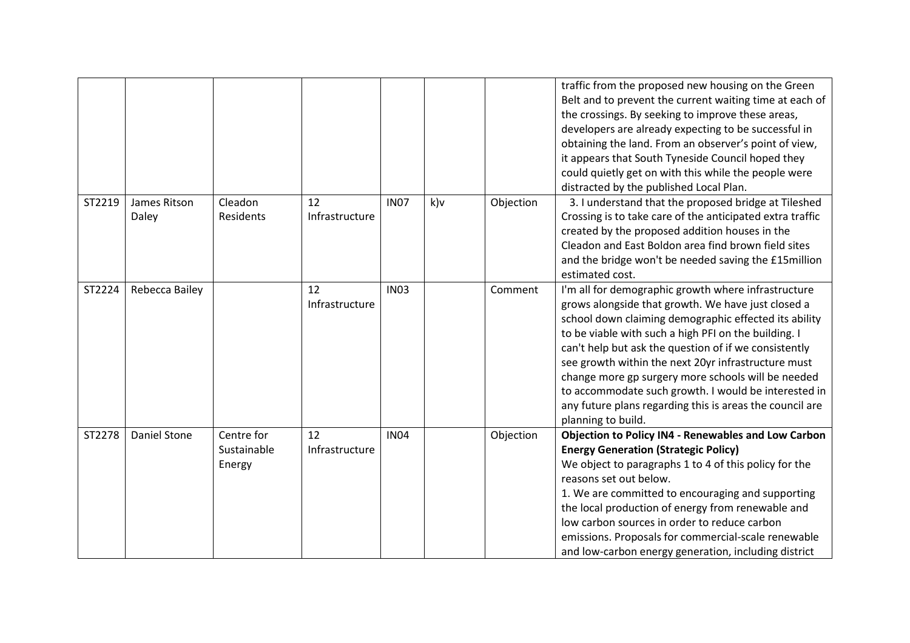| | | | | | | | |
|---|---|---|---|---|---|---|---|
| | | | | | | | traffic from the proposed new housing on the Green Belt and to prevent the current waiting time at each of the crossings. By seeking to improve these areas, developers are already expecting to be successful in obtaining the land. From an observer's point of view, it appears that South Tyneside Council hoped they could quietly get on with this while the people were distracted by the published Local Plan. |
| ST2219 | James Ritson Daley | Cleadon Residents | 12 Infrastructure | IN07 | k)v | Objection | 3. I understand that the proposed bridge at Tileshed Crossing is to take care of the anticipated extra traffic created by the proposed addition houses in the Cleadon and East Boldon area find brown field sites and the bridge won't be needed saving the £15million estimated cost. |
| ST2224 | Rebecca Bailey | | 12 Infrastructure | IN03 | | Comment | I'm all for demographic growth where infrastructure grows alongside that growth. We have just closed a school down claiming demographic effected its ability to be viable with such a high PFI on the building. I can't help but ask the question of if we consistently see growth within the next 20yr infrastructure must change more gp surgery more schools will be needed to accommodate such growth. I would be interested in any future plans regarding this is areas the council are planning to build. |
| ST2278 | Daniel Stone | Centre for Sustainable Energy | 12 Infrastructure | IN04 | | Objection | **Objection to Policy IN4 - Renewables and Low Carbon Energy Generation (Strategic Policy)**<br>We object to paragraphs 1 to 4 of this policy for the reasons set out below.<br>1. We are committed to encouraging and supporting the local production of energy from renewable and low carbon sources in order to reduce carbon emissions. Proposals for commercial-scale renewable and low-carbon energy generation, including district |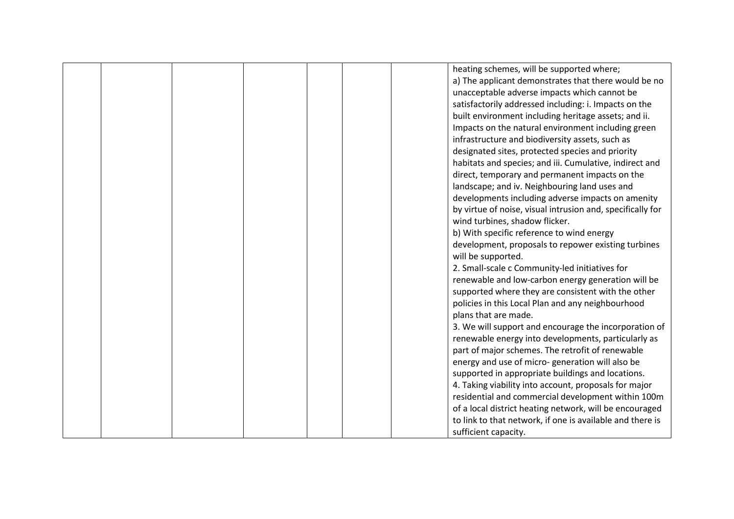| | | | | | | | |
|---|---|---|---|---|---|---|---|
| | | | | | | | heating schemes, will be supported where;<br>a) The applicant demonstrates that there would be no unacceptable adverse impacts which cannot be satisfactorily addressed including: i. Impacts on the built environment including heritage assets; and ii. Impacts on the natural environment including green infrastructure and biodiversity assets, such as designated sites, protected species and priority habitats and species; and iii. Cumulative, indirect and direct, temporary and permanent impacts on the landscape; and iv. Neighbouring land uses and developments including adverse impacts on amenity by virtue of noise, visual intrusion and, specifically for wind turbines, shadow flicker.<br>b) With specific reference to wind energy development, proposals to repower existing turbines will be supported.<br>2. Small-scale c Community-led initiatives for renewable and low-carbon energy generation will be supported where they are consistent with the other policies in this Local Plan and any neighbourhood plans that are made.<br>3. We will support and encourage the incorporation of renewable energy into developments, particularly as part of major schemes. The retrofit of renewable energy and use of micro- generation will also be supported in appropriate buildings and locations.<br>4. Taking viability into account, proposals for major residential and commercial development within 100m of a local district heating network, will be encouraged to link to that network, if one is available and there is sufficient capacity. |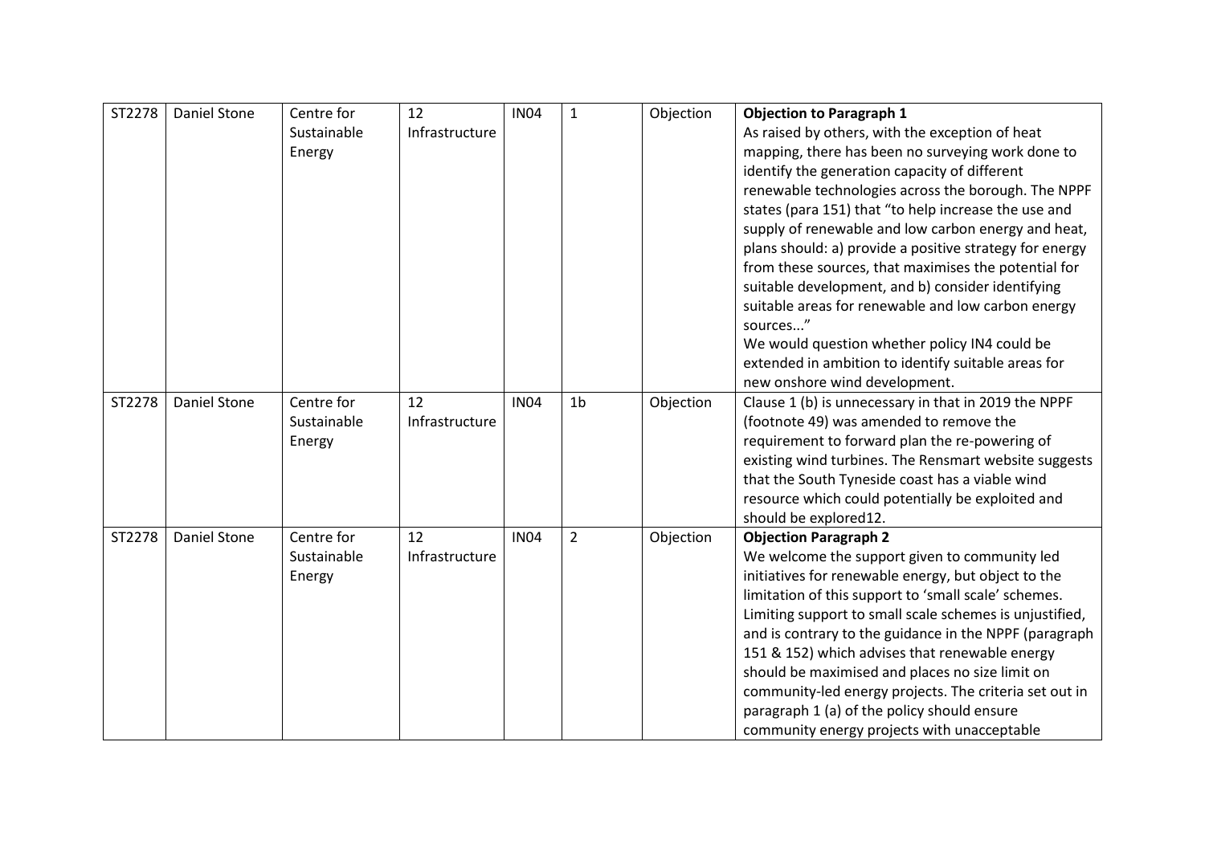| ST2278 | Daniel Stone | Centre for Sustainable Energy | 12 Infrastructure | IN04 | 1 | Objection | **Objection to Paragraph 1**<br>As raised by others, with the exception of heat mapping, there has been no surveying work done to identify the generation capacity of different renewable technologies across the borough. The NPPF states (para 151) that "to help increase the use and supply of renewable and low carbon energy and heat, plans should: a) provide a positive strategy for energy from these sources, that maximises the potential for suitable development, and b) consider identifying suitable areas for renewable and low carbon energy sources..."<br>We would question whether policy IN4 could be extended in ambition to identify suitable areas for new onshore wind development. |
|---|---|---|---|---|---|---|---|
| ST2278 | Daniel Stone | Centre for Sustainable Energy | 12 Infrastructure | IN04 | 1b | Objection | Clause 1 (b) is unnecessary in that in 2019 the NPPF (footnote 49) was amended to remove the requirement to forward plan the re-powering of existing wind turbines. The Rensmart website suggests that the South Tyneside coast has a viable wind resource which could potentially be exploited and should be explored12. |
| ST2278 | Daniel Stone | Centre for Sustainable Energy | 12 Infrastructure | IN04 | 2 | Objection | **Objection Paragraph 2**<br>We welcome the support given to community led initiatives for renewable energy, but object to the limitation of this support to 'small scale' schemes. Limiting support to small scale schemes is unjustified, and is contrary to the guidance in the NPPF (paragraph 151 & 152) which advises that renewable energy should be maximised and places no size limit on community-led energy projects. The criteria set out in paragraph 1 (a) of the policy should ensure community energy projects with unacceptable |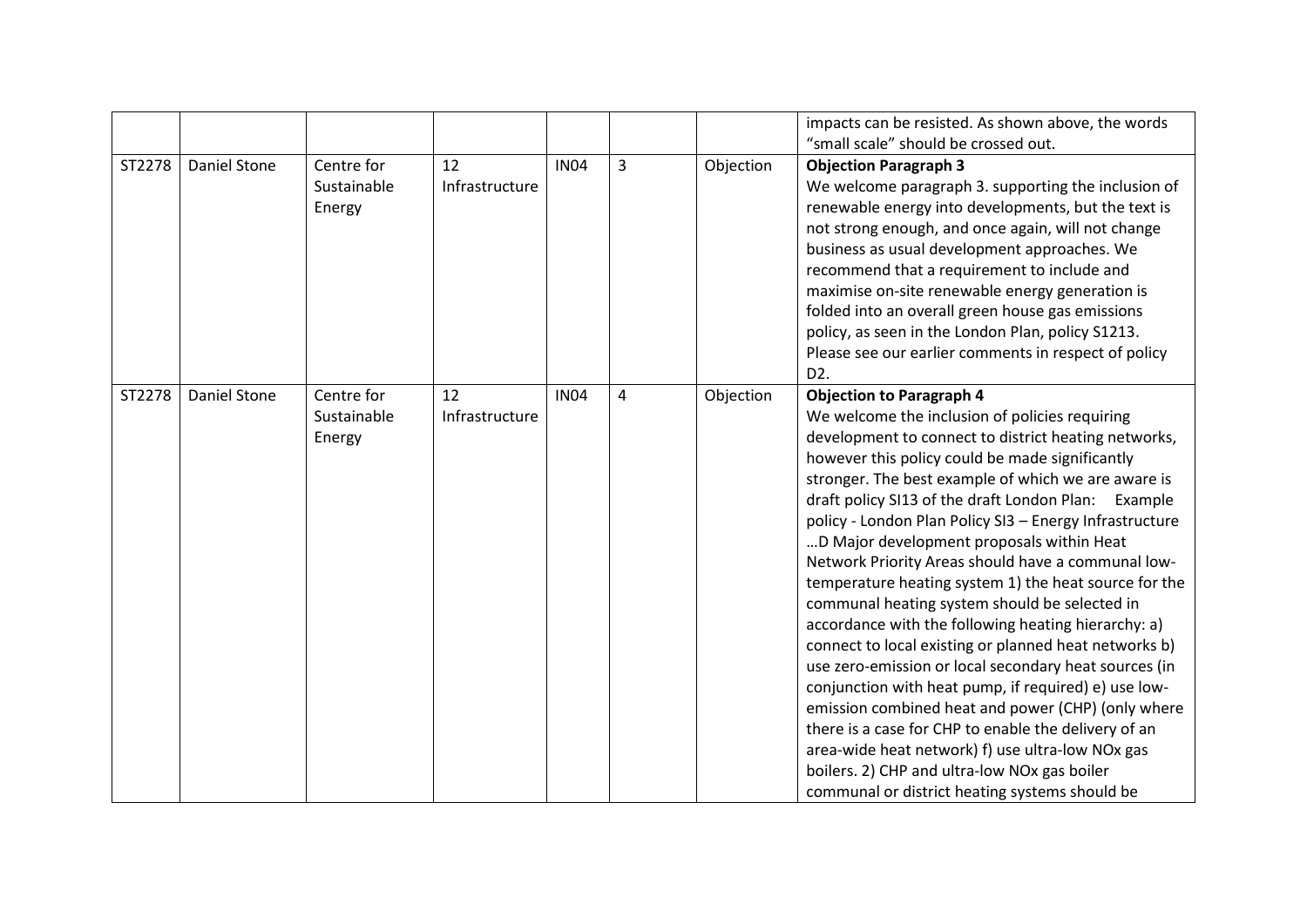| | | | | | | | |
|---|---|---|---|---|---|---|---|
| | | | | | | | impacts can be resisted. As shown above, the words "small scale" should be crossed out. |
| ST2278 | Daniel Stone | Centre for Sustainable Energy | 12 Infrastructure | IN04 | 3 | Objection | **Objection Paragraph 3**<br>We welcome paragraph 3. supporting the inclusion of renewable energy into developments, but the text is not strong enough, and once again, will not change business as usual development approaches. We recommend that a requirement to include and maximise on-site renewable energy generation is folded into an overall green house gas emissions policy, as seen in the London Plan, policy S1213. Please see our earlier comments in respect of policy D2. |
| ST2278 | Daniel Stone | Centre for Sustainable Energy | 12 Infrastructure | IN04 | 4 | Objection | **Objection to Paragraph 4**<br>We welcome the inclusion of policies requiring development to connect to district heating networks, however this policy could be made significantly stronger. The best example of which we are aware is draft policy SI13 of the draft London Plan: Example policy - London Plan Policy SI3 – Energy Infrastructure …D Major development proposals within Heat Network Priority Areas should have a communal low-temperature heating system 1) the heat source for the communal heating system should be selected in accordance with the following heating hierarchy: a) connect to local existing or planned heat networks b) use zero-emission or local secondary heat sources (in conjunction with heat pump, if required) e) use low-emission combined heat and power (CHP) (only where there is a case for CHP to enable the delivery of an area-wide heat network) f) use ultra-low NOx gas boilers. 2) CHP and ultra-low NOx gas boiler communal or district heating systems should be |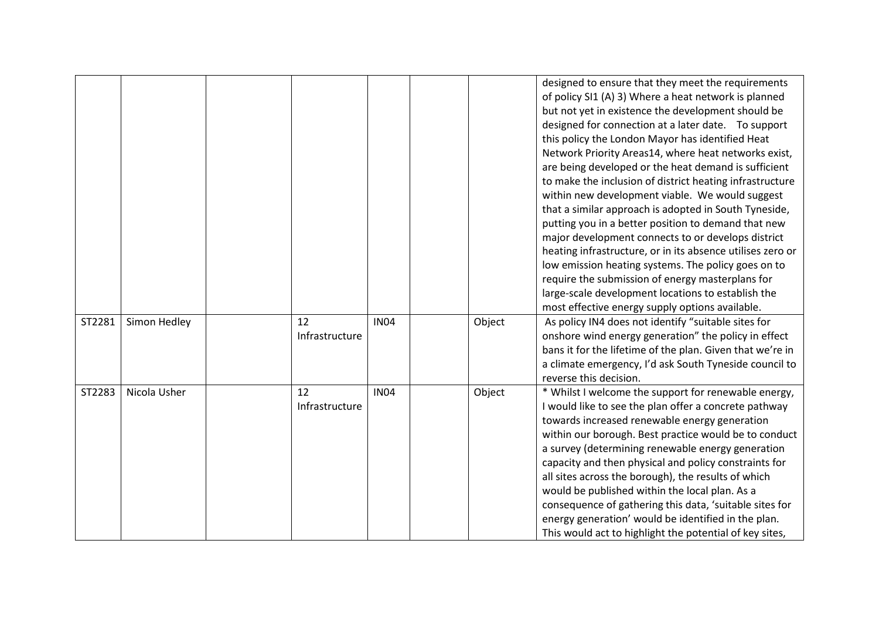|  |  |  |  |  |  |  |  |
|---|---|---|---|---|---|---|---|
|  |  |  |  |  |  |  | designed to ensure that they meet the requirements of policy SI1 (A) 3) Where a heat network is planned but not yet in existence the development should be designed for connection at a later date. To support this policy the London Mayor has identified Heat Network Priority Areas14, where heat networks exist, are being developed or the heat demand is sufficient to make the inclusion of district heating infrastructure within new development viable. We would suggest that a similar approach is adopted in South Tyneside, putting you in a better position to demand that new major development connects to or develops district heating infrastructure, or in its absence utilises zero or low emission heating systems. The policy goes on to require the submission of energy masterplans for large-scale development locations to establish the most effective energy supply options available. |
| ST2281 | Simon Hedley |  | 12 Infrastructure | IN04 |  | Object | As policy IN4 does not identify "suitable sites for onshore wind energy generation" the policy in effect bans it for the lifetime of the plan. Given that we're in a climate emergency, I'd ask South Tyneside council to reverse this decision. |
| ST2283 | Nicola Usher |  | 12 Infrastructure | IN04 |  | Object | * Whilst I welcome the support for renewable energy, I would like to see the plan offer a concrete pathway towards increased renewable energy generation within our borough. Best practice would be to conduct a survey (determining renewable energy generation capacity and then physical and policy constraints for all sites across the borough), the results of which would be published within the local plan. As a consequence of gathering this data, 'suitable sites for energy generation' would be identified in the plan. This would act to highlight the potential of key sites, |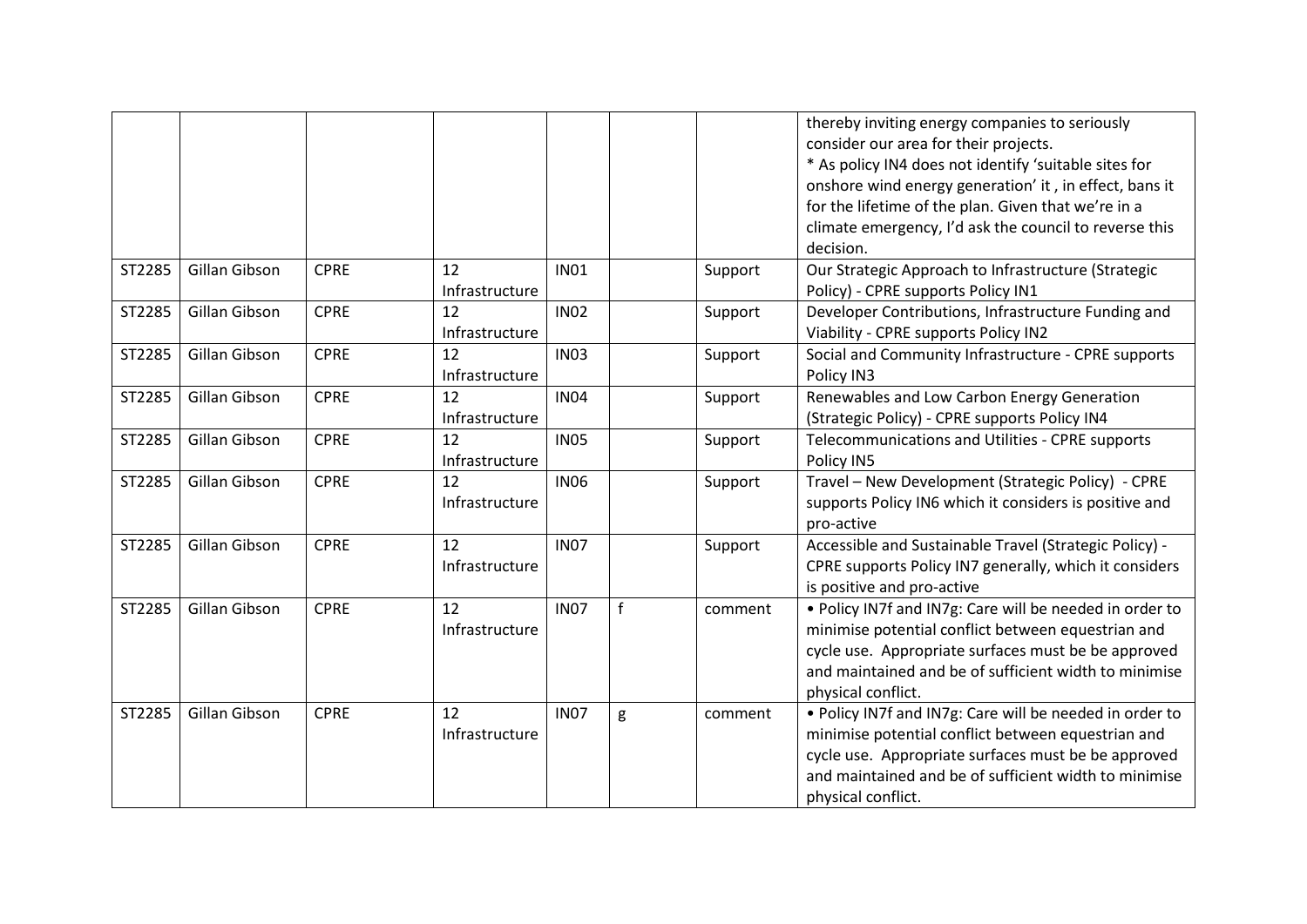|  |  |  |  |  |  |  |  |
|---|---|---|---|---|---|---|---|
|  |  |  |  |  |  |  | thereby inviting energy companies to seriously consider our area for their projects.<br>* As policy IN4 does not identify 'suitable sites for onshore wind energy generation' it , in effect, bans it for the lifetime of the plan. Given that we're in a climate emergency, I'd ask the council to reverse this decision. |
| ST2285 | Gillan Gibson | CPRE | 12 Infrastructure | IN01 |  | Support | Our Strategic Approach to Infrastructure (Strategic Policy) - CPRE supports Policy IN1 |
| ST2285 | Gillan Gibson | CPRE | 12 Infrastructure | IN02 |  | Support | Developer Contributions, Infrastructure Funding and Viability - CPRE supports Policy IN2 |
| ST2285 | Gillan Gibson | CPRE | 12 Infrastructure | IN03 |  | Support | Social and Community Infrastructure - CPRE supports Policy IN3 |
| ST2285 | Gillan Gibson | CPRE | 12 Infrastructure | IN04 |  | Support | Renewables and Low Carbon Energy Generation (Strategic Policy) - CPRE supports Policy IN4 |
| ST2285 | Gillan Gibson | CPRE | 12 Infrastructure | IN05 |  | Support | Telecommunications and Utilities - CPRE supports Policy IN5 |
| ST2285 | Gillan Gibson | CPRE | 12 Infrastructure | IN06 |  | Support | Travel – New Development (Strategic Policy) - CPRE supports Policy IN6 which it considers is positive and pro-active |
| ST2285 | Gillan Gibson | CPRE | 12 Infrastructure | IN07 |  | Support | Accessible and Sustainable Travel (Strategic Policy) - CPRE supports Policy IN7 generally, which it considers is positive and pro-active |
| ST2285 | Gillan Gibson | CPRE | 12 Infrastructure | IN07 | f | comment | • Policy IN7f and IN7g: Care will be needed in order to minimise potential conflict between equestrian and cycle use. Appropriate surfaces must be be approved and maintained and be of sufficient width to minimise physical conflict. |
| ST2285 | Gillan Gibson | CPRE | 12 Infrastructure | IN07 | g | comment | • Policy IN7f and IN7g: Care will be needed in order to minimise potential conflict between equestrian and cycle use. Appropriate surfaces must be be approved and maintained and be of sufficient width to minimise physical conflict. |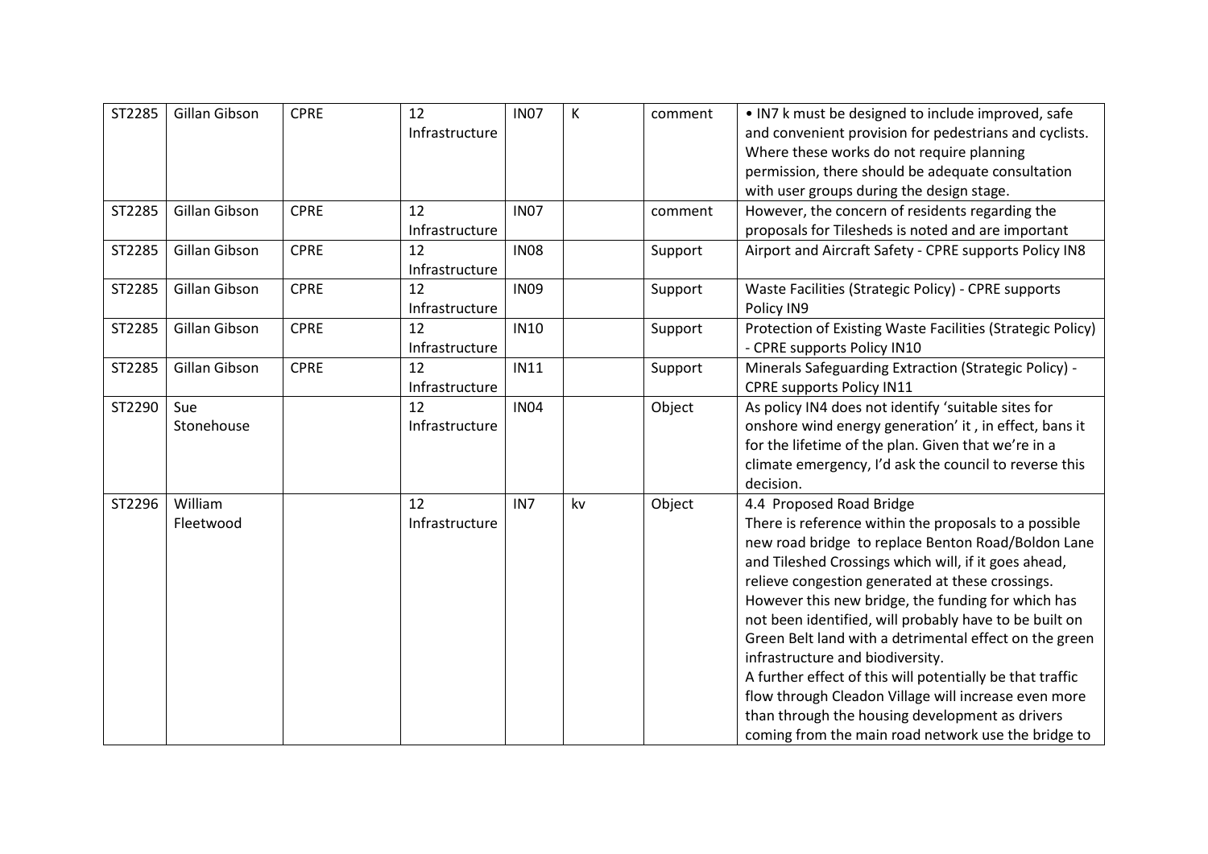| ST2285 | Gillan Gibson | CPRE | 12 Infrastructure | IN07 | K | comment | • IN7 k must be designed to include improved, safe and convenient provision for pedestrians and cyclists. Where these works do not require planning permission, there should be adequate consultation with user groups during the design stage. |
|---|---|---|---|---|---|---|---|
| ST2285 | Gillan Gibson | CPRE | 12 Infrastructure | IN07 | | comment | However, the concern of residents regarding the proposals for Tilesheds is noted and are important |
| ST2285 | Gillan Gibson | CPRE | 12 Infrastructure | IN08 | | Support | Airport and Aircraft Safety - CPRE supports Policy IN8 |
| ST2285 | Gillan Gibson | CPRE | 12 Infrastructure | IN09 | | Support | Waste Facilities (Strategic Policy) - CPRE supports Policy IN9 |
| ST2285 | Gillan Gibson | CPRE | 12 Infrastructure | IN10 | | Support | Protection of Existing Waste Facilities (Strategic Policy) - CPRE supports Policy IN10 |
| ST2285 | Gillan Gibson | CPRE | 12 Infrastructure | IN11 | | Support | Minerals Safeguarding Extraction (Strategic Policy) - CPRE supports Policy IN11 |
| ST2290 | Sue Stonehouse | | 12 Infrastructure | IN04 | | Object | As policy IN4 does not identify 'suitable sites for onshore wind energy generation' it , in effect, bans it for the lifetime of the plan. Given that we're in a climate emergency, I'd ask the council to reverse this decision. |
| ST2296 | William Fleetwood | | 12 Infrastructure | IN7 | kv | Object | 4.4 Proposed Road Bridge<br>There is reference within the proposals to a possible new road bridge to replace Benton Road/Boldon Lane and Tileshed Crossings which will, if it goes ahead, relieve congestion generated at these crossings. However this new bridge, the funding for which has not been identified, will probably have to be built on Green Belt land with a detrimental effect on the green infrastructure and biodiversity.<br>A further effect of this will potentially be that traffic flow through Cleadon Village will increase even more than through the housing development as drivers coming from the main road network use the bridge to |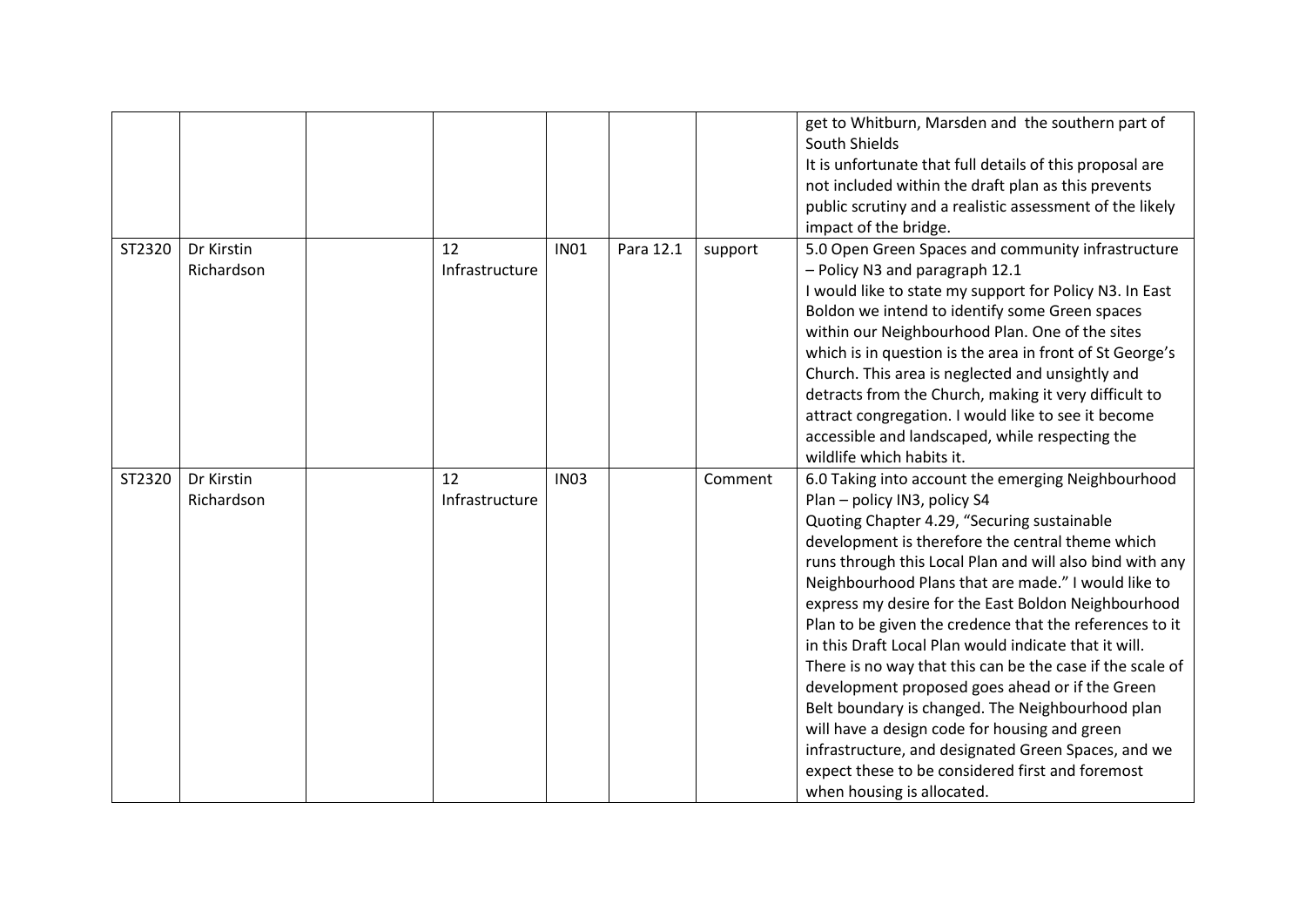| | | | | | | | |
|---|---|---|---|---|---|---|---|
| | | | | | | | get to Whitburn, Marsden and the southern part of South Shields<br>It is unfortunate that full details of this proposal are not included within the draft plan as this prevents public scrutiny and a realistic assessment of the likely impact of the bridge. |
| ST2320 | Dr Kirstin Richardson | | 12 Infrastructure | IN01 | Para 12.1 | support | 5.0 Open Green Spaces and community infrastructure – Policy N3 and paragraph 12.1<br>I would like to state my support for Policy N3. In East Boldon we intend to identify some Green spaces within our Neighbourhood Plan. One of the sites which is in question is the area in front of St George's Church. This area is neglected and unsightly and detracts from the Church, making it very difficult to attract congregation. I would like to see it become accessible and landscaped, while respecting the wildlife which habits it. |
| ST2320 | Dr Kirstin Richardson | | 12 Infrastructure | IN03 | | Comment | 6.0 Taking into account the emerging Neighbourhood Plan – policy IN3, policy S4<br>Quoting Chapter 4.29, "Securing sustainable development is therefore the central theme which runs through this Local Plan and will also bind with any Neighbourhood Plans that are made." I would like to express my desire for the East Boldon Neighbourhood Plan to be given the credence that the references to it in this Draft Local Plan would indicate that it will. There is no way that this can be the case if the scale of development proposed goes ahead or if the Green Belt boundary is changed. The Neighbourhood plan will have a design code for housing and green infrastructure, and designated Green Spaces, and we expect these to be considered first and foremost when housing is allocated. |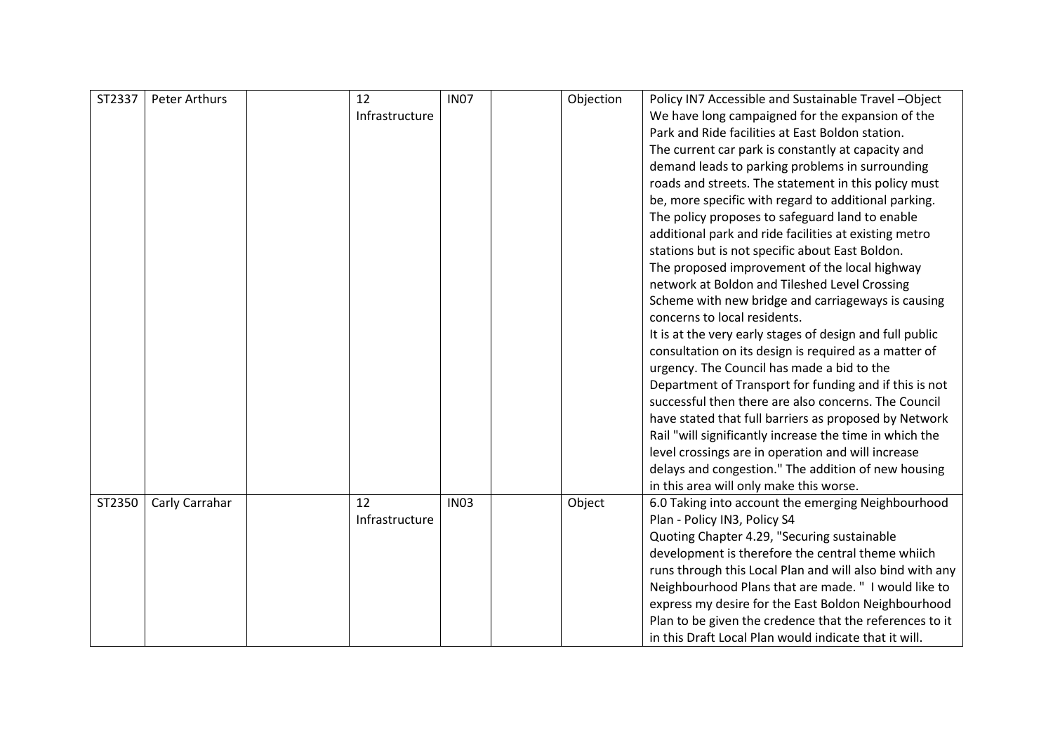| | | | | | | | |
|---|---|---|---|---|---|---|---|
| ST2337 | Peter Arthurs | | 12 Infrastructure | IN07 | | Objection | Policy IN7 Accessible and Sustainable Travel –Object We have long campaigned for the expansion of the Park and Ride facilities at East Boldon station. The current car park is constantly at capacity and demand leads to parking problems in surrounding roads and streets. The statement in this policy must be, more specific with regard to additional parking. The policy proposes to safeguard land to enable additional park and ride facilities at existing metro stations but is not specific about East Boldon. The proposed improvement of the local highway network at Boldon and Tileshed Level Crossing Scheme with new bridge and carriageways is causing concerns to local residents. It is at the very early stages of design and full public consultation on its design is required as a matter of urgency. The Council has made a bid to the Department of Transport for funding and if this is not successful then there are also concerns. The Council have stated that full barriers as proposed by Network Rail "will significantly increase the time in which the level crossings are in operation and will increase delays and congestion." The addition of new housing in this area will only make this worse. |
| ST2350 | Carly Carrahar | | 12 Infrastructure | IN03 | | Object | 6.0 Taking into account the emerging Neighbourhood Plan - Policy IN3, Policy S4 Quoting Chapter 4.29, "Securing sustainable development is therefore the central theme whiich runs through this Local Plan and will also bind with any Neighbourhood Plans that are made. " I would like to express my desire for the East Boldon Neighbourhood Plan to be given the credence that the references to it in this Draft Local Plan would indicate that it will. |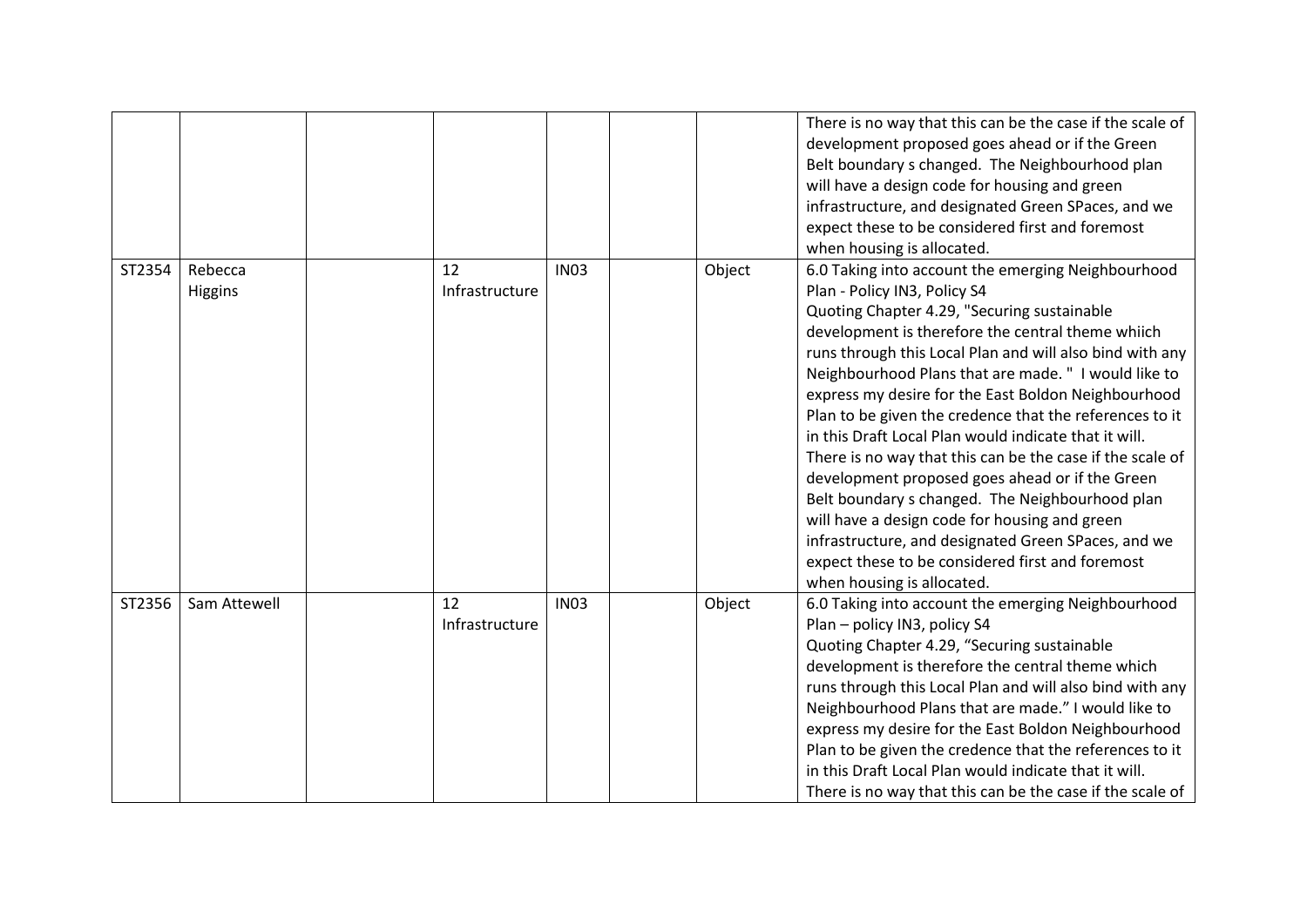| | | | | | | | |
|---|---|---|---|---|---|---|---|
| | | | | | | | There is no way that this can be the case if the scale of development proposed goes ahead or if the Green Belt boundary s changed. The Neighbourhood plan will have a design code for housing and green infrastructure, and designated Green SPaces, and we expect these to be considered first and foremost when housing is allocated. |
| ST2354 | Rebecca Higgins | | 12 Infrastructure | IN03 | | Object | 6.0 Taking into account the emerging Neighbourhood Plan - Policy IN3, Policy S4<br>Quoting Chapter 4.29, "Securing sustainable development is therefore the central theme whiich runs through this Local Plan and will also bind with any Neighbourhood Plans that are made. " I would like to express my desire for the East Boldon Neighbourhood Plan to be given the credence that the references to it in this Draft Local Plan would indicate that it will. There is no way that this can be the case if the scale of development proposed goes ahead or if the Green Belt boundary s changed. The Neighbourhood plan will have a design code for housing and green infrastructure, and designated Green SPaces, and we expect these to be considered first and foremost when housing is allocated. |
| ST2356 | Sam Attewell | | 12 Infrastructure | IN03 | | Object | 6.0 Taking into account the emerging Neighbourhood Plan – policy IN3, policy S4<br>Quoting Chapter 4.29, "Securing sustainable development is therefore the central theme which runs through this Local Plan and will also bind with any Neighbourhood Plans that are made." I would like to express my desire for the East Boldon Neighbourhood Plan to be given the credence that the references to it in this Draft Local Plan would indicate that it will. There is no way that this can be the case if the scale of |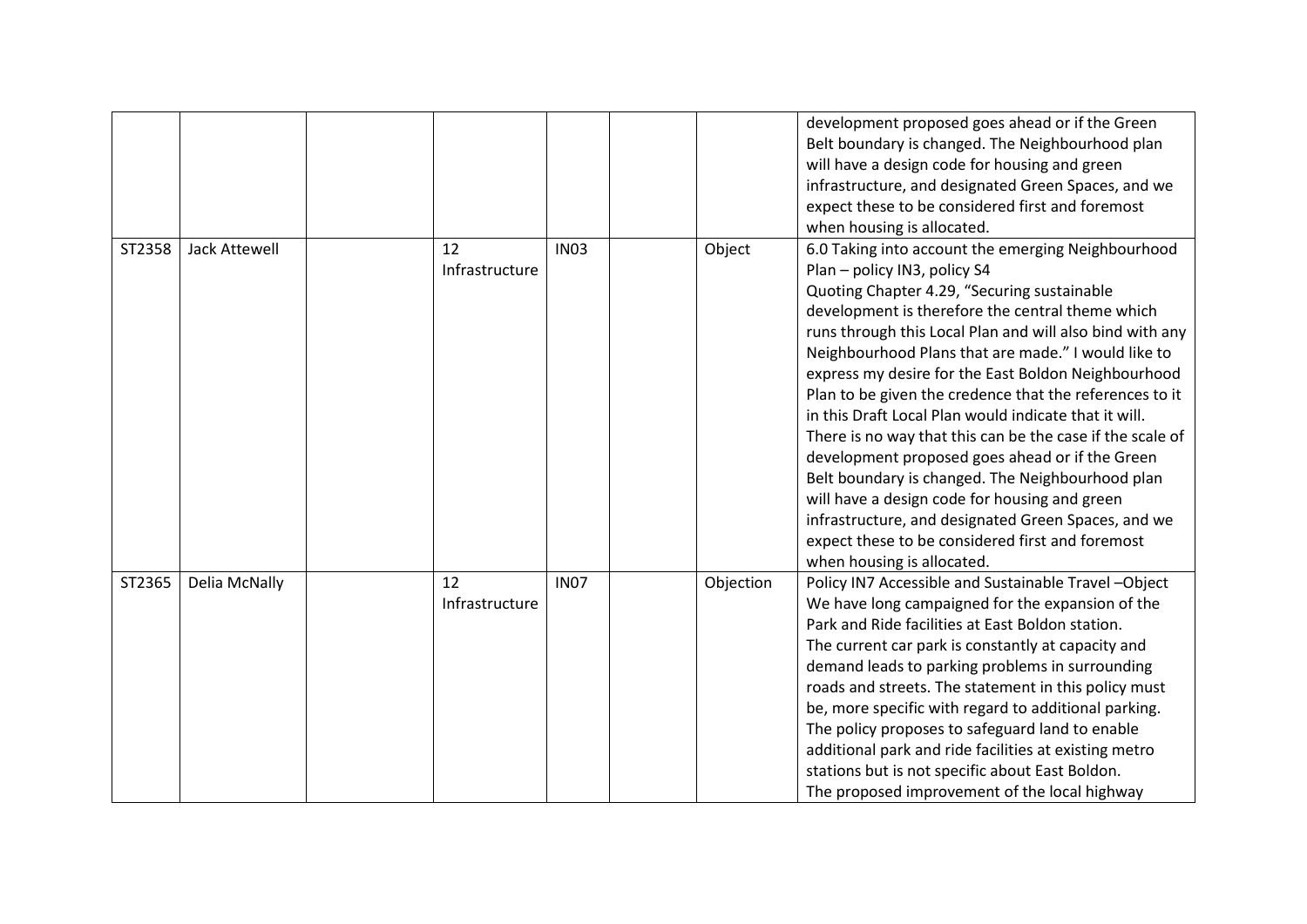| | | | | | | | |
|---|---|---|---|---|---|---|---|
| | | | | | | | development proposed goes ahead or if the Green Belt boundary is changed. The Neighbourhood plan will have a design code for housing and green infrastructure, and designated Green Spaces, and we expect these to be considered first and foremost when housing is allocated. |
| ST2358 | Jack Attewell | | 12 Infrastructure | IN03 | | Object | 6.0 Taking into account the emerging Neighbourhood Plan – policy IN3, policy S4<br>Quoting Chapter 4.29, "Securing sustainable development is therefore the central theme which runs through this Local Plan and will also bind with any Neighbourhood Plans that are made." I would like to express my desire for the East Boldon Neighbourhood Plan to be given the credence that the references to it in this Draft Local Plan would indicate that it will. There is no way that this can be the case if the scale of development proposed goes ahead or if the Green Belt boundary is changed. The Neighbourhood plan will have a design code for housing and green infrastructure, and designated Green Spaces, and we expect these to be considered first and foremost when housing is allocated. |
| ST2365 | Delia McNally | | 12 Infrastructure | IN07 | | Objection | Policy IN7 Accessible and Sustainable Travel –Object<br>We have long campaigned for the expansion of the Park and Ride facilities at East Boldon station.<br>The current car park is constantly at capacity and demand leads to parking problems in surrounding roads and streets. The statement in this policy must be, more specific with regard to additional parking. The policy proposes to safeguard land to enable additional park and ride facilities at existing metro stations but is not specific about East Boldon.<br>The proposed improvement of the local highway |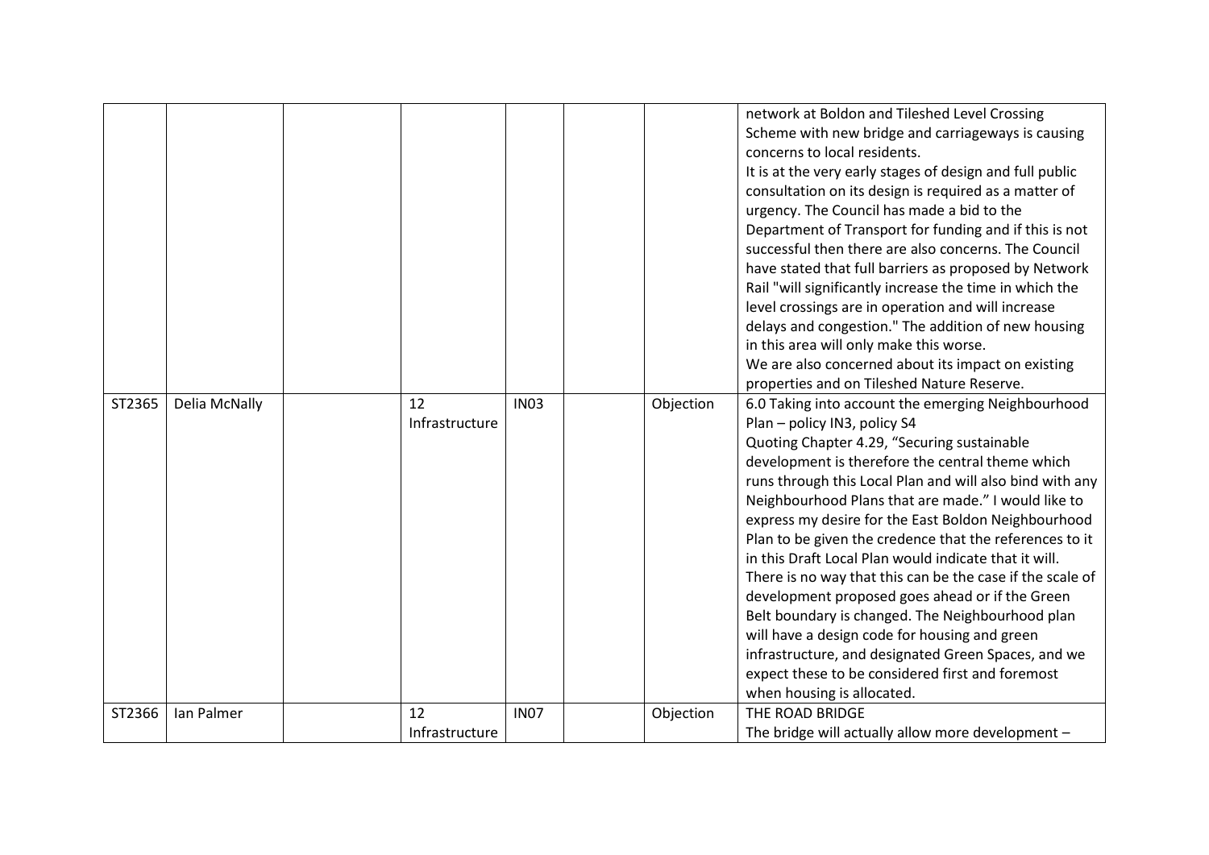|  |  |  |  |  |  |  |  |
|---|---|---|---|---|---|---|---|
|  |  |  |  |  |  |  | network at Boldon and Tileshed Level Crossing Scheme with new bridge and carriageways is causing concerns to local residents.<br>It is at the very early stages of design and full public consultation on its design is required as a matter of urgency. The Council has made a bid to the Department of Transport for funding and if this is not successful then there are also concerns. The Council have stated that full barriers as proposed by Network Rail "will significantly increase the time in which the level crossings are in operation and will increase delays and congestion." The addition of new housing in this area will only make this worse.<br>We are also concerned about its impact on existing properties and on Tileshed Nature Reserve. |
| ST2365 | Delia McNally |  | 12 Infrastructure | IN03 |  | Objection | 6.0 Taking into account the emerging Neighbourhood Plan – policy IN3, policy S4<br>Quoting Chapter 4.29, "Securing sustainable development is therefore the central theme which runs through this Local Plan and will also bind with any Neighbourhood Plans that are made." I would like to express my desire for the East Boldon Neighbourhood Plan to be given the credence that the references to it in this Draft Local Plan would indicate that it will. There is no way that this can be the case if the scale of development proposed goes ahead or if the Green Belt boundary is changed. The Neighbourhood plan will have a design code for housing and green infrastructure, and designated Green Spaces, and we expect these to be considered first and foremost when housing is allocated. |
| ST2366 | Ian Palmer |  | 12 Infrastructure | IN07 |  | Objection | THE ROAD BRIDGE<br>The bridge will actually allow more development – |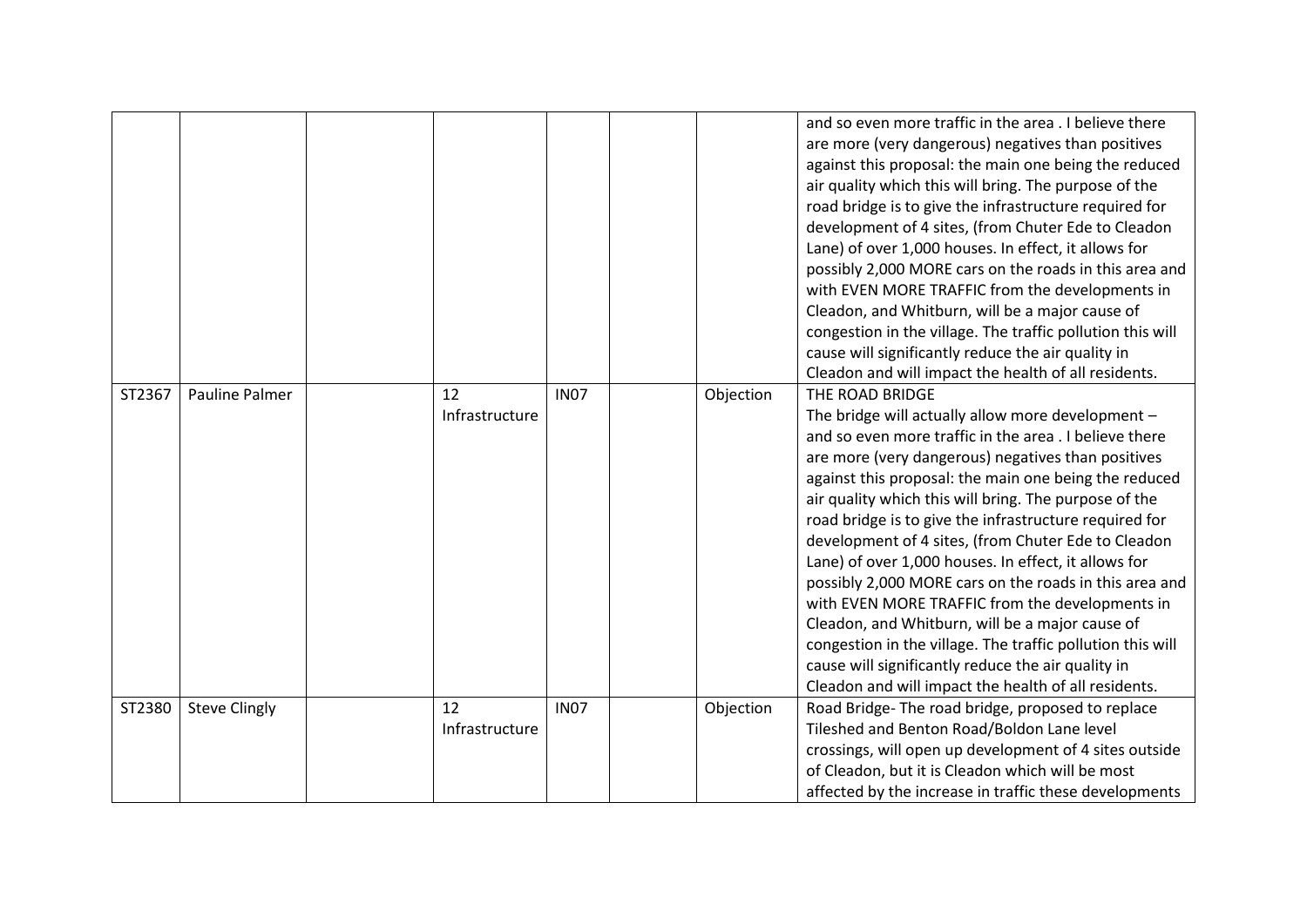|  |  |  |  |  |  |  |  |
|---|---|---|---|---|---|---|---|
|  |  |  |  |  |  |  | and so even more traffic in the area . I believe there are more (very dangerous) negatives than positives against this proposal: the main one being the reduced air quality which this will bring. The purpose of the road bridge is to give the infrastructure required for development of 4 sites, (from Chuter Ede to Cleadon Lane) of over 1,000 houses. In effect, it allows for possibly 2,000 MORE cars on the roads in this area and with EVEN MORE TRAFFIC from the developments in Cleadon, and Whitburn, will be a major cause of congestion in the village. The traffic pollution this will cause will significantly reduce the air quality in Cleadon and will impact the health of all residents. |
| ST2367 | Pauline Palmer |  | 12 Infrastructure | IN07 |  | Objection | THE ROAD BRIDGE<br>The bridge will actually allow more development – and so even more traffic in the area . I believe there are more (very dangerous) negatives than positives against this proposal: the main one being the reduced air quality which this will bring. The purpose of the road bridge is to give the infrastructure required for development of 4 sites, (from Chuter Ede to Cleadon Lane) of over 1,000 houses. In effect, it allows for possibly 2,000 MORE cars on the roads in this area and with EVEN MORE TRAFFIC from the developments in Cleadon, and Whitburn, will be a major cause of congestion in the village. The traffic pollution this will cause will significantly reduce the air quality in Cleadon and will impact the health of all residents. |
| ST2380 | Steve Clingly |  | 12 Infrastructure | IN07 |  | Objection | Road Bridge- The road bridge, proposed to replace Tileshed and Benton Road/Boldon Lane level crossings, will open up development of 4 sites outside of Cleadon, but it is Cleadon which will be most affected by the increase in traffic these developments |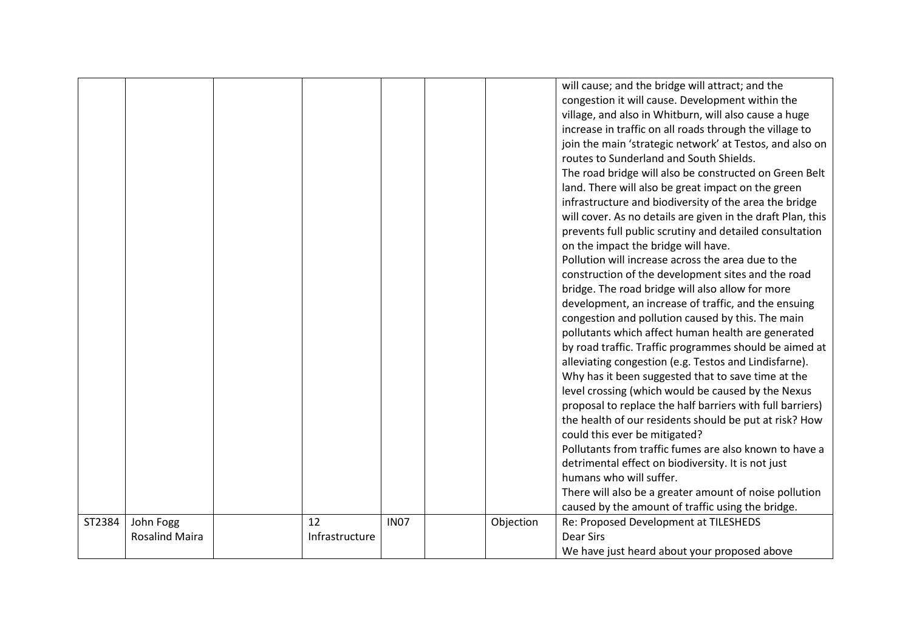|  |  |  |  |  |  |  |  |
|---|---|---|---|---|---|---|---|
|  |  |  |  |  |  |  | will cause; and the bridge will attract; and the congestion it will cause. Development within the village, and also in Whitburn, will also cause a huge increase in traffic on all roads through the village to join the main 'strategic network' at Testos, and also on routes to Sunderland and South Shields.<br>The road bridge will also be constructed on Green Belt land. There will also be great impact on the green infrastructure and biodiversity of the area the bridge will cover. As no details are given in the draft Plan, this prevents full public scrutiny and detailed consultation on the impact the bridge will have.<br>Pollution will increase across the area due to the construction of the development sites and the road bridge. The road bridge will also allow for more development, an increase of traffic, and the ensuing congestion and pollution caused by this. The main pollutants which affect human health are generated by road traffic. Traffic programmes should be aimed at alleviating congestion (e.g. Testos and Lindisfarne). Why has it been suggested that to save time at the level crossing (which would be caused by the Nexus proposal to replace the half barriers with full barriers) the health of our residents should be put at risk? How could this ever be mitigated?<br>Pollutants from traffic fumes are also known to have a detrimental effect on biodiversity. It is not just humans who will suffer.<br>There will also be a greater amount of noise pollution caused by the amount of traffic using the bridge. |
| ST2384 | John Fogg<br>Rosalind Maira |  | 12<br>Infrastructure | IN07 |  | Objection | Re: Proposed Development at TILESHEDS<br>Dear Sirs<br>We have just heard about your proposed above |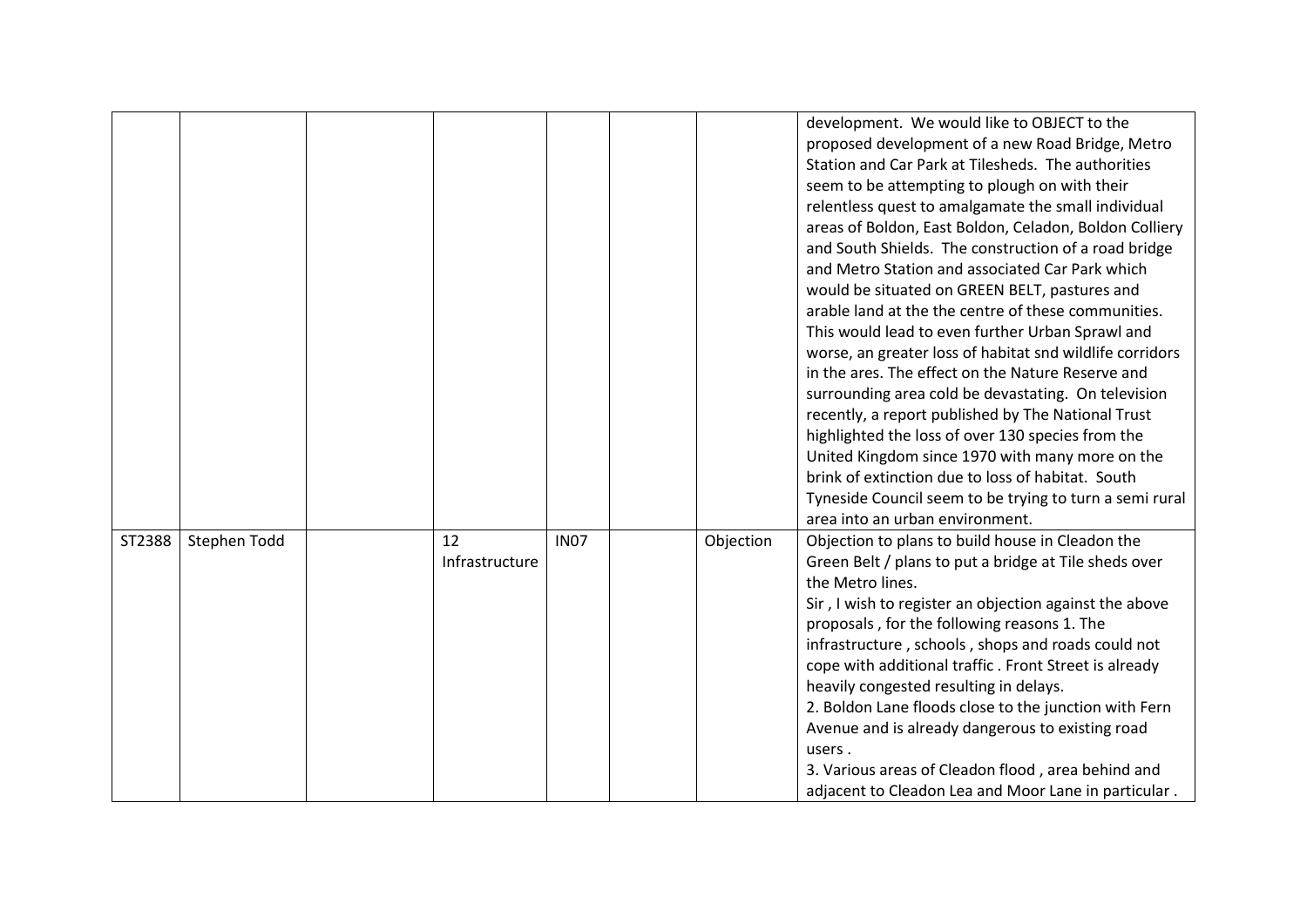| | | | | | | | |
|---|---|---|---|---|---|---|---|
| | | | | | | | development. We would like to OBJECT to the proposed development of a new Road Bridge, Metro Station and Car Park at Tilesheds. The authorities seem to be attempting to plough on with their relentless quest to amalgamate the small individual areas of Boldon, East Boldon, Celadon, Boldon Colliery and South Shields. The construction of a road bridge and Metro Station and associated Car Park which would be situated on GREEN BELT, pastures and arable land at the the centre of these communities. This would lead to even further Urban Sprawl and worse, an greater loss of habitat snd wildlife corridors in the ares. The effect on the Nature Reserve and surrounding area cold be devastating. On television recently, a report published by The National Trust highlighted the loss of over 130 species from the United Kingdom since 1970 with many more on the brink of extinction due to loss of habitat. South Tyneside Council seem to be trying to turn a semi rural area into an urban environment. |
| ST2388 | Stephen Todd | | 12 Infrastructure | IN07 | | Objection | Objection to plans to build house in Cleadon the Green Belt / plans to put a bridge at Tile sheds over the Metro lines.<br>Sir , I wish to register an objection against the above proposals , for the following reasons 1. The infrastructure , schools , shops and roads could not cope with additional traffic . Front Street is already heavily congested resulting in delays.<br>2. Boldon Lane floods close to the junction with Fern Avenue and is already dangerous to existing road users .<br>3. Various areas of Cleadon flood , area behind and adjacent to Cleadon Lea and Moor Lane in particular . |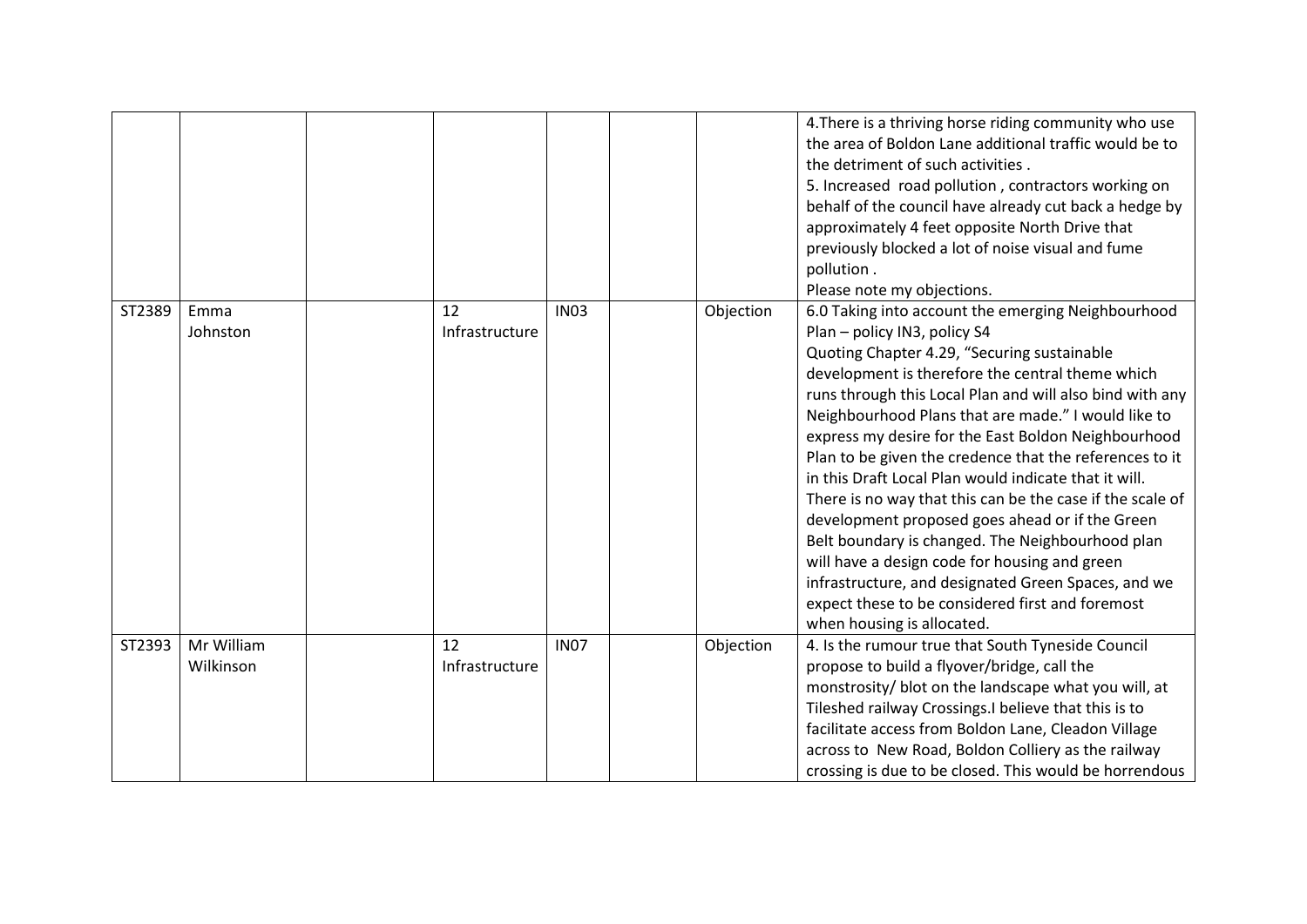|  |  |  |  |  |  |  |  |
|---|---|---|---|---|---|---|---|
|  |  |  |  |  |  |  | 4.There is a thriving horse riding community who use the area of Boldon Lane additional traffic would be to the detriment of such activities .<br>5. Increased road pollution , contractors working on behalf of the council have already cut back a hedge by approximately 4 feet opposite North Drive that previously blocked a lot of noise visual and fume pollution .<br>Please note my objections. |
| ST2389 | Emma Johnston |  | 12 Infrastructure | IN03 |  | Objection | 6.0 Taking into account the emerging Neighbourhood Plan – policy IN3, policy S4<br>Quoting Chapter 4.29, "Securing sustainable development is therefore the central theme which runs through this Local Plan and will also bind with any Neighbourhood Plans that are made." I would like to express my desire for the East Boldon Neighbourhood Plan to be given the credence that the references to it in this Draft Local Plan would indicate that it will. There is no way that this can be the case if the scale of development proposed goes ahead or if the Green Belt boundary is changed. The Neighbourhood plan will have a design code for housing and green infrastructure, and designated Green Spaces, and we expect these to be considered first and foremost when housing is allocated. |
| ST2393 | Mr William Wilkinson |  | 12 Infrastructure | IN07 |  | Objection | 4. Is the rumour true that South Tyneside Council propose to build a flyover/bridge, call the monstrosity/ blot on the landscape what you will, at Tileshed railway Crossings.I believe that this is to facilitate access from Boldon Lane, Cleadon Village across to New Road, Boldon Colliery as the railway crossing is due to be closed. This would be horrendous |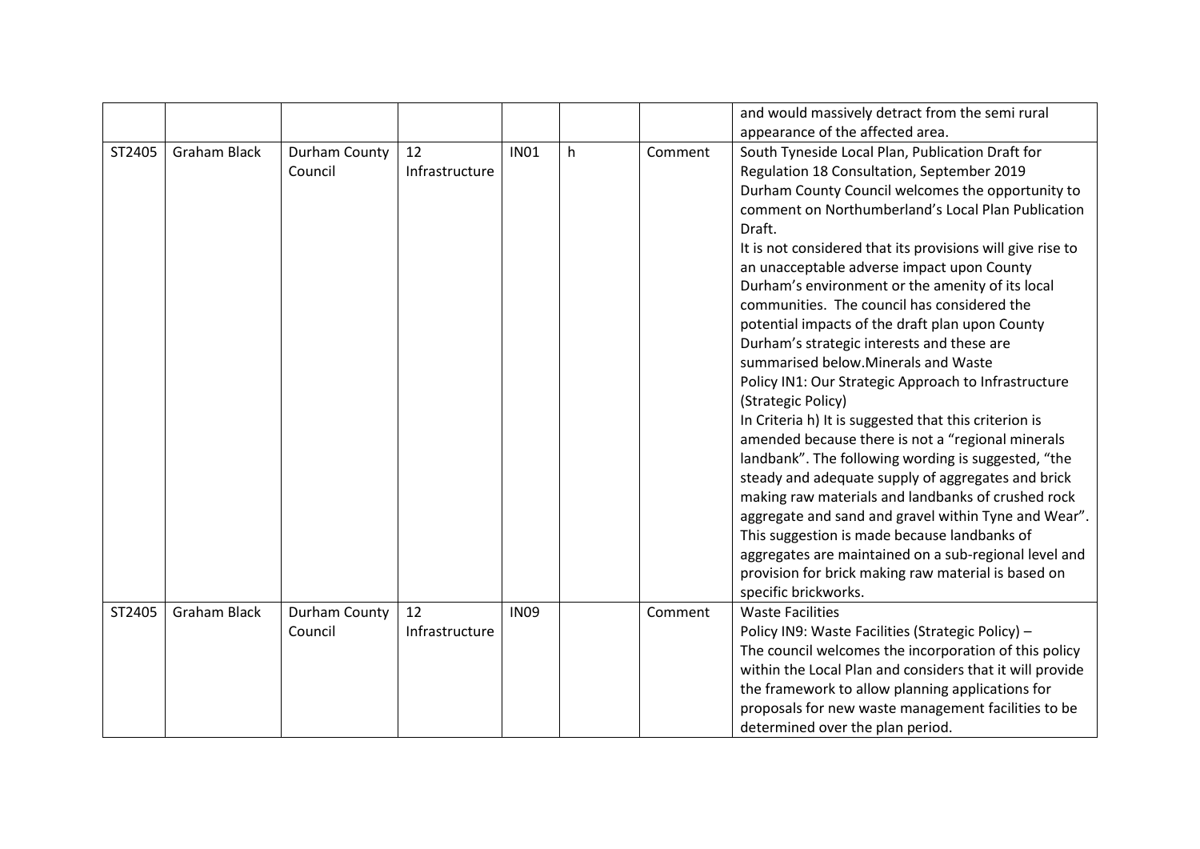|  |  |  |  |  |  |  |  |
|---|---|---|---|---|---|---|---|
|  |  |  |  |  |  |  | and would massively detract from the semi rural appearance of the affected area. |
| ST2405 | Graham Black | Durham County Council | 12 Infrastructure | IN01 | h | Comment | South Tyneside Local Plan, Publication Draft for Regulation 18 Consultation, September 2019<br>Durham County Council welcomes the opportunity to comment on Northumberland's Local Plan Publication Draft.<br>It is not considered that its provisions will give rise to an unacceptable adverse impact upon County Durham's environment or the amenity of its local communities. The council has considered the potential impacts of the draft plan upon County Durham's strategic interests and these are summarised below.Minerals and Waste<br>Policy IN1: Our Strategic Approach to Infrastructure (Strategic Policy)<br>In Criteria h) It is suggested that this criterion is amended because there is not a "regional minerals landbank". The following wording is suggested, "the steady and adequate supply of aggregates and brick making raw materials and landbanks of crushed rock aggregate and sand and gravel within Tyne and Wear". This suggestion is made because landbanks of aggregates are maintained on a sub-regional level and provision for brick making raw material is based on specific brickworks. |
| ST2405 | Graham Black | Durham County Council | 12 Infrastructure | IN09 |  | Comment | Waste Facilities<br>Policy IN9: Waste Facilities (Strategic Policy) –<br>The council welcomes the incorporation of this policy within the Local Plan and considers that it will provide the framework to allow planning applications for proposals for new waste management facilities to be determined over the plan period. |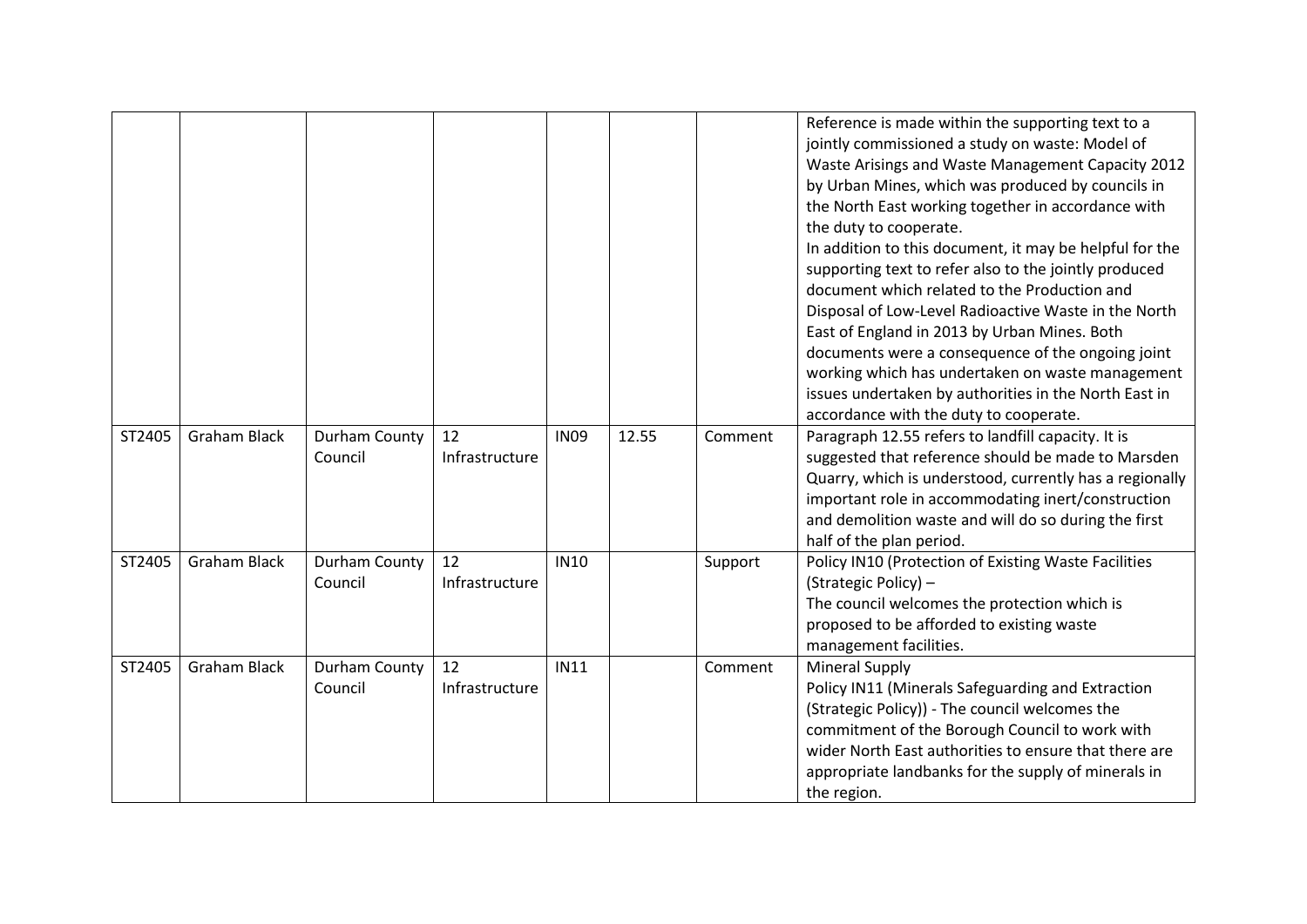| | | | | | | | |
|---|---|---|---|---|---|---|---|
| | | | | | | | Reference is made within the supporting text to a jointly commissioned a study on waste: Model of Waste Arisings and Waste Management Capacity 2012 by Urban Mines, which was produced by councils in the North East working together in accordance with the duty to cooperate.<br>In addition to this document, it may be helpful for the supporting text to refer also to the jointly produced document which related to the Production and Disposal of Low-Level Radioactive Waste in the North East of England in 2013 by Urban Mines. Both documents were a consequence of the ongoing joint working which has undertaken on waste management issues undertaken by authorities in the North East in accordance with the duty to cooperate. |
| ST2405 | Graham Black | Durham County Council | 12 Infrastructure | IN09 | 12.55 | Comment | Paragraph 12.55 refers to landfill capacity. It is suggested that reference should be made to Marsden Quarry, which is understood, currently has a regionally important role in accommodating inert/construction and demolition waste and will do so during the first half of the plan period. |
| ST2405 | Graham Black | Durham County Council | 12 Infrastructure | IN10 | | Support | Policy IN10 (Protection of Existing Waste Facilities (Strategic Policy) –<br>The council welcomes the protection which is proposed to be afforded to existing waste management facilities. |
| ST2405 | Graham Black | Durham County Council | 12 Infrastructure | IN11 | | Comment | Mineral Supply<br>Policy IN11 (Minerals Safeguarding and Extraction (Strategic Policy)) - The council welcomes the commitment of the Borough Council to work with wider North East authorities to ensure that there are appropriate landbanks for the supply of minerals in the region. |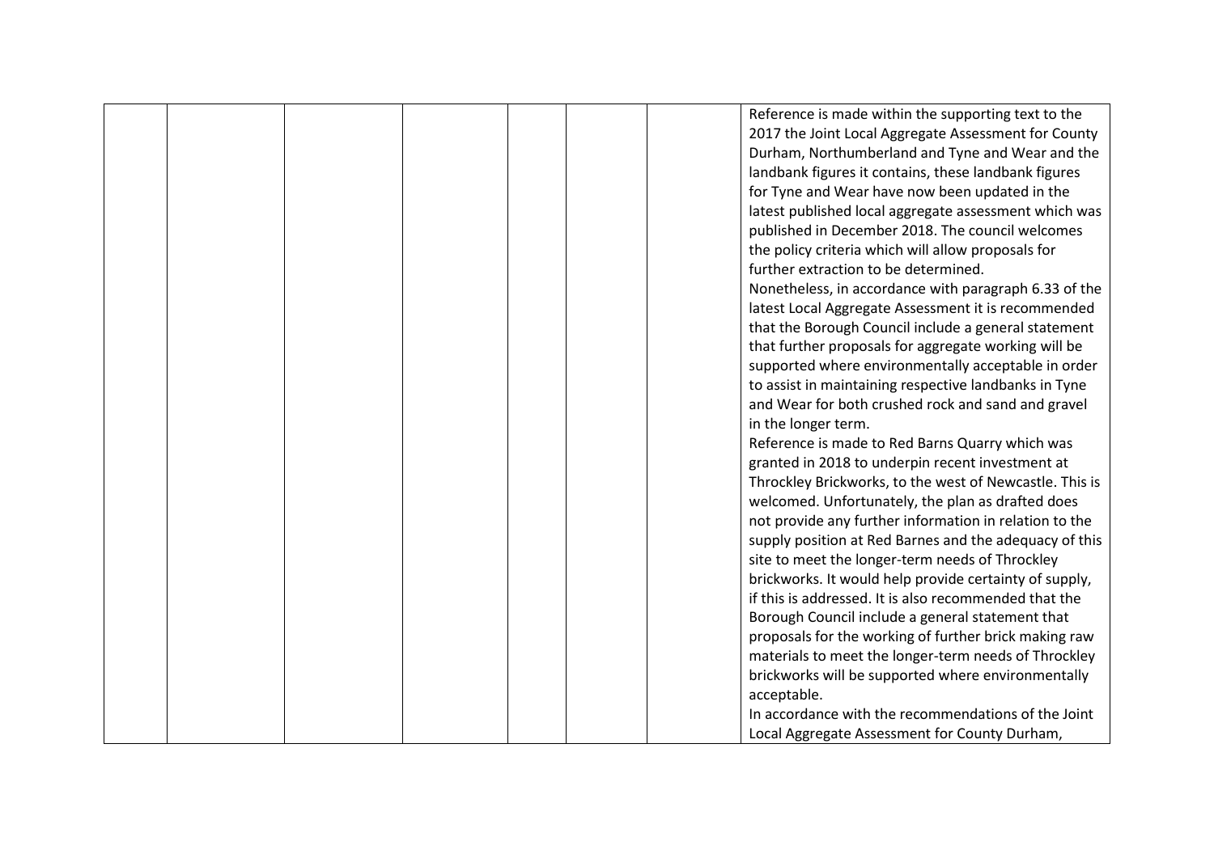| | | | | | | | |
|---|---|---|---|---|---|---|---|
| | | | | | | | Reference is made within the supporting text to the 2017 the Joint Local Aggregate Assessment for County Durham, Northumberland and Tyne and Wear and the landbank figures it contains, these landbank figures for Tyne and Wear have now been updated in the latest published local aggregate assessment which was published in December 2018. The council welcomes the policy criteria which will allow proposals for further extraction to be determined.<br>Nonetheless, in accordance with paragraph 6.33 of the latest Local Aggregate Assessment it is recommended that the Borough Council include a general statement that further proposals for aggregate working will be supported where environmentally acceptable in order to assist in maintaining respective landbanks in Tyne and Wear for both crushed rock and sand and gravel in the longer term.<br>Reference is made to Red Barns Quarry which was granted in 2018 to underpin recent investment at Throckley Brickworks, to the west of Newcastle. This is welcomed. Unfortunately, the plan as drafted does not provide any further information in relation to the supply position at Red Barnes and the adequacy of this site to meet the longer-term needs of Throckley brickworks. It would help provide certainty of supply, if this is addressed. It is also recommended that the Borough Council include a general statement that proposals for the working of further brick making raw materials to meet the longer-term needs of Throckley brickworks will be supported where environmentally acceptable.<br>In accordance with the recommendations of the Joint Local Aggregate Assessment for County Durham, |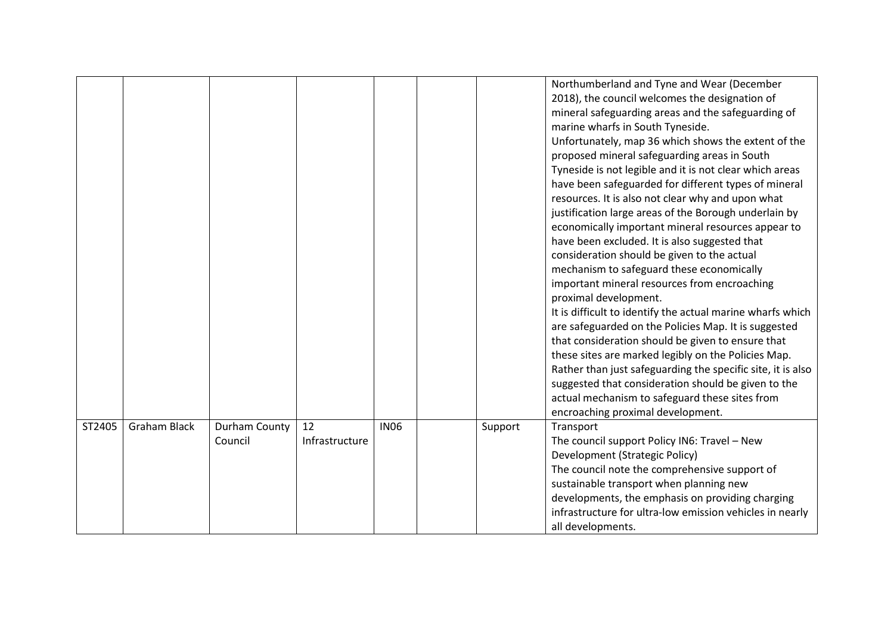| | | | | | | | |
|---|---|---|---|---|---|---|---|
| | | | | | | | Northumberland and Tyne and Wear (December 2018), the council welcomes the designation of mineral safeguarding areas and the safeguarding of marine wharfs in South Tyneside.<br>Unfortunately, map 36 which shows the extent of the proposed mineral safeguarding areas in South Tyneside is not legible and it is not clear which areas have been safeguarded for different types of mineral resources. It is also not clear why and upon what justification large areas of the Borough underlain by economically important mineral resources appear to have been excluded. It is also suggested that consideration should be given to the actual mechanism to safeguard these economically important mineral resources from encroaching proximal development.<br>It is difficult to identify the actual marine wharfs which are safeguarded on the Policies Map. It is suggested that consideration should be given to ensure that these sites are marked legibly on the Policies Map. Rather than just safeguarding the specific site, it is also suggested that consideration should be given to the actual mechanism to safeguard these sites from encroaching proximal development. |
| ST2405 | Graham Black | Durham County Council | 12 Infrastructure | IN06 | | Support | Transport<br>The council support Policy IN6: Travel – New Development (Strategic Policy)<br>The council note the comprehensive support of sustainable transport when planning new developments, the emphasis on providing charging infrastructure for ultra-low emission vehicles in nearly all developments. |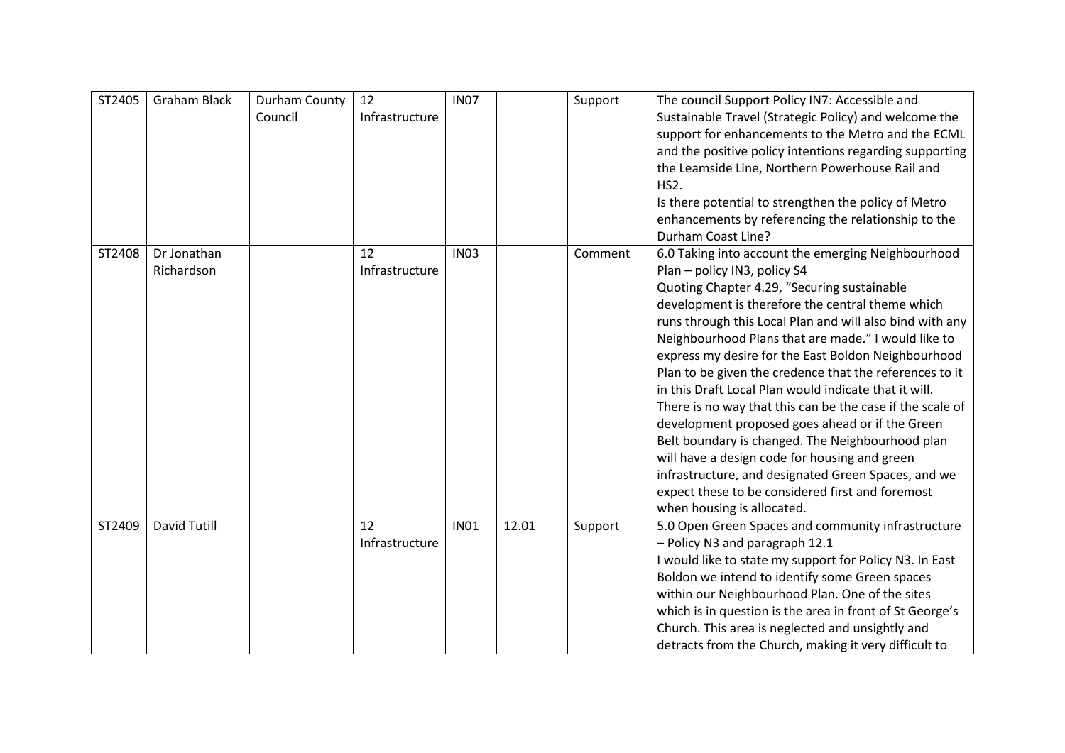| ST2405 | Graham Black | Durham County Council | 12 Infrastructure | IN07 | | Support | The council Support Policy IN7: Accessible and Sustainable Travel (Strategic Policy) and welcome the support for enhancements to the Metro and the ECML and the positive policy intentions regarding supporting the Leamside Line, Northern Powerhouse Rail and HS2.<br>Is there potential to strengthen the policy of Metro enhancements by referencing the relationship to the Durham Coast Line? |
|---|---|---|---|---|---|---|---|
| ST2408 | Dr Jonathan Richardson | | 12 Infrastructure | IN03 | | Comment | 6.0 Taking into account the emerging Neighbourhood Plan – policy IN3, policy S4<br>Quoting Chapter 4.29, "Securing sustainable development is therefore the central theme which runs through this Local Plan and will also bind with any Neighbourhood Plans that are made." I would like to express my desire for the East Boldon Neighbourhood Plan to be given the credence that the references to it in this Draft Local Plan would indicate that it will. There is no way that this can be the case if the scale of development proposed goes ahead or if the Green Belt boundary is changed. The Neighbourhood plan will have a design code for housing and green infrastructure, and designated Green Spaces, and we expect these to be considered first and foremost when housing is allocated. |
| ST2409 | David Tutill | | 12 Infrastructure | IN01 | 12.01 | Support | 5.0 Open Green Spaces and community infrastructure – Policy N3 and paragraph 12.1<br>I would like to state my support for Policy N3. In East Boldon we intend to identify some Green spaces within our Neighbourhood Plan. One of the sites which is in question is the area in front of St George's Church. This area is neglected and unsightly and detracts from the Church, making it very difficult to |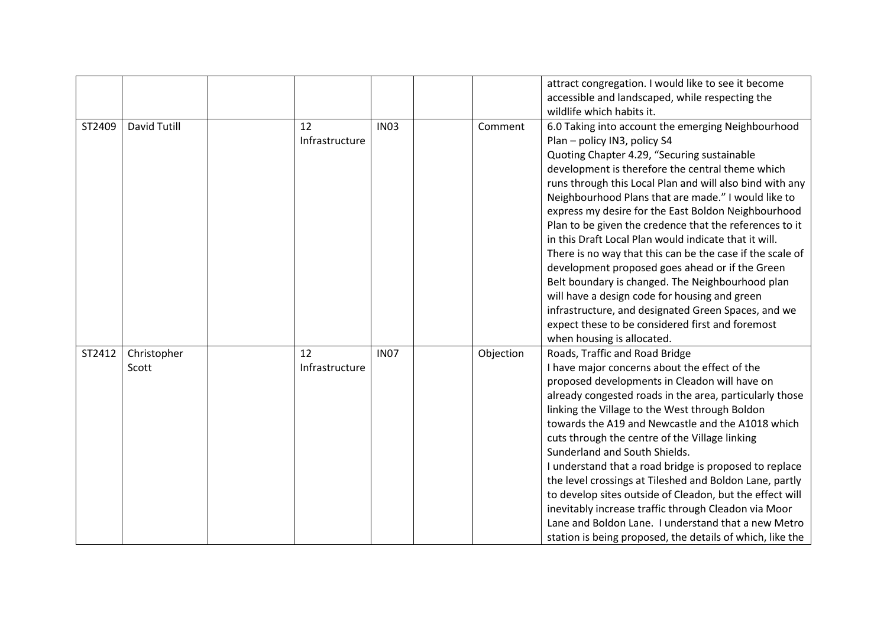|  |  |  |  |  |  |  |  |
|---|---|---|---|---|---|---|---|
|  |  |  |  |  |  |  | attract congregation. I would like to see it become accessible and landscaped, while respecting the wildlife which habits it. |
| ST2409 | David Tutill |  | 12 Infrastructure | IN03 |  | Comment | 6.0 Taking into account the emerging Neighbourhood Plan – policy IN3, policy S4<br>Quoting Chapter 4.29, "Securing sustainable development is therefore the central theme which runs through this Local Plan and will also bind with any Neighbourhood Plans that are made." I would like to express my desire for the East Boldon Neighbourhood Plan to be given the credence that the references to it in this Draft Local Plan would indicate that it will. There is no way that this can be the case if the scale of development proposed goes ahead or if the Green Belt boundary is changed. The Neighbourhood plan will have a design code for housing and green infrastructure, and designated Green Spaces, and we expect these to be considered first and foremost when housing is allocated. |
| ST2412 | Christopher Scott |  | 12 Infrastructure | IN07 |  | Objection | Roads, Traffic and Road Bridge<br>I have major concerns about the effect of the proposed developments in Cleadon will have on already congested roads in the area, particularly those linking the Village to the West through Boldon towards the A19 and Newcastle and the A1018 which cuts through the centre of the Village linking Sunderland and South Shields.<br>I understand that a road bridge is proposed to replace the level crossings at Tileshed and Boldon Lane, partly to develop sites outside of Cleadon, but the effect will inevitably increase traffic through Cleadon via Moor Lane and Boldon Lane. I understand that a new Metro station is being proposed, the details of which, like the |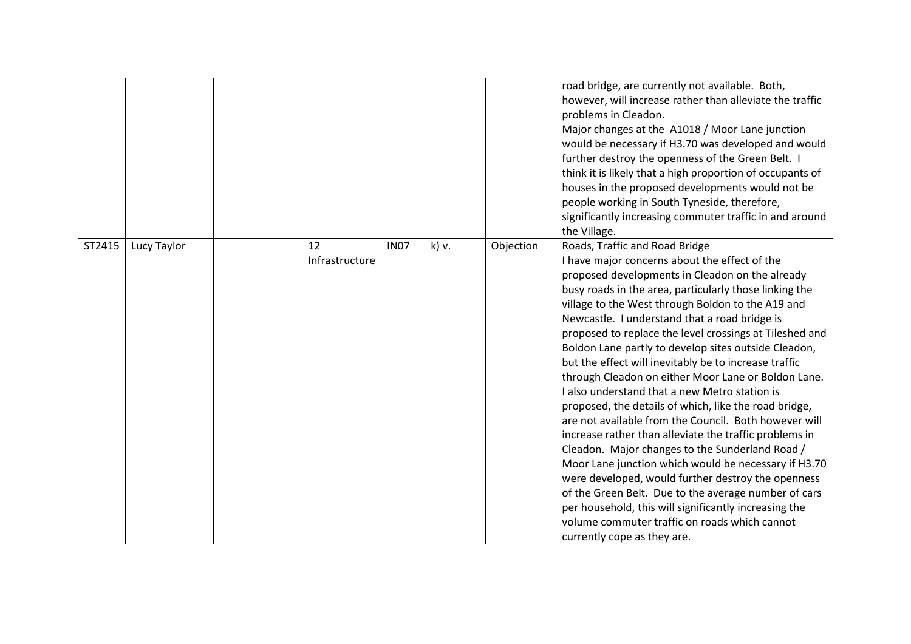| | | | | | | | |
|---|---|---|---|---|---|---|---|
| | | | | | | | road bridge, are currently not available. Both, however, will increase rather than alleviate the traffic problems in Cleadon.<br>Major changes at the A1018 / Moor Lane junction would be necessary if H3.70 was developed and would further destroy the openness of the Green Belt. I think it is likely that a high proportion of occupants of houses in the proposed developments would not be people working in South Tyneside, therefore, significantly increasing commuter traffic in and around the Village. |
| ST2415 | Lucy Taylor | | 12 Infrastructure | IN07 | k) v. | Objection | Roads, Traffic and Road Bridge<br>I have major concerns about the effect of the proposed developments in Cleadon on the already busy roads in the area, particularly those linking the village to the West through Boldon to the A19 and Newcastle. I understand that a road bridge is proposed to replace the level crossings at Tileshed and Boldon Lane partly to develop sites outside Cleadon, but the effect will inevitably be to increase traffic through Cleadon on either Moor Lane or Boldon Lane. I also understand that a new Metro station is proposed, the details of which, like the road bridge, are not available from the Council. Both however will increase rather than alleviate the traffic problems in Cleadon. Major changes to the Sunderland Road / Moor Lane junction which would be necessary if H3.70 were developed, would further destroy the openness of the Green Belt. Due to the average number of cars per household, this will significantly increasing the volume commuter traffic on roads which cannot currently cope as they are. |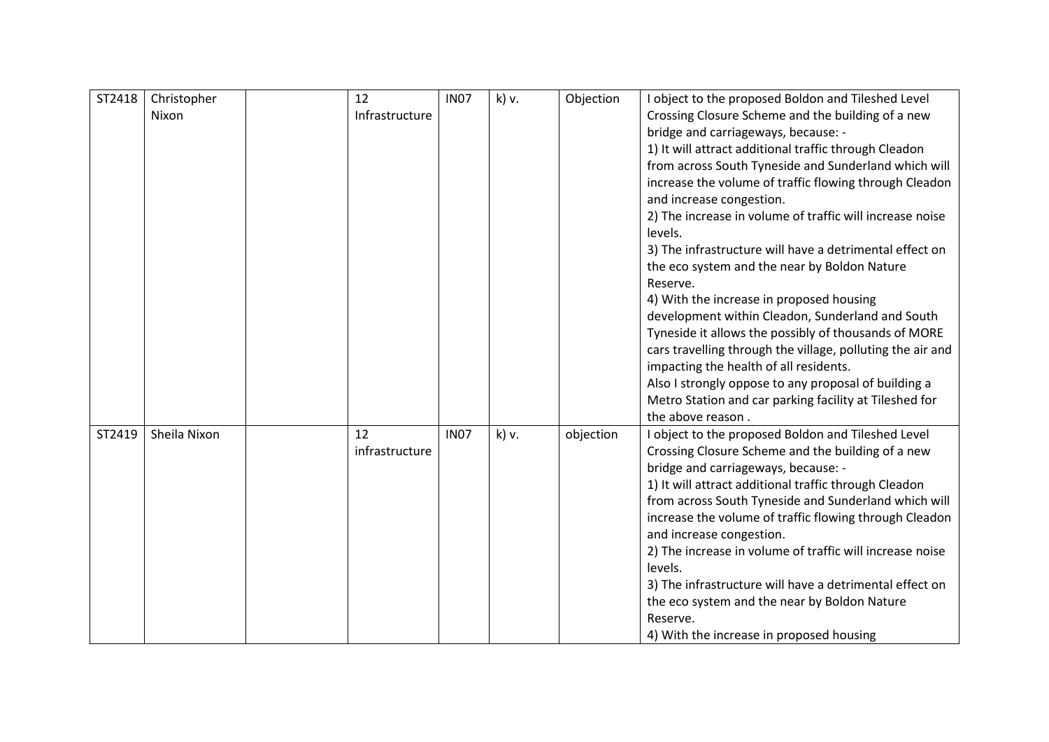| | | | | | | | |
|---|---|---|---|---|---|---|---|
| ST2418 | Christopher Nixon | | 12 Infrastructure | IN07 | k) v. | Objection | I object to the proposed Boldon and Tileshed Level Crossing Closure Scheme and the building of a new bridge and carriageways, because: -<br>1) It will attract additional traffic through Cleadon from across South Tyneside and Sunderland which will increase the volume of traffic flowing through Cleadon and increase congestion.<br>2) The increase in volume of traffic will increase noise levels.<br>3) The infrastructure will have a detrimental effect on the eco system and the near by Boldon Nature Reserve.<br>4) With the increase in proposed housing development within Cleadon, Sunderland and South Tyneside it allows the possibly of thousands of MORE cars travelling through the village, polluting the air and impacting the health of all residents.<br>Also I strongly oppose to any proposal of building a Metro Station and car parking facility at Tileshed for the above reason . |
| ST2419 | Sheila Nixon | | 12 infrastructure | IN07 | k) v. | objection | I object to the proposed Boldon and Tileshed Level Crossing Closure Scheme and the building of a new bridge and carriageways, because: -<br>1) It will attract additional traffic through Cleadon from across South Tyneside and Sunderland which will increase the volume of traffic flowing through Cleadon and increase congestion.<br>2) The increase in volume of traffic will increase noise levels.<br>3) The infrastructure will have a detrimental effect on the eco system and the near by Boldon Nature Reserve.<br>4) With the increase in proposed housing |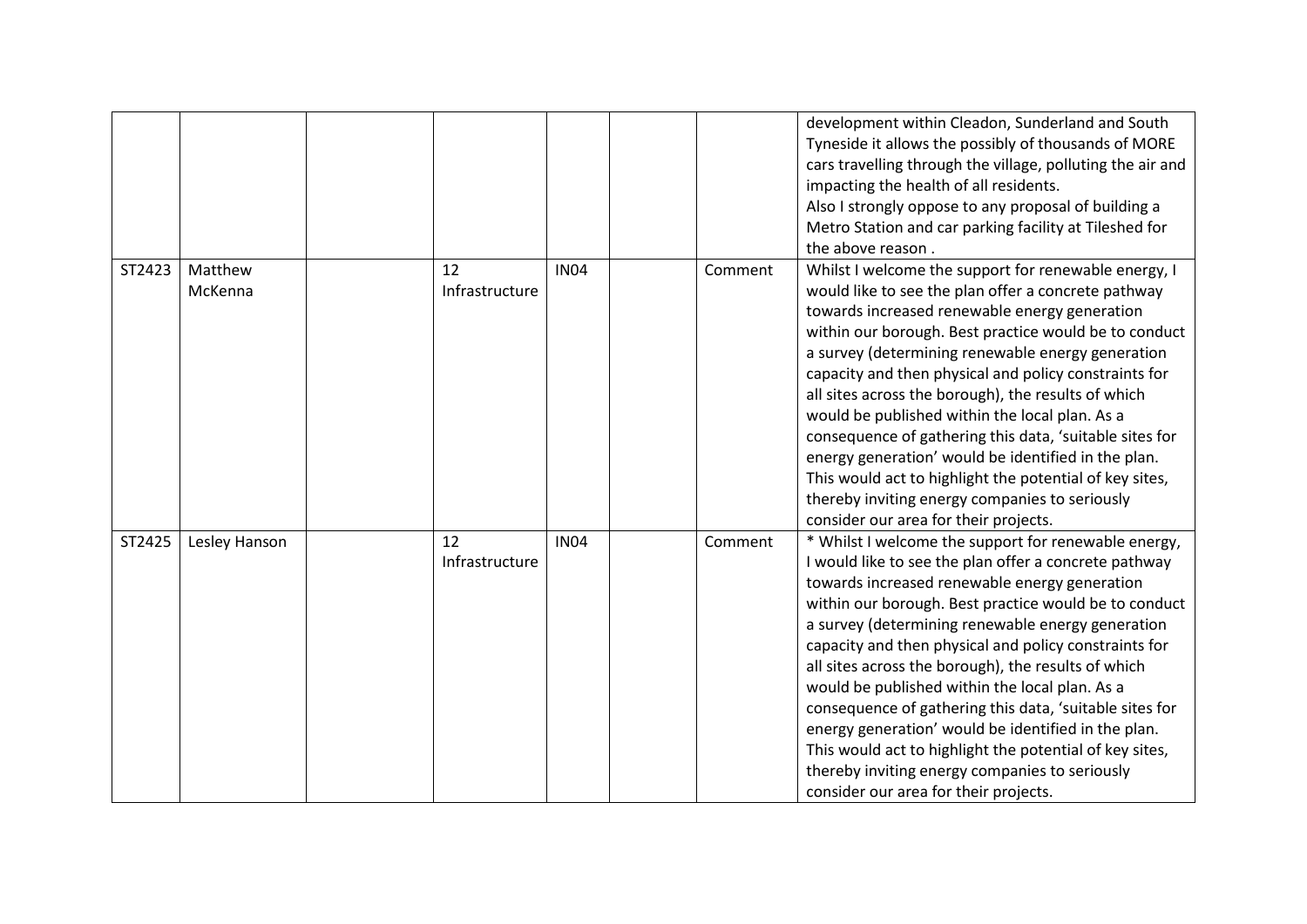| | | | | | | | |
|---|---|---|---|---|---|---|---|
| | | | | | | | development within Cleadon, Sunderland and South Tyneside it allows the possibly of thousands of MORE cars travelling through the village, polluting the air and impacting the health of all residents.<br>Also I strongly oppose to any proposal of building a Metro Station and car parking facility at Tileshed for the above reason . |
| ST2423 | Matthew McKenna | | 12 Infrastructure | IN04 | | Comment | Whilst I welcome the support for renewable energy, I would like to see the plan offer a concrete pathway towards increased renewable energy generation within our borough. Best practice would be to conduct a survey (determining renewable energy generation capacity and then physical and policy constraints for all sites across the borough), the results of which would be published within the local plan. As a consequence of gathering this data, 'suitable sites for energy generation' would be identified in the plan. This would act to highlight the potential of key sites, thereby inviting energy companies to seriously consider our area for their projects. |
| ST2425 | Lesley Hanson | | 12 Infrastructure | IN04 | | Comment | * Whilst I welcome the support for renewable energy, I would like to see the plan offer a concrete pathway towards increased renewable energy generation within our borough. Best practice would be to conduct a survey (determining renewable energy generation capacity and then physical and policy constraints for all sites across the borough), the results of which would be published within the local plan. As a consequence of gathering this data, 'suitable sites for energy generation' would be identified in the plan. This would act to highlight the potential of key sites, thereby inviting energy companies to seriously consider our area for their projects. |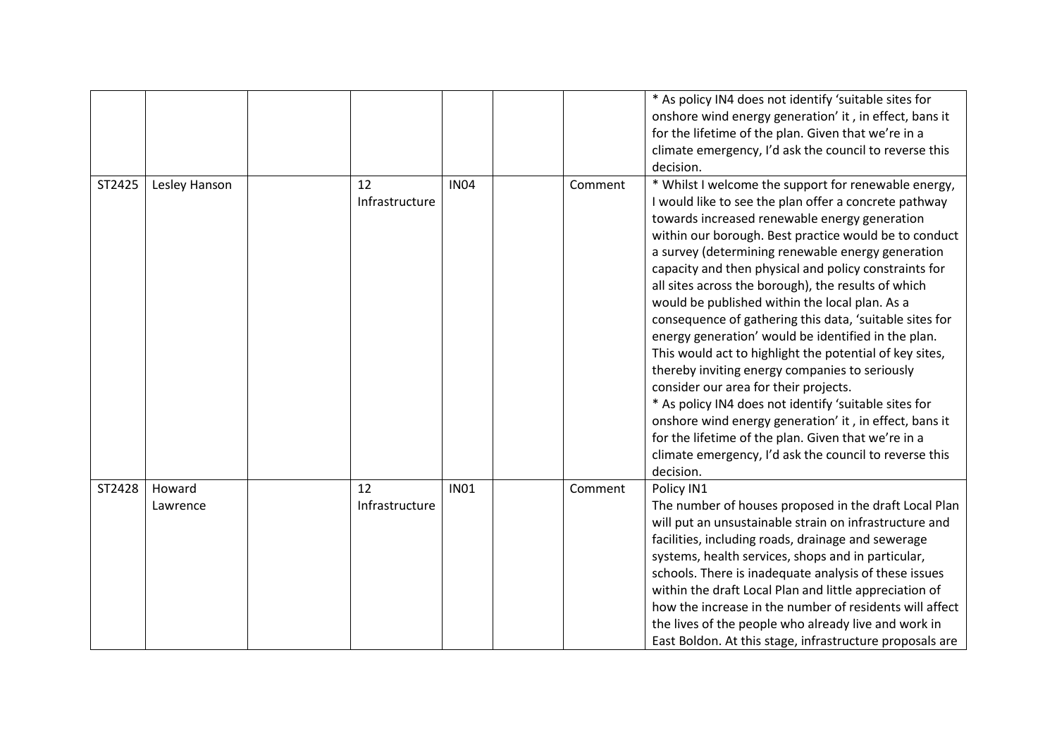|  |  |  |  |  |  |  |  |
|---|---|---|---|---|---|---|---|
|  |  |  |  |  |  |  | * As policy IN4 does not identify 'suitable sites for onshore wind energy generation' it , in effect, bans it for the lifetime of the plan. Given that we're in a climate emergency, I'd ask the council to reverse this decision. |
| ST2425 | Lesley Hanson |  | 12 Infrastructure | IN04 |  | Comment | * Whilst I welcome the support for renewable energy, I would like to see the plan offer a concrete pathway towards increased renewable energy generation within our borough. Best practice would be to conduct a survey (determining renewable energy generation capacity and then physical and policy constraints for all sites across the borough), the results of which would be published within the local plan. As a consequence of gathering this data, 'suitable sites for energy generation' would be identified in the plan. This would act to highlight the potential of key sites, thereby inviting energy companies to seriously consider our area for their projects.<br>* As policy IN4 does not identify 'suitable sites for onshore wind energy generation' it , in effect, bans it for the lifetime of the plan. Given that we're in a climate emergency, I'd ask the council to reverse this decision. |
| ST2428 | Howard Lawrence |  | 12 Infrastructure | IN01 |  | Comment | Policy IN1<br>The number of houses proposed in the draft Local Plan will put an unsustainable strain on infrastructure and facilities, including roads, drainage and sewerage systems, health services, shops and in particular, schools. There is inadequate analysis of these issues within the draft Local Plan and little appreciation of how the increase in the number of residents will affect the lives of the people who already live and work in East Boldon. At this stage, infrastructure proposals are |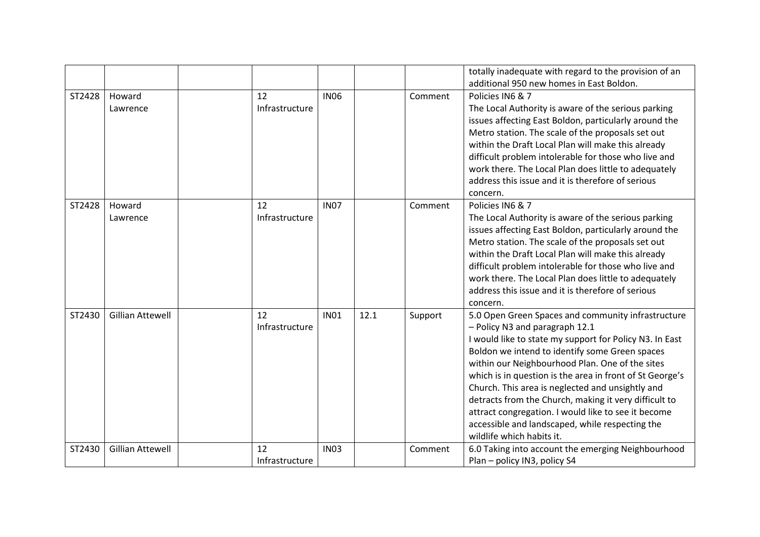| | | | | | | | |
|---|---|---|---|---|---|---|---|
| | | | | | | | totally inadequate with regard to the provision of an additional 950 new homes in East Boldon. |
| ST2428 | Howard Lawrence | | 12 Infrastructure | IN06 | | Comment | Policies IN6 & 7<br>The Local Authority is aware of the serious parking issues affecting East Boldon, particularly around the Metro station. The scale of the proposals set out within the Draft Local Plan will make this already difficult problem intolerable for those who live and work there. The Local Plan does little to adequately address this issue and it is therefore of serious concern. |
| ST2428 | Howard Lawrence | | 12 Infrastructure | IN07 | | Comment | Policies IN6 & 7<br>The Local Authority is aware of the serious parking issues affecting East Boldon, particularly around the Metro station. The scale of the proposals set out within the Draft Local Plan will make this already difficult problem intolerable for those who live and work there. The Local Plan does little to adequately address this issue and it is therefore of serious concern. |
| ST2430 | Gillian Attewell | | 12 Infrastructure | IN01 | 12.1 | Support | 5.0 Open Green Spaces and community infrastructure – Policy N3 and paragraph 12.1<br>I would like to state my support for Policy N3. In East Boldon we intend to identify some Green spaces within our Neighbourhood Plan. One of the sites which is in question is the area in front of St George's Church. This area is neglected and unsightly and detracts from the Church, making it very difficult to attract congregation. I would like to see it become accessible and landscaped, while respecting the wildlife which habits it. |
| ST2430 | Gillian Attewell | | 12 Infrastructure | IN03 | | Comment | 6.0 Taking into account the emerging Neighbourhood Plan – policy IN3, policy S4 |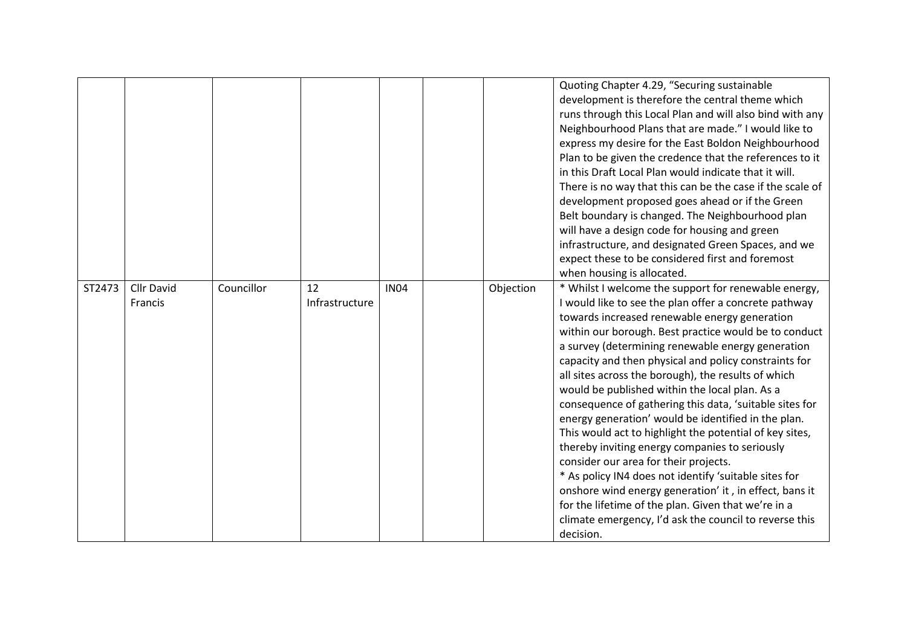|  |  |  |  |  |  |  |  |
|---|---|---|---|---|---|---|---|
|  |  |  |  |  |  |  | Quoting Chapter 4.29, "Securing sustainable development is therefore the central theme which runs through this Local Plan and will also bind with any Neighbourhood Plans that are made." I would like to express my desire for the East Boldon Neighbourhood Plan to be given the credence that the references to it in this Draft Local Plan would indicate that it will. There is no way that this can be the case if the scale of development proposed goes ahead or if the Green Belt boundary is changed. The Neighbourhood plan will have a design code for housing and green infrastructure, and designated Green Spaces, and we expect these to be considered first and foremost when housing is allocated. |
| ST2473 | Cllr David Francis | Councillor | 12 Infrastructure | IN04 |  | Objection | * Whilst I welcome the support for renewable energy, I would like to see the plan offer a concrete pathway towards increased renewable energy generation within our borough. Best practice would be to conduct a survey (determining renewable energy generation capacity and then physical and policy constraints for all sites across the borough), the results of which would be published within the local plan. As a consequence of gathering this data, 'suitable sites for energy generation' would be identified in the plan. This would act to highlight the potential of key sites, thereby inviting energy companies to seriously consider our area for their projects.<br>* As policy IN4 does not identify 'suitable sites for onshore wind energy generation' it , in effect, bans it for the lifetime of the plan. Given that we're in a climate emergency, I'd ask the council to reverse this decision. |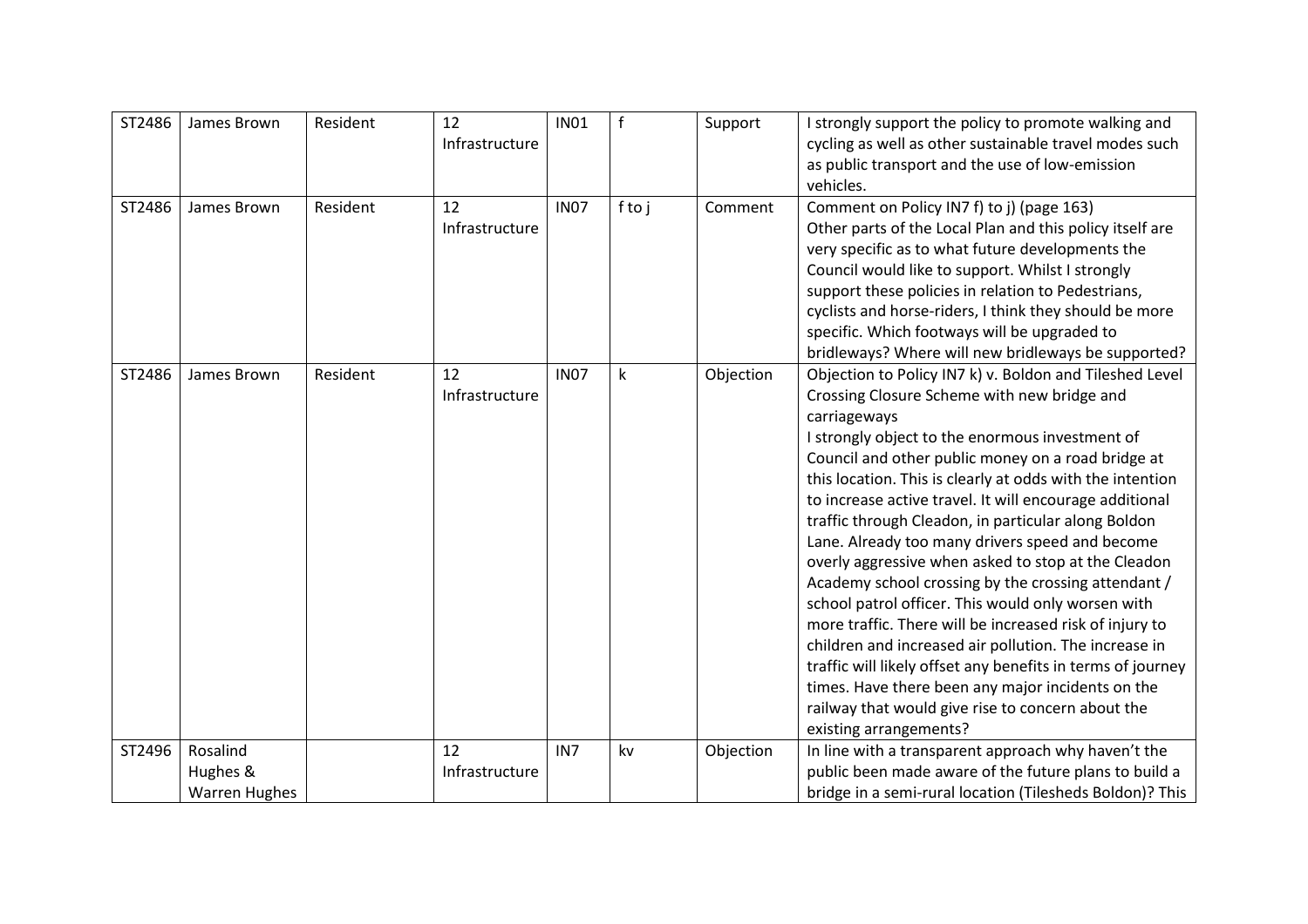| ST2486 | James Brown | Resident | 12 Infrastructure | IN01 | f | Support | I strongly support the policy to promote walking and cycling as well as other sustainable travel modes such as public transport and the use of low-emission vehicles. |
|---|---|---|---|---|---|---|---|
| ST2486 | James Brown | Resident | 12 Infrastructure | IN07 | f to j | Comment | Comment on Policy IN7 f) to j) (page 163)<br>Other parts of the Local Plan and this policy itself are very specific as to what future developments the Council would like to support. Whilst I strongly support these policies in relation to Pedestrians, cyclists and horse-riders, I think they should be more specific. Which footways will be upgraded to bridleways? Where will new bridleways be supported? |
| ST2486 | James Brown | Resident | 12 Infrastructure | IN07 | k | Objection | Objection to Policy IN7 k) v. Boldon and Tileshed Level Crossing Closure Scheme with new bridge and carriageways<br>I strongly object to the enormous investment of Council and other public money on a road bridge at this location. This is clearly at odds with the intention to increase active travel. It will encourage additional traffic through Cleadon, in particular along Boldon Lane. Already too many drivers speed and become overly aggressive when asked to stop at the Cleadon Academy school crossing by the crossing attendant / school patrol officer. This would only worsen with more traffic. There will be increased risk of injury to children and increased air pollution. The increase in traffic will likely offset any benefits in terms of journey times. Have there been any major incidents on the railway that would give rise to concern about the existing arrangements? |
| ST2496 | Rosalind Hughes & Warren Hughes | | 12 Infrastructure | IN7 | kv | Objection | In line with a transparent approach why haven't the public been made aware of the future plans to build a bridge in a semi-rural location (Tilesheds Boldon)? This |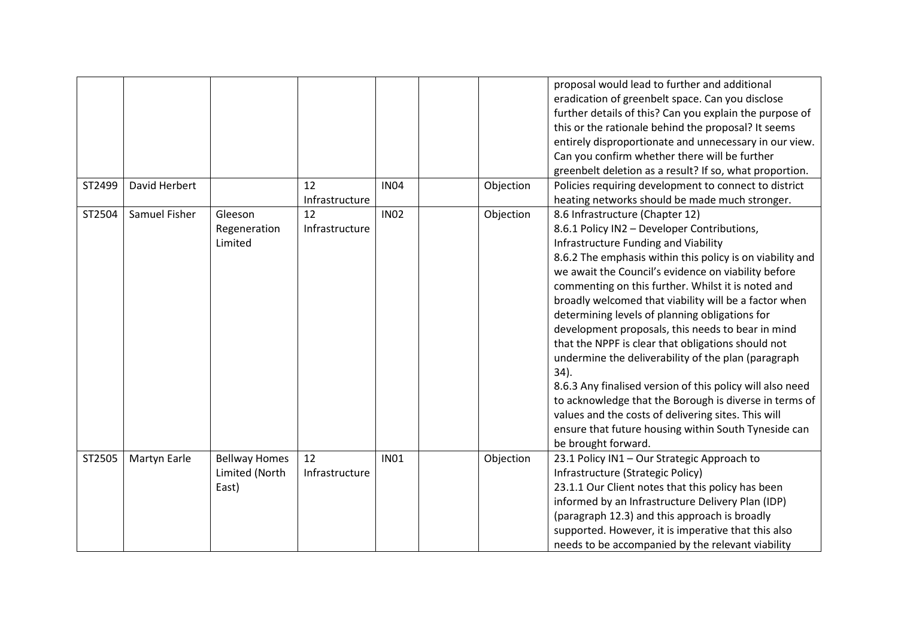| | | | | | | | |
|---|---|---|---|---|---|---|---|
| | | | | | | | proposal would lead to further and additional eradication of greenbelt space. Can you disclose further details of this? Can you explain the purpose of this or the rationale behind the proposal? It seems entirely disproportionate and unnecessary in our view. Can you confirm whether there will be further greenbelt deletion as a result? If so, what proportion. |
| ST2499 | David Herbert | | 12 Infrastructure | IN04 | | Objection | Policies requiring development to connect to district heating networks should be made much stronger. |
| ST2504 | Samuel Fisher | Gleeson Regeneration Limited | 12 Infrastructure | IN02 | | Objection | 8.6 Infrastructure (Chapter 12)<br>8.6.1 Policy IN2 – Developer Contributions, Infrastructure Funding and Viability<br>8.6.2 The emphasis within this policy is on viability and we await the Council's evidence on viability before commenting on this further. Whilst it is noted and broadly welcomed that viability will be a factor when determining levels of planning obligations for development proposals, this needs to bear in mind that the NPPF is clear that obligations should not undermine the deliverability of the plan (paragraph 34).<br>8.6.3 Any finalised version of this policy will also need to acknowledge that the Borough is diverse in terms of values and the costs of delivering sites. This will ensure that future housing within South Tyneside can be brought forward. |
| ST2505 | Martyn Earle | Bellway Homes Limited (North East) | 12 Infrastructure | IN01 | | Objection | 23.1 Policy IN1 – Our Strategic Approach to Infrastructure (Strategic Policy)<br>23.1.1 Our Client notes that this policy has been informed by an Infrastructure Delivery Plan (IDP) (paragraph 12.3) and this approach is broadly supported. However, it is imperative that this also needs to be accompanied by the relevant viability |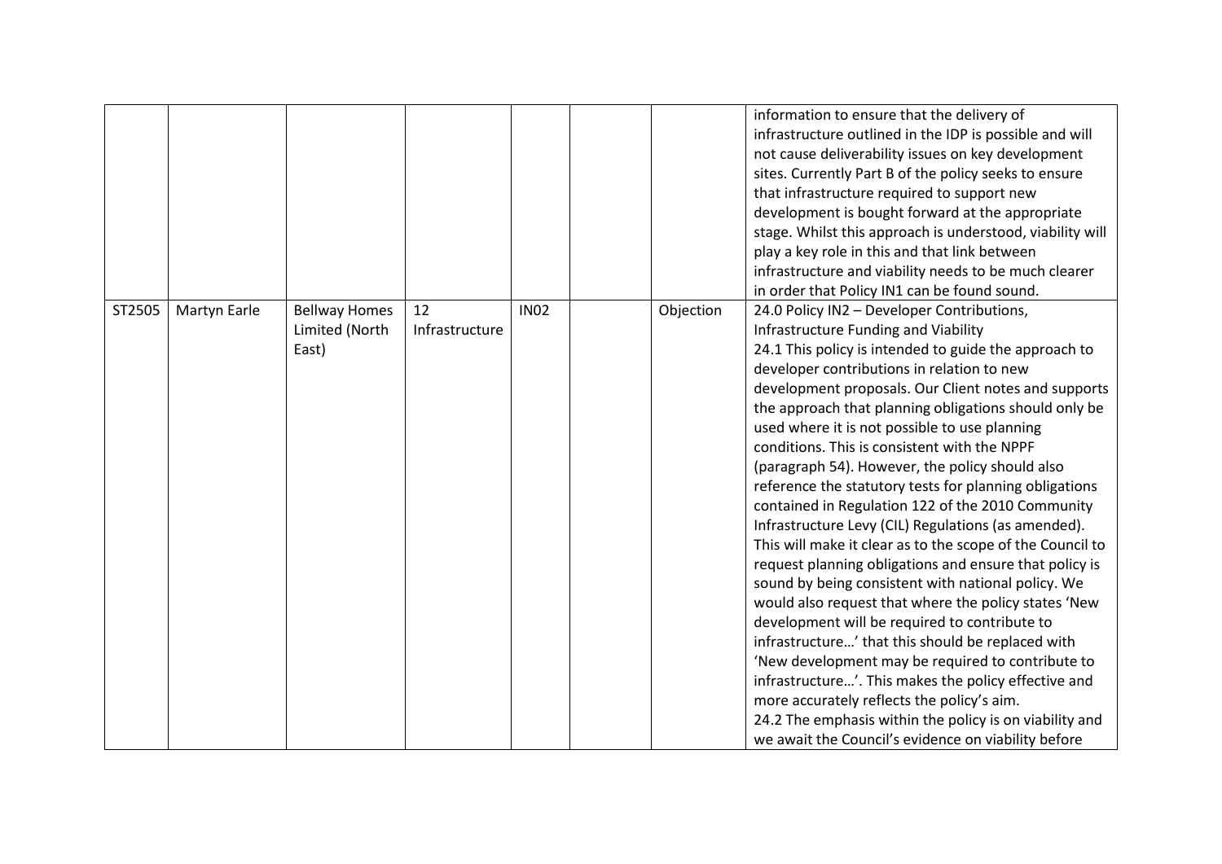|  |  |  |  |  |  |  |  |
|---|---|---|---|---|---|---|---|
|  |  |  |  |  |  |  | information to ensure that the delivery of infrastructure outlined in the IDP is possible and will not cause deliverability issues on key development sites. Currently Part B of the policy seeks to ensure that infrastructure required to support new development is bought forward at the appropriate stage. Whilst this approach is understood, viability will play a key role in this and that link between infrastructure and viability needs to be much clearer in order that Policy IN1 can be found sound. |
| ST2505 | Martyn Earle | Bellway Homes Limited (North East) | 12 Infrastructure | IN02 |  | Objection | 24.0 Policy IN2 – Developer Contributions, Infrastructure Funding and Viability<br>24.1 This policy is intended to guide the approach to developer contributions in relation to new development proposals. Our Client notes and supports the approach that planning obligations should only be used where it is not possible to use planning conditions. This is consistent with the NPPF (paragraph 54). However, the policy should also reference the statutory tests for planning obligations contained in Regulation 122 of the 2010 Community Infrastructure Levy (CIL) Regulations (as amended). This will make it clear as to the scope of the Council to request planning obligations and ensure that policy is sound by being consistent with national policy. We would also request that where the policy states 'New development will be required to contribute to infrastructure…' that this should be replaced with 'New development may be required to contribute to infrastructure…'. This makes the policy effective and more accurately reflects the policy's aim.<br>24.2 The emphasis within the policy is on viability and we await the Council's evidence on viability before |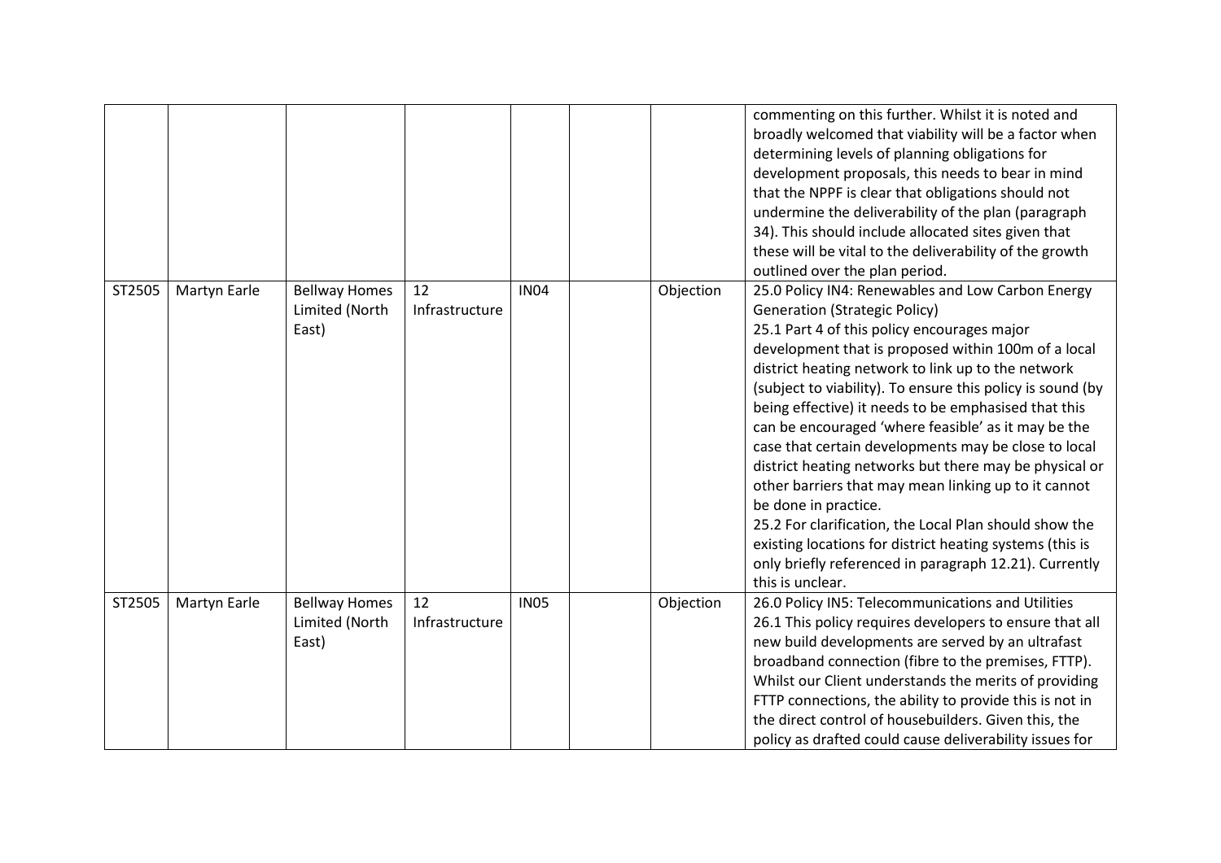| | | | | | | | |
|---|---|---|---|---|---|---|---|
| | | | | | | | commenting on this further. Whilst it is noted and broadly welcomed that viability will be a factor when determining levels of planning obligations for development proposals, this needs to bear in mind that the NPPF is clear that obligations should not undermine the deliverability of the plan (paragraph 34). This should include allocated sites given that these will be vital to the deliverability of the growth outlined over the plan period. |
| ST2505 | Martyn Earle | Bellway Homes Limited (North East) | 12 Infrastructure | IN04 | | Objection | 25.0 Policy IN4: Renewables and Low Carbon Energy Generation (Strategic Policy)<br>25.1 Part 4 of this policy encourages major development that is proposed within 100m of a local district heating network to link up to the network (subject to viability). To ensure this policy is sound (by being effective) it needs to be emphasised that this can be encouraged 'where feasible' as it may be the case that certain developments may be close to local district heating networks but there may be physical or other barriers that may mean linking up to it cannot be done in practice.<br>25.2 For clarification, the Local Plan should show the existing locations for district heating systems (this is only briefly referenced in paragraph 12.21). Currently this is unclear. |
| ST2505 | Martyn Earle | Bellway Homes Limited (North East) | 12 Infrastructure | IN05 | | Objection | 26.0 Policy IN5: Telecommunications and Utilities<br>26.1 This policy requires developers to ensure that all new build developments are served by an ultrafast broadband connection (fibre to the premises, FTTP). Whilst our Client understands the merits of providing FTTP connections, the ability to provide this is not in the direct control of housebuilders. Given this, the policy as drafted could cause deliverability issues for |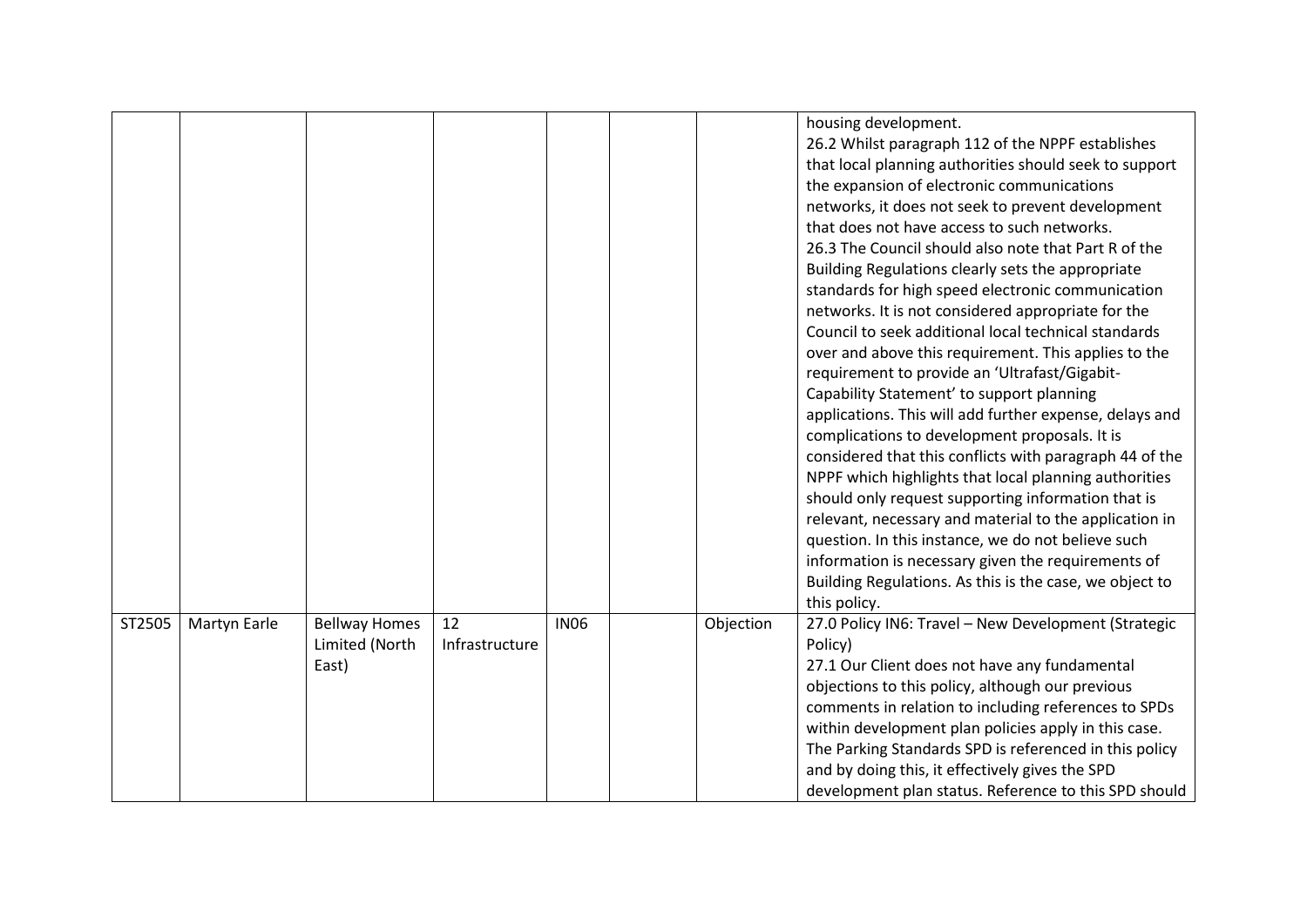| | | | | | | | |
|---|---|---|---|---|---|---|---|
| | | | | | | | housing development.<br>26.2 Whilst paragraph 112 of the NPPF establishes that local planning authorities should seek to support the expansion of electronic communications networks, it does not seek to prevent development that does not have access to such networks.<br>26.3 The Council should also note that Part R of the Building Regulations clearly sets the appropriate standards for high speed electronic communication networks. It is not considered appropriate for the Council to seek additional local technical standards over and above this requirement. This applies to the requirement to provide an 'Ultrafast/Gigabit-Capability Statement' to support planning applications. This will add further expense, delays and complications to development proposals. It is considered that this conflicts with paragraph 44 of the NPPF which highlights that local planning authorities should only request supporting information that is relevant, necessary and material to the application in question. In this instance, we do not believe such information is necessary given the requirements of Building Regulations. As this is the case, we object to this policy. |
| ST2505 | Martyn Earle | Bellway Homes Limited (North East) | 12 Infrastructure | IN06 | | Objection | 27.0 Policy IN6: Travel – New Development (Strategic Policy)<br>27.1 Our Client does not have any fundamental objections to this policy, although our previous comments in relation to including references to SPDs within development plan policies apply in this case. The Parking Standards SPD is referenced in this policy and by doing this, it effectively gives the SPD development plan status. Reference to this SPD should |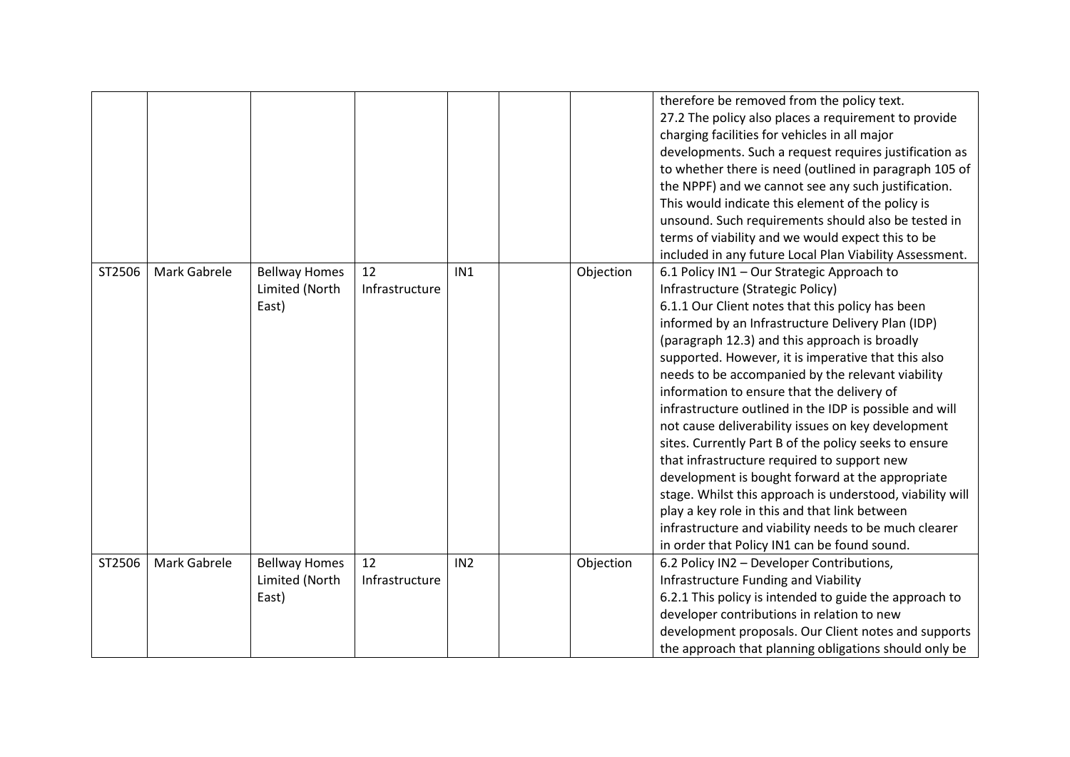| | | | | | | | |
|---|---|---|---|---|---|---|---|
| | | | | | | | therefore be removed from the policy text.<br>27.2 The policy also places a requirement to provide charging facilities for vehicles in all major developments. Such a request requires justification as to whether there is need (outlined in paragraph 105 of the NPPF) and we cannot see any such justification. This would indicate this element of the policy is unsound. Such requirements should also be tested in terms of viability and we would expect this to be included in any future Local Plan Viability Assessment. |
| ST2506 | Mark Gabrele | Bellway Homes Limited (North East) | 12 Infrastructure | IN1 | | Objection | 6.1 Policy IN1 – Our Strategic Approach to Infrastructure (Strategic Policy)<br>6.1.1 Our Client notes that this policy has been informed by an Infrastructure Delivery Plan (IDP) (paragraph 12.3) and this approach is broadly supported. However, it is imperative that this also needs to be accompanied by the relevant viability information to ensure that the delivery of infrastructure outlined in the IDP is possible and will not cause deliverability issues on key development sites. Currently Part B of the policy seeks to ensure that infrastructure required to support new development is bought forward at the appropriate stage. Whilst this approach is understood, viability will play a key role in this and that link between infrastructure and viability needs to be much clearer in order that Policy IN1 can be found sound. |
| ST2506 | Mark Gabrele | Bellway Homes Limited (North East) | 12 Infrastructure | IN2 | | Objection | 6.2 Policy IN2 – Developer Contributions, Infrastructure Funding and Viability<br>6.2.1 This policy is intended to guide the approach to developer contributions in relation to new development proposals. Our Client notes and supports the approach that planning obligations should only be |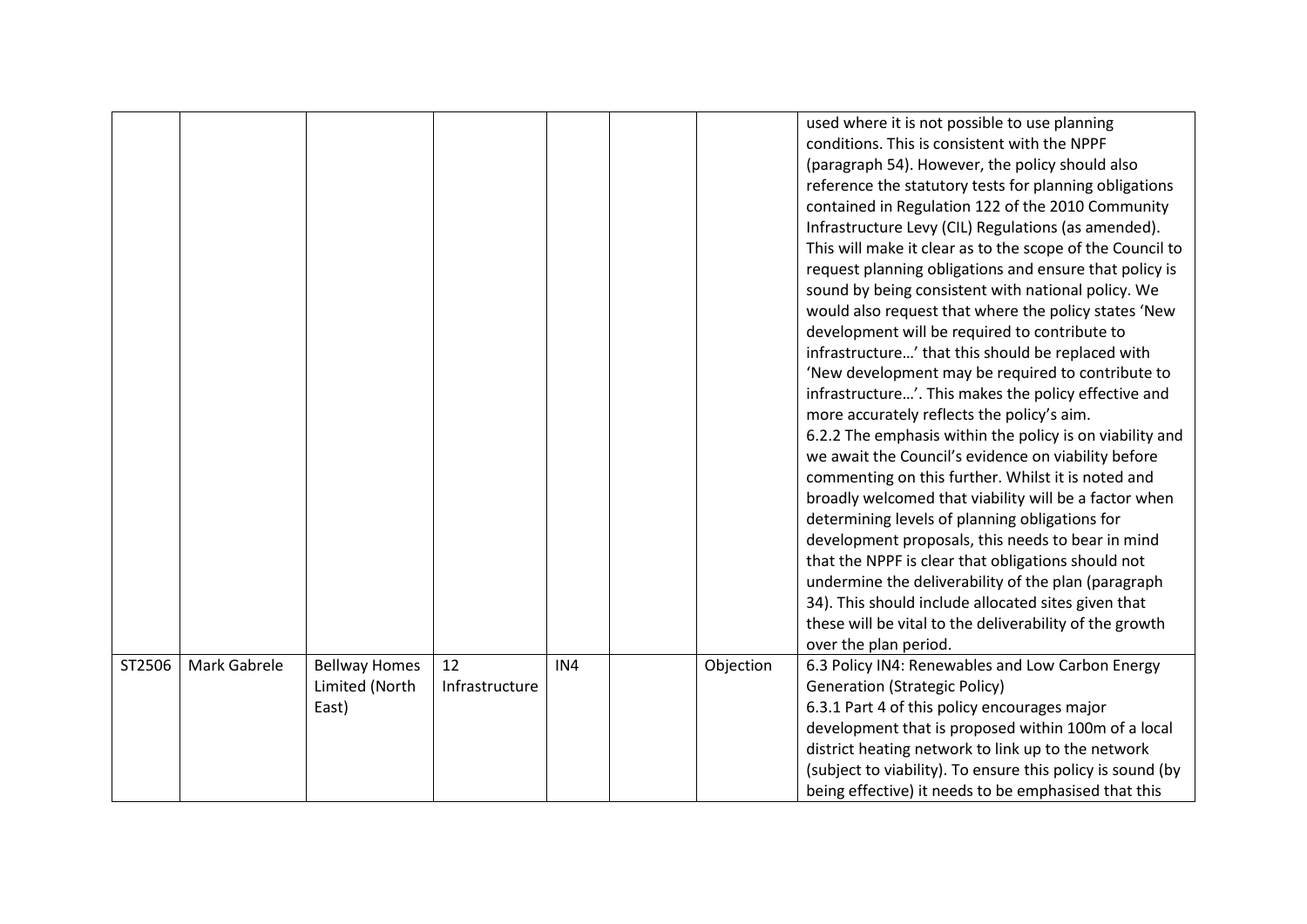| | | | | | | | |
|---|---|---|---|---|---|---|---|
| | | | | | | | used where it is not possible to use planning conditions. This is consistent with the NPPF (paragraph 54). However, the policy should also reference the statutory tests for planning obligations contained in Regulation 122 of the 2010 Community Infrastructure Levy (CIL) Regulations (as amended). This will make it clear as to the scope of the Council to request planning obligations and ensure that policy is sound by being consistent with national policy. We would also request that where the policy states 'New development will be required to contribute to infrastructure…' that this should be replaced with 'New development may be required to contribute to infrastructure…'. This makes the policy effective and more accurately reflects the policy's aim.<br>6.2.2 The emphasis within the policy is on viability and we await the Council's evidence on viability before commenting on this further. Whilst it is noted and broadly welcomed that viability will be a factor when determining levels of planning obligations for development proposals, this needs to bear in mind that the NPPF is clear that obligations should not undermine the deliverability of the plan (paragraph 34). This should include allocated sites given that these will be vital to the deliverability of the growth over the plan period. |
| ST2506 | Mark Gabrele | Bellway Homes Limited (North East) | 12 Infrastructure | IN4 | | Objection | 6.3 Policy IN4: Renewables and Low Carbon Energy Generation (Strategic Policy)<br>6.3.1 Part 4 of this policy encourages major development that is proposed within 100m of a local district heating network to link up to the network (subject to viability). To ensure this policy is sound (by being effective) it needs to be emphasised that this |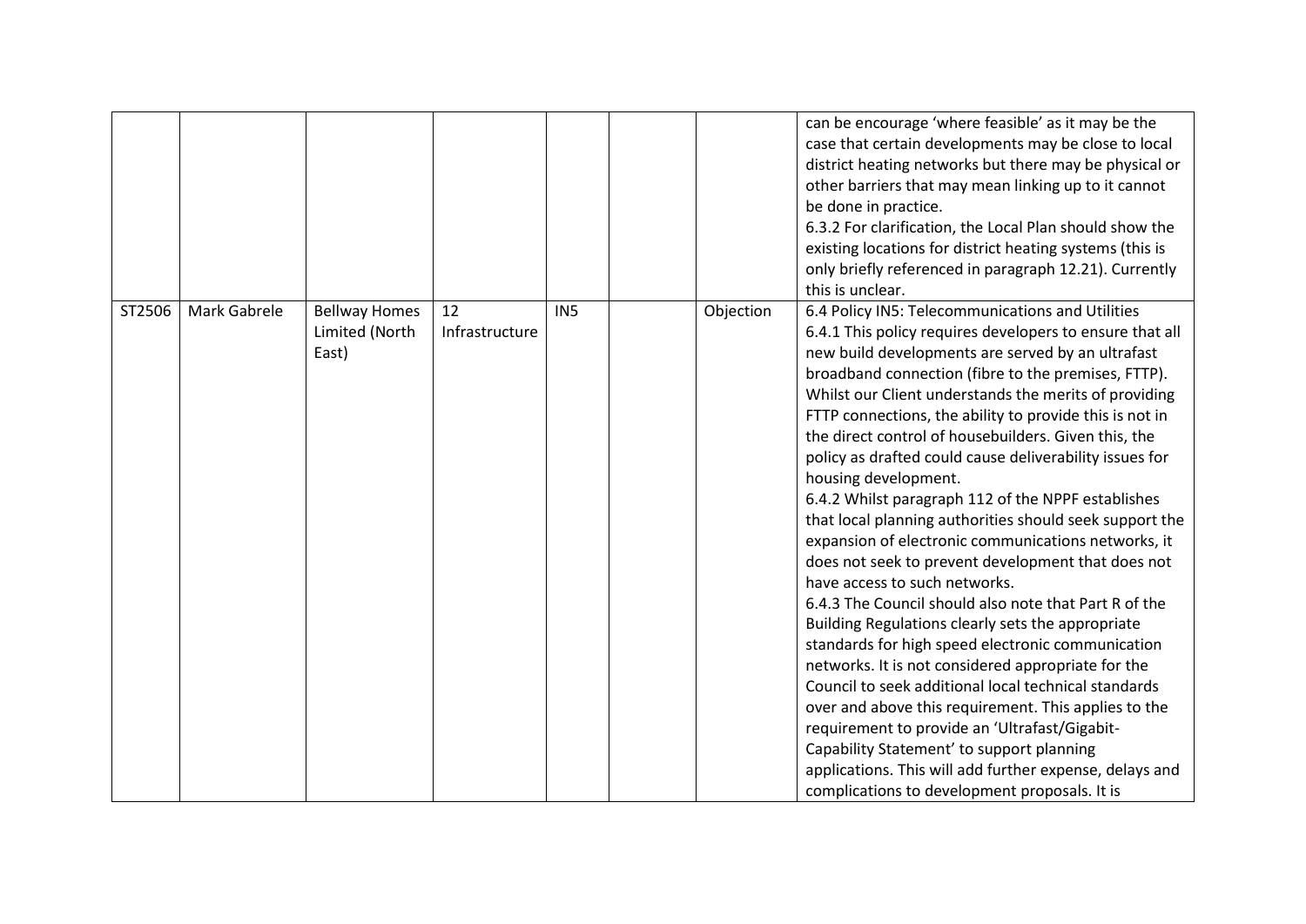| | | | | | | | |
|---|---|---|---|---|---|---|---|
| | | | | | | | can be encourage 'where feasible' as it may be the case that certain developments may be close to local district heating networks but there may be physical or other barriers that may mean linking up to it cannot be done in practice.<br>6.3.2 For clarification, the Local Plan should show the existing locations for district heating systems (this is only briefly referenced in paragraph 12.21). Currently this is unclear. |
| ST2506 | Mark Gabrele | Bellway Homes Limited (North East) | 12 Infrastructure | IN5 | | Objection | 6.4 Policy IN5: Telecommunications and Utilities<br>6.4.1 This policy requires developers to ensure that all new build developments are served by an ultrafast broadband connection (fibre to the premises, FTTP). Whilst our Client understands the merits of providing FTTP connections, the ability to provide this is not in the direct control of housebuilders. Given this, the policy as drafted could cause deliverability issues for housing development.<br>6.4.2 Whilst paragraph 112 of the NPPF establishes that local planning authorities should seek support the expansion of electronic communications networks, it does not seek to prevent development that does not have access to such networks.<br>6.4.3 The Council should also note that Part R of the Building Regulations clearly sets the appropriate standards for high speed electronic communication networks. It is not considered appropriate for the Council to seek additional local technical standards over and above this requirement. This applies to the requirement to provide an 'Ultrafast/Gigabit-Capability Statement' to support planning applications. This will add further expense, delays and complications to development proposals. It is |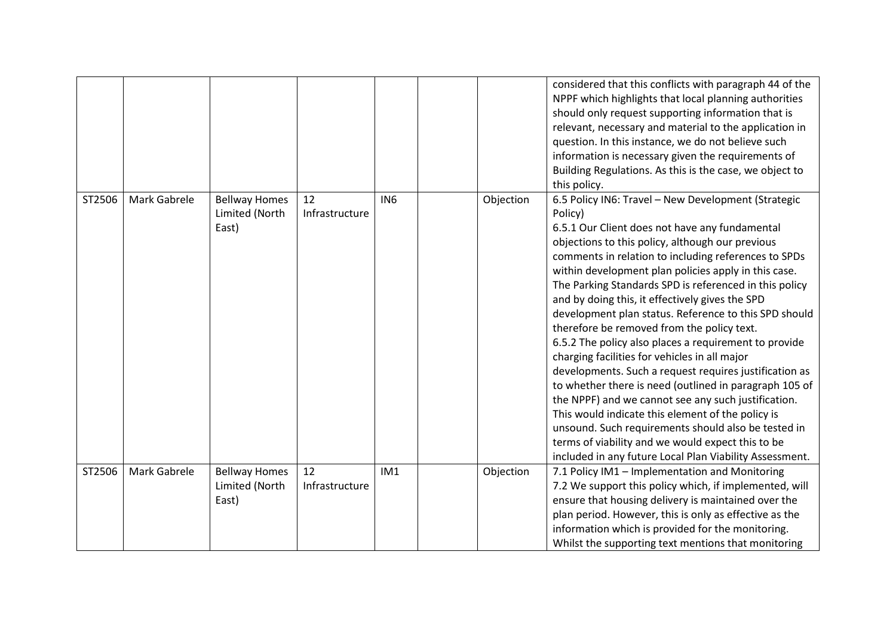| | | | | | | | |
|---|---|---|---|---|---|---|---|
| | | | | | | | considered that this conflicts with paragraph 44 of the NPPF which highlights that local planning authorities should only request supporting information that is relevant, necessary and material to the application in question. In this instance, we do not believe such information is necessary given the requirements of Building Regulations. As this is the case, we object to this policy. |
| ST2506 | Mark Gabrele | Bellway Homes Limited (North East) | 12 Infrastructure | IN6 | | Objection | 6.5 Policy IN6: Travel – New Development (Strategic Policy)<br>6.5.1 Our Client does not have any fundamental objections to this policy, although our previous comments in relation to including references to SPDs within development plan policies apply in this case. The Parking Standards SPD is referenced in this policy and by doing this, it effectively gives the SPD development plan status. Reference to this SPD should therefore be removed from the policy text.<br>6.5.2 The policy also places a requirement to provide charging facilities for vehicles in all major developments. Such a request requires justification as to whether there is need (outlined in paragraph 105 of the NPPF) and we cannot see any such justification. This would indicate this element of the policy is unsound. Such requirements should also be tested in terms of viability and we would expect this to be included in any future Local Plan Viability Assessment. |
| ST2506 | Mark Gabrele | Bellway Homes Limited (North East) | 12 Infrastructure | IM1 | | Objection | 7.1 Policy IM1 – Implementation and Monitoring<br>7.2 We support this policy which, if implemented, will ensure that housing delivery is maintained over the plan period. However, this is only as effective as the information which is provided for the monitoring. Whilst the supporting text mentions that monitoring |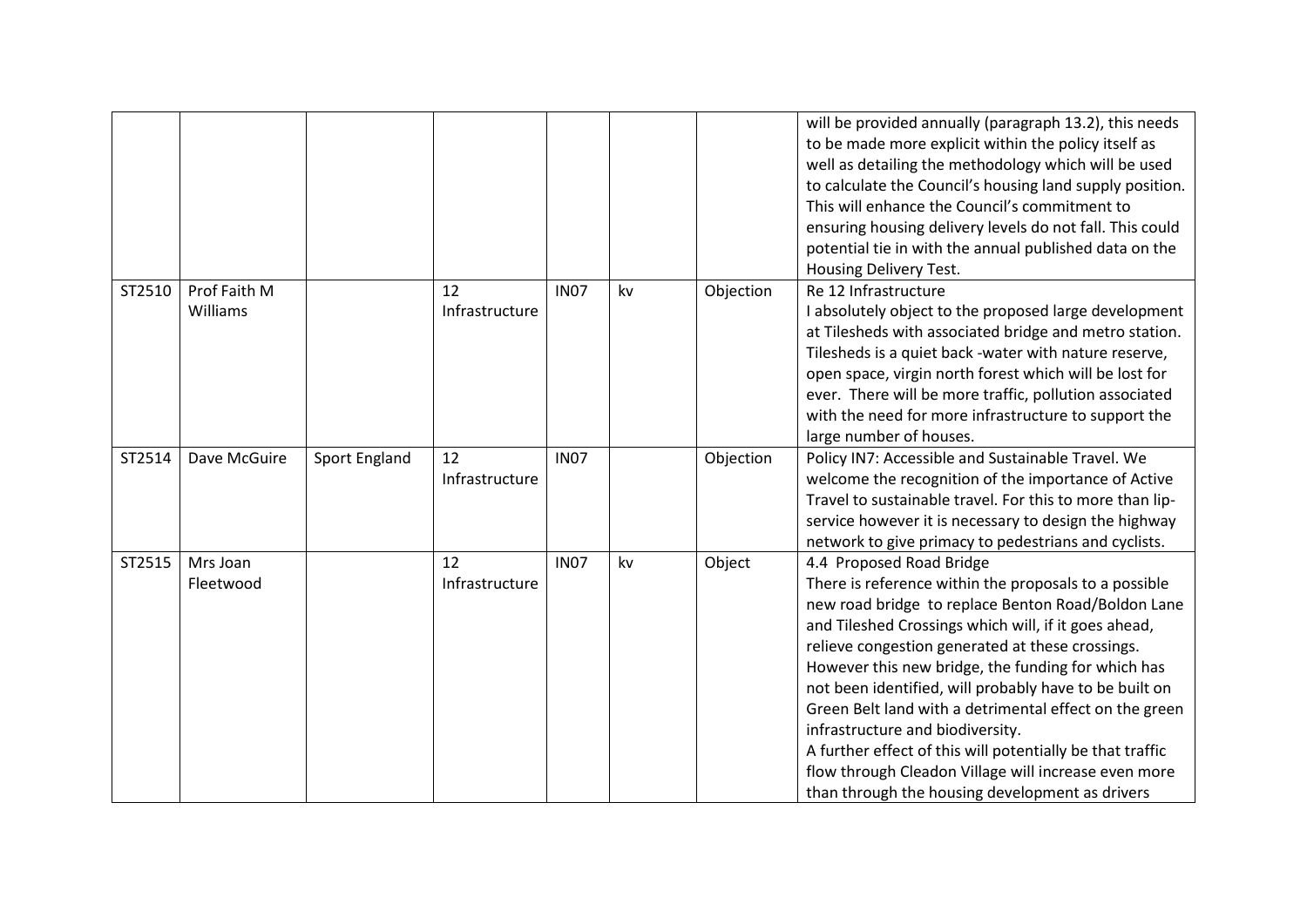|  |  |  |  |  |  |  | will be provided annually (paragraph 13.2), this needs to be made more explicit within the policy itself as well as detailing the methodology which will be used to calculate the Council's housing land supply position. This will enhance the Council's commitment to ensuring housing delivery levels do not fall. This could potential tie in with the annual published data on the Housing Delivery Test. |
|---|---|---|---|---|---|---|---|
| ST2510 | Prof Faith M Williams |  | 12 Infrastructure | IN07 | kv | Objection | Re 12 Infrastructure<br>I absolutely object to the proposed large development at Tilesheds with associated bridge and metro station. Tilesheds is a quiet back -water with nature reserve, open space, virgin north forest which will be lost for ever. There will be more traffic, pollution associated with the need for more infrastructure to support the large number of houses. |
| ST2514 | Dave McGuire | Sport England | 12 Infrastructure | IN07 |  | Objection | Policy IN7: Accessible and Sustainable Travel. We welcome the recognition of the importance of Active Travel to sustainable travel. For this to more than lip-service however it is necessary to design the highway network to give primacy to pedestrians and cyclists. |
| ST2515 | Mrs Joan Fleetwood |  | 12 Infrastructure | IN07 | kv | Object | 4.4 Proposed Road Bridge<br>There is reference within the proposals to a possible new road bridge to replace Benton Road/Boldon Lane and Tileshed Crossings which will, if it goes ahead, relieve congestion generated at these crossings. However this new bridge, the funding for which has not been identified, will probably have to be built on Green Belt land with a detrimental effect on the green infrastructure and biodiversity.<br>A further effect of this will potentially be that traffic flow through Cleadon Village will increase even more than through the housing development as drivers |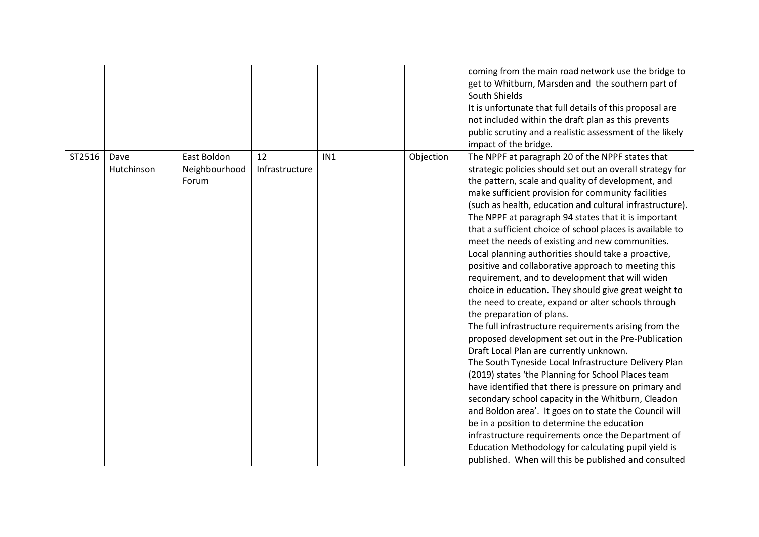| | | | | | | | |
|---|---|---|---|---|---|---|---|
| | | | | | | | coming from the main road network use the bridge to get to Whitburn, Marsden and the southern part of South Shields<br>It is unfortunate that full details of this proposal are not included within the draft plan as this prevents public scrutiny and a realistic assessment of the likely impact of the bridge. |
| ST2516 | Dave Hutchinson | East Boldon Neighbourhood Forum | 12 Infrastructure | IN1 | | Objection | The NPPF at paragraph 20 of the NPPF states that strategic policies should set out an overall strategy for the pattern, scale and quality of development, and make sufficient provision for community facilities (such as health, education and cultural infrastructure).<br>The NPPF at paragraph 94 states that it is important that a sufficient choice of school places is available to meet the needs of existing and new communities. Local planning authorities should take a proactive, positive and collaborative approach to meeting this requirement, and to development that will widen choice in education. They should give great weight to the need to create, expand or alter schools through the preparation of plans.<br>The full infrastructure requirements arising from the proposed development set out in the Pre-Publication Draft Local Plan are currently unknown.<br>The South Tyneside Local Infrastructure Delivery Plan (2019) states 'the Planning for School Places team have identified that there is pressure on primary and secondary school capacity in the Whitburn, Cleadon and Boldon area'. It goes on to state the Council will be in a position to determine the education infrastructure requirements once the Department of Education Methodology for calculating pupil yield is published. When will this be published and consulted |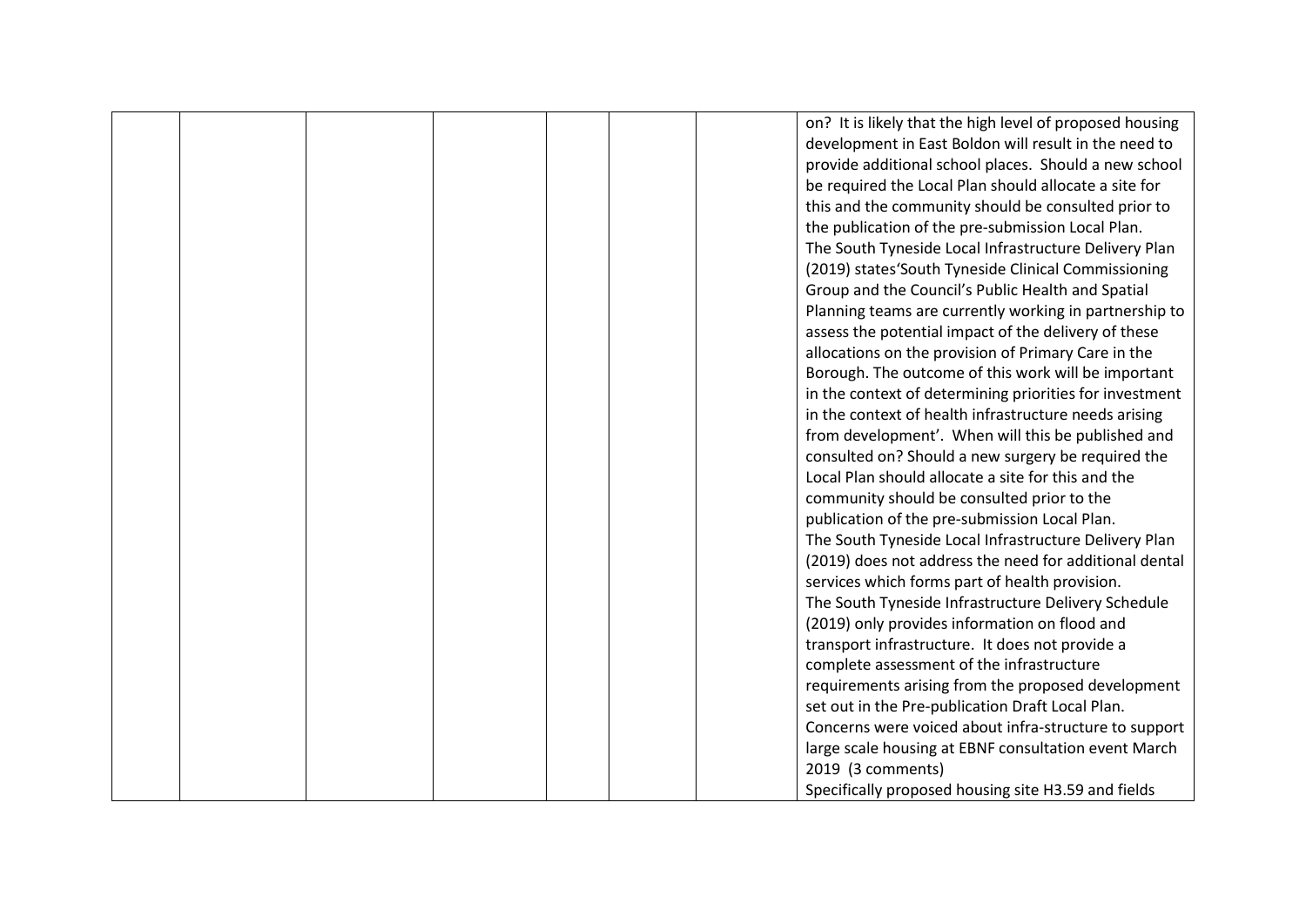| | | | | | | | |
|---|---|---|---|---|---|---|---|
| | | | | | | | on? It is likely that the high level of proposed housing development in East Boldon will result in the need to provide additional school places. Should a new school be required the Local Plan should allocate a site for this and the community should be consulted prior to the publication of the pre-submission Local Plan.<br>The South Tyneside Local Infrastructure Delivery Plan (2019) states'South Tyneside Clinical Commissioning Group and the Council's Public Health and Spatial Planning teams are currently working in partnership to assess the potential impact of the delivery of these allocations on the provision of Primary Care in the Borough. The outcome of this work will be important in the context of determining priorities for investment in the context of health infrastructure needs arising from development'. When will this be published and consulted on? Should a new surgery be required the Local Plan should allocate a site for this and the community should be consulted prior to the publication of the pre-submission Local Plan.<br>The South Tyneside Local Infrastructure Delivery Plan (2019) does not address the need for additional dental services which forms part of health provision.<br>The South Tyneside Infrastructure Delivery Schedule (2019) only provides information on flood and transport infrastructure. It does not provide a complete assessment of the infrastructure requirements arising from the proposed development set out in the Pre-publication Draft Local Plan.<br>Concerns were voiced about infra-structure to support large scale housing at EBNF consultation event March 2019 (3 comments)<br>Specifically proposed housing site H3.59 and fields |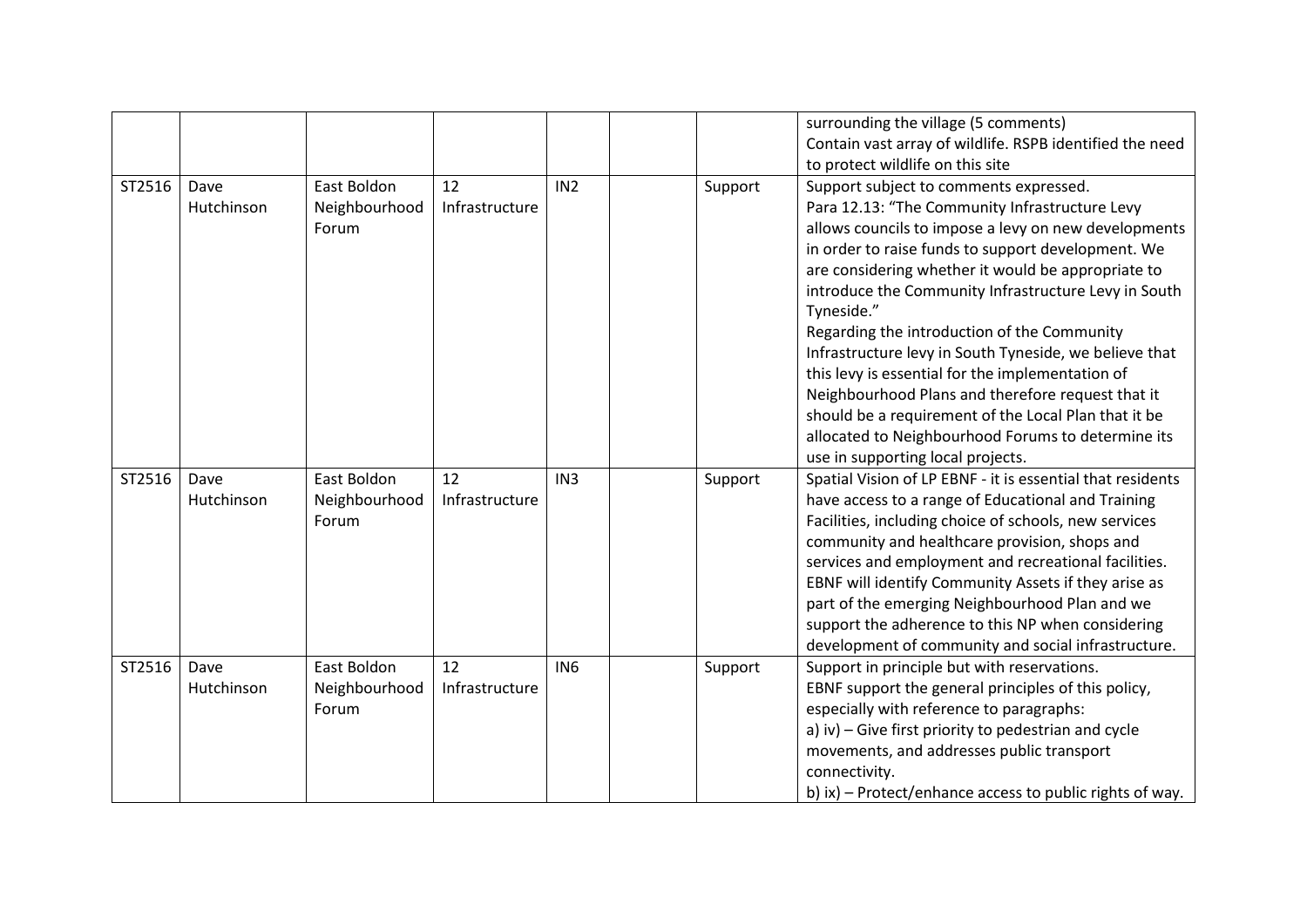|  |  |  |  |  |  |  |  |
|---|---|---|---|---|---|---|---|
|  |  |  |  |  |  |  | surrounding the village (5 comments)<br>Contain vast array of wildlife. RSPB identified the need to protect wildlife on this site |
| ST2516 | Dave Hutchinson | East Boldon Neighbourhood Forum | 12 Infrastructure | IN2 |  | Support | Support subject to comments expressed.<br>Para 12.13: "The Community Infrastructure Levy allows councils to impose a levy on new developments in order to raise funds to support development. We are considering whether it would be appropriate to introduce the Community Infrastructure Levy in South Tyneside."<br>Regarding the introduction of the Community Infrastructure levy in South Tyneside, we believe that this levy is essential for the implementation of Neighbourhood Plans and therefore request that it should be a requirement of the Local Plan that it be allocated to Neighbourhood Forums to determine its use in supporting local projects. |
| ST2516 | Dave Hutchinson | East Boldon Neighbourhood Forum | 12 Infrastructure | IN3 |  | Support | Spatial Vision of LP EBNF - it is essential that residents have access to a range of Educational and Training Facilities, including choice of schools, new services community and healthcare provision, shops and services and employment and recreational facilities. EBNF will identify Community Assets if they arise as part of the emerging Neighbourhood Plan and we support the adherence to this NP when considering development of community and social infrastructure. |
| ST2516 | Dave Hutchinson | East Boldon Neighbourhood Forum | 12 Infrastructure | IN6 |  | Support | Support in principle but with reservations.<br>EBNF support the general principles of this policy, especially with reference to paragraphs:<br>a) iv) – Give first priority to pedestrian and cycle movements, and addresses public transport connectivity.<br>b) ix) – Protect/enhance access to public rights of way. |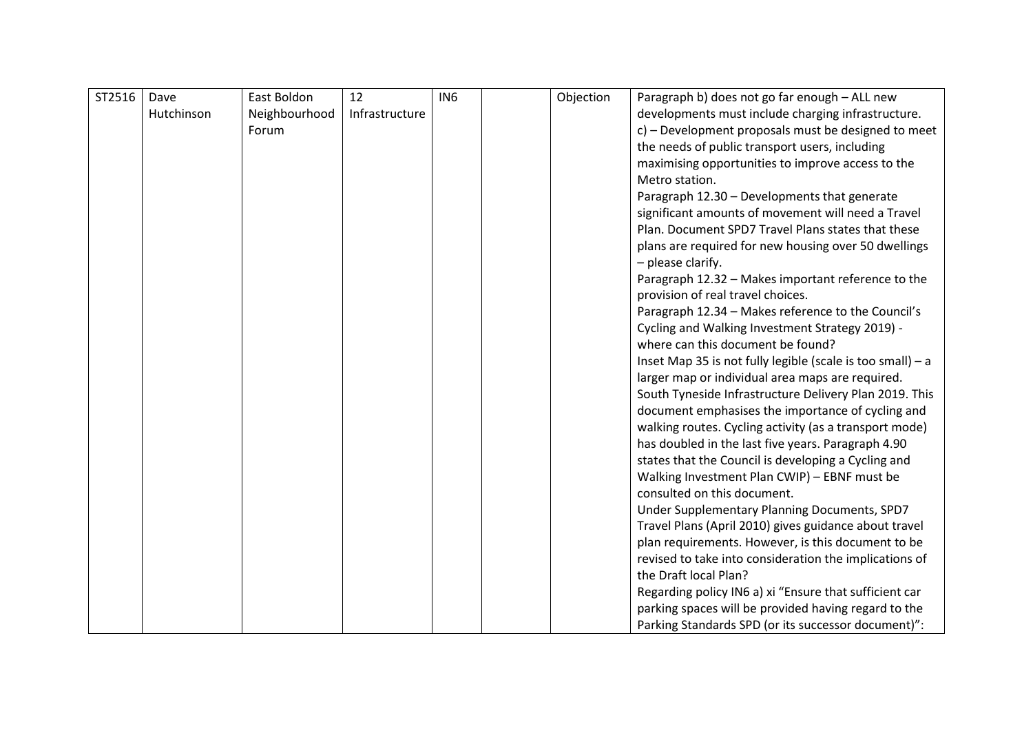| ST2516 | Dave Hutchinson | East Boldon Neighbourhood Forum | 12 Infrastructure | IN6 | | Objection | Paragraph b) does not go far enough – ALL new developments must include charging infrastructure.<br>c) – Development proposals must be designed to meet the needs of public transport users, including maximising opportunities to improve access to the Metro station.<br>Paragraph 12.30 – Developments that generate significant amounts of movement will need a Travel Plan. Document SPD7 Travel Plans states that these plans are required for new housing over 50 dwellings – please clarify.<br>Paragraph 12.32 – Makes important reference to the provision of real travel choices.<br>Paragraph 12.34 – Makes reference to the Council's Cycling and Walking Investment Strategy 2019) - where can this document be found?<br>Inset Map 35 is not fully legible (scale is too small) – a larger map or individual area maps are required.<br>South Tyneside Infrastructure Delivery Plan 2019. This document emphasises the importance of cycling and walking routes. Cycling activity (as a transport mode) has doubled in the last five years. Paragraph 4.90 states that the Council is developing a Cycling and Walking Investment Plan CWIP) – EBNF must be consulted on this document.<br>Under Supplementary Planning Documents, SPD7 Travel Plans (April 2010) gives guidance about travel plan requirements. However, is this document to be revised to take into consideration the implications of the Draft local Plan?<br>Regarding policy IN6 a) xi "Ensure that sufficient car parking spaces will be provided having regard to the Parking Standards SPD (or its successor document)": |
|---|---|---|---|---|---|---|---|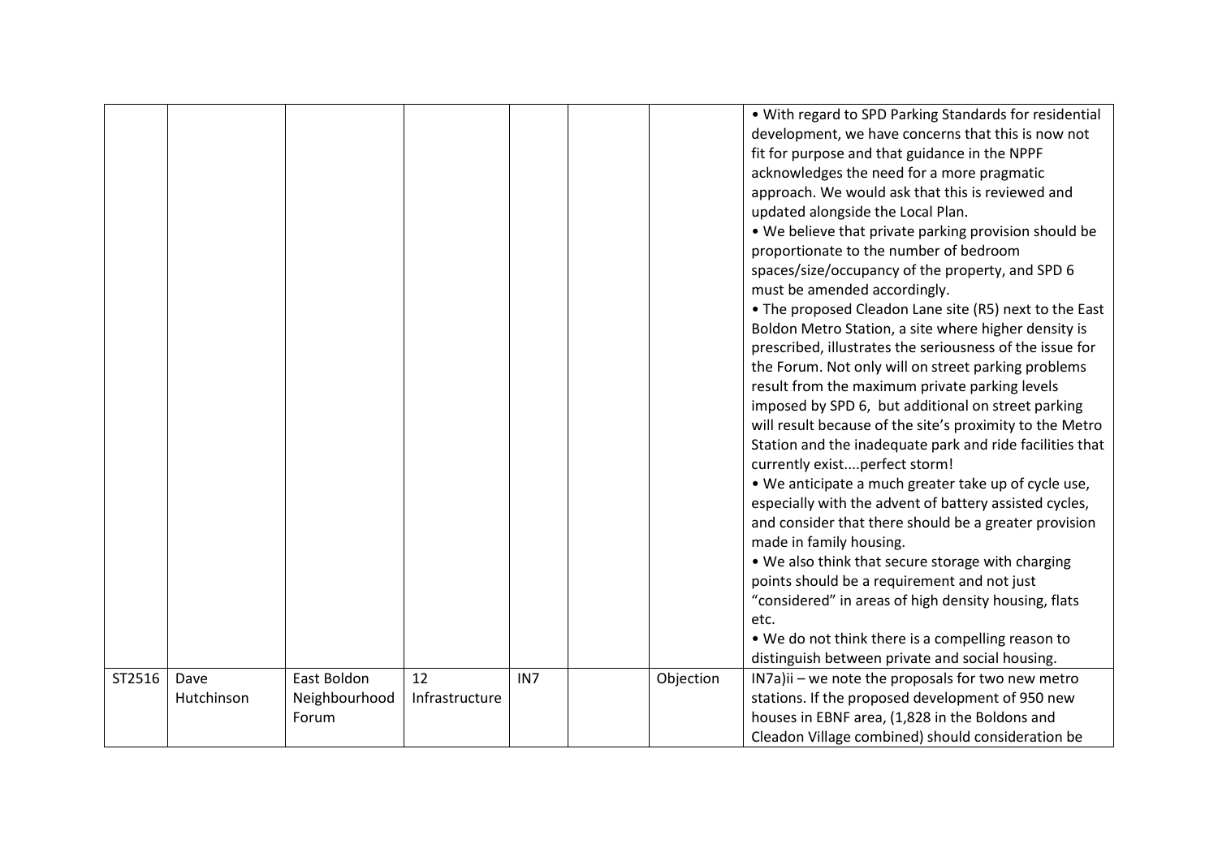|  |  |  |  |  |  |  |  |
|---|---|---|---|---|---|---|---|
|  |  |  |  |  |  |  | • With regard to SPD Parking Standards for residential development, we have concerns that this is now not fit for purpose and that guidance in the NPPF acknowledges the need for a more pragmatic approach. We would ask that this is reviewed and updated alongside the Local Plan.<br>• We believe that private parking provision should be proportionate to the number of bedroom spaces/size/occupancy of the property, and SPD 6 must be amended accordingly.<br>• The proposed Cleadon Lane site (R5) next to the East Boldon Metro Station, a site where higher density is prescribed, illustrates the seriousness of the issue for the Forum. Not only will on street parking problems result from the maximum private parking levels imposed by SPD 6, but additional on street parking will result because of the site's proximity to the Metro Station and the inadequate park and ride facilities that currently exist....perfect storm!<br>• We anticipate a much greater take up of cycle use, especially with the advent of battery assisted cycles, and consider that there should be a greater provision made in family housing.<br>• We also think that secure storage with charging points should be a requirement and not just "considered" in areas of high density housing, flats etc.<br>• We do not think there is a compelling reason to distinguish between private and social housing. |
| ST2516 | Dave Hutchinson | East Boldon Neighbourhood Forum | 12 Infrastructure | IN7 |  | Objection | IN7a)ii – we note the proposals for two new metro stations. If the proposed development of 950 new houses in EBNF area, (1,828 in the Boldons and Cleadon Village combined) should consideration be |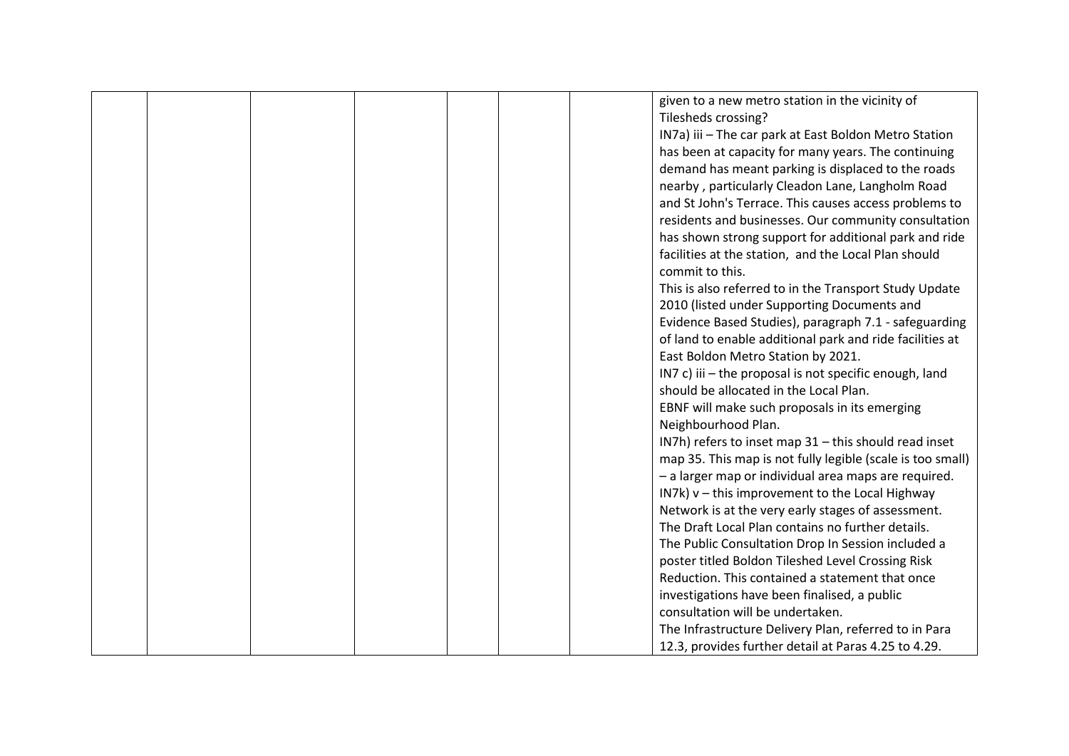| | | | | | | | |
|---|---|---|---|---|---|---|---|
| | | | | | | | given to a new metro station in the vicinity of Tilesheds crossing?<br>IN7a) iii – The car park at East Boldon Metro Station has been at capacity for many years. The continuing demand has meant parking is displaced to the roads nearby , particularly Cleadon Lane, Langholm Road and St John's Terrace. This causes access problems to residents and businesses. Our community consultation has shown strong support for additional park and ride facilities at the station, and the Local Plan should commit to this.<br>This is also referred to in the Transport Study Update 2010 (listed under Supporting Documents and Evidence Based Studies), paragraph 7.1 - safeguarding of land to enable additional park and ride facilities at East Boldon Metro Station by 2021.<br>IN7 c) iii – the proposal is not specific enough, land should be allocated in the Local Plan.<br>EBNF will make such proposals in its emerging Neighbourhood Plan.<br>IN7h) refers to inset map 31 – this should read inset map 35. This map is not fully legible (scale is too small) – a larger map or individual area maps are required.<br>IN7k) v – this improvement to the Local Highway Network is at the very early stages of assessment. The Draft Local Plan contains no further details. The Public Consultation Drop In Session included a poster titled Boldon Tileshed Level Crossing Risk Reduction. This contained a statement that once investigations have been finalised, a public consultation will be undertaken.<br>The Infrastructure Delivery Plan, referred to in Para 12.3, provides further detail at Paras 4.25 to 4.29. |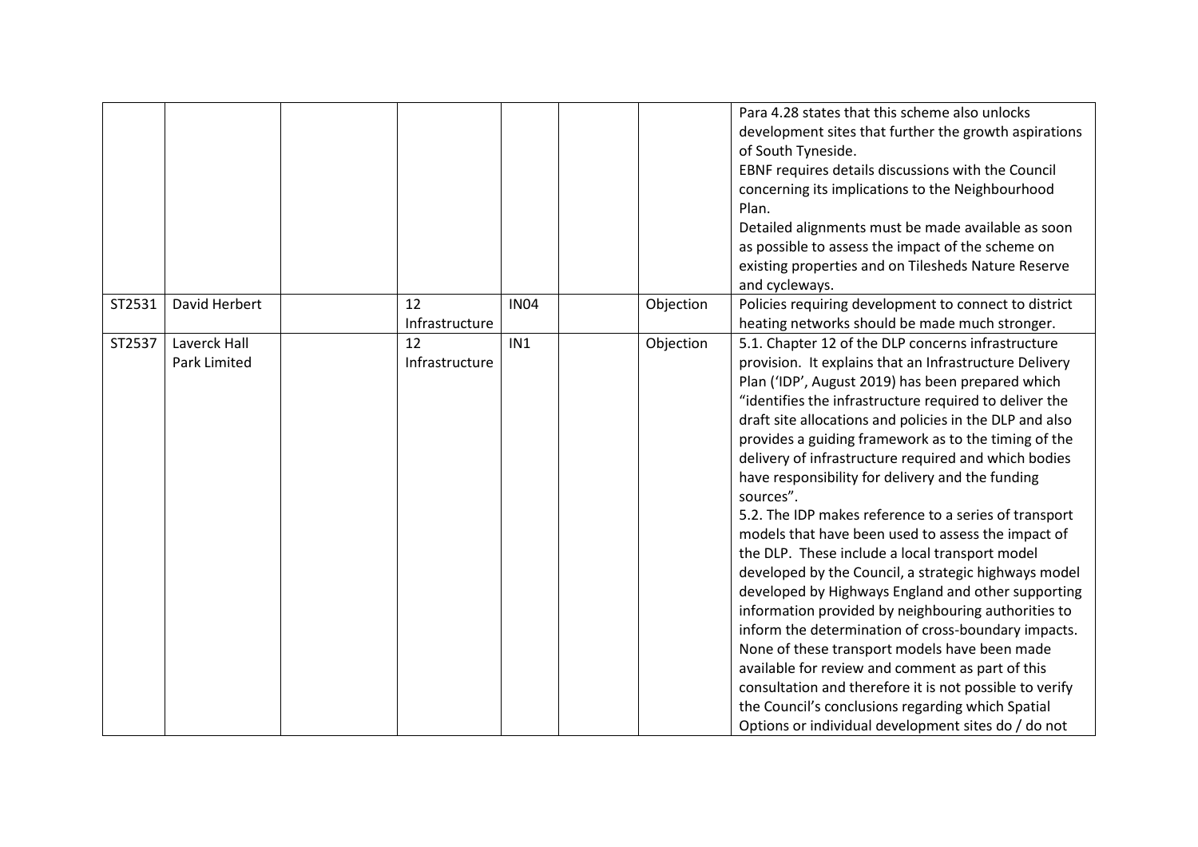|  |  |  |  |  |  |  | Para 4.28 states that this scheme also unlocks development sites that further the growth aspirations of South Tyneside.<br>EBNF requires details discussions with the Council concerning its implications to the Neighbourhood Plan.<br>Detailed alignments must be made available as soon as possible to assess the impact of the scheme on existing properties and on Tilesheds Nature Reserve and cycleways. |
|---|---|---|---|---|---|---|---|
| ST2531 | David Herbert |  | 12 Infrastructure | IN04 |  | Objection | Policies requiring development to connect to district heating networks should be made much stronger. |
| ST2537 | Laverck Hall Park Limited |  | 12 Infrastructure | IN1 |  | Objection | 5.1. Chapter 12 of the DLP concerns infrastructure provision. It explains that an Infrastructure Delivery Plan ('IDP', August 2019) has been prepared which "identifies the infrastructure required to deliver the draft site allocations and policies in the DLP and also provides a guiding framework as to the timing of the delivery of infrastructure required and which bodies have responsibility for delivery and the funding sources".<br>5.2. The IDP makes reference to a series of transport models that have been used to assess the impact of the DLP. These include a local transport model developed by the Council, a strategic highways model developed by Highways England and other supporting information provided by neighbouring authorities to inform the determination of cross-boundary impacts. None of these transport models have been made available for review and comment as part of this consultation and therefore it is not possible to verify the Council's conclusions regarding which Spatial Options or individual development sites do / do not |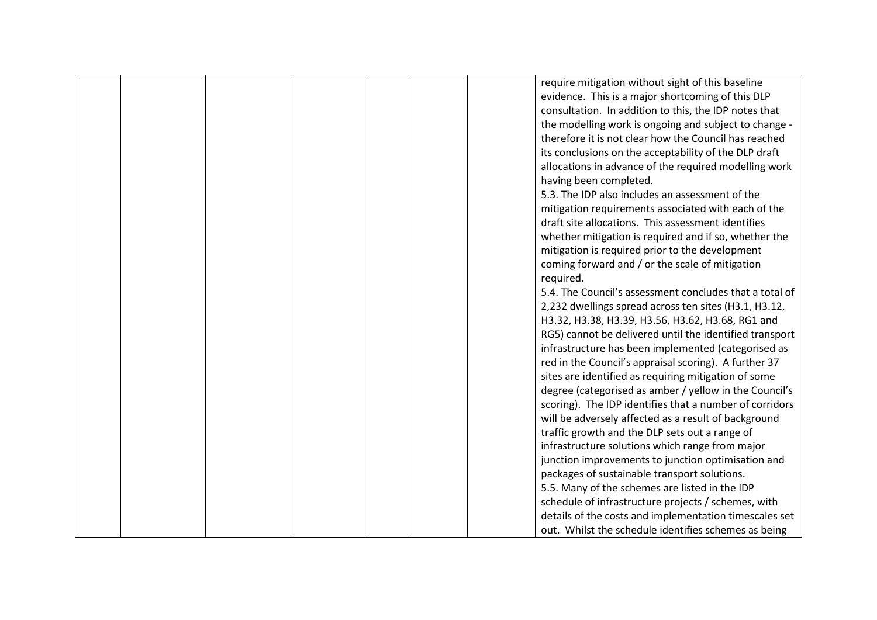| | | | | | | | |
|---|---|---|---|---|---|---|---|
| | | | | | | | require mitigation without sight of this baseline evidence. This is a major shortcoming of this DLP consultation. In addition to this, the IDP notes that the modelling work is ongoing and subject to change - therefore it is not clear how the Council has reached its conclusions on the acceptability of the DLP draft allocations in advance of the required modelling work having been completed.<br>5.3. The IDP also includes an assessment of the mitigation requirements associated with each of the draft site allocations. This assessment identifies whether mitigation is required and if so, whether the mitigation is required prior to the development coming forward and / or the scale of mitigation required.<br>5.4. The Council's assessment concludes that a total of 2,232 dwellings spread across ten sites (H3.1, H3.12, H3.32, H3.38, H3.39, H3.56, H3.62, H3.68, RG1 and RG5) cannot be delivered until the identified transport infrastructure has been implemented (categorised as red in the Council's appraisal scoring). A further 37 sites are identified as requiring mitigation of some degree (categorised as amber / yellow in the Council's scoring). The IDP identifies that a number of corridors will be adversely affected as a result of background traffic growth and the DLP sets out a range of infrastructure solutions which range from major junction improvements to junction optimisation and packages of sustainable transport solutions.<br>5.5. Many of the schemes are listed in the IDP schedule of infrastructure projects / schemes, with details of the costs and implementation timescales set out. Whilst the schedule identifies schemes as being |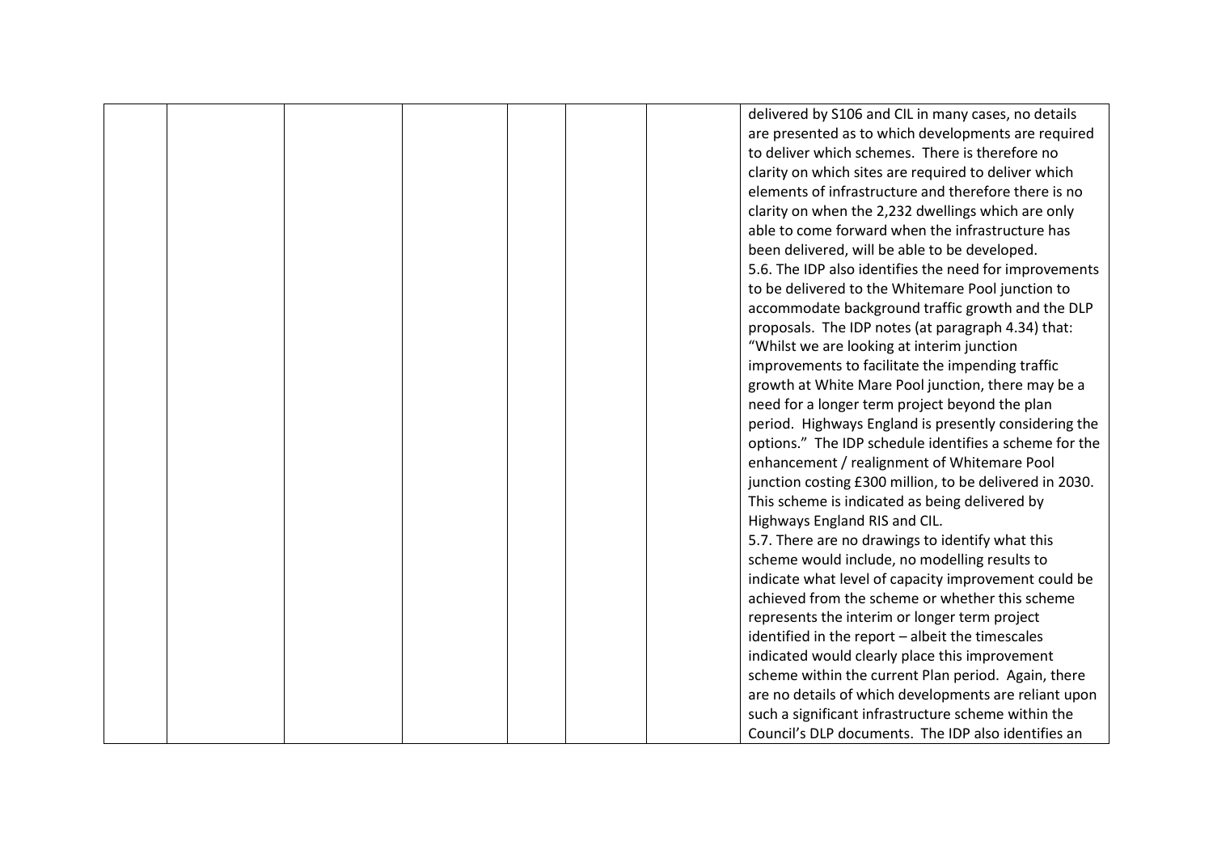| | | | | | | | |
|---|---|---|---|---|---|---|---|
| | | | | | | | delivered by S106 and CIL in many cases, no details are presented as to which developments are required to deliver which schemes. There is therefore no clarity on which sites are required to deliver which elements of infrastructure and therefore there is no clarity on when the 2,232 dwellings which are only able to come forward when the infrastructure has been delivered, will be able to be developed.<br>5.6. The IDP also identifies the need for improvements to be delivered to the Whitemare Pool junction to accommodate background traffic growth and the DLP proposals. The IDP notes (at paragraph 4.34) that: "Whilst we are looking at interim junction improvements to facilitate the impending traffic growth at White Mare Pool junction, there may be a need for a longer term project beyond the plan period. Highways England is presently considering the options." The IDP schedule identifies a scheme for the enhancement / realignment of Whitemare Pool junction costing £300 million, to be delivered in 2030. This scheme is indicated as being delivered by Highways England RIS and CIL.<br>5.7. There are no drawings to identify what this scheme would include, no modelling results to indicate what level of capacity improvement could be achieved from the scheme or whether this scheme represents the interim or longer term project identified in the report – albeit the timescales indicated would clearly place this improvement scheme within the current Plan period. Again, there are no details of which developments are reliant upon such a significant infrastructure scheme within the Council's DLP documents. The IDP also identifies an |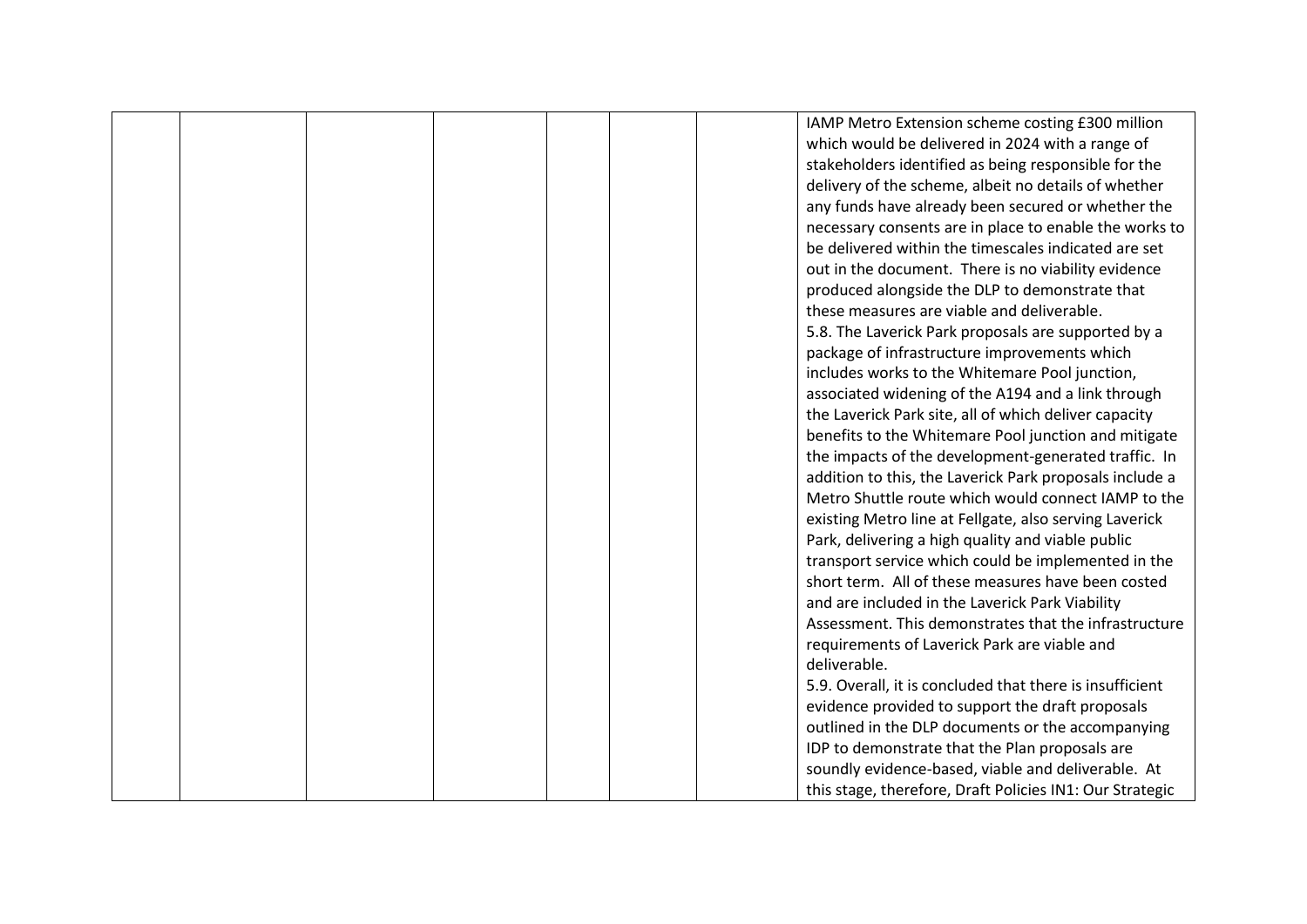|  |  |  |  |  |  |  | IAMP Metro Extension scheme costing £300 million which would be delivered in 2024 with a range of stakeholders identified as being responsible for the delivery of the scheme, albeit no details of whether any funds have already been secured or whether the necessary consents are in place to enable the works to be delivered within the timescales indicated are set out in the document. There is no viability evidence produced alongside the DLP to demonstrate that these measures are viable and deliverable.<br>5.8. The Laverick Park proposals are supported by a package of infrastructure improvements which includes works to the Whitemare Pool junction, associated widening of the A194 and a link through the Laverick Park site, all of which deliver capacity benefits to the Whitemare Pool junction and mitigate the impacts of the development-generated traffic. In addition to this, the Laverick Park proposals include a Metro Shuttle route which would connect IAMP to the existing Metro line at Fellgate, also serving Laverick Park, delivering a high quality and viable public transport service which could be implemented in the short term. All of these measures have been costed and are included in the Laverick Park Viability Assessment. This demonstrates that the infrastructure requirements of Laverick Park are viable and deliverable.<br>5.9. Overall, it is concluded that there is insufficient evidence provided to support the draft proposals outlined in the DLP documents or the accompanying IDP to demonstrate that the Plan proposals are soundly evidence-based, viable and deliverable. At this stage, therefore, Draft Policies IN1: Our Strategic |
|---|---|---|---|---|---|---|---|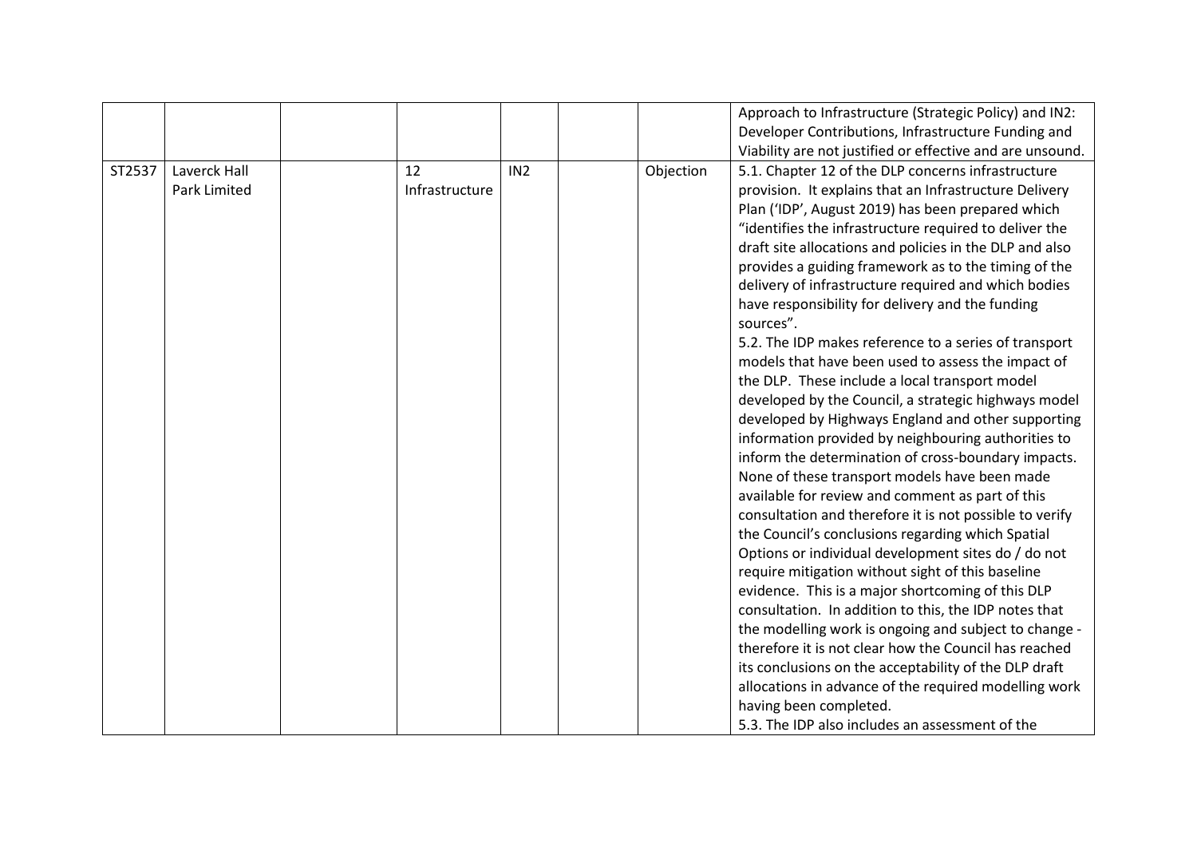|  |  |  |  |  |  |  |  |
|---|---|---|---|---|---|---|---|
|  |  |  |  |  |  |  | Approach to Infrastructure (Strategic Policy) and IN2: Developer Contributions, Infrastructure Funding and Viability are not justified or effective and are unsound. |
| ST2537 | Laverck Hall Park Limited |  | 12 Infrastructure | IN2 |  | Objection | 5.1. Chapter 12 of the DLP concerns infrastructure provision. It explains that an Infrastructure Delivery Plan ('IDP', August 2019) has been prepared which "identifies the infrastructure required to deliver the draft site allocations and policies in the DLP and also provides a guiding framework as to the timing of the delivery of infrastructure required and which bodies have responsibility for delivery and the funding sources".<br>5.2. The IDP makes reference to a series of transport models that have been used to assess the impact of the DLP. These include a local transport model developed by the Council, a strategic highways model developed by Highways England and other supporting information provided by neighbouring authorities to inform the determination of cross-boundary impacts. None of these transport models have been made available for review and comment as part of this consultation and therefore it is not possible to verify the Council's conclusions regarding which Spatial Options or individual development sites do / do not require mitigation without sight of this baseline evidence. This is a major shortcoming of this DLP consultation. In addition to this, the IDP notes that the modelling work is ongoing and subject to change - therefore it is not clear how the Council has reached its conclusions on the acceptability of the DLP draft allocations in advance of the required modelling work having been completed.<br>5.3. The IDP also includes an assessment of the |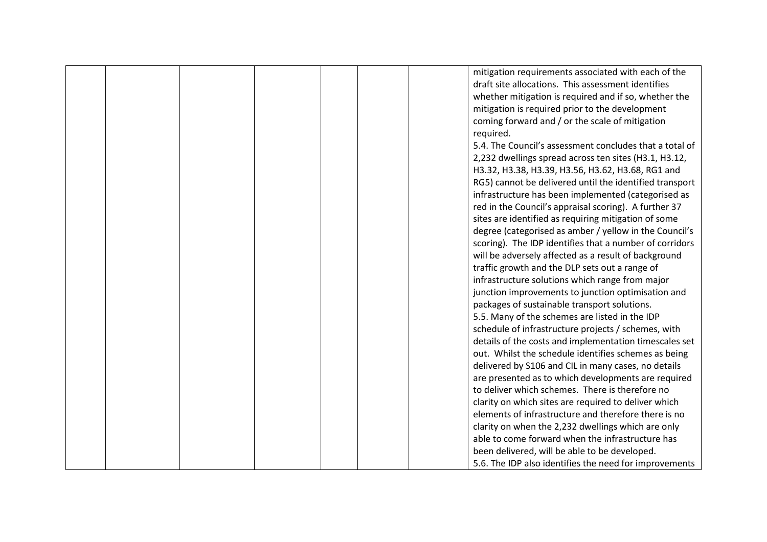| | | | | | | | |
|---|---|---|---|---|---|---|---|
| | | | | | | | mitigation requirements associated with each of the draft site allocations. This assessment identifies whether mitigation is required and if so, whether the mitigation is required prior to the development coming forward and / or the scale of mitigation required.<br>5.4. The Council's assessment concludes that a total of 2,232 dwellings spread across ten sites (H3.1, H3.12, H3.32, H3.38, H3.39, H3.56, H3.62, H3.68, RG1 and RG5) cannot be delivered until the identified transport infrastructure has been implemented (categorised as red in the Council's appraisal scoring). A further 37 sites are identified as requiring mitigation of some degree (categorised as amber / yellow in the Council's scoring). The IDP identifies that a number of corridors will be adversely affected as a result of background traffic growth and the DLP sets out a range of infrastructure solutions which range from major junction improvements to junction optimisation and packages of sustainable transport solutions.<br>5.5. Many of the schemes are listed in the IDP schedule of infrastructure projects / schemes, with details of the costs and implementation timescales set out. Whilst the schedule identifies schemes as being delivered by S106 and CIL in many cases, no details are presented as to which developments are required to deliver which schemes. There is therefore no clarity on which sites are required to deliver which elements of infrastructure and therefore there is no clarity on when the 2,232 dwellings which are only able to come forward when the infrastructure has been delivered, will be able to be developed.<br>5.6. The IDP also identifies the need for improvements |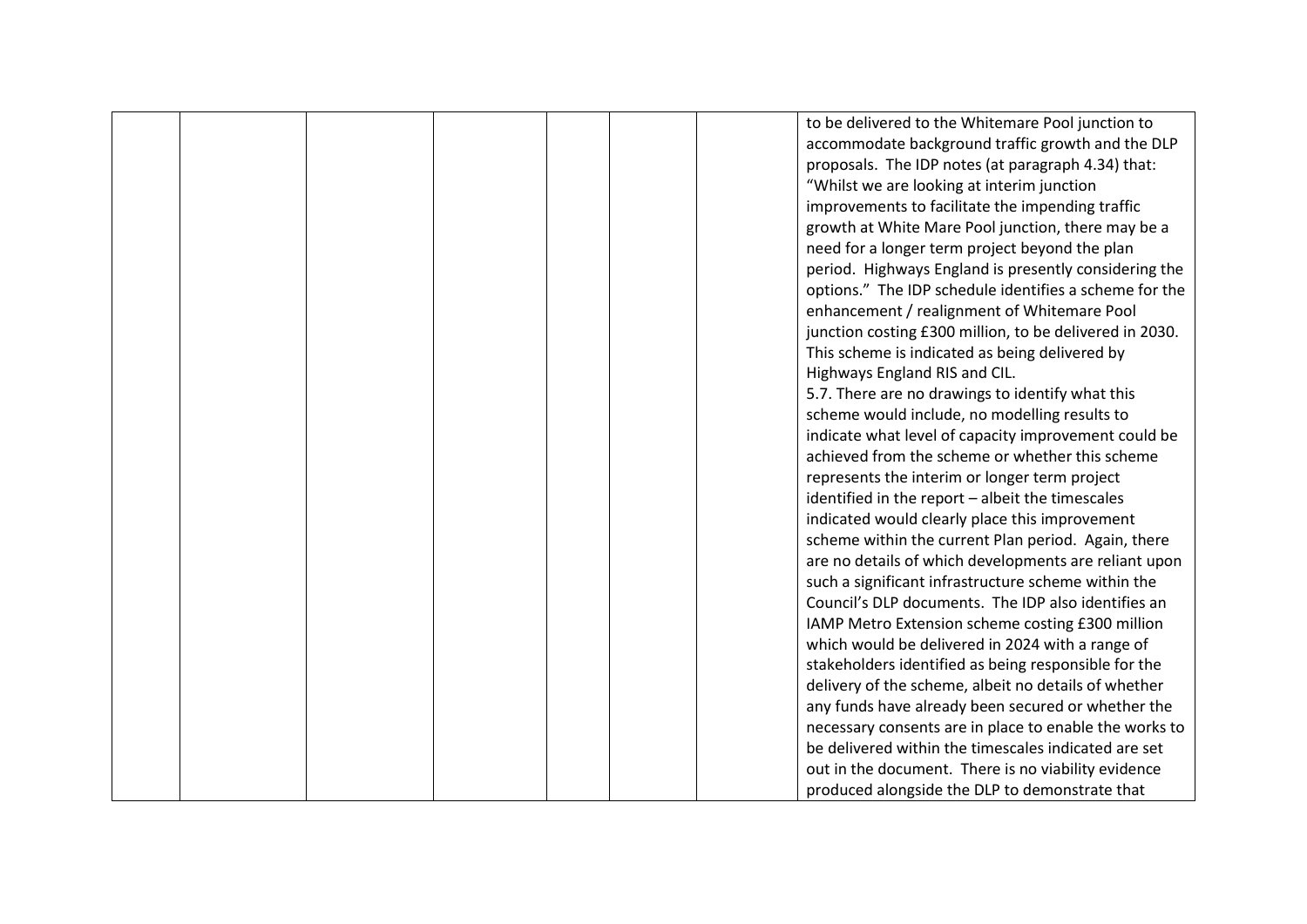| | | | | | | | |
|---|---|---|---|---|---|---|---|
| | | | | | | | to be delivered to the Whitemare Pool junction to accommodate background traffic growth and the DLP proposals. The IDP notes (at paragraph 4.34) that: "Whilst we are looking at interim junction improvements to facilitate the impending traffic growth at White Mare Pool junction, there may be a need for a longer term project beyond the plan period. Highways England is presently considering the options." The IDP schedule identifies a scheme for the enhancement / realignment of Whitemare Pool junction costing £300 million, to be delivered in 2030. This scheme is indicated as being delivered by Highways England RIS and CIL.<br>5.7. There are no drawings to identify what this scheme would include, no modelling results to indicate what level of capacity improvement could be achieved from the scheme or whether this scheme represents the interim or longer term project identified in the report – albeit the timescales indicated would clearly place this improvement scheme within the current Plan period. Again, there are no details of which developments are reliant upon such a significant infrastructure scheme within the Council's DLP documents. The IDP also identifies an IAMP Metro Extension scheme costing £300 million which would be delivered in 2024 with a range of stakeholders identified as being responsible for the delivery of the scheme, albeit no details of whether any funds have already been secured or whether the necessary consents are in place to enable the works to be delivered within the timescales indicated are set out in the document. There is no viability evidence produced alongside the DLP to demonstrate that |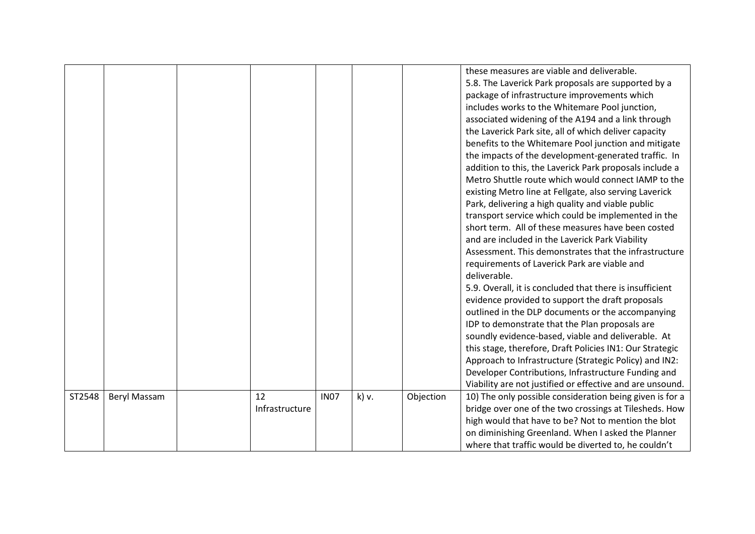| | | | | | | | |
|---|---|---|---|---|---|---|---|
| | | | | | | | these measures are viable and deliverable.<br>5.8. The Laverick Park proposals are supported by a package of infrastructure improvements which includes works to the Whitemare Pool junction, associated widening of the A194 and a link through the Laverick Park site, all of which deliver capacity benefits to the Whitemare Pool junction and mitigate the impacts of the development-generated traffic. In addition to this, the Laverick Park proposals include a Metro Shuttle route which would connect IAMP to the existing Metro line at Fellgate, also serving Laverick Park, delivering a high quality and viable public transport service which could be implemented in the short term. All of these measures have been costed and are included in the Laverick Park Viability Assessment. This demonstrates that the infrastructure requirements of Laverick Park are viable and deliverable.<br>5.9. Overall, it is concluded that there is insufficient evidence provided to support the draft proposals outlined in the DLP documents or the accompanying IDP to demonstrate that the Plan proposals are soundly evidence-based, viable and deliverable. At this stage, therefore, Draft Policies IN1: Our Strategic Approach to Infrastructure (Strategic Policy) and IN2: Developer Contributions, Infrastructure Funding and Viability are not justified or effective and are unsound. |
| ST2548 | Beryl Massam | | 12 Infrastructure | IN07 | k) v. | Objection | 10) The only possible consideration being given is for a bridge over one of the two crossings at Tilesheds. How high would that have to be? Not to mention the blot on diminishing Greenland. When I asked the Planner where that traffic would be diverted to, he couldn't |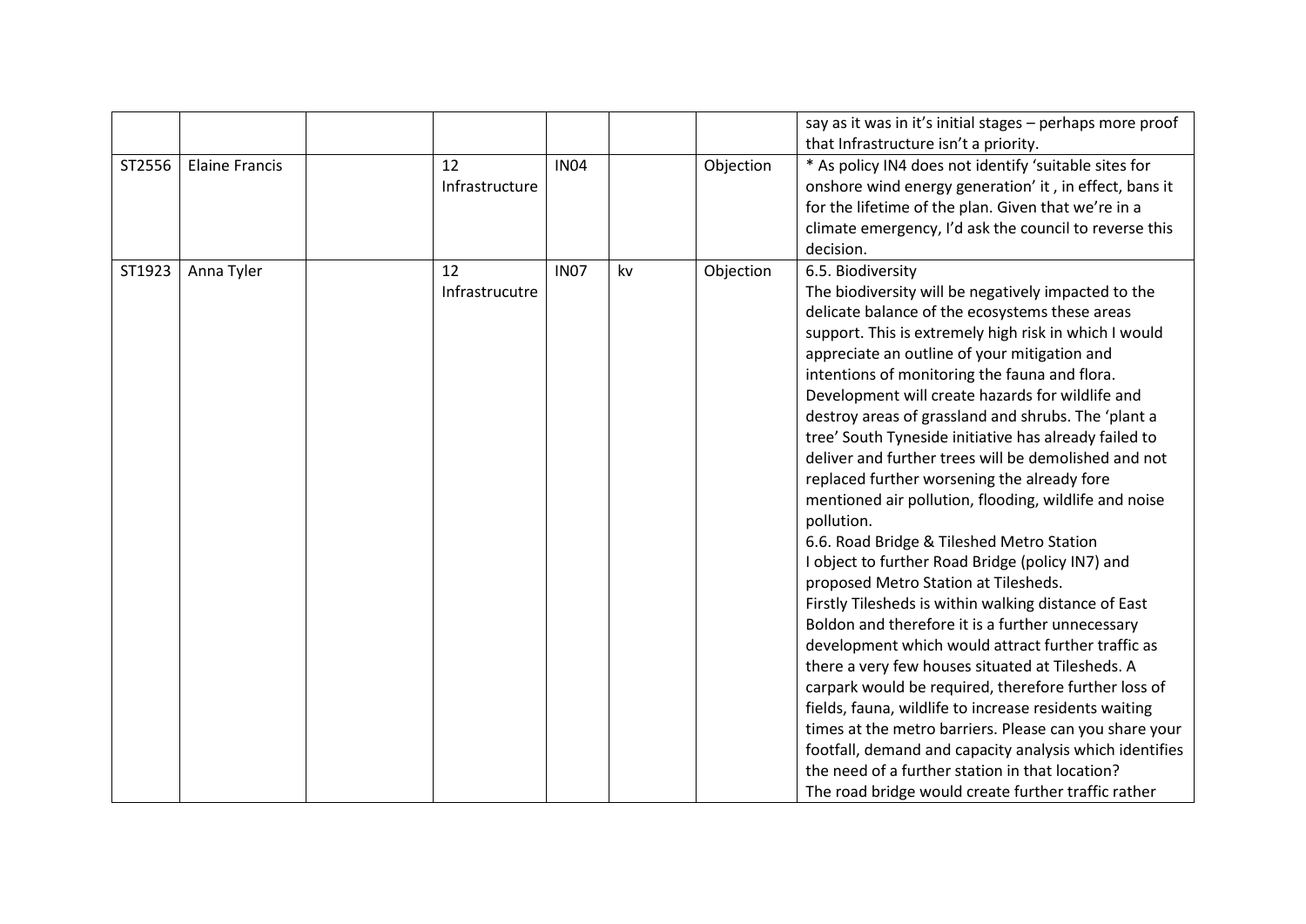| | | | | | | | |
|---|---|---|---|---|---|---|---|
| | | | | | | | say as it was in it's initial stages – perhaps more proof that Infrastructure isn't a priority. |
| ST2556 | Elaine Francis | | 12 Infrastructure | IN04 | | Objection | * As policy IN4 does not identify 'suitable sites for onshore wind energy generation' it , in effect, bans it for the lifetime of the plan. Given that we're in a climate emergency, I'd ask the council to reverse this decision. |
| ST1923 | Anna Tyler | | 12 Infrastrucutre | IN07 | kv | Objection | 6.5. Biodiversity<br>The biodiversity will be negatively impacted to the delicate balance of the ecosystems these areas support. This is extremely high risk in which I would appreciate an outline of your mitigation and intentions of monitoring the fauna and flora. Development will create hazards for wildlife and destroy areas of grassland and shrubs. The 'plant a tree' South Tyneside initiative has already failed to deliver and further trees will be demolished and not replaced further worsening the already fore mentioned air pollution, flooding, wildlife and noise pollution.<br>6.6. Road Bridge & Tileshed Metro Station<br>I object to further Road Bridge (policy IN7) and proposed Metro Station at Tilesheds.<br>Firstly Tilesheds is within walking distance of East Boldon and therefore it is a further unnecessary development which would attract further traffic as there a very few houses situated at Tilesheds. A carpark would be required, therefore further loss of fields, fauna, wildlife to increase residents waiting times at the metro barriers. Please can you share your footfall, demand and capacity analysis which identifies the need of a further station in that location?<br>The road bridge would create further traffic rather |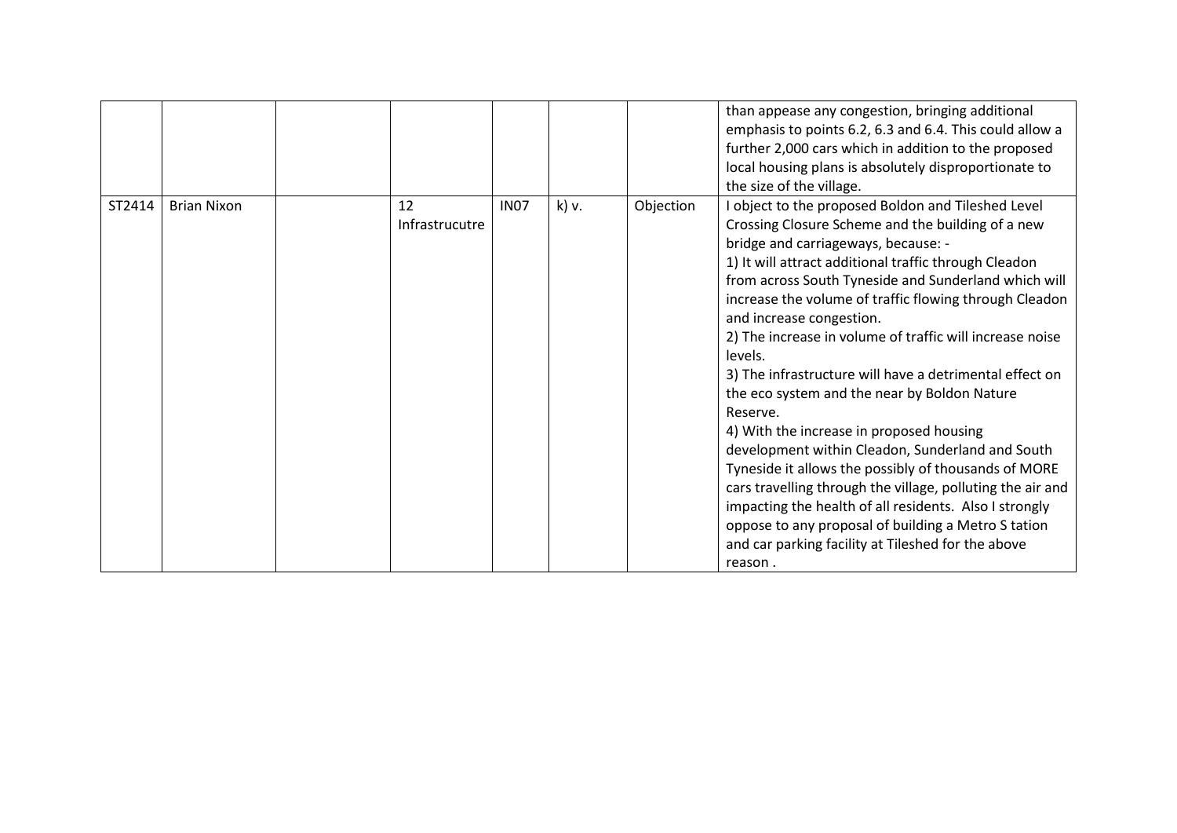| | | | | | | | |
|---|---|---|---|---|---|---|---|
| | | | | | | | than appease any congestion, bringing additional emphasis to points 6.2, 6.3 and 6.4. This could allow a further 2,000 cars which in addition to the proposed local housing plans is absolutely disproportionate to the size of the village. |
| ST2414 | Brian Nixon | | 12 Infrastrucutre | IN07 | k) v. | Objection | I object to the proposed Boldon and Tileshed Level Crossing Closure Scheme and the building of a new bridge and carriageways, because: -<br>1) It will attract additional traffic through Cleadon from across South Tyneside and Sunderland which will increase the volume of traffic flowing through Cleadon and increase congestion.<br>2) The increase in volume of traffic will increase noise levels.<br>3) The infrastructure will have a detrimental effect on the eco system and the near by Boldon Nature Reserve.<br>4) With the increase in proposed housing development within Cleadon, Sunderland and South Tyneside it allows the possibly of thousands of MORE cars travelling through the village, polluting the air and impacting the health of all residents. Also I strongly oppose to any proposal of building a Metro S tation and car parking facility at Tileshed for the above reason . |